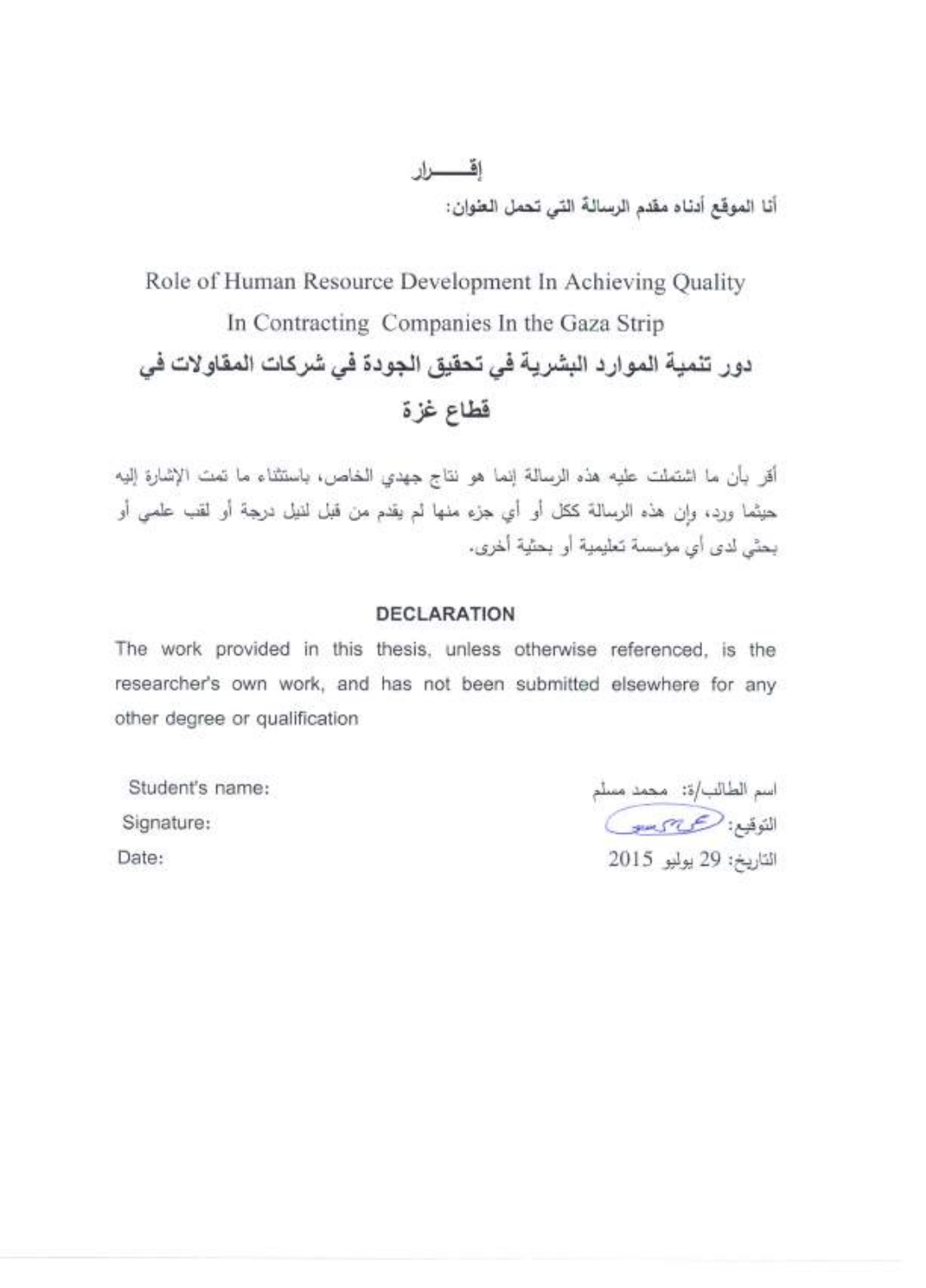# إقــــرار

أنا الموقع أدناه مقدم الرسالة التي تحمل العنوان:

## Role of Human Resource Development In Achieving Quality In Contracting Companies In the Gaza Strip

## دور تنمية الموارد البشرية في تحقيق الجودة في شركات المقاولات في قطاع غزة

أقر بأن ما اشتملت عليه هذه الرسالة إنما هو نتاج جهدي الخاص، باستثناء ما تمت الإشارة إليه حيثما ورد، وإن هذه الرسالة ككل أو أي جزء منها لم يقدم من قبل لنيل درجة أو لقب علمي أو بحثي لدى أي مؤسسة تعليمية أو بحثية أخرى.

### DECLARATION

The work provided in this thesis, unless otherwise referenced, is the researcher's own work, and has not been submitted elsewhere for any other degree or qualification

| Student's name: | اسم الطالب/ة: محمد مسلم |
|---|---|
| Signature: | التوقيع: |
| Date: | التاريخ: 29 يوليو 2015 |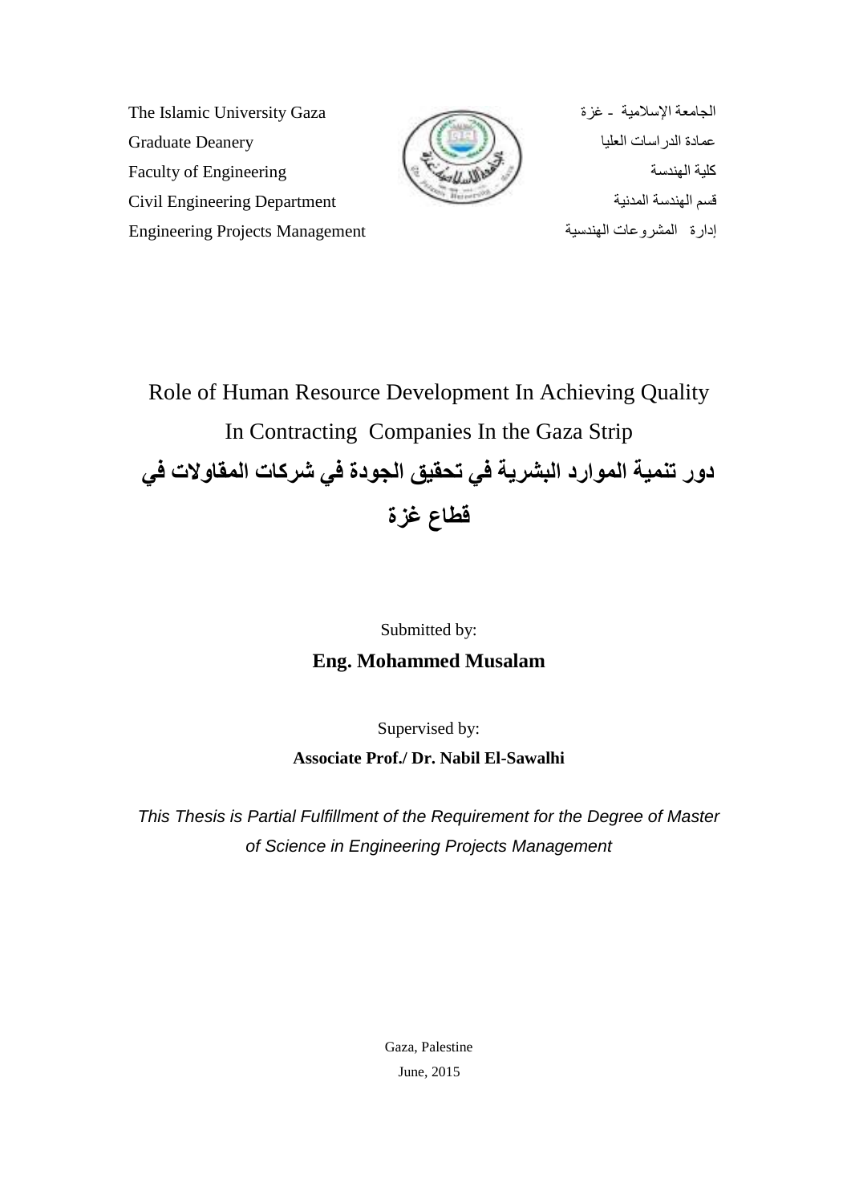The Islamic University Gaza
Graduate Deanery
Faculty of Engineering
Civil Engineering Department
Engineering Projects Management

الجامعة الإسلامية - غزة
عمادة الدراسات العليا
كلية الهندسة
قسم الهندسة المدنية
إدارة المشروعات الهندسية

# Role of Human Resource Development In Achieving Quality In Contracting Companies In the Gaza Strip

# دور تنمية الموارد البشرية في تحقيق الجودة في شركات المقاولات في قطاع غزة

Submitted by:

**Eng. Mohammed Musalam**

Supervised by:

**Associate Prof./ Dr. Nabil El-Sawalhi**

*This Thesis is Partial Fulfillment of the Requirement for the Degree of Master of Science in Engineering Projects Management*

Gaza, Palestine

June, 2015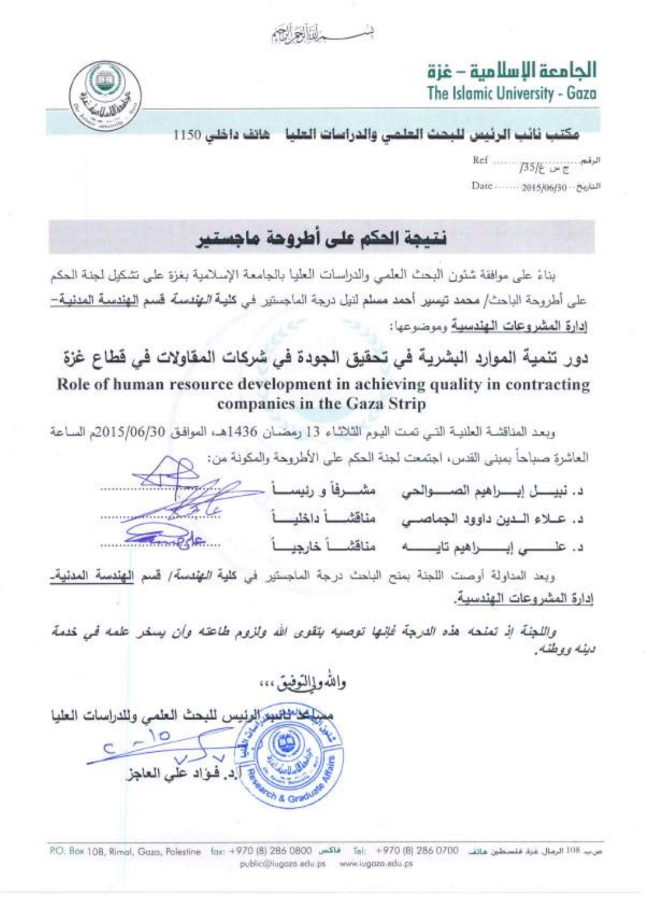بسم الله الرحمن الرحيم

# الجامعة الإسلامية – غزة
**The Islamic University - Gaza**

**مكتب نائب الرئيس للبحث العلمي والدراسات العليا** هاتف داخلي 1150

الرقم: ج س غ/35/ Ref

التاريخ: 2015/06/30 Date

## نتيجة الحكم على أطروحة ماجستير

بناءً على موافقة شئون البحث العلمي والدراسات العليا بالجامعة الإسلامية بغزة على تشكيل لجنة الحكم على أطروحة الباحث/ **محمد تيسير أحمد مسلم** لنيل درجة الماجستير في كلية *الهندسة* قسم الهندسة المدنية– إدارة المشروعات الهندسية وموضوعها:

**دور تنمية الموارد البشرية في تحقيق الجودة في شركات المقاولات في قطاع غزة**

**Role of human resource development in achieving quality in contracting companies in the Gaza Strip**

وبعد المناقشة العلنية التي تمت اليوم الثلاثاء 13 رمضان 1436هـ، الموافق 2015/06/30م الساعة العاشرة صباحاً بمبنى القدس، اجتمعت لجنة الحكم على الأطروحة والمكونة من:

| | | |
|---|---|---|
| د. نبيل إبراهيم الصوالحي | مشرفاً و رئيساً | ............ |
| د. علاء الدين داوود الجماصي | مناقشاً داخلياً | ............ |
| د. علي إبراهيم تايه | مناقشاً خارجياً | ............ |

وبعد المداولة أوصت اللجنة بمنح الباحث درجة الماجستير في كلية *الهندسة*/ قسم الهندسة المدنية- إدارة المشروعات الهندسية.

*واللجنة إذ تمنحه هذه الدرجة فإنها توصيه بتقوى الله ولزوم طاعته وأن يسخر علمه في خدمة دينه ووطنه.*

والله والتوفيق،،،

مساعد نائب الرئيس للبحث العلمي وللدراسات العليا

أ.د. فؤاد علي العاجز

P.O. Box 108, Rimal, Gaza, Palestine fax: +970 (8) 286 0800 فاكس Tel: +970 (8) 286 0700 ص.ب 108 الرمال غزة فلسطين هاتف
public@iugaza.edu.ps www.iugaza.edu.ps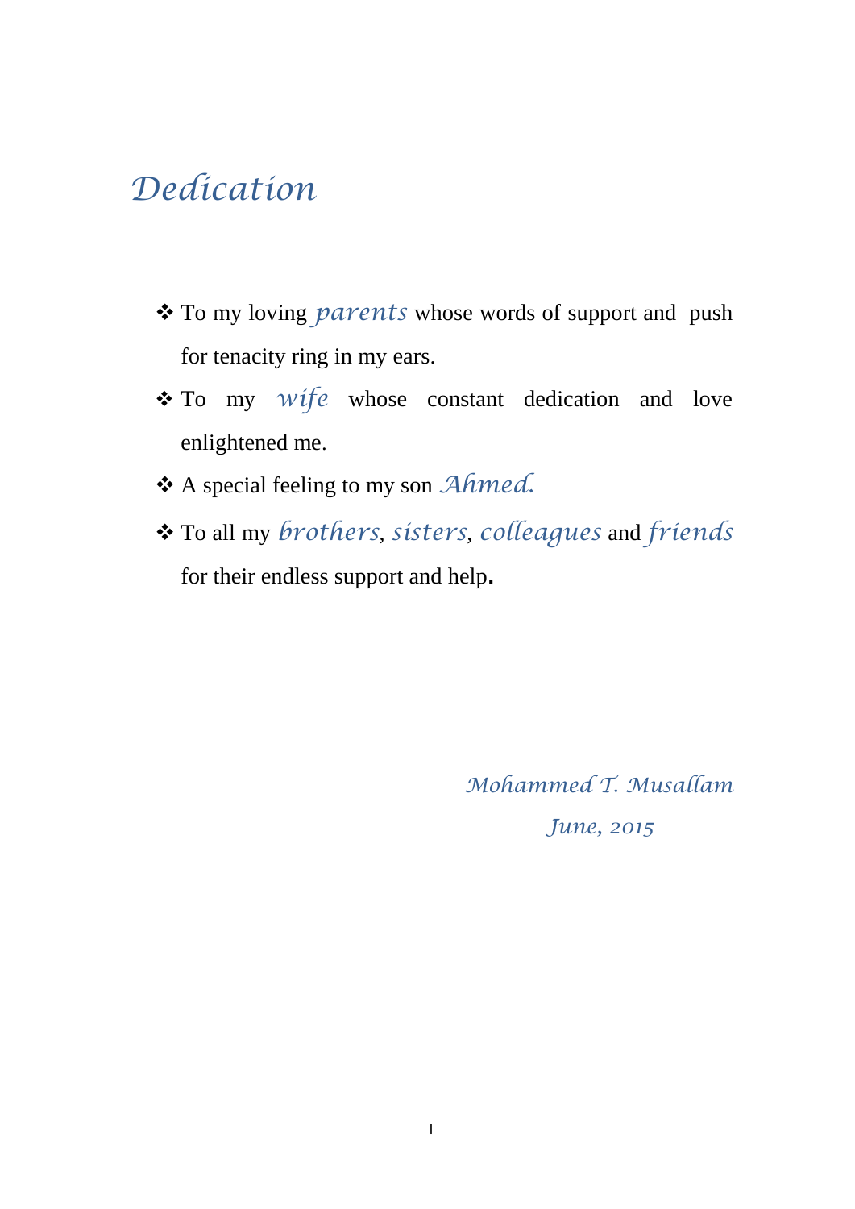# *Dedication*

- To my loving *parents* whose words of support and push for tenacity ring in my ears.
- To my *wife* whose constant dedication and love enlightened me.
- A special feeling to my son *Ahmed.*
- To all my *brothers*, *sisters*, *colleagues* and *friends* for their endless support and help**.**

*Mohammed T. Musallam*

*June, 2015*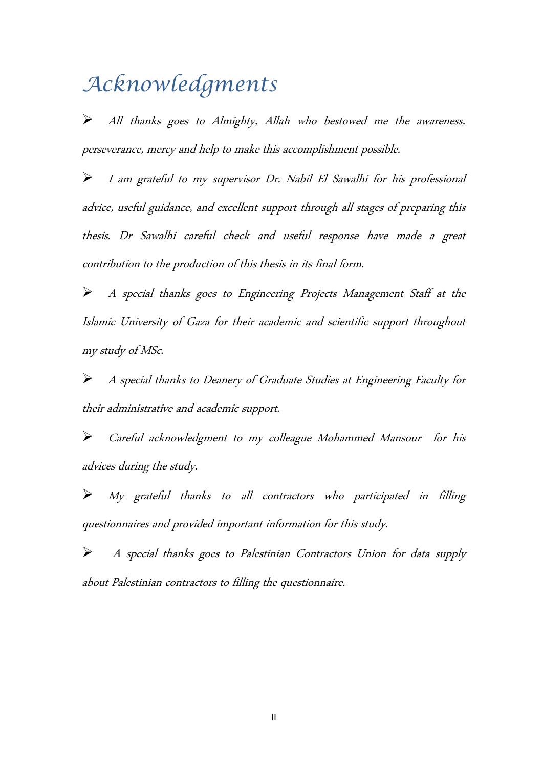# *Acknowledgments*

- *All thanks goes to Almighty, Allah who bestowed me the awareness, perseverance, mercy and help to make this accomplishment possible.*

- *I am grateful to my supervisor Dr. Nabil El Sawalhi for his professional advice, useful guidance, and excellent support through all stages of preparing this thesis. Dr Sawalhi careful check and useful response have made a great contribution to the production of this thesis in its final form.*

- *A special thanks goes to Engineering Projects Management Staff at the Islamic University of Gaza for their academic and scientific support throughout my study of MSc.*

- *A special thanks to Deanery of Graduate Studies at Engineering Faculty for their administrative and academic support.*

- *Careful acknowledgment to my colleague Mohammed Mansour for his advices during the study.*

- *My grateful thanks to all contractors who participated in filling questionnaires and provided important information for this study.*

- *A special thanks goes to Palestinian Contractors Union for data supply about Palestinian contractors to filling the questionnaire.*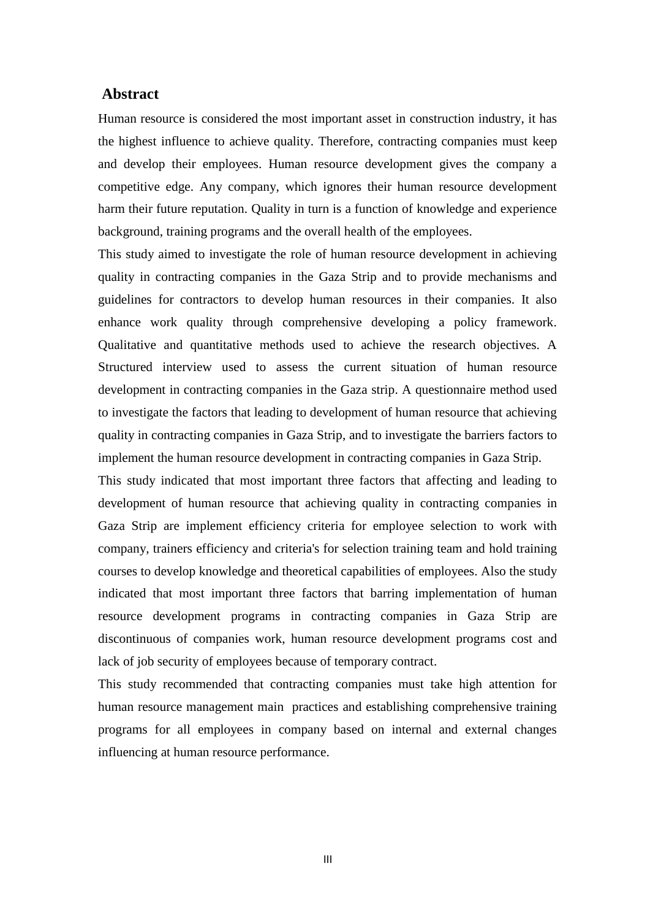## Abstract

Human resource is considered the most important asset in construction industry, it has the highest influence to achieve quality. Therefore, contracting companies must keep and develop their employees. Human resource development gives the company a competitive edge. Any company, which ignores their human resource development harm their future reputation. Quality in turn is a function of knowledge and experience background, training programs and the overall health of the employees.

This study aimed to investigate the role of human resource development in achieving quality in contracting companies in the Gaza Strip and to provide mechanisms and guidelines for contractors to develop human resources in their companies. It also enhance work quality through comprehensive developing a policy framework. Qualitative and quantitative methods used to achieve the research objectives. A Structured interview used to assess the current situation of human resource development in contracting companies in the Gaza strip. A questionnaire method used to investigate the factors that leading to development of human resource that achieving quality in contracting companies in Gaza Strip, and to investigate the barriers factors to implement the human resource development in contracting companies in Gaza Strip.

This study indicated that most important three factors that affecting and leading to development of human resource that achieving quality in contracting companies in Gaza Strip are implement efficiency criteria for employee selection to work with company, trainers efficiency and criteria's for selection training team and hold training courses to develop knowledge and theoretical capabilities of employees. Also the study indicated that most important three factors that barring implementation of human resource development programs in contracting companies in Gaza Strip are discontinuous of companies work, human resource development programs cost and lack of job security of employees because of temporary contract.

This study recommended that contracting companies must take high attention for human resource management main practices and establishing comprehensive training programs for all employees in company based on internal and external changes influencing at human resource performance.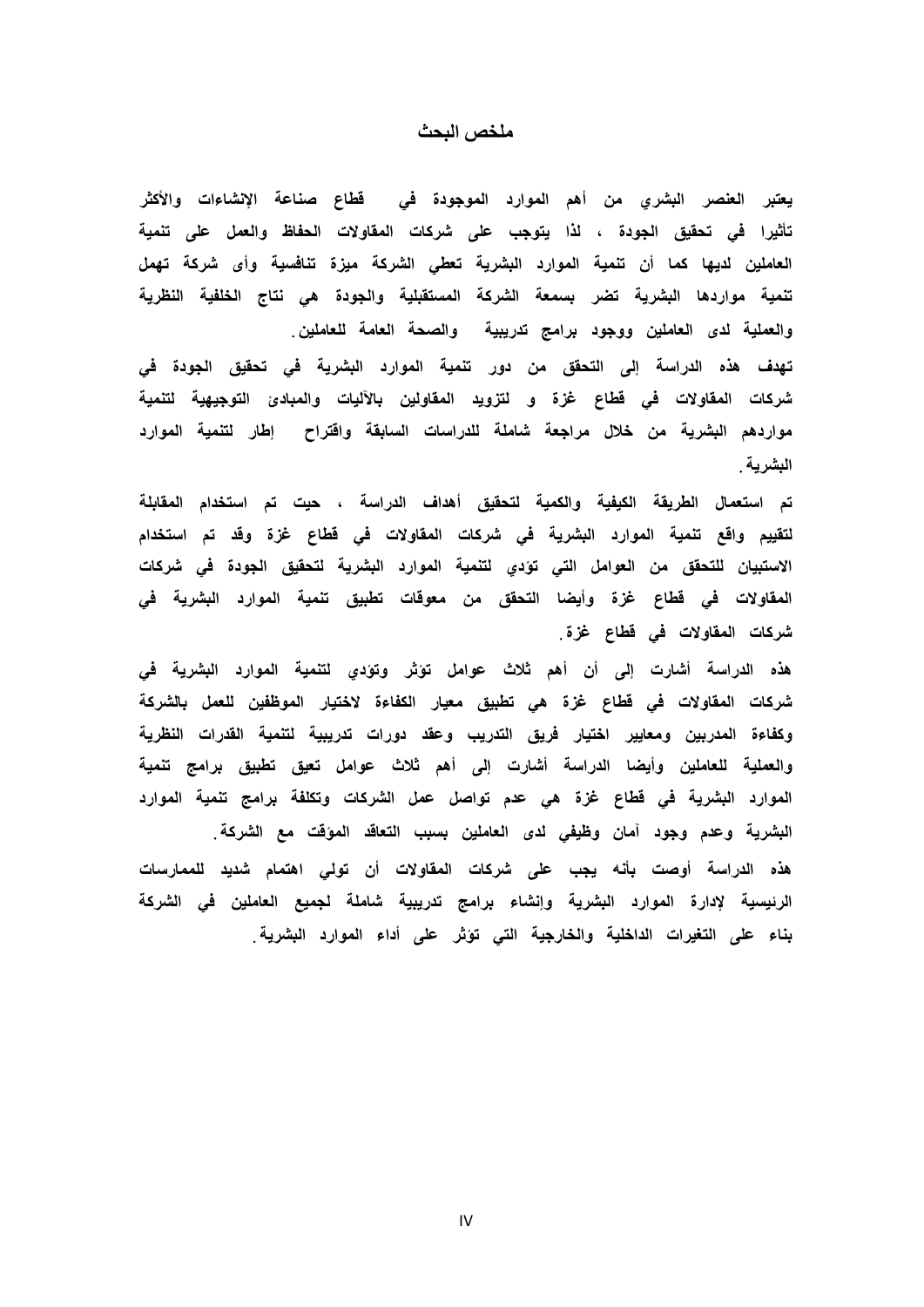# ملخص البحث

يعتبر العنصر البشري من أهم الموارد الموجودة في قطاع صناعة الإنشاءات والأكثر تأثيرا في تحقيق الجودة ، لذا يتوجب على شركات المقاولات الحفاظ والعمل على تنمية العاملين لديها كما أن تنمية الموارد البشرية تعطي الشركة ميزة تنافسية وأى شركة تهمل تنمية مواردها البشرية تضر بسمعة الشركة المستقبلية والجودة هي نتاج الخلفية النظرية والعملية لدى العاملين ووجود برامج تدريبية والصحة العامة للعاملين.

تهدف هذه الدراسة إلى التحقق من دور تنمية الموارد البشرية في تحقيق الجودة في شركات المقاولات في قطاع غزة و لتزويد المقاولين بالآليات والمبادئ التوجيهية لتنمية مواردهم البشرية من خلال مراجعة شاملة للدراسات السابقة واقتراح إطار لتنمية الموارد البشرية.

تم استعمال الطريقة الكيفية والكمية لتحقيق أهداف الدراسة ، حيث تم استخدام المقابلة لتقييم واقع تنمية الموارد البشرية في شركات المقاولات في قطاع غزة وقد تم استخدام الاستبيان للتحقق من العوامل التي تؤدي لتنمية الموارد البشرية لتحقيق الجودة في شركات المقاولات في قطاع غزة وأيضا التحقق من معوقات تطبيق تنمية الموارد البشرية في شركات المقاولات في قطاع غزة.

هذه الدراسة أشارت إلى أن أهم ثلاث عوامل تؤثر وتؤدي لتنمية الموارد البشرية في شركات المقاولات في قطاع غزة هي تطبيق معيار الكفاءة لاختيار الموظفين للعمل بالشركة وكفاءة المدربين ومعايير اختيار فريق التدريب وعقد دورات تدريبية لتنمية القدرات النظرية والعملية للعاملين وأيضا الدراسة أشارت إلى أهم ثلاث عوامل تعيق تطبيق برامج تنمية الموارد البشرية في قطاع غزة هي عدم تواصل عمل الشركات وتكلفة برامج تنمية الموارد البشرية وعدم وجود أمان وظيفي لدى العاملين بسبب التعاقد المؤقت مع الشركة.

هذه الدراسة أوصت بأنه يجب على شركات المقاولات أن تولي اهتمام شديد للممارسات الرئيسية لإدارة الموارد البشرية وإنشاء برامج تدريبية شاملة لجميع العاملين في الشركة بناء على التغيرات الداخلية والخارجية التي تؤثر على أداء الموارد البشرية.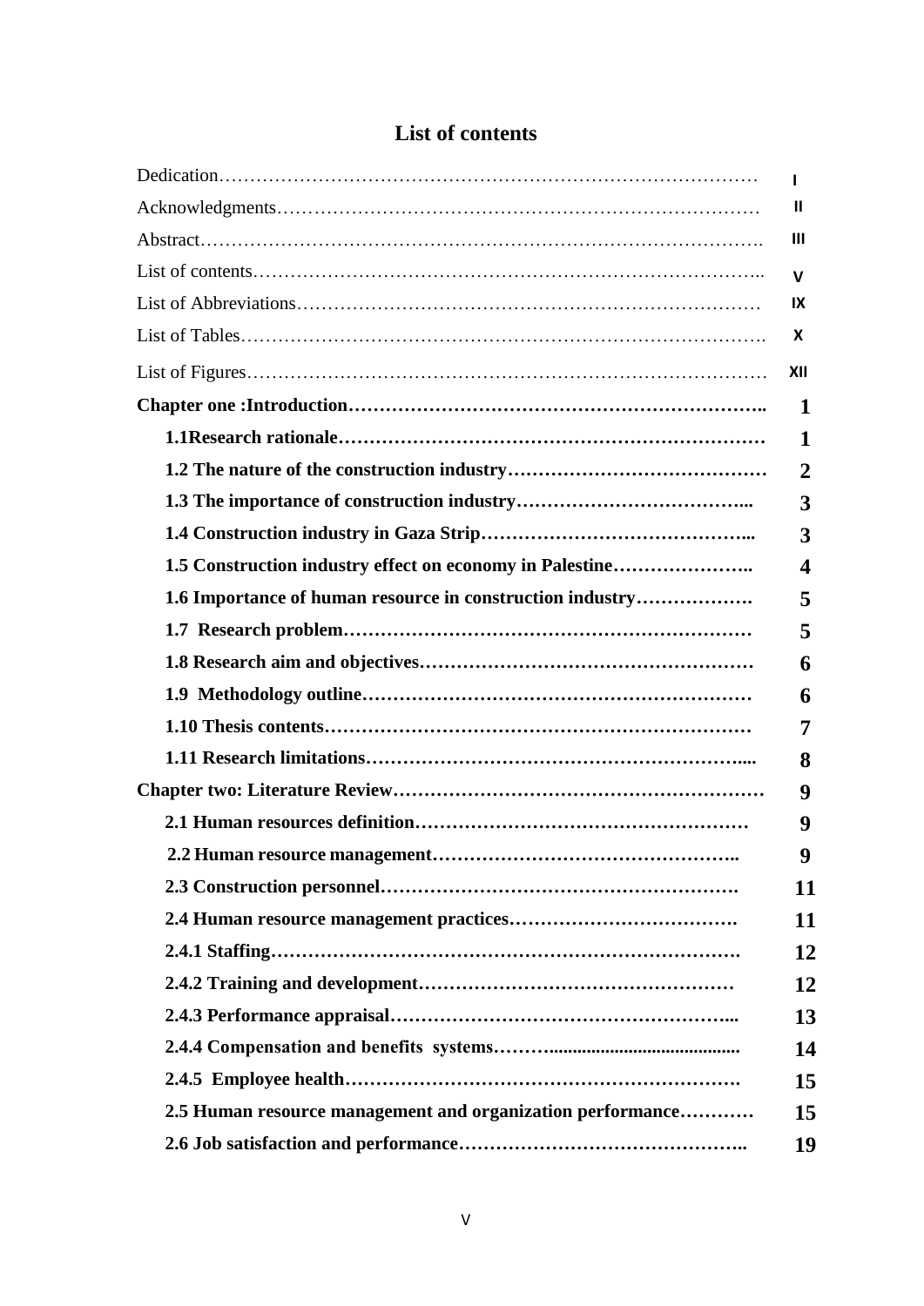# List of contents

| | |
|---|---|
| Dedication | I |
| Acknowledgments | II |
| Abstract | III |
| List of contents | V |
| List of Abbreviations | IX |
| List of Tables | X |
| List of Figures | XII |
| **Chapter one :Introduction** | **1** |
| **1.1Research rationale** | **1** |
| **1.2 The nature of the construction industry** | **2** |
| **1.3 The importance of construction industry** | **3** |
| **1.4 Construction industry in Gaza Strip** | **3** |
| **1.5 Construction industry effect on economy in Palestine** | **4** |
| **1.6 Importance of human resource in construction industry** | **5** |
| **1.7 Research problem** | **5** |
| **1.8 Research aim and objectives** | **6** |
| **1.9 Methodology outline** | **6** |
| **1.10 Thesis contents** | **7** |
| **1.11 Research limitations** | **8** |
| **Chapter two: Literature Review** | **9** |
| **2.1 Human resources definition** | **9** |
| **2.2 Human resource management** | **9** |
| **2.3 Construction personnel** | **11** |
| **2.4 Human resource management practices** | **11** |
| **2.4.1 Staffing** | **12** |
| **2.4.2 Training and development** | **12** |
| **2.4.3 Performance appraisal** | **13** |
| **2.4.4 Compensation and benefits systems** | **14** |
| **2.4.5 Employee health** | **15** |
| **2.5 Human resource management and organization performance** | **15** |
| **2.6 Job satisfaction and performance** | **19** |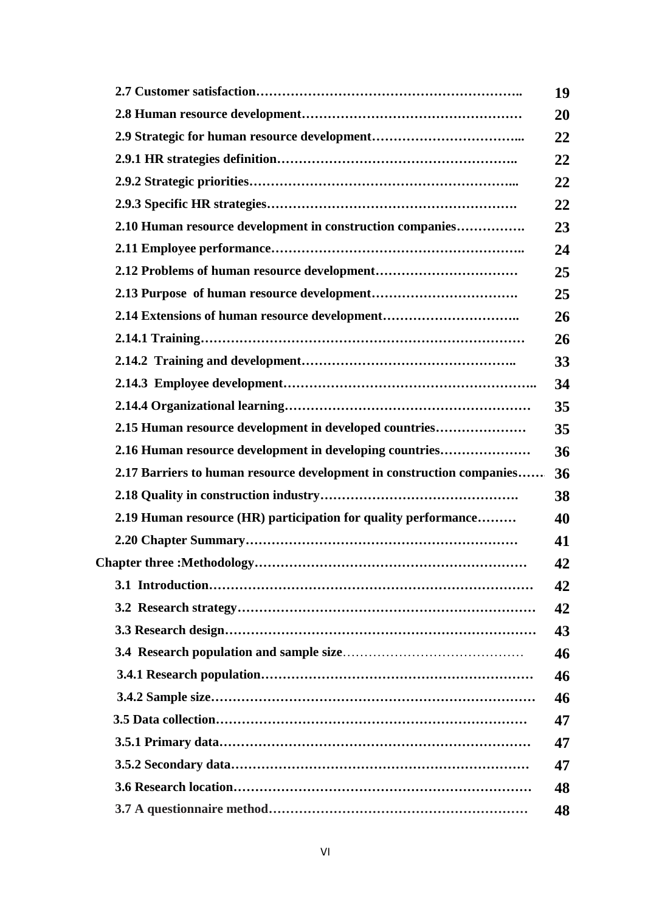| | |
|---|---|
| **2.7 Customer satisfaction……………………………………………………..** | **19** |
| **2.8 Human resource development……………………………………………** | **20** |
| **2.9 Strategic for human resource development……………………………...** | **22** |
| **2.9.1 HR strategies definition……………………………………………..** | **22** |
| **2.9.2 Strategic priorities……………………………………………………...** | **22** |
| **2.9.3 Specific HR strategies………………………………………………….** | **22** |
| **2.10 Human resource development in construction companies…………….** | **23** |
| **2.11 Employee performance………………………………………………..** | **24** |
| **2.12 Problems of human resource development……………………………** | **25** |
| **2.13 Purpose of human resource development…………………………….** | **25** |
| **2.14 Extensions of human resource development…………………………..** | **26** |
| **2.14.1 Training…………………………………………………………………** | **26** |
| **2.14.2 Training and development………………………………………..** | **33** |
| **2.14.3 Employee development………………………………………………..** | **34** |
| **2.14.4 Organizational learning…………………………………………………** | **35** |
| **2.15 Human resource development in developed countries…………………** | **35** |
| **2.16 Human resource development in developing countries…………………** | **36** |
| **2.17 Barriers to human resource development in construction companies……** | **36** |
| **2.18 Quality in construction industry……………………………………….** | **38** |
| **2.19 Human resource (HR) participation for quality performance………** | **40** |
| **2.20 Chapter Summary……………………………………………………** | **41** |
| **Chapter three :Methodology……………………………………………………** | **42** |
| **3.1 Introduction………………………………………………………………** | **42** |
| **3.2 Research strategy…………………………………………………………** | **42** |
| **3.3 Research design……………………………………………………………** | **43** |
| **3.4 Research population and sample size**…………………………………… | **46** |
| **3.4.1 Research population……………………………………………………** | **46** |
| **3.4.2 Sample size………………………………………………………………** | **46** |
| **3.5 Data collection……………………………………………………………** | **47** |
| **3.5.1 Primary data……………………………………………………………** | **47** |
| **3.5.2 Secondary data…………………………………………………………** | **47** |
| **3.6 Research location…………………………………………………………** | **48** |
| **3.7 A questionnaire method…………………………………………………** | **48** |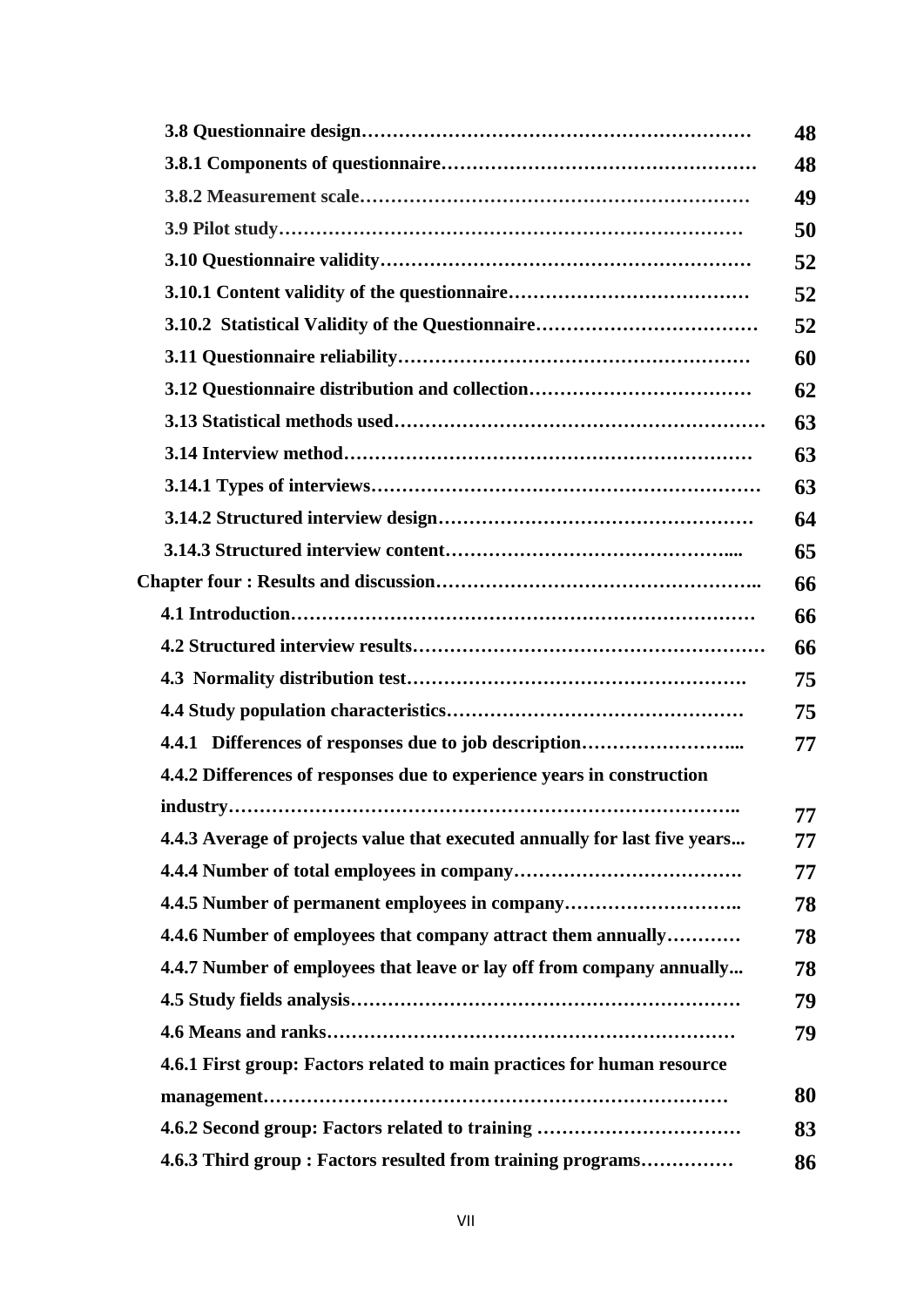| | |
|---|---|
| **3.8 Questionnaire design……………………………………………………** | **48** |
| **3.8.1 Components of questionnaire…………………………………………** | **48** |
| **3.8.2 Measurement scale……………………………………………………** | **49** |
| **3.9 Pilot study………………………………………………………………** | **50** |
| **3.10 Questionnaire validity…………………………………………………** | **52** |
| **3.10.1 Content validity of the questionnaire………………………………** | **52** |
| **3.10.2 Statistical Validity of the Questionnaire……………………………** | **52** |
| **3.11 Questionnaire reliability………………………………………………** | **60** |
| **3.12 Questionnaire distribution and collection……………………………** | **62** |
| **3.13 Statistical methods used…………………………………………………** | **63** |
| **3.14 Interview method………………………………………………………** | **63** |
| **3.14.1 Types of interviews……………………………………………………** | **63** |
| **3.14.2 Structured interview design…………………………………………** | **64** |
| **3.14.3 Structured interview content………………………………………....** | **65** |
| **Chapter four : Results and discussion…………………………………………..** | **66** |
| **4.1 Introduction………………………………………………………………** | **66** |
| **4.2 Structured interview results………………………………………………** | **66** |
| **4.3 Normality distribution test……………………………………………….** | **75** |
| **4.4 Study population characteristics…………………………………………** | **75** |
| **4.4.1 Differences of responses due to job description……………………...** | **77** |
| **4.4.2 Differences of responses due to experience years in construction industry……………………………………………………………………..** | **77** |
| **4.4.3 Average of projects value that executed annually for last five years...** | **77** |
| **4.4.4 Number of total employees in company……………………………….** | **77** |
| **4.4.5 Number of permanent employees in company………………………..** | **78** |
| **4.4.6 Number of employees that company attract them annually…………** | **78** |
| **4.4.7 Number of employees that leave or lay off from company annually...** | **78** |
| **4.5 Study fields analysis………………………………………………………** | **79** |
| **4.6 Means and ranks…………………………………………………………** | **79** |
| **4.6.1 First group: Factors related to main practices for human resource management…………………………………………………………………** | **80** |
| **4.6.2 Second group: Factors related to training ……………………………** | **83** |
| **4.6.3 Third group : Factors resulted from training programs……………** | **86** |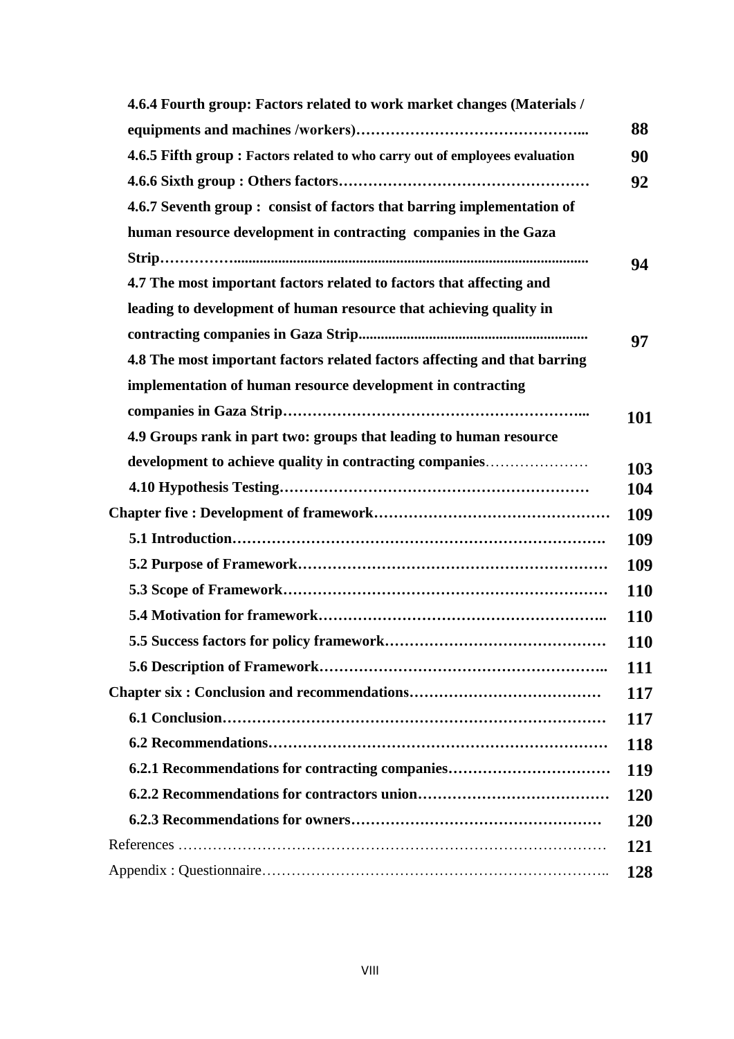| | |
|---|---|
| **4.6.4 Fourth group: Factors related to work market changes (Materials / equipments and machines /workers)………………………………………...** | **88** |
| **4.6.5 Fifth group : Factors related to who carry out of employees evaluation** | **90** |
| **4.6.6 Sixth group : Others factors……………………………………………** | **92** |
| **4.6.7 Seventh group : consist of factors that barring implementation of human resource development in contracting companies in the Gaza Strip……………..............................................................................................** | **94** |
| **4.7 The most important factors related to factors that affecting and leading to development of human resource that achieving quality in contracting companies in Gaza Strip..............................................................** | **97** |
| **4.8 The most important factors related factors affecting and that barring implementation of human resource development in contracting companies in Gaza Strip……………………………………………………...** | **101** |
| **4.9 Groups rank in part two: groups that leading to human resource development to achieve quality in contracting companies**………………… | **103** |
| **4.10 Hypothesis Testing………………………………………………………** | **104** |
| **Chapter five : Development of framework…………………………………………** | **109** |
| **5.1 Introduction……………………………………………………………….** | **109** |
| **5.2 Purpose of Framework……………………………………………………** | **109** |
| **5.3 Scope of Framework………………………………………………………** | **110** |
| **5.4 Motivation for framework………………………………………………..** | **110** |
| **5.5 Success factors for policy framework……………………………………** | **110** |
| **5.6 Description of Framework………………………………………………..** | **111** |
| **Chapter six : Conclusion and recommendations…………………………………** | **117** |
| **6.1 Conclusion…………………………………………………………………** | **117** |
| **6.2 Recommendations…………………………………………………………** | **118** |
| **6.2.1 Recommendations for contracting companies……………………………** | **119** |
| **6.2.2 Recommendations for contractors union…………………………………** | **120** |
| **6.2.3 Recommendations for owners……………………………………………** | **120** |
| References ……………………………………………………………………………… | **121** |
| Appendix : Questionnaire……………………………………………………………….. | **128** |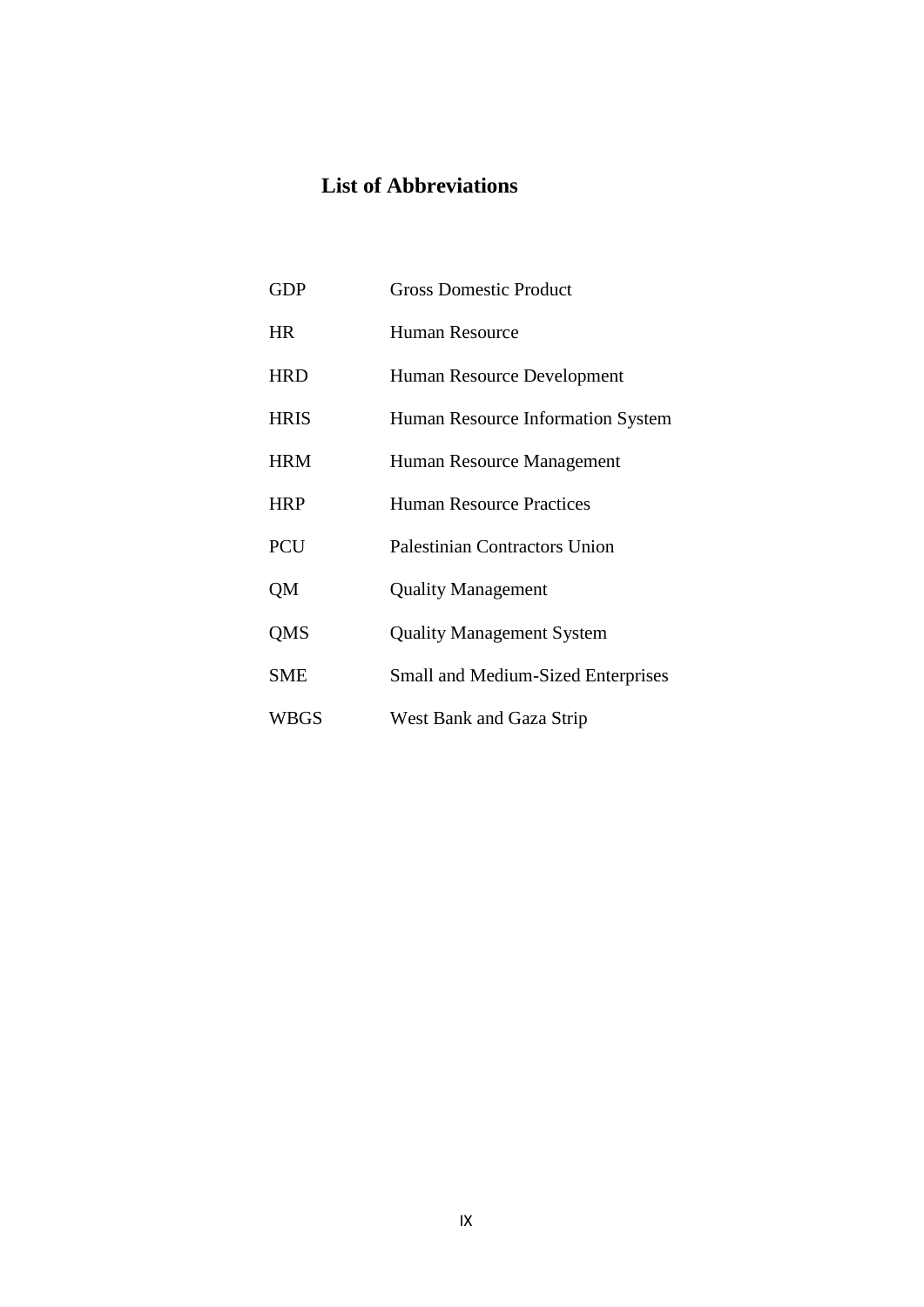# List of Abbreviations

| | |
|---|---|
| GDP | Gross Domestic Product |
| HR | Human Resource |
| HRD | Human Resource Development |
| HRIS | Human Resource Information System |
| HRM | Human Resource Management |
| HRP | Human Resource Practices |
| PCU | Palestinian Contractors Union |
| QM | Quality Management |
| QMS | Quality Management System |
| SME | Small and Medium-Sized Enterprises |
| WBGS | West Bank and Gaza Strip |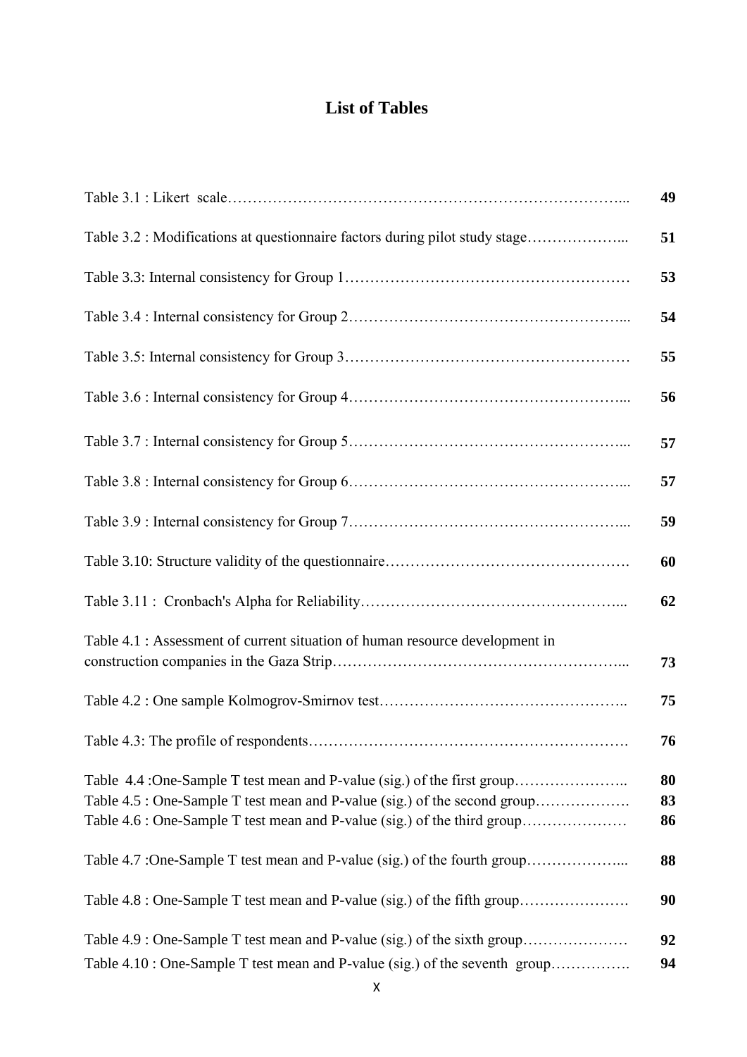# List of Tables

| | |
|---|---|
| Table 3.1 : Likert scale………………………………………………………………………... | 49 |
| Table 3.2 : Modifications at questionnaire factors during pilot study stage………………... | 51 |
| Table 3.3: Internal consistency for Group 1……………………………………………… | 53 |
| Table 3.4 : Internal consistency for Group 2……………………………………………... | 54 |
| Table 3.5: Internal consistency for Group 3……………………………………………… | 55 |
| Table 3.6 : Internal consistency for Group 4……………………………………………... | 56 |
| Table 3.7 : Internal consistency for Group 5……………………………………………... | 57 |
| Table 3.8 : Internal consistency for Group 6……………………………………………... | 57 |
| Table 3.9 : Internal consistency for Group 7……………………………………………... | 59 |
| Table 3.10: Structure validity of the questionnaire………………………………………. | 60 |
| Table 3.11 : Cronbach's Alpha for Reliability…………………………………………... | 62 |
| Table 4.1 : Assessment of current situation of human resource development in construction companies in the Gaza Strip…………………………………………………... | 73 |
| Table 4.2 : One sample Kolmogrov-Smirnov test………………………………………….. | 75 |
| Table 4.3: The profile of respondents……………………………………………………. | 76 |
| Table 4.4 :One-Sample T test mean and P-value (sig.) of the first group………………….. | 80 |
| Table 4.5 : One-Sample T test mean and P-value (sig.) of the second group………………. | 83 |
| Table 4.6 : One-Sample T test mean and P-value (sig.) of the third group………………… | 86 |
| Table 4.7 :One-Sample T test mean and P-value (sig.) of the fourth group………………... | 88 |
| Table 4.8 : One-Sample T test mean and P-value (sig.) of the fifth group…………………. | 90 |
| Table 4.9 : One-Sample T test mean and P-value (sig.) of the sixth group………………… | 92 |
| Table 4.10 : One-Sample T test mean and P-value (sig.) of the seventh group……………. | 94 |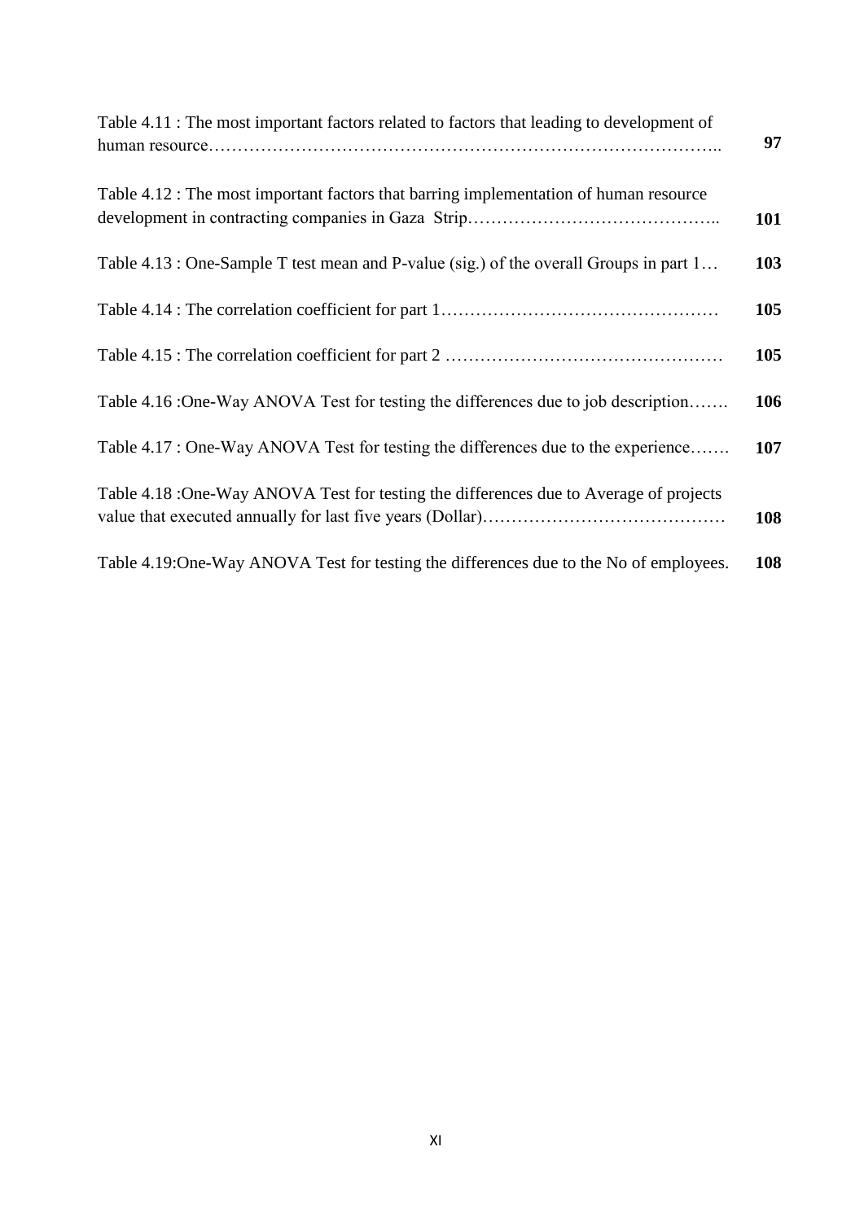| | |
|---|---|
| Table 4.11 : The most important factors related to factors that leading to development of human resource…………………………………………………………………………….. | **97** |
| Table 4.12 : The most important factors that barring implementation of human resource development in contracting companies in Gaza Strip…………………………………….. | **101** |
| Table 4.13 : One-Sample T test mean and P-value (sig.) of the overall Groups in part 1… | **103** |
| Table 4.14 : The correlation coefficient for part 1………………………………………… | **105** |
| Table 4.15 : The correlation coefficient for part 2 ………………………………………… | **105** |
| Table 4.16 :One-Way ANOVA Test for testing the differences due to job description……. | **106** |
| Table 4.17 : One-Way ANOVA Test for testing the differences due to the experience……. | **107** |
| Table 4.18 :One-Way ANOVA Test for testing the differences due to Average of projects value that executed annually for last five years (Dollar)…………………………………… | **108** |
| Table 4.19:One-Way ANOVA Test for testing the differences due to the No of employees. | **108** |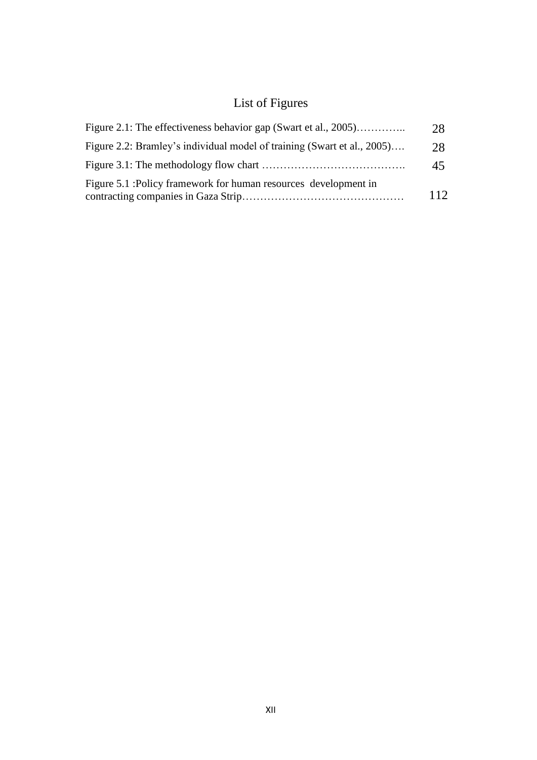# List of Figures

| | |
|---|---|
| Figure 2.1: The effectiveness behavior gap (Swart et al., 2005)………….. | 28 |
| Figure 2.2: Bramley's individual model of training (Swart et al., 2005)…. | 28 |
| Figure 3.1: The methodology flow chart …………………………………. | 45 |
| Figure 5.1 :Policy framework for human resources development in contracting companies in Gaza Strip……………………………………… | 112 |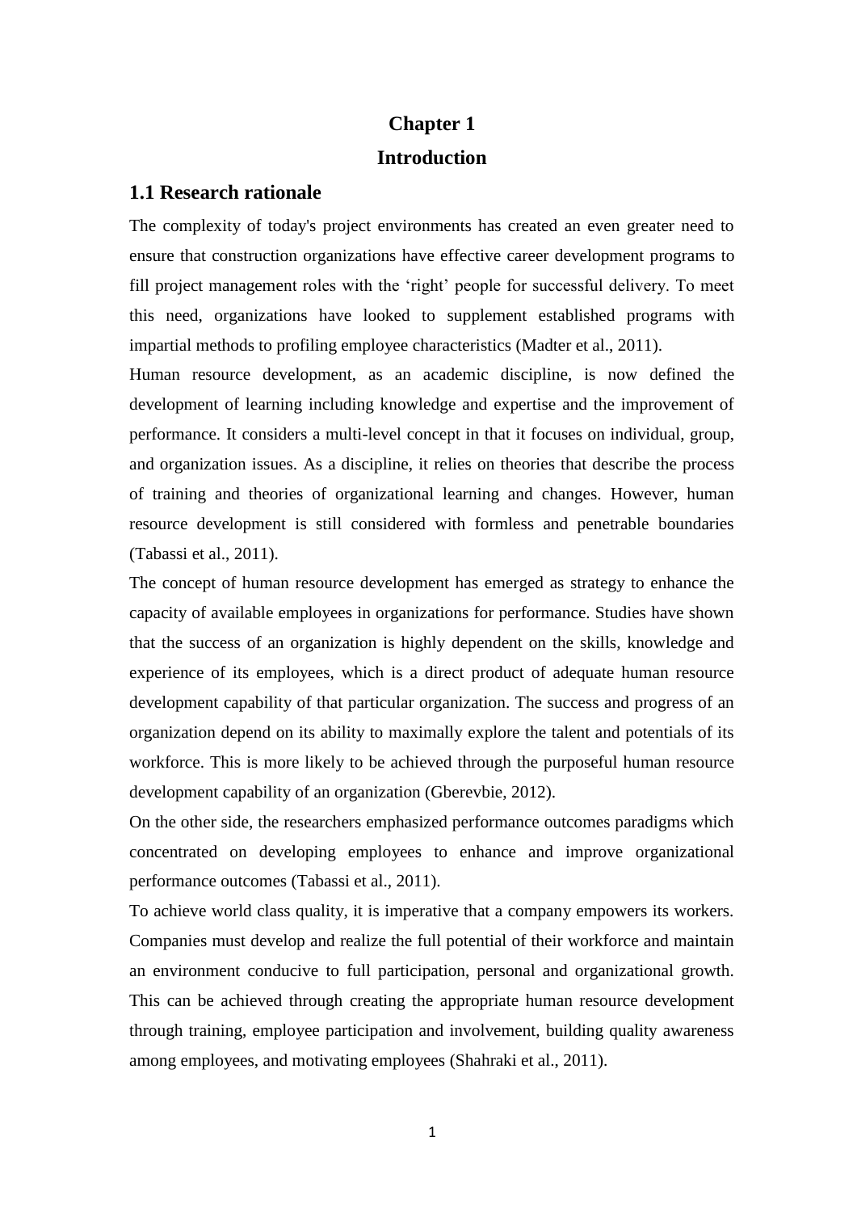# Chapter 1

# Introduction

## 1.1 Research rationale

The complexity of today's project environments has created an even greater need to ensure that construction organizations have effective career development programs to fill project management roles with the 'right' people for successful delivery. To meet this need, organizations have looked to supplement established programs with impartial methods to profiling employee characteristics (Madter et al., 2011).

Human resource development, as an academic discipline, is now defined the development of learning including knowledge and expertise and the improvement of performance. It considers a multi-level concept in that it focuses on individual, group, and organization issues. As a discipline, it relies on theories that describe the process of training and theories of organizational learning and changes. However, human resource development is still considered with formless and penetrable boundaries (Tabassi et al., 2011).

The concept of human resource development has emerged as strategy to enhance the capacity of available employees in organizations for performance. Studies have shown that the success of an organization is highly dependent on the skills, knowledge and experience of its employees, which is a direct product of adequate human resource development capability of that particular organization. The success and progress of an organization depend on its ability to maximally explore the talent and potentials of its workforce. This is more likely to be achieved through the purposeful human resource development capability of an organization (Gberevbie, 2012).

On the other side, the researchers emphasized performance outcomes paradigms which concentrated on developing employees to enhance and improve organizational performance outcomes (Tabassi et al., 2011).

To achieve world class quality, it is imperative that a company empowers its workers. Companies must develop and realize the full potential of their workforce and maintain an environment conducive to full participation, personal and organizational growth. This can be achieved through creating the appropriate human resource development through training, employee participation and involvement, building quality awareness among employees, and motivating employees (Shahraki et al., 2011).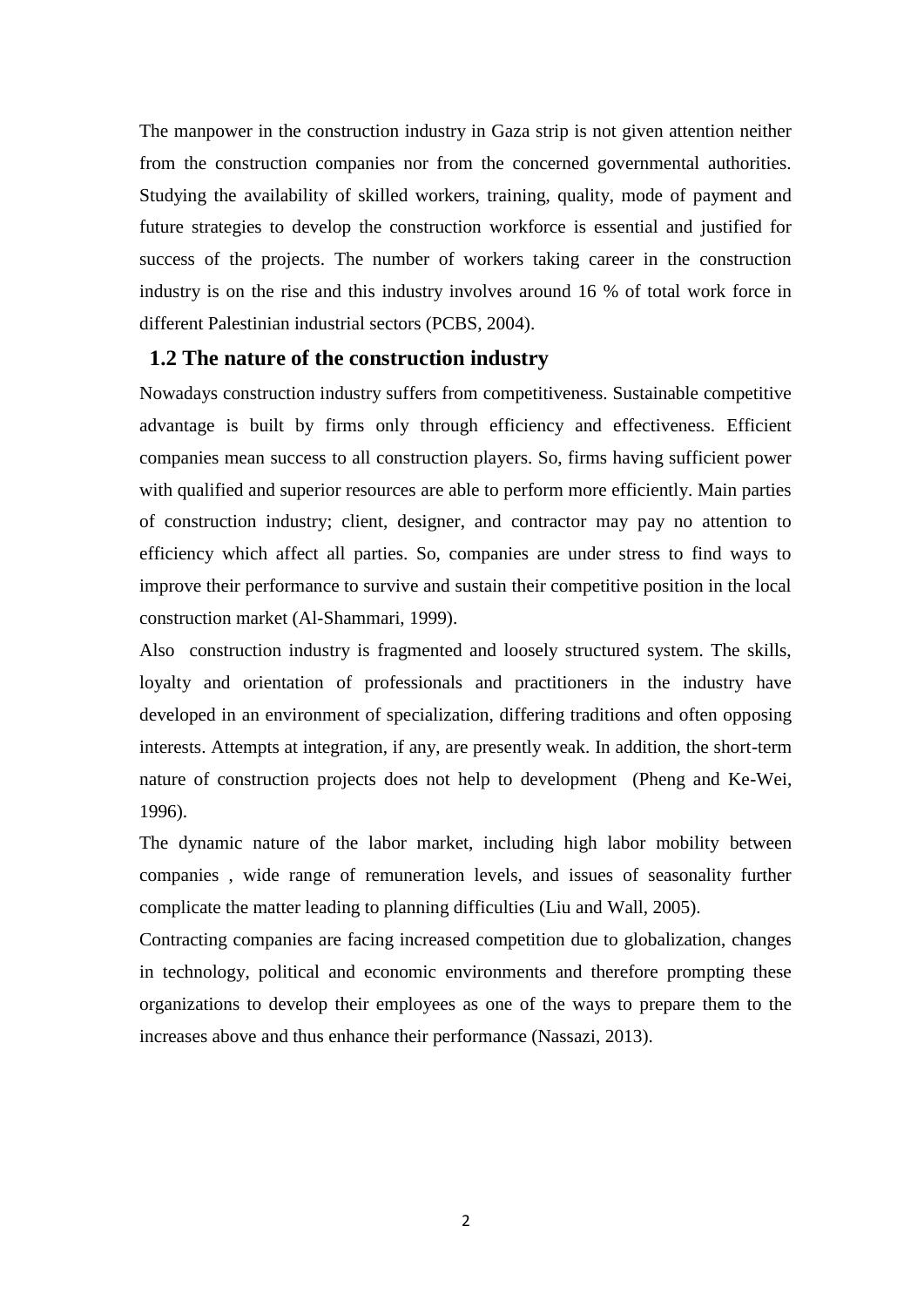The manpower in the construction industry in Gaza strip is not given attention neither from the construction companies nor from the concerned governmental authorities. Studying the availability of skilled workers, training, quality, mode of payment and future strategies to develop the construction workforce is essential and justified for success of the projects. The number of workers taking career in the construction industry is on the rise and this industry involves around 16 % of total work force in different Palestinian industrial sectors (PCBS, 2004).

## 1.2 The nature of the construction industry

Nowadays construction industry suffers from competitiveness. Sustainable competitive advantage is built by firms only through efficiency and effectiveness. Efficient companies mean success to all construction players. So, firms having sufficient power with qualified and superior resources are able to perform more efficiently. Main parties of construction industry; client, designer, and contractor may pay no attention to efficiency which affect all parties. So, companies are under stress to find ways to improve their performance to survive and sustain their competitive position in the local construction market (Al-Shammari, 1999).

Also construction industry is fragmented and loosely structured system. The skills, loyalty and orientation of professionals and practitioners in the industry have developed in an environment of specialization, differing traditions and often opposing interests. Attempts at integration, if any, are presently weak. In addition, the short-term nature of construction projects does not help to development (Pheng and Ke-Wei, 1996).

The dynamic nature of the labor market, including high labor mobility between companies , wide range of remuneration levels, and issues of seasonality further complicate the matter leading to planning difficulties (Liu and Wall, 2005).

Contracting companies are facing increased competition due to globalization, changes in technology, political and economic environments and therefore prompting these organizations to develop their employees as one of the ways to prepare them to the increases above and thus enhance their performance (Nassazi, 2013).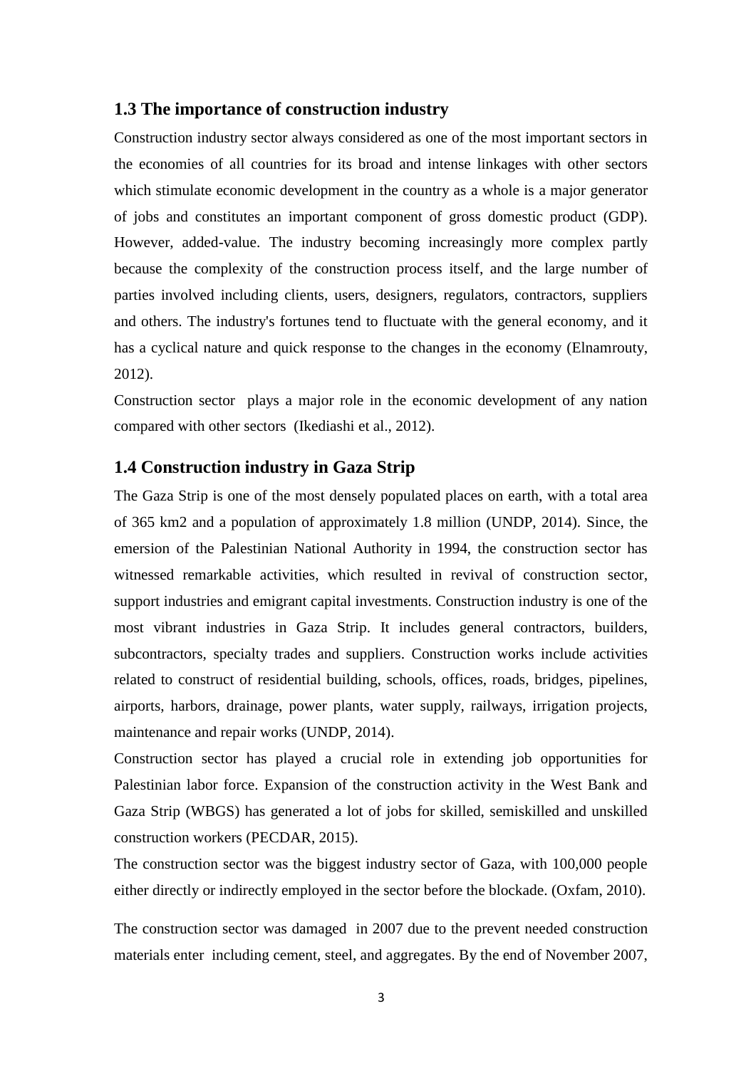## 1.3 The importance of construction industry

Construction industry sector always considered as one of the most important sectors in the economies of all countries for its broad and intense linkages with other sectors which stimulate economic development in the country as a whole is a major generator of jobs and constitutes an important component of gross domestic product (GDP). However, added-value. The industry becoming increasingly more complex partly because the complexity of the construction process itself, and the large number of parties involved including clients, users, designers, regulators, contractors, suppliers and others. The industry's fortunes tend to fluctuate with the general economy, and it has a cyclical nature and quick response to the changes in the economy (Elnamrouty, 2012).

Construction sector plays a major role in the economic development of any nation compared with other sectors (Ikediashi et al., 2012).

## 1.4 Construction industry in Gaza Strip

The Gaza Strip is one of the most densely populated places on earth, with a total area of 365 km2 and a population of approximately 1.8 million (UNDP, 2014). Since, the emersion of the Palestinian National Authority in 1994, the construction sector has witnessed remarkable activities, which resulted in revival of construction sector, support industries and emigrant capital investments. Construction industry is one of the most vibrant industries in Gaza Strip. It includes general contractors, builders, subcontractors, specialty trades and suppliers. Construction works include activities related to construct of residential building, schools, offices, roads, bridges, pipelines, airports, harbors, drainage, power plants, water supply, railways, irrigation projects, maintenance and repair works (UNDP, 2014).

Construction sector has played a crucial role in extending job opportunities for Palestinian labor force. Expansion of the construction activity in the West Bank and Gaza Strip (WBGS) has generated a lot of jobs for skilled, semiskilled and unskilled construction workers (PECDAR, 2015).

The construction sector was the biggest industry sector of Gaza, with 100,000 people either directly or indirectly employed in the sector before the blockade. (Oxfam, 2010).

The construction sector was damaged in 2007 due to the prevent needed construction materials enter including cement, steel, and aggregates. By the end of November 2007,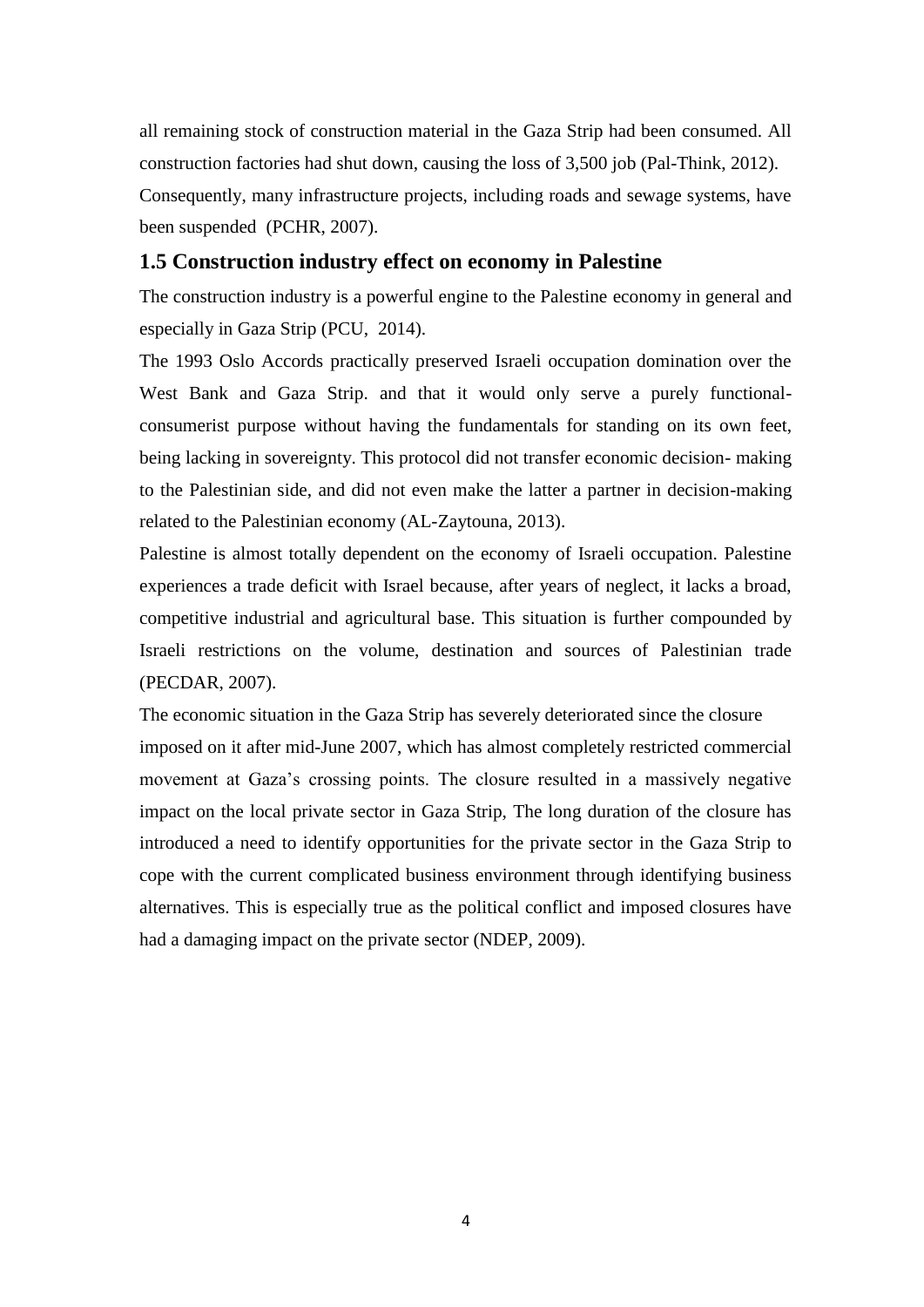all remaining stock of construction material in the Gaza Strip had been consumed. All construction factories had shut down, causing the loss of 3,500 job (Pal-Think, 2012). Consequently, many infrastructure projects, including roads and sewage systems, have been suspended (PCHR, 2007).

## 1.5 Construction industry effect on economy in Palestine

The construction industry is a powerful engine to the Palestine economy in general and especially in Gaza Strip (PCU, 2014).

The 1993 Oslo Accords practically preserved Israeli occupation domination over the West Bank and Gaza Strip. and that it would only serve a purely functional-consumerist purpose without having the fundamentals for standing on its own feet, being lacking in sovereignty. This protocol did not transfer economic decision- making to the Palestinian side, and did not even make the latter a partner in decision-making related to the Palestinian economy (AL-Zaytouna, 2013).

Palestine is almost totally dependent on the economy of Israeli occupation. Palestine experiences a trade deficit with Israel because, after years of neglect, it lacks a broad, competitive industrial and agricultural base. This situation is further compounded by Israeli restrictions on the volume, destination and sources of Palestinian trade (PECDAR, 2007).

The economic situation in the Gaza Strip has severely deteriorated since the closure imposed on it after mid-June 2007, which has almost completely restricted commercial movement at Gaza's crossing points. The closure resulted in a massively negative impact on the local private sector in Gaza Strip, The long duration of the closure has introduced a need to identify opportunities for the private sector in the Gaza Strip to cope with the current complicated business environment through identifying business alternatives. This is especially true as the political conflict and imposed closures have had a damaging impact on the private sector (NDEP, 2009).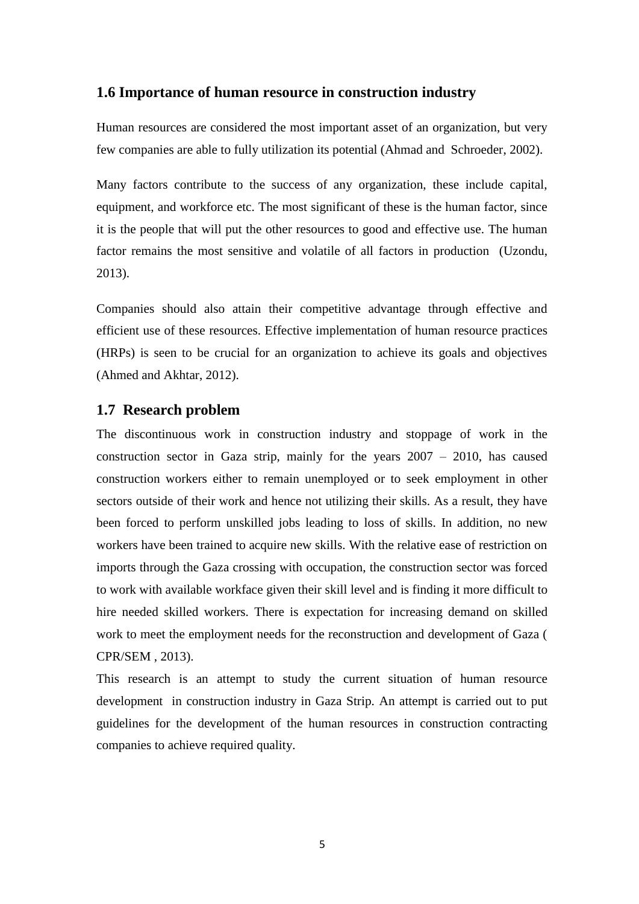## 1.6 Importance of human resource in construction industry

Human resources are considered the most important asset of an organization, but very few companies are able to fully utilization its potential (Ahmad and Schroeder, 2002).

Many factors contribute to the success of any organization, these include capital, equipment, and workforce etc. The most significant of these is the human factor, since it is the people that will put the other resources to good and effective use. The human factor remains the most sensitive and volatile of all factors in production (Uzondu, 2013).

Companies should also attain their competitive advantage through effective and efficient use of these resources. Effective implementation of human resource practices (HRPs) is seen to be crucial for an organization to achieve its goals and objectives (Ahmed and Akhtar, 2012).

## 1.7 Research problem

The discontinuous work in construction industry and stoppage of work in the construction sector in Gaza strip, mainly for the years 2007 – 2010, has caused construction workers either to remain unemployed or to seek employment in other sectors outside of their work and hence not utilizing their skills. As a result, they have been forced to perform unskilled jobs leading to loss of skills. In addition, no new workers have been trained to acquire new skills. With the relative ease of restriction on imports through the Gaza crossing with occupation, the construction sector was forced to work with available workface given their skill level and is finding it more difficult to hire needed skilled workers. There is expectation for increasing demand on skilled work to meet the employment needs for the reconstruction and development of Gaza ( CPR/SEM , 2013).

This research is an attempt to study the current situation of human resource development in construction industry in Gaza Strip. An attempt is carried out to put guidelines for the development of the human resources in construction contracting companies to achieve required quality.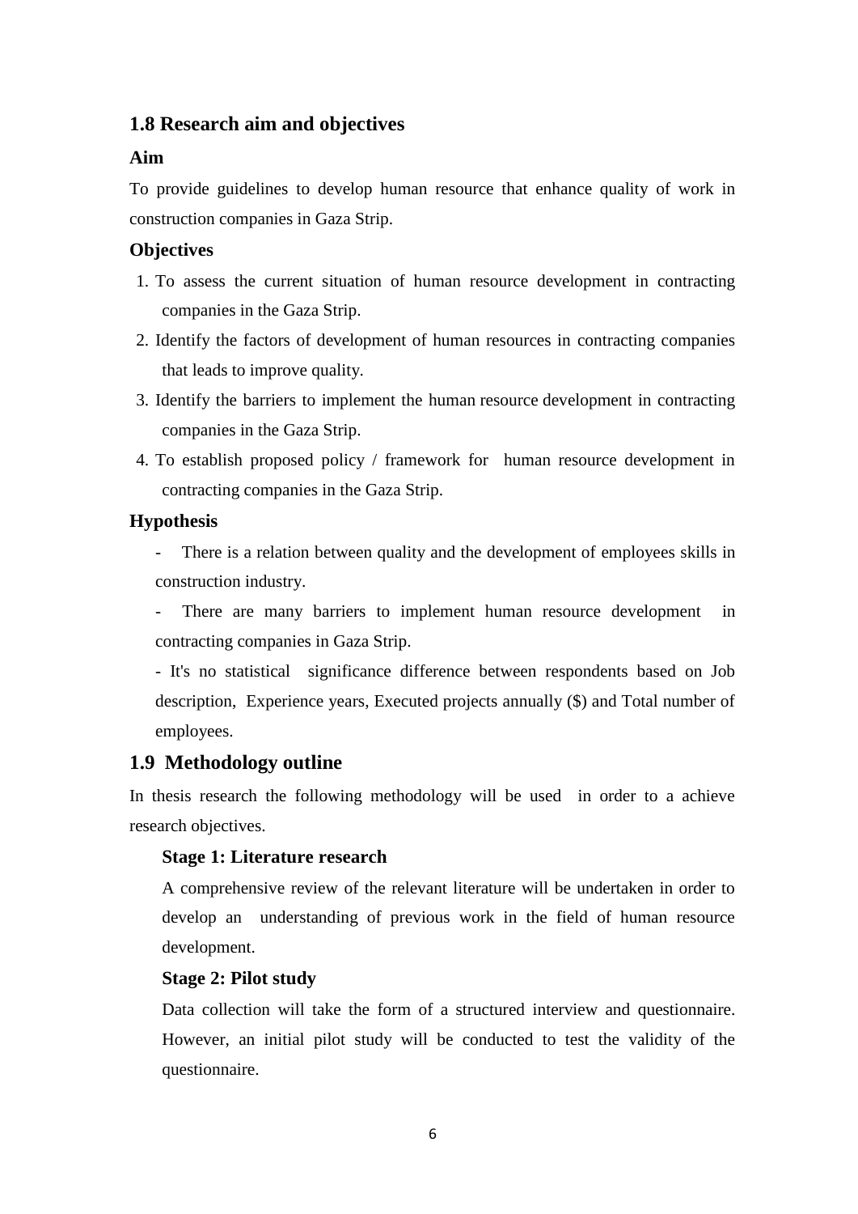## 1.8 Research aim and objectives

### Aim

To provide guidelines to develop human resource that enhance quality of work in construction companies in Gaza Strip.

### Objectives

1. To assess the current situation of human resource development in contracting companies in the Gaza Strip.
2. Identify the factors of development of human resources in contracting companies that leads to improve quality.
3. Identify the barriers to implement the human resource development in contracting companies in the Gaza Strip.
4. To establish proposed policy / framework for human resource development in contracting companies in the Gaza Strip.

### Hypothesis

- There is a relation between quality and the development of employees skills in construction industry.
- There are many barriers to implement human resource development in contracting companies in Gaza Strip.
- It's no statistical significance difference between respondents based on Job description, Experience years, Executed projects annually ($) and Total number of employees.

## 1.9 Methodology outline

In thesis research the following methodology will be used in order to a achieve research objectives.

**Stage 1: Literature research**

A comprehensive review of the relevant literature will be undertaken in order to develop an understanding of previous work in the field of human resource development.

**Stage 2: Pilot study**

Data collection will take the form of a structured interview and questionnaire. However, an initial pilot study will be conducted to test the validity of the questionnaire.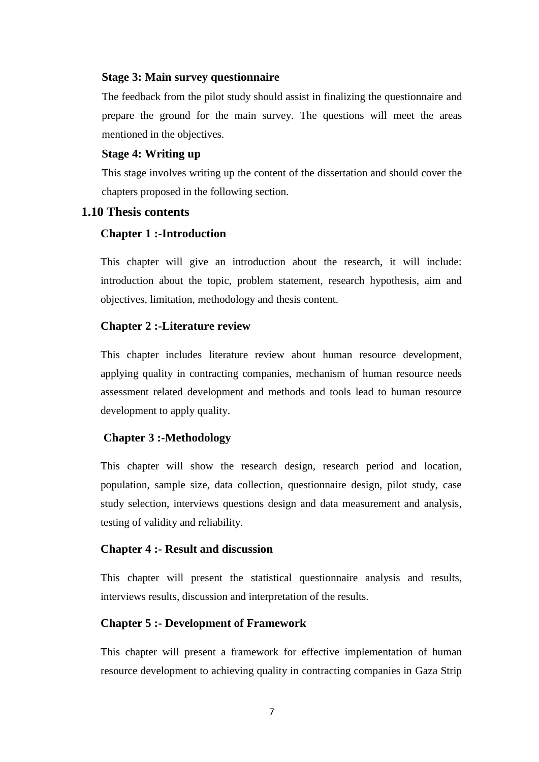**Stage 3: Main survey questionnaire**

The feedback from the pilot study should assist in finalizing the questionnaire and prepare the ground for the main survey. The questions will meet the areas mentioned in the objectives.

**Stage 4: Writing up**

This stage involves writing up the content of the dissertation and should cover the chapters proposed in the following section.

## 1.10 Thesis contents

### Chapter 1 :-Introduction

This chapter will give an introduction about the research, it will include: introduction about the topic, problem statement, research hypothesis, aim and objectives, limitation, methodology and thesis content.

### Chapter 2 :-Literature review

This chapter includes literature review about human resource development, applying quality in contracting companies, mechanism of human resource needs assessment related development and methods and tools lead to human resource development to apply quality.

### Chapter 3 :-Methodology

This chapter will show the research design, research period and location, population, sample size, data collection, questionnaire design, pilot study, case study selection, interviews questions design and data measurement and analysis, testing of validity and reliability.

### Chapter 4 :- Result and discussion

This chapter will present the statistical questionnaire analysis and results, interviews results, discussion and interpretation of the results.

### Chapter 5 :- Development of Framework

This chapter will present a framework for effective implementation of human resource development to achieving quality in contracting companies in Gaza Strip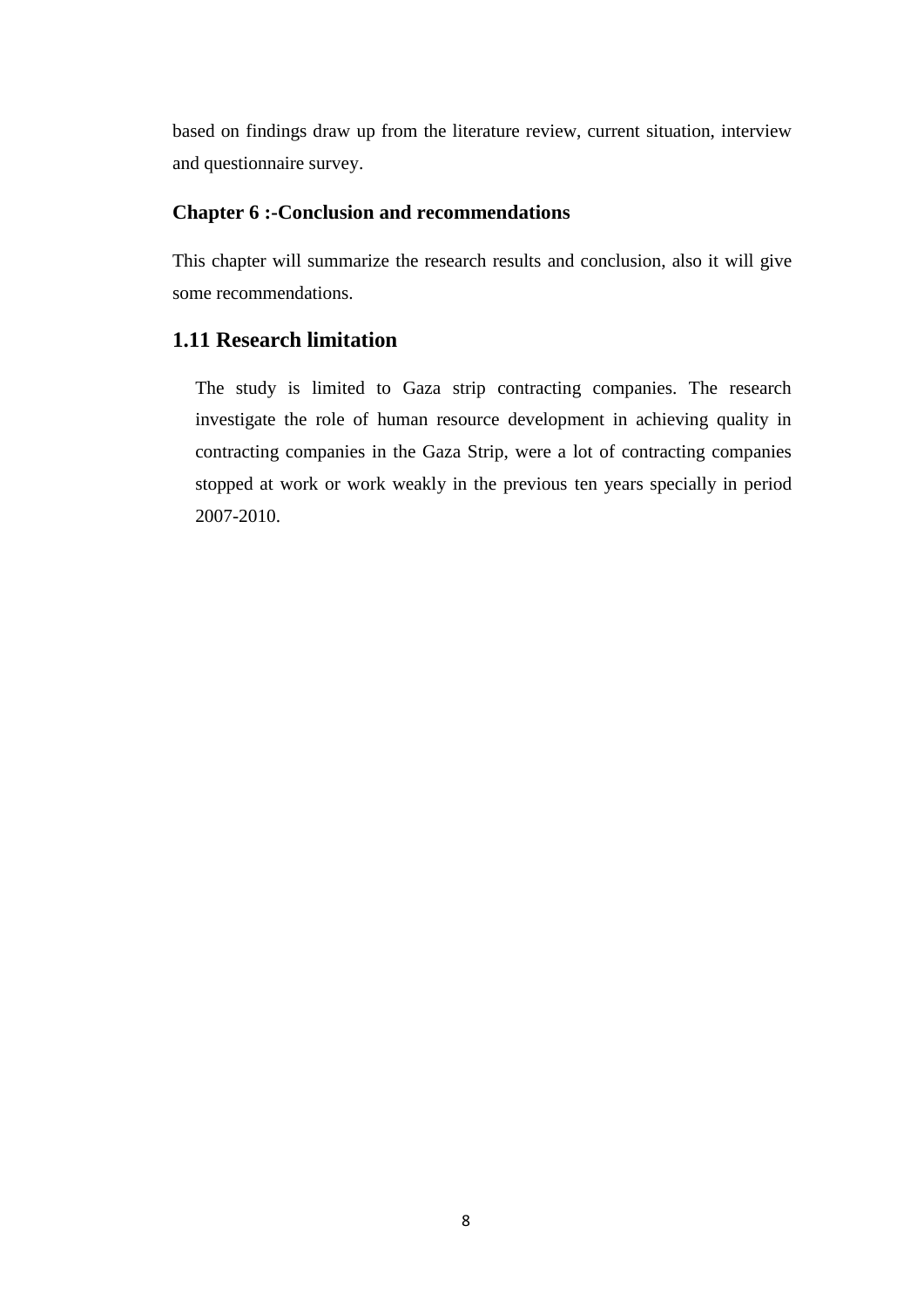based on findings draw up from the literature review, current situation, interview and questionnaire survey.

### Chapter 6 :-Conclusion and recommendations

This chapter will summarize the research results and conclusion, also it will give some recommendations.

## 1.11 Research limitation

The study is limited to Gaza strip contracting companies. The research investigate the role of human resource development in achieving quality in contracting companies in the Gaza Strip, were a lot of contracting companies stopped at work or work weakly in the previous ten years specially in period 2007-2010.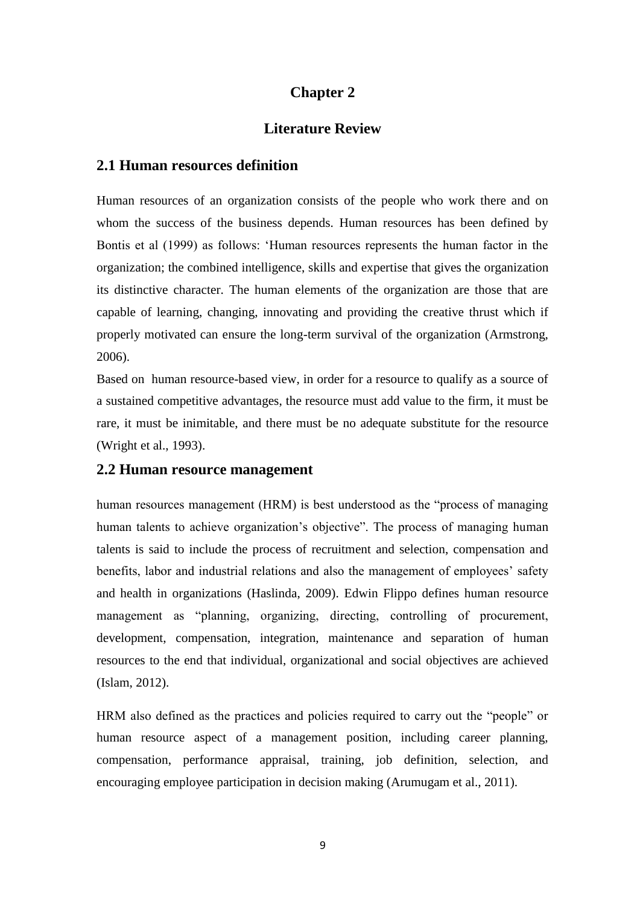# Chapter 2

# Literature Review

## 2.1 Human resources definition

Human resources of an organization consists of the people who work there and on whom the success of the business depends. Human resources has been defined by Bontis et al (1999) as follows: 'Human resources represents the human factor in the organization; the combined intelligence, skills and expertise that gives the organization its distinctive character. The human elements of the organization are those that are capable of learning, changing, innovating and providing the creative thrust which if properly motivated can ensure the long-term survival of the organization (Armstrong, 2006).

Based on human resource-based view, in order for a resource to qualify as a source of a sustained competitive advantages, the resource must add value to the firm, it must be rare, it must be inimitable, and there must be no adequate substitute for the resource (Wright et al., 1993).

## 2.2 Human resource management

human resources management (HRM) is best understood as the "process of managing human talents to achieve organization's objective". The process of managing human talents is said to include the process of recruitment and selection, compensation and benefits, labor and industrial relations and also the management of employees' safety and health in organizations (Haslinda, 2009). Edwin Flippo defines human resource management as "planning, organizing, directing, controlling of procurement, development, compensation, integration, maintenance and separation of human resources to the end that individual, organizational and social objectives are achieved (Islam, 2012).

HRM also defined as the practices and policies required to carry out the "people" or human resource aspect of a management position, including career planning, compensation, performance appraisal, training, job definition, selection, and encouraging employee participation in decision making (Arumugam et al., 2011).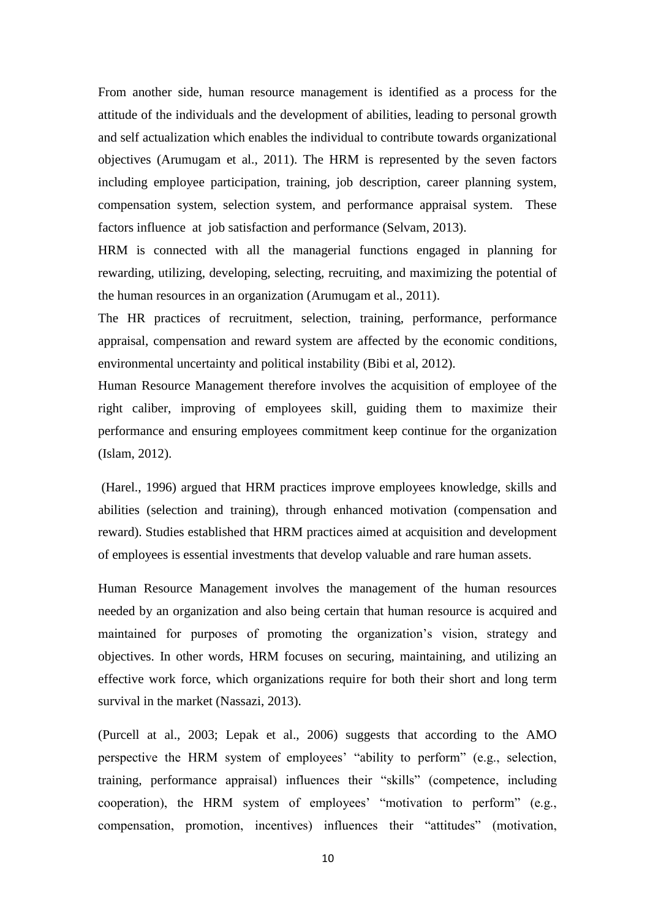From another side, human resource management is identified as a process for the attitude of the individuals and the development of abilities, leading to personal growth and self actualization which enables the individual to contribute towards organizational objectives (Arumugam et al., 2011). The HRM is represented by the seven factors including employee participation, training, job description, career planning system, compensation system, selection system, and performance appraisal system. These factors influence at job satisfaction and performance (Selvam, 2013).

HRM is connected with all the managerial functions engaged in planning for rewarding, utilizing, developing, selecting, recruiting, and maximizing the potential of the human resources in an organization (Arumugam et al., 2011).

The HR practices of recruitment, selection, training, performance, performance appraisal, compensation and reward system are affected by the economic conditions, environmental uncertainty and political instability (Bibi et al, 2012).

Human Resource Management therefore involves the acquisition of employee of the right caliber, improving of employees skill, guiding them to maximize their performance and ensuring employees commitment keep continue for the organization (Islam, 2012).

(Harel., 1996) argued that HRM practices improve employees knowledge, skills and abilities (selection and training), through enhanced motivation (compensation and reward). Studies established that HRM practices aimed at acquisition and development of employees is essential investments that develop valuable and rare human assets.

Human Resource Management involves the management of the human resources needed by an organization and also being certain that human resource is acquired and maintained for purposes of promoting the organization's vision, strategy and objectives. In other words, HRM focuses on securing, maintaining, and utilizing an effective work force, which organizations require for both their short and long term survival in the market (Nassazi, 2013).

(Purcell at al., 2003; Lepak et al., 2006) suggests that according to the AMO perspective the HRM system of employees' "ability to perform" (e.g., selection, training, performance appraisal) influences their "skills" (competence, including cooperation), the HRM system of employees' "motivation to perform" (e.g., compensation, promotion, incentives) influences their "attitudes" (motivation,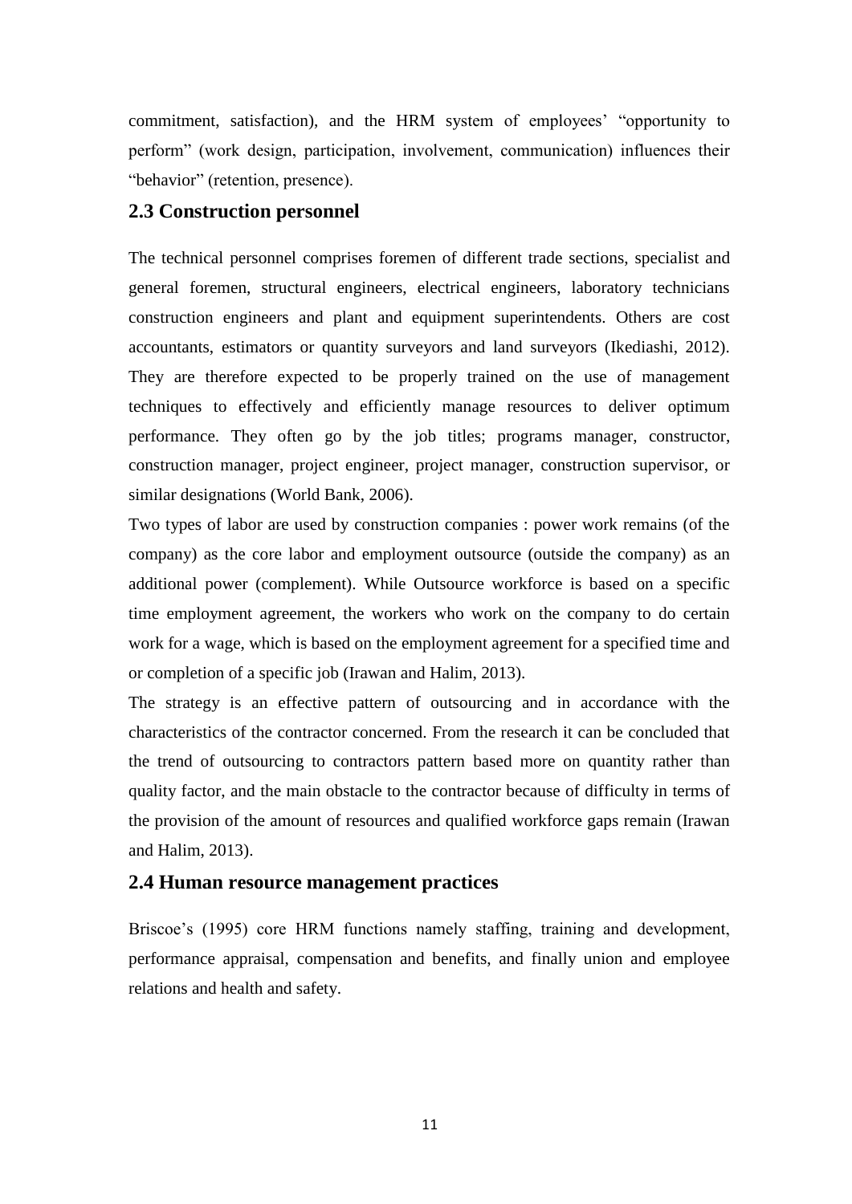commitment, satisfaction), and the HRM system of employees' "opportunity to perform" (work design, participation, involvement, communication) influences their "behavior" (retention, presence).

## 2.3 Construction personnel

The technical personnel comprises foremen of different trade sections, specialist and general foremen, structural engineers, electrical engineers, laboratory technicians construction engineers and plant and equipment superintendents. Others are cost accountants, estimators or quantity surveyors and land surveyors (Ikediashi, 2012). They are therefore expected to be properly trained on the use of management techniques to effectively and efficiently manage resources to deliver optimum performance. They often go by the job titles; programs manager, constructor, construction manager, project engineer, project manager, construction supervisor, or similar designations (World Bank, 2006).

Two types of labor are used by construction companies : power work remains (of the company) as the core labor and employment outsource (outside the company) as an additional power (complement). While Outsource workforce is based on a specific time employment agreement, the workers who work on the company to do certain work for a wage, which is based on the employment agreement for a specified time and or completion of a specific job (Irawan and Halim, 2013).

The strategy is an effective pattern of outsourcing and in accordance with the characteristics of the contractor concerned. From the research it can be concluded that the trend of outsourcing to contractors pattern based more on quantity rather than quality factor, and the main obstacle to the contractor because of difficulty in terms of the provision of the amount of resources and qualified workforce gaps remain (Irawan and Halim, 2013).

## 2.4 Human resource management practices

Briscoe's (1995) core HRM functions namely staffing, training and development, performance appraisal, compensation and benefits, and finally union and employee relations and health and safety.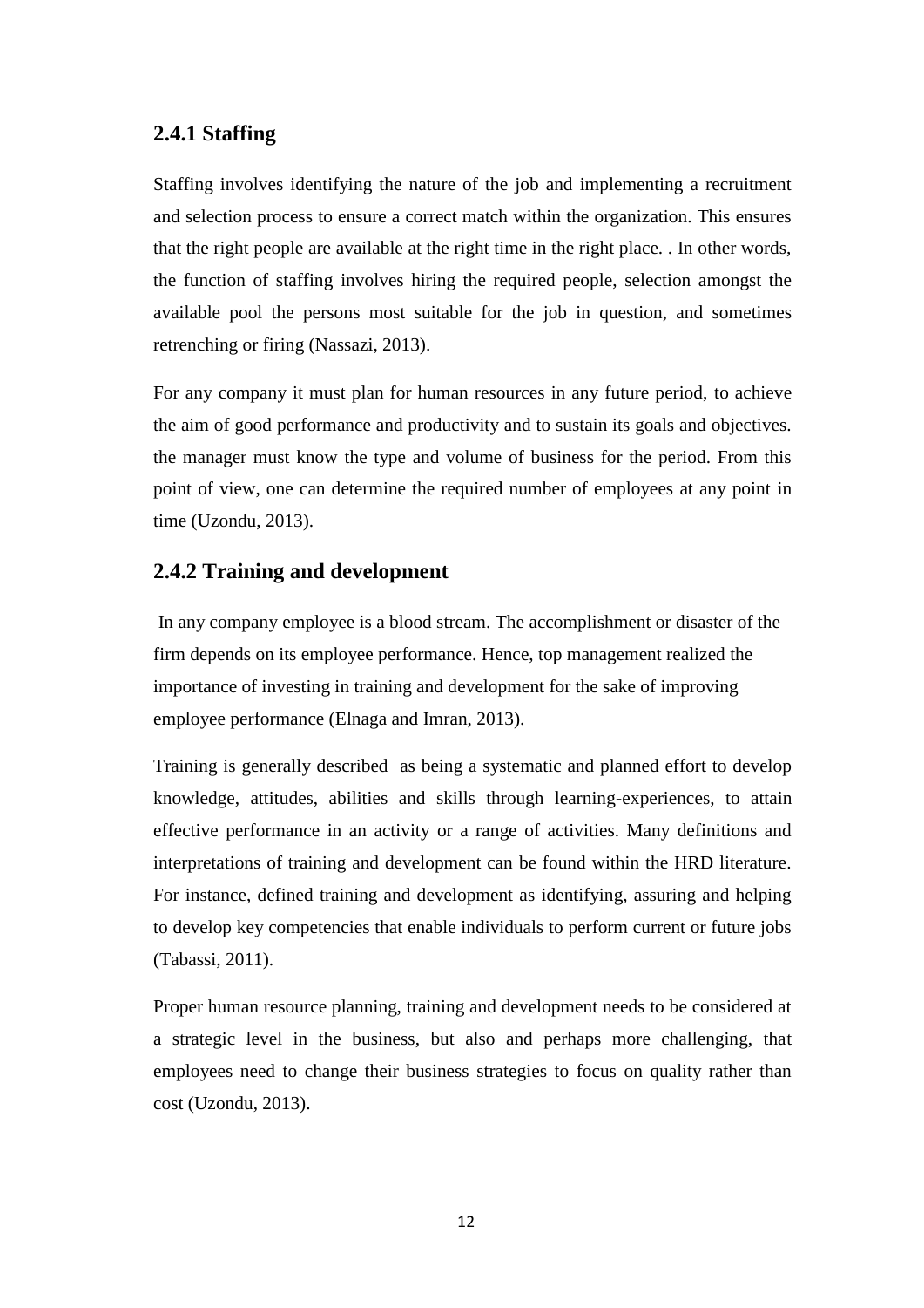### 2.4.1 Staffing

Staffing involves identifying the nature of the job and implementing a recruitment and selection process to ensure a correct match within the organization. This ensures that the right people are available at the right time in the right place. . In other words, the function of staffing involves hiring the required people, selection amongst the available pool the persons most suitable for the job in question, and sometimes retrenching or firing (Nassazi, 2013).

For any company it must plan for human resources in any future period, to achieve the aim of good performance and productivity and to sustain its goals and objectives. the manager must know the type and volume of business for the period. From this point of view, one can determine the required number of employees at any point in time (Uzondu, 2013).

### 2.4.2 Training and development

In any company employee is a blood stream. The accomplishment or disaster of the firm depends on its employee performance. Hence, top management realized the importance of investing in training and development for the sake of improving employee performance (Elnaga and Imran, 2013).

Training is generally described as being a systematic and planned effort to develop knowledge, attitudes, abilities and skills through learning-experiences, to attain effective performance in an activity or a range of activities. Many definitions and interpretations of training and development can be found within the HRD literature. For instance, defined training and development as identifying, assuring and helping to develop key competencies that enable individuals to perform current or future jobs (Tabassi, 2011).

Proper human resource planning, training and development needs to be considered at a strategic level in the business, but also and perhaps more challenging, that employees need to change their business strategies to focus on quality rather than cost (Uzondu, 2013).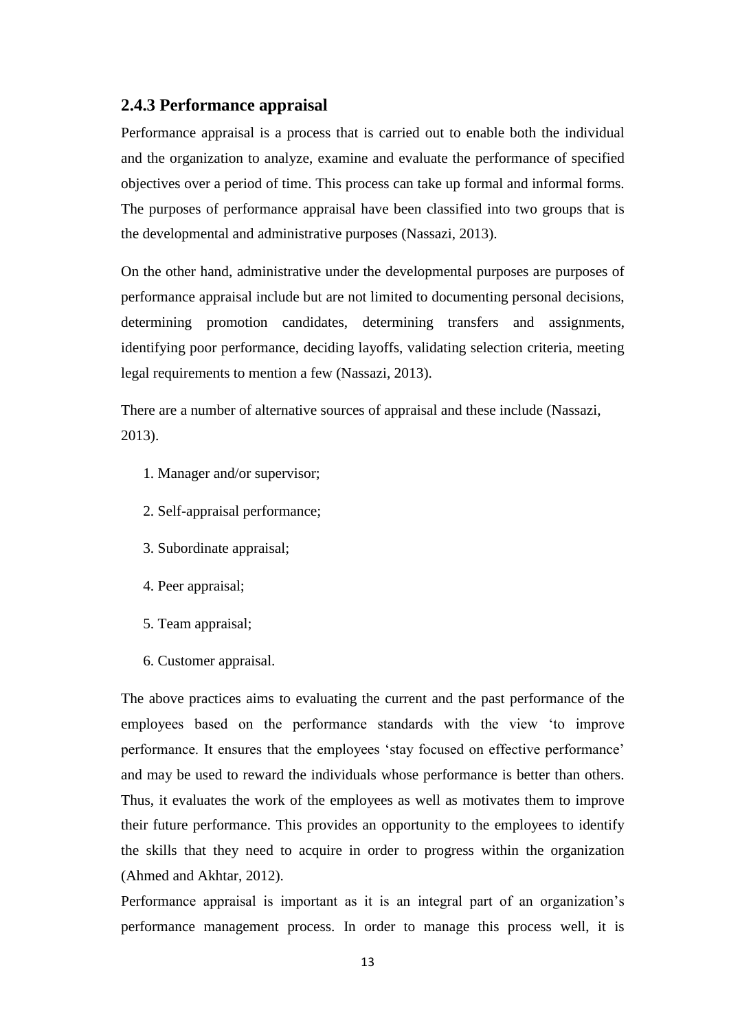### 2.4.3 Performance appraisal

Performance appraisal is a process that is carried out to enable both the individual and the organization to analyze, examine and evaluate the performance of specified objectives over a period of time. This process can take up formal and informal forms. The purposes of performance appraisal have been classified into two groups that is the developmental and administrative purposes (Nassazi, 2013).

On the other hand, administrative under the developmental purposes are purposes of performance appraisal include but are not limited to documenting personal decisions, determining promotion candidates, determining transfers and assignments, identifying poor performance, deciding layoffs, validating selection criteria, meeting legal requirements to mention a few (Nassazi, 2013).

There are a number of alternative sources of appraisal and these include (Nassazi, 2013).

1. Manager and/or supervisor;
2. Self-appraisal performance;
3. Subordinate appraisal;
4. Peer appraisal;
5. Team appraisal;
6. Customer appraisal.

The above practices aims to evaluating the current and the past performance of the employees based on the performance standards with the view 'to improve performance. It ensures that the employees 'stay focused on effective performance' and may be used to reward the individuals whose performance is better than others. Thus, it evaluates the work of the employees as well as motivates them to improve their future performance. This provides an opportunity to the employees to identify the skills that they need to acquire in order to progress within the organization (Ahmed and Akhtar, 2012).

Performance appraisal is important as it is an integral part of an organization's performance management process. In order to manage this process well, it is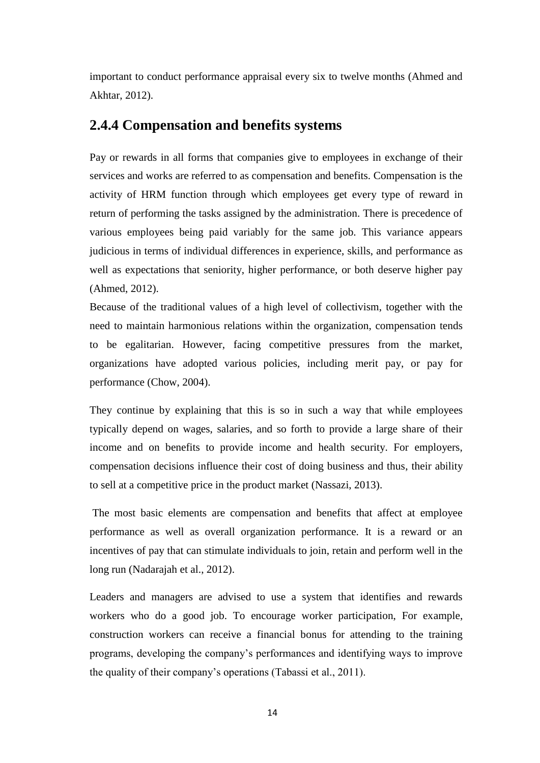important to conduct performance appraisal every six to twelve months (Ahmed and Akhtar, 2012).

## 2.4.4 Compensation and benefits systems

Pay or rewards in all forms that companies give to employees in exchange of their services and works are referred to as compensation and benefits. Compensation is the activity of HRM function through which employees get every type of reward in return of performing the tasks assigned by the administration. There is precedence of various employees being paid variably for the same job. This variance appears judicious in terms of individual differences in experience, skills, and performance as well as expectations that seniority, higher performance, or both deserve higher pay (Ahmed, 2012).

Because of the traditional values of a high level of collectivism, together with the need to maintain harmonious relations within the organization, compensation tends to be egalitarian. However, facing competitive pressures from the market, organizations have adopted various policies, including merit pay, or pay for performance (Chow, 2004).

They continue by explaining that this is so in such a way that while employees typically depend on wages, salaries, and so forth to provide a large share of their income and on benefits to provide income and health security. For employers, compensation decisions influence their cost of doing business and thus, their ability to sell at a competitive price in the product market (Nassazi, 2013).

The most basic elements are compensation and benefits that affect at employee performance as well as overall organization performance. It is a reward or an incentives of pay that can stimulate individuals to join, retain and perform well in the long run (Nadarajah et al., 2012).

Leaders and managers are advised to use a system that identifies and rewards workers who do a good job. To encourage worker participation, For example, construction workers can receive a financial bonus for attending to the training programs, developing the company's performances and identifying ways to improve the quality of their company's operations (Tabassi et al., 2011).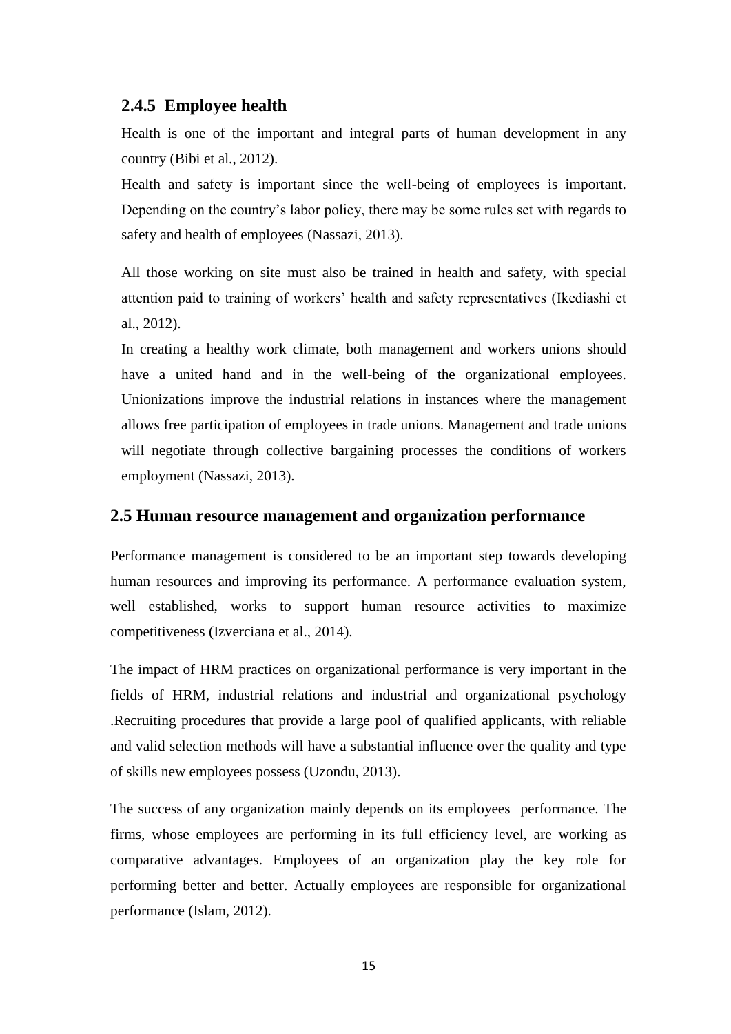### 2.4.5 Employee health

Health is one of the important and integral parts of human development in any country (Bibi et al., 2012).

Health and safety is important since the well-being of employees is important. Depending on the country's labor policy, there may be some rules set with regards to safety and health of employees (Nassazi, 2013).

All those working on site must also be trained in health and safety, with special attention paid to training of workers' health and safety representatives (Ikediashi et al., 2012).

In creating a healthy work climate, both management and workers unions should have a united hand and in the well-being of the organizational employees. Unionizations improve the industrial relations in instances where the management allows free participation of employees in trade unions. Management and trade unions will negotiate through collective bargaining processes the conditions of workers employment (Nassazi, 2013).

## 2.5 Human resource management and organization performance

Performance management is considered to be an important step towards developing human resources and improving its performance. A performance evaluation system, well established, works to support human resource activities to maximize competitiveness (Izverciana et al., 2014).

The impact of HRM practices on organizational performance is very important in the fields of HRM, industrial relations and industrial and organizational psychology .Recruiting procedures that provide a large pool of qualified applicants, with reliable and valid selection methods will have a substantial influence over the quality and type of skills new employees possess (Uzondu, 2013).

The success of any organization mainly depends on its employees performance. The firms, whose employees are performing in its full efficiency level, are working as comparative advantages. Employees of an organization play the key role for performing better and better. Actually employees are responsible for organizational performance (Islam, 2012).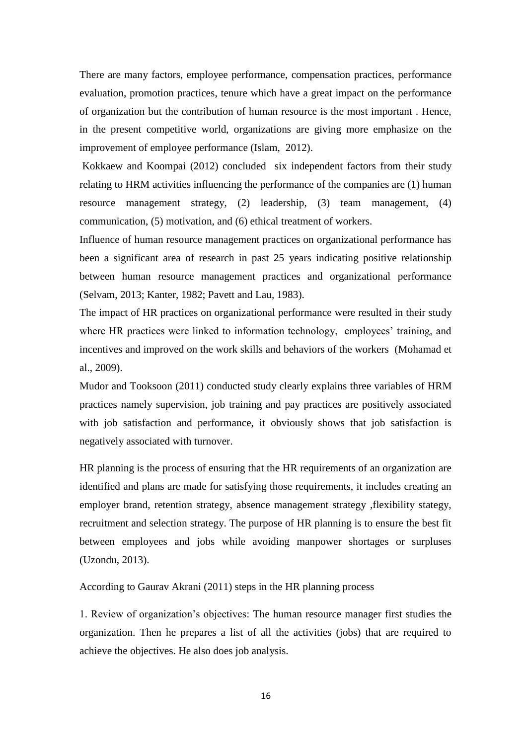There are many factors, employee performance, compensation practices, performance evaluation, promotion practices, tenure which have a great impact on the performance of organization but the contribution of human resource is the most important . Hence, in the present competitive world, organizations are giving more emphasize on the improvement of employee performance (Islam, 2012).

Kokkaew and Koompai (2012) concluded six independent factors from their study relating to HRM activities influencing the performance of the companies are (1) human resource management strategy, (2) leadership, (3) team management, (4) communication, (5) motivation, and (6) ethical treatment of workers.

Influence of human resource management practices on organizational performance has been a significant area of research in past 25 years indicating positive relationship between human resource management practices and organizational performance (Selvam, 2013; Kanter, 1982; Pavett and Lau, 1983).

The impact of HR practices on organizational performance were resulted in their study where HR practices were linked to information technology, employees' training, and incentives and improved on the work skills and behaviors of the workers (Mohamad et al., 2009).

Mudor and Tooksoon (2011) conducted study clearly explains three variables of HRM practices namely supervision, job training and pay practices are positively associated with job satisfaction and performance, it obviously shows that job satisfaction is negatively associated with turnover.

HR planning is the process of ensuring that the HR requirements of an organization are identified and plans are made for satisfying those requirements, it includes creating an employer brand, retention strategy, absence management strategy ,flexibility stategy, recruitment and selection strategy. The purpose of HR planning is to ensure the best fit between employees and jobs while avoiding manpower shortages or surpluses (Uzondu, 2013).

According to Gaurav Akrani (2011) steps in the HR planning process

1. Review of organization's objectives: The human resource manager first studies the organization. Then he prepares a list of all the activities (jobs) that are required to achieve the objectives. He also does job analysis.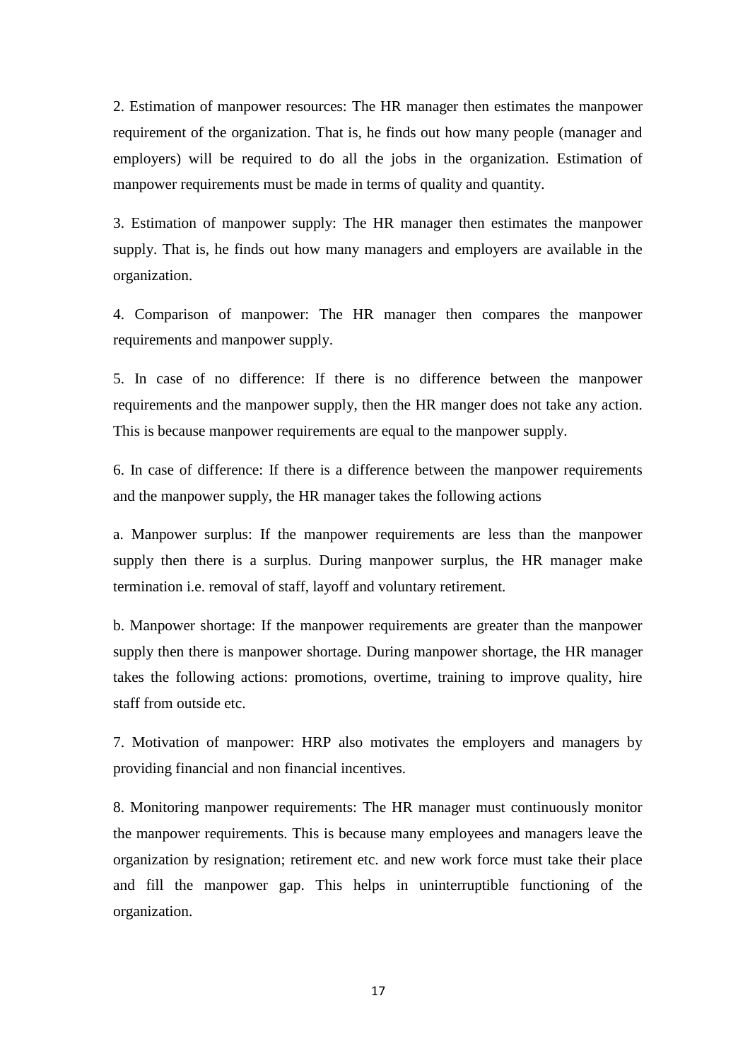2. Estimation of manpower resources: The HR manager then estimates the manpower requirement of the organization. That is, he finds out how many people (manager and employers) will be required to do all the jobs in the organization. Estimation of manpower requirements must be made in terms of quality and quantity.

3. Estimation of manpower supply: The HR manager then estimates the manpower supply. That is, he finds out how many managers and employers are available in the organization.

4. Comparison of manpower: The HR manager then compares the manpower requirements and manpower supply.

5. In case of no difference: If there is no difference between the manpower requirements and the manpower supply, then the HR manger does not take any action. This is because manpower requirements are equal to the manpower supply.

6. In case of difference: If there is a difference between the manpower requirements and the manpower supply, the HR manager takes the following actions

a. Manpower surplus: If the manpower requirements are less than the manpower supply then there is a surplus. During manpower surplus, the HR manager make termination i.e. removal of staff, layoff and voluntary retirement.

b. Manpower shortage: If the manpower requirements are greater than the manpower supply then there is manpower shortage. During manpower shortage, the HR manager takes the following actions: promotions, overtime, training to improve quality, hire staff from outside etc.

7. Motivation of manpower: HRP also motivates the employers and managers by providing financial and non financial incentives.

8. Monitoring manpower requirements: The HR manager must continuously monitor the manpower requirements. This is because many employees and managers leave the organization by resignation; retirement etc. and new work force must take their place and fill the manpower gap. This helps in uninterruptible functioning of the organization.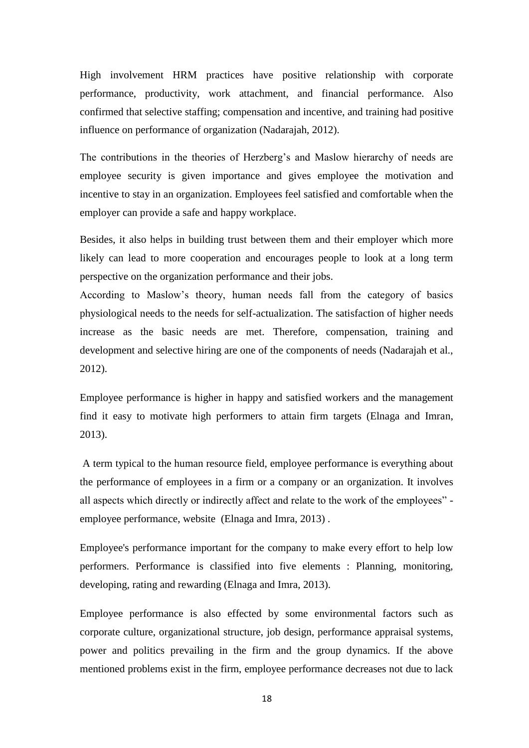High involvement HRM practices have positive relationship with corporate performance, productivity, work attachment, and financial performance. Also confirmed that selective staffing; compensation and incentive, and training had positive influence on performance of organization (Nadarajah, 2012).

The contributions in the theories of Herzberg's and Maslow hierarchy of needs are employee security is given importance and gives employee the motivation and incentive to stay in an organization. Employees feel satisfied and comfortable when the employer can provide a safe and happy workplace.

Besides, it also helps in building trust between them and their employer which more likely can lead to more cooperation and encourages people to look at a long term perspective on the organization performance and their jobs.
According to Maslow's theory, human needs fall from the category of basics physiological needs to the needs for self-actualization. The satisfaction of higher needs increase as the basic needs are met. Therefore, compensation, training and development and selective hiring are one of the components of needs (Nadarajah et al., 2012).

Employee performance is higher in happy and satisfied workers and the management find it easy to motivate high performers to attain firm targets (Elnaga and Imran, 2013).

A term typical to the human resource field, employee performance is everything about the performance of employees in a firm or a company or an organization. It involves all aspects which directly or indirectly affect and relate to the work of the employees" - employee performance, website (Elnaga and Imra, 2013) .

Employee's performance important for the company to make every effort to help low performers. Performance is classified into five elements : Planning, monitoring, developing, rating and rewarding (Elnaga and Imra, 2013).

Employee performance is also effected by some environmental factors such as corporate culture, organizational structure, job design, performance appraisal systems, power and politics prevailing in the firm and the group dynamics. If the above mentioned problems exist in the firm, employee performance decreases not due to lack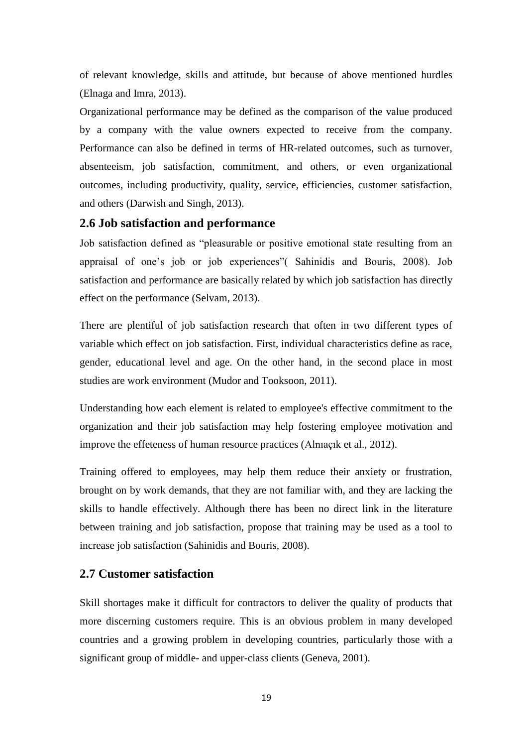of relevant knowledge, skills and attitude, but because of above mentioned hurdles (Elnaga and Imra, 2013).

Organizational performance may be defined as the comparison of the value produced by a company with the value owners expected to receive from the company. Performance can also be defined in terms of HR-related outcomes, such as turnover, absenteeism, job satisfaction, commitment, and others, or even organizational outcomes, including productivity, quality, service, efficiencies, customer satisfaction, and others (Darwish and Singh, 2013).

## 2.6 Job satisfaction and performance

Job satisfaction defined as "pleasurable or positive emotional state resulting from an appraisal of one's job or job experiences"( Sahinidis and Bouris, 2008). Job satisfaction and performance are basically related by which job satisfaction has directly effect on the performance (Selvam, 2013).

There are plentiful of job satisfaction research that often in two different types of variable which effect on job satisfaction. First, individual characteristics define as race, gender, educational level and age. On the other hand, in the second place in most studies are work environment (Mudor and Tooksoon, 2011).

Understanding how each element is related to employee's effective commitment to the organization and their job satisfaction may help fostering employee motivation and improve the effeteness of human resource practices (Alnıaçık et al., 2012).

Training offered to employees, may help them reduce their anxiety or frustration, brought on by work demands, that they are not familiar with, and they are lacking the skills to handle effectively. Although there has been no direct link in the literature between training and job satisfaction, propose that training may be used as a tool to increase job satisfaction (Sahinidis and Bouris, 2008).

## 2.7 Customer satisfaction

Skill shortages make it difficult for contractors to deliver the quality of products that more discerning customers require. This is an obvious problem in many developed countries and a growing problem in developing countries, particularly those with a significant group of middle- and upper-class clients (Geneva, 2001).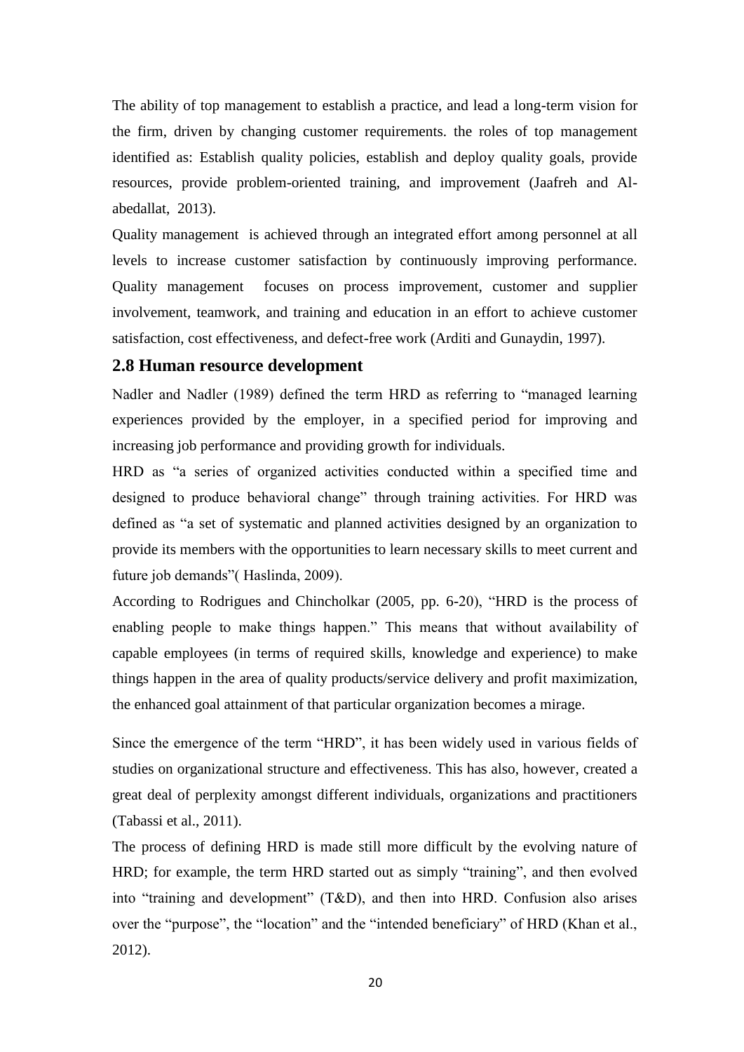The ability of top management to establish a practice, and lead a long-term vision for the firm, driven by changing customer requirements. the roles of top management identified as: Establish quality policies, establish and deploy quality goals, provide resources, provide problem-oriented training, and improvement (Jaafreh and Al-abedallat, 2013).

Quality management is achieved through an integrated effort among personnel at all levels to increase customer satisfaction by continuously improving performance. Quality management focuses on process improvement, customer and supplier involvement, teamwork, and training and education in an effort to achieve customer satisfaction, cost effectiveness, and defect-free work (Arditi and Gunaydin, 1997).

## 2.8 Human resource development

Nadler and Nadler (1989) defined the term HRD as referring to "managed learning experiences provided by the employer, in a specified period for improving and increasing job performance and providing growth for individuals.

HRD as "a series of organized activities conducted within a specified time and designed to produce behavioral change" through training activities. For HRD was defined as "a set of systematic and planned activities designed by an organization to provide its members with the opportunities to learn necessary skills to meet current and future job demands"( Haslinda, 2009).

According to Rodrigues and Chincholkar (2005, pp. 6-20), "HRD is the process of enabling people to make things happen." This means that without availability of capable employees (in terms of required skills, knowledge and experience) to make things happen in the area of quality products/service delivery and profit maximization, the enhanced goal attainment of that particular organization becomes a mirage.

Since the emergence of the term "HRD", it has been widely used in various fields of studies on organizational structure and effectiveness. This has also, however, created a great deal of perplexity amongst different individuals, organizations and practitioners (Tabassi et al., 2011).

The process of defining HRD is made still more difficult by the evolving nature of HRD; for example, the term HRD started out as simply "training", and then evolved into "training and development" (T&D), and then into HRD. Confusion also arises over the "purpose", the "location" and the "intended beneficiary" of HRD (Khan et al., 2012).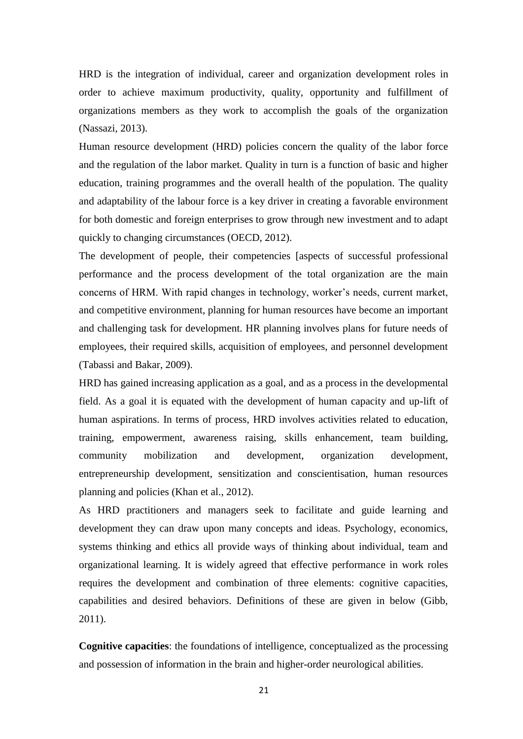HRD is the integration of individual, career and organization development roles in order to achieve maximum productivity, quality, opportunity and fulfillment of organizations members as they work to accomplish the goals of the organization (Nassazi, 2013).

Human resource development (HRD) policies concern the quality of the labor force and the regulation of the labor market. Quality in turn is a function of basic and higher education, training programmes and the overall health of the population. The quality and adaptability of the labour force is a key driver in creating a favorable environment for both domestic and foreign enterprises to grow through new investment and to adapt quickly to changing circumstances (OECD, 2012).

The development of people, their competencies [aspects of successful professional performance and the process development of the total organization are the main concerns of HRM. With rapid changes in technology, worker's needs, current market, and competitive environment, planning for human resources have become an important and challenging task for development. HR planning involves plans for future needs of employees, their required skills, acquisition of employees, and personnel development (Tabassi and Bakar, 2009).

HRD has gained increasing application as a goal, and as a process in the developmental field. As a goal it is equated with the development of human capacity and up-lift of human aspirations. In terms of process, HRD involves activities related to education, training, empowerment, awareness raising, skills enhancement, team building, community mobilization and development, organization development, entrepreneurship development, sensitization and conscientisation, human resources planning and policies (Khan et al., 2012).

As HRD practitioners and managers seek to facilitate and guide learning and development they can draw upon many concepts and ideas. Psychology, economics, systems thinking and ethics all provide ways of thinking about individual, team and organizational learning. It is widely agreed that effective performance in work roles requires the development and combination of three elements: cognitive capacities, capabilities and desired behaviors. Definitions of these are given in below (Gibb, 2011).

**Cognitive capacities**: the foundations of intelligence, conceptualized as the processing and possession of information in the brain and higher-order neurological abilities.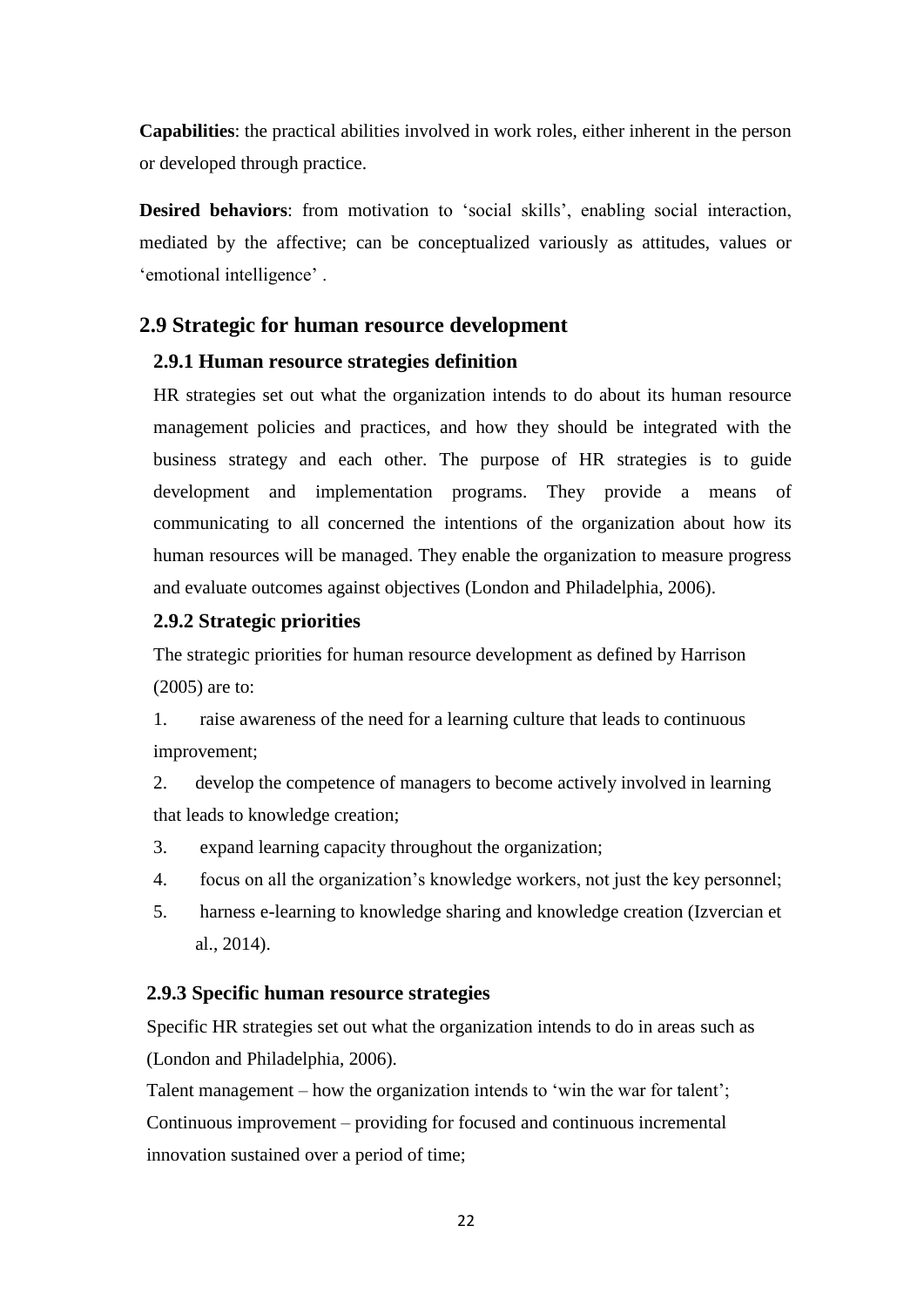**Capabilities**: the practical abilities involved in work roles, either inherent in the person or developed through practice.

**Desired behaviors**: from motivation to 'social skills', enabling social interaction, mediated by the affective; can be conceptualized variously as attitudes, values or 'emotional intelligence' .

## 2.9 Strategic for human resource development

### 2.9.1 Human resource strategies definition

HR strategies set out what the organization intends to do about its human resource management policies and practices, and how they should be integrated with the business strategy and each other. The purpose of HR strategies is to guide development and implementation programs. They provide a means of communicating to all concerned the intentions of the organization about how its human resources will be managed. They enable the organization to measure progress and evaluate outcomes against objectives (London and Philadelphia, 2006).

### 2.9.2 Strategic priorities

The strategic priorities for human resource development as defined by Harrison (2005) are to:

1. raise awareness of the need for a learning culture that leads to continuous improvement;
2. develop the competence of managers to become actively involved in learning that leads to knowledge creation;
3. expand learning capacity throughout the organization;
4. focus on all the organization's knowledge workers, not just the key personnel;
5. harness e-learning to knowledge sharing and knowledge creation (Izvercian et al., 2014).

### 2.9.3 Specific human resource strategies

Specific HR strategies set out what the organization intends to do in areas such as (London and Philadelphia, 2006).

Talent management – how the organization intends to 'win the war for talent';

Continuous improvement – providing for focused and continuous incremental innovation sustained over a period of time;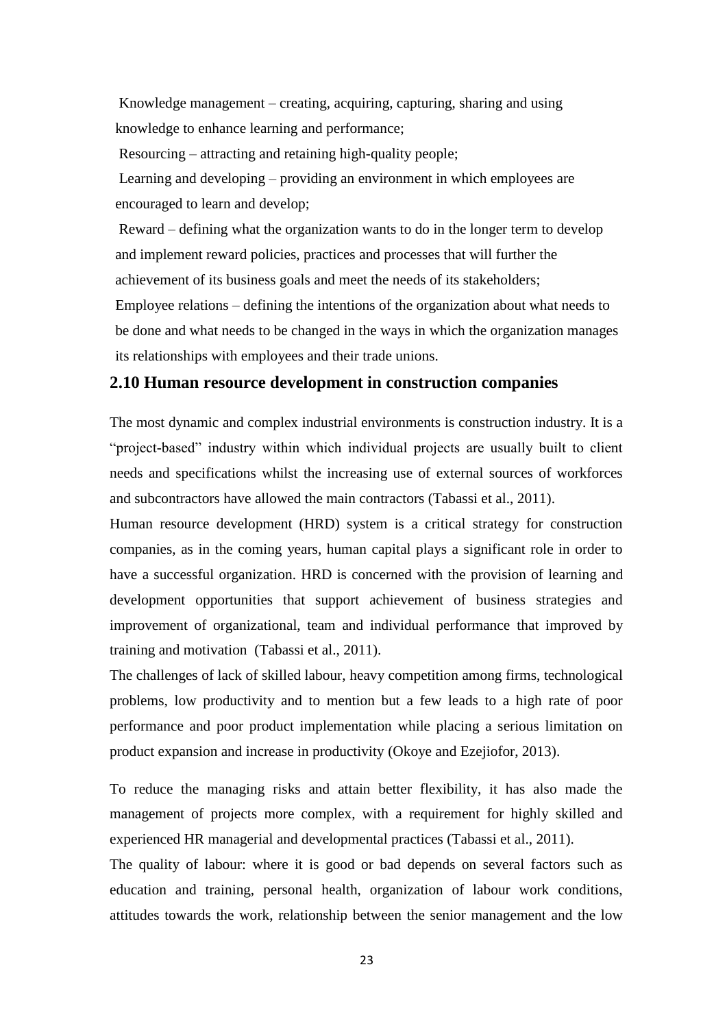Knowledge management – creating, acquiring, capturing, sharing and using knowledge to enhance learning and performance;

Resourcing – attracting and retaining high-quality people;

Learning and developing – providing an environment in which employees are encouraged to learn and develop;

Reward – defining what the organization wants to do in the longer term to develop and implement reward policies, practices and processes that will further the achievement of its business goals and meet the needs of its stakeholders;

Employee relations – defining the intentions of the organization about what needs to be done and what needs to be changed in the ways in which the organization manages its relationships with employees and their trade unions.

## 2.10 Human resource development in construction companies

The most dynamic and complex industrial environments is construction industry. It is a "project-based" industry within which individual projects are usually built to client needs and specifications whilst the increasing use of external sources of workforces and subcontractors have allowed the main contractors (Tabassi et al., 2011).

Human resource development (HRD) system is a critical strategy for construction companies, as in the coming years, human capital plays a significant role in order to have a successful organization. HRD is concerned with the provision of learning and development opportunities that support achievement of business strategies and improvement of organizational, team and individual performance that improved by training and motivation (Tabassi et al., 2011).

The challenges of lack of skilled labour, heavy competition among firms, technological problems, low productivity and to mention but a few leads to a high rate of poor performance and poor product implementation while placing a serious limitation on product expansion and increase in productivity (Okoye and Ezejiofor, 2013).

To reduce the managing risks and attain better flexibility, it has also made the management of projects more complex, with a requirement for highly skilled and experienced HR managerial and developmental practices (Tabassi et al., 2011).

The quality of labour: where it is good or bad depends on several factors such as education and training, personal health, organization of labour work conditions, attitudes towards the work, relationship between the senior management and the low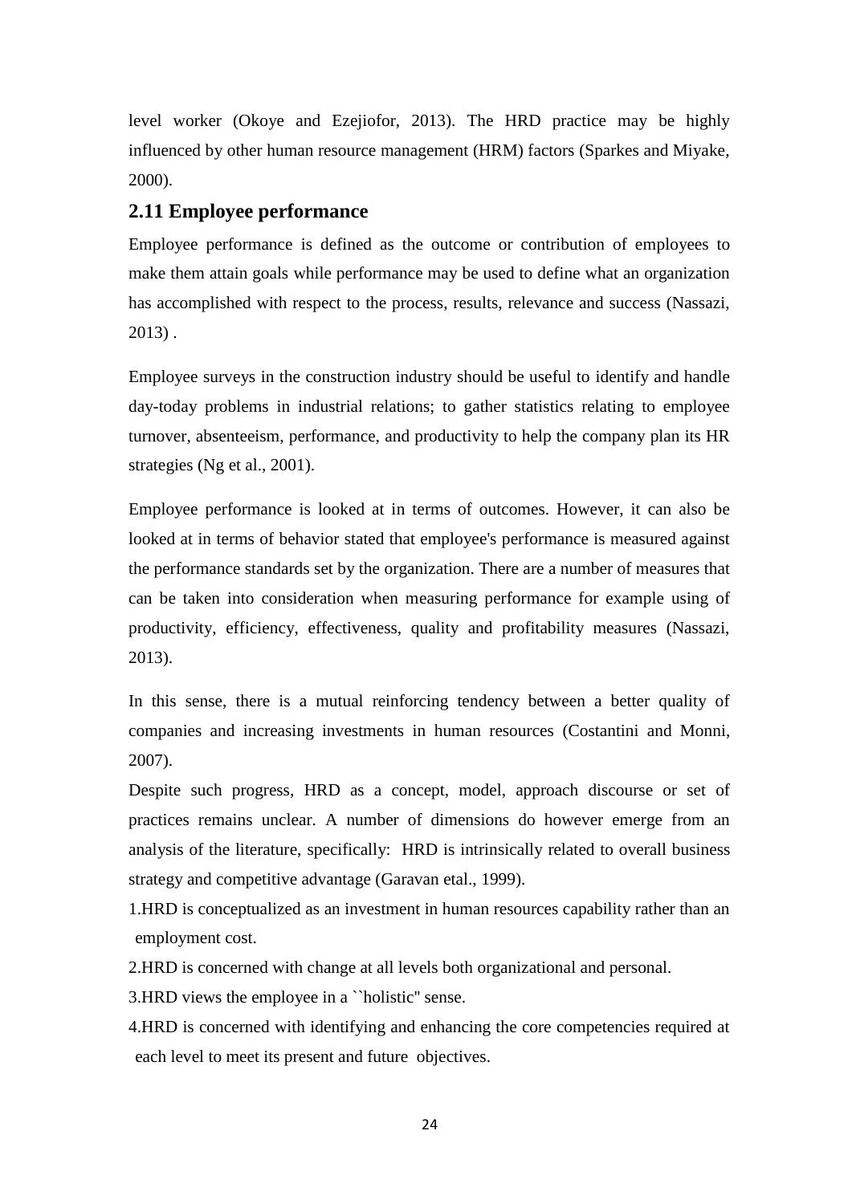level worker (Okoye and Ezejiofor, 2013). The HRD practice may be highly influenced by other human resource management (HRM) factors (Sparkes and Miyake, 2000).

## 2.11 Employee performance

Employee performance is defined as the outcome or contribution of employees to make them attain goals while performance may be used to define what an organization has accomplished with respect to the process, results, relevance and success (Nassazi, 2013) .

Employee surveys in the construction industry should be useful to identify and handle day-today problems in industrial relations; to gather statistics relating to employee turnover, absenteeism, performance, and productivity to help the company plan its HR strategies (Ng et al., 2001).

Employee performance is looked at in terms of outcomes. However, it can also be looked at in terms of behavior stated that employee's performance is measured against the performance standards set by the organization. There are a number of measures that can be taken into consideration when measuring performance for example using of productivity, efficiency, effectiveness, quality and profitability measures (Nassazi, 2013).

In this sense, there is a mutual reinforcing tendency between a better quality of companies and increasing investments in human resources (Costantini and Monni, 2007).

Despite such progress, HRD as a concept, model, approach discourse or set of practices remains unclear. A number of dimensions do however emerge from an analysis of the literature, specifically: HRD is intrinsically related to overall business strategy and competitive advantage (Garavan etal., 1999).

1. HRD is conceptualized as an investment in human resources capability rather than an employment cost.
2. HRD is concerned with change at all levels both organizational and personal.
3. HRD views the employee in a ``holistic'' sense.
4. HRD is concerned with identifying and enhancing the core competencies required at each level to meet its present and future objectives.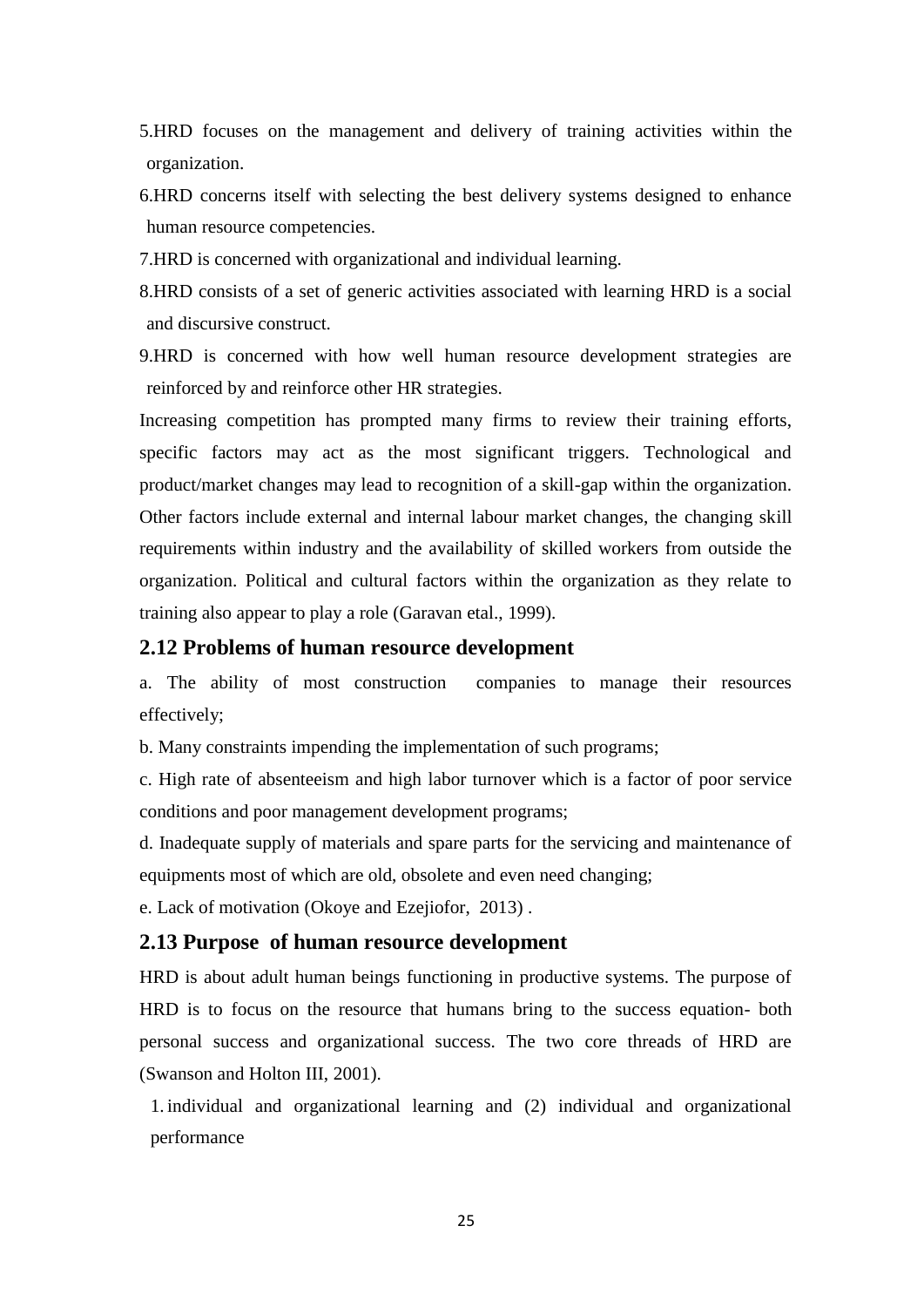5.HRD focuses on the management and delivery of training activities within the organization.

6.HRD concerns itself with selecting the best delivery systems designed to enhance human resource competencies.

7.HRD is concerned with organizational and individual learning.

8.HRD consists of a set of generic activities associated with learning HRD is a social and discursive construct.

9.HRD is concerned with how well human resource development strategies are reinforced by and reinforce other HR strategies.

Increasing competition has prompted many firms to review their training efforts, specific factors may act as the most significant triggers. Technological and product/market changes may lead to recognition of a skill-gap within the organization. Other factors include external and internal labour market changes, the changing skill requirements within industry and the availability of skilled workers from outside the organization. Political and cultural factors within the organization as they relate to training also appear to play a role (Garavan etal., 1999).

## 2.12 Problems of human resource development

a. The ability of most construction companies to manage their resources effectively;

b. Many constraints impending the implementation of such programs;

c. High rate of absenteeism and high labor turnover which is a factor of poor service conditions and poor management development programs;

d. Inadequate supply of materials and spare parts for the servicing and maintenance of equipments most of which are old, obsolete and even need changing;

e. Lack of motivation (Okoye and Ezejiofor, 2013) .

## 2.13 Purpose of human resource development

HRD is about adult human beings functioning in productive systems. The purpose of HRD is to focus on the resource that humans bring to the success equation- both personal success and organizational success. The two core threads of HRD are (Swanson and Holton III, 2001).

1. individual and organizational learning and (2) individual and organizational performance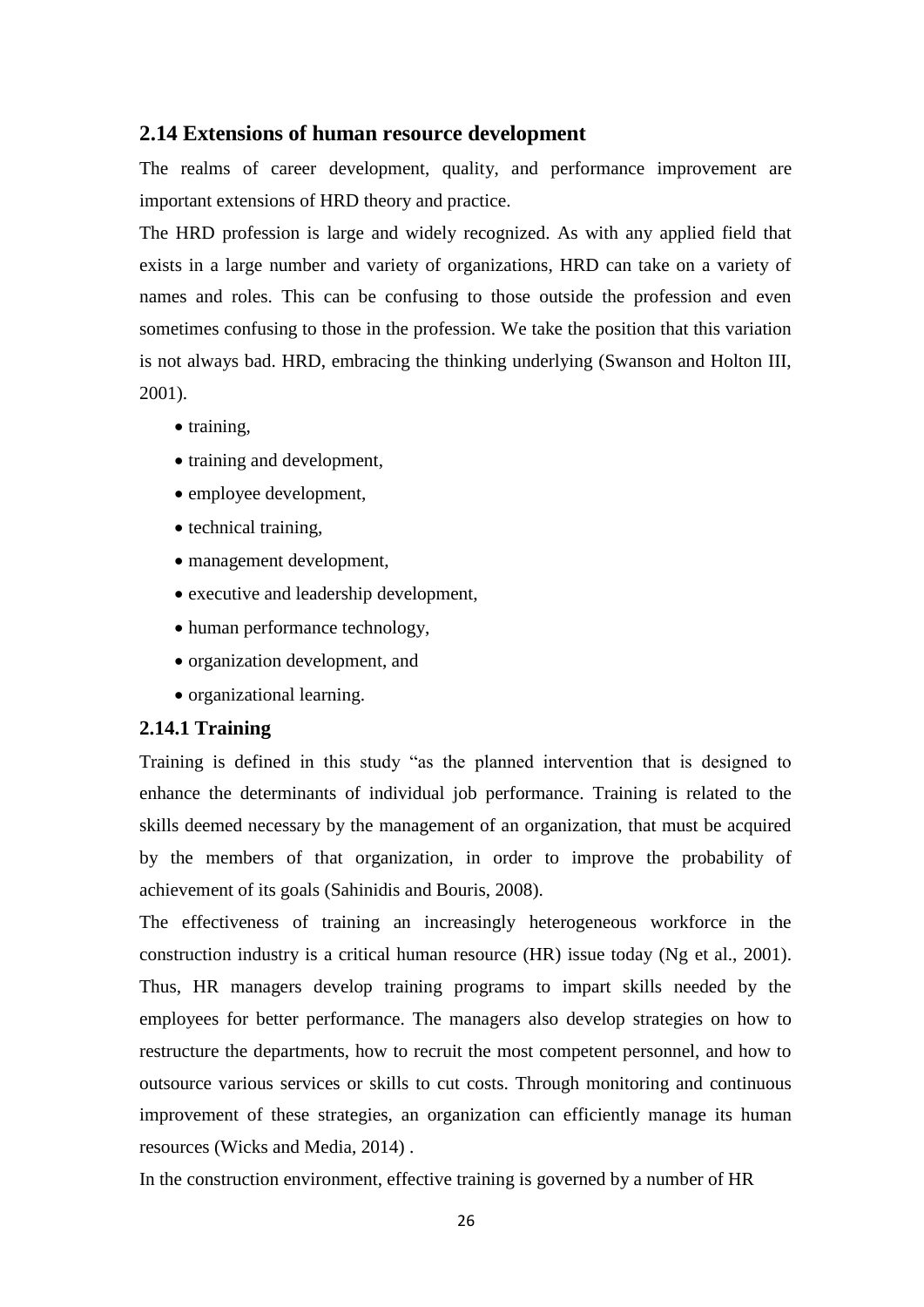## 2.14 Extensions of human resource development

The realms of career development, quality, and performance improvement are important extensions of HRD theory and practice.

The HRD profession is large and widely recognized. As with any applied field that exists in a large number and variety of organizations, HRD can take on a variety of names and roles. This can be confusing to those outside the profession and even sometimes confusing to those in the profession. We take the position that this variation is not always bad. HRD, embracing the thinking underlying (Swanson and Holton III, 2001).

- training,
- training and development,
- employee development,
- technical training,
- management development,
- executive and leadership development,
- human performance technology,
- organization development, and
- organizational learning.

### 2.14.1 Training

Training is defined in this study "as the planned intervention that is designed to enhance the determinants of individual job performance. Training is related to the skills deemed necessary by the management of an organization, that must be acquired by the members of that organization, in order to improve the probability of achievement of its goals (Sahinidis and Bouris, 2008).

The effectiveness of training an increasingly heterogeneous workforce in the construction industry is a critical human resource (HR) issue today (Ng et al., 2001). Thus, HR managers develop training programs to impart skills needed by the employees for better performance. The managers also develop strategies on how to restructure the departments, how to recruit the most competent personnel, and how to outsource various services or skills to cut costs. Through monitoring and continuous improvement of these strategies, an organization can efficiently manage its human resources (Wicks and Media, 2014) .

In the construction environment, effective training is governed by a number of HR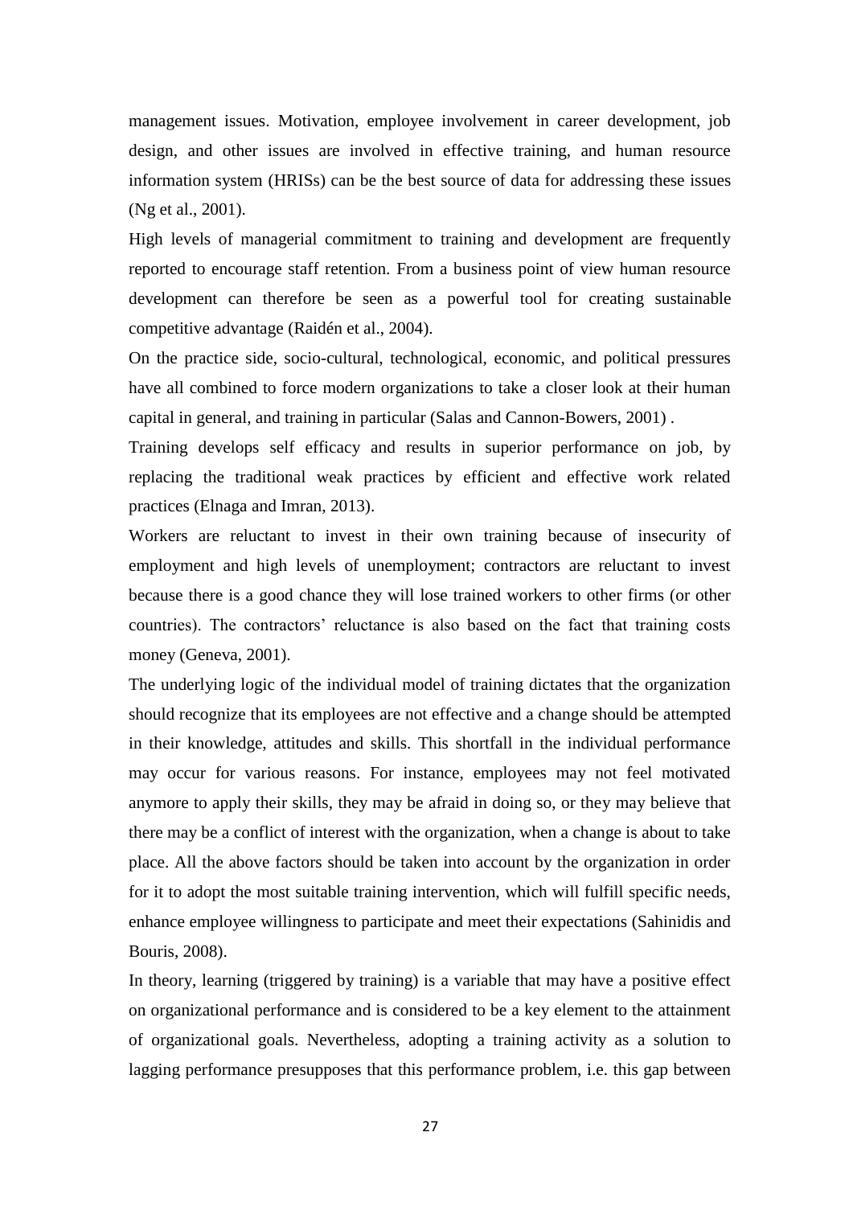management issues. Motivation, employee involvement in career development, job design, and other issues are involved in effective training, and human resource information system (HRISs) can be the best source of data for addressing these issues (Ng et al., 2001).

High levels of managerial commitment to training and development are frequently reported to encourage staff retention. From a business point of view human resource development can therefore be seen as a powerful tool for creating sustainable competitive advantage (Raidén et al., 2004).

On the practice side, socio-cultural, technological, economic, and political pressures have all combined to force modern organizations to take a closer look at their human capital in general, and training in particular (Salas and Cannon-Bowers, 2001) .

Training develops self efficacy and results in superior performance on job, by replacing the traditional weak practices by efficient and effective work related practices (Elnaga and Imran, 2013).

Workers are reluctant to invest in their own training because of insecurity of employment and high levels of unemployment; contractors are reluctant to invest because there is a good chance they will lose trained workers to other firms (or other countries). The contractors' reluctance is also based on the fact that training costs money (Geneva, 2001).

The underlying logic of the individual model of training dictates that the organization should recognize that its employees are not effective and a change should be attempted in their knowledge, attitudes and skills. This shortfall in the individual performance may occur for various reasons. For instance, employees may not feel motivated anymore to apply their skills, they may be afraid in doing so, or they may believe that there may be a conflict of interest with the organization, when a change is about to take place. All the above factors should be taken into account by the organization in order for it to adopt the most suitable training intervention, which will fulfill specific needs, enhance employee willingness to participate and meet their expectations (Sahinidis and Bouris, 2008).

In theory, learning (triggered by training) is a variable that may have a positive effect on organizational performance and is considered to be a key element to the attainment of organizational goals. Nevertheless, adopting a training activity as a solution to lagging performance presupposes that this performance problem, i.e. this gap between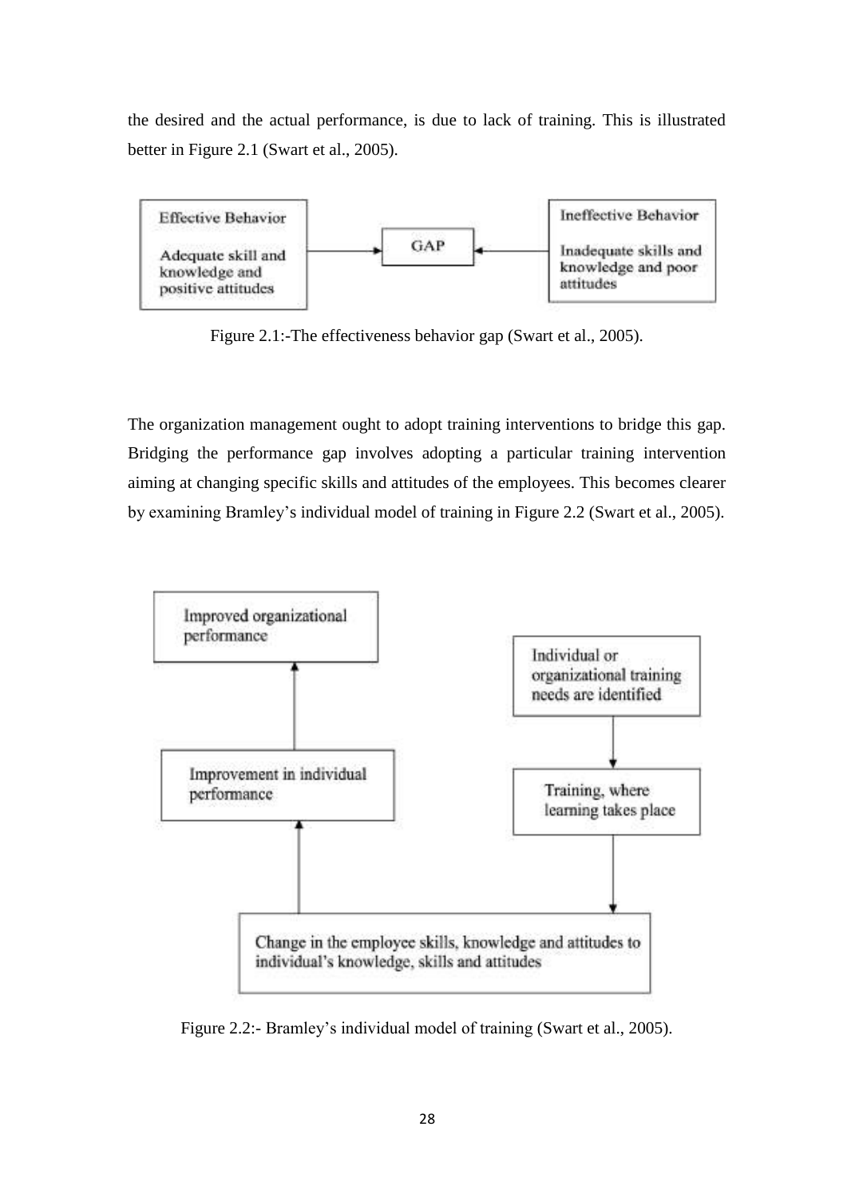the desired and the actual performance, is due to lack of training. This is illustrated better in Figure 2.1 (Swart et al., 2005).

Effective Behavior

Adequate skill and knowledge and positive attitudes

GAP

Ineffective Behavior

Inadequate skills and knowledge and poor attitudes

Figure 2.1:-The effectiveness behavior gap (Swart et al., 2005).

The organization management ought to adopt training interventions to bridge this gap. Bridging the performance gap involves adopting a particular training intervention aiming at changing specific skills and attitudes of the employees. This becomes clearer by examining Bramley's individual model of training in Figure 2.2 (Swart et al., 2005).

Improved organizational performance

Individual or organizational training needs are identified

Improvement in individual performance

Training, where learning takes place

Change in the employee skills, knowledge and attitudes to individual's knowledge, skills and attitudes

Figure 2.2:- Bramley's individual model of training (Swart et al., 2005).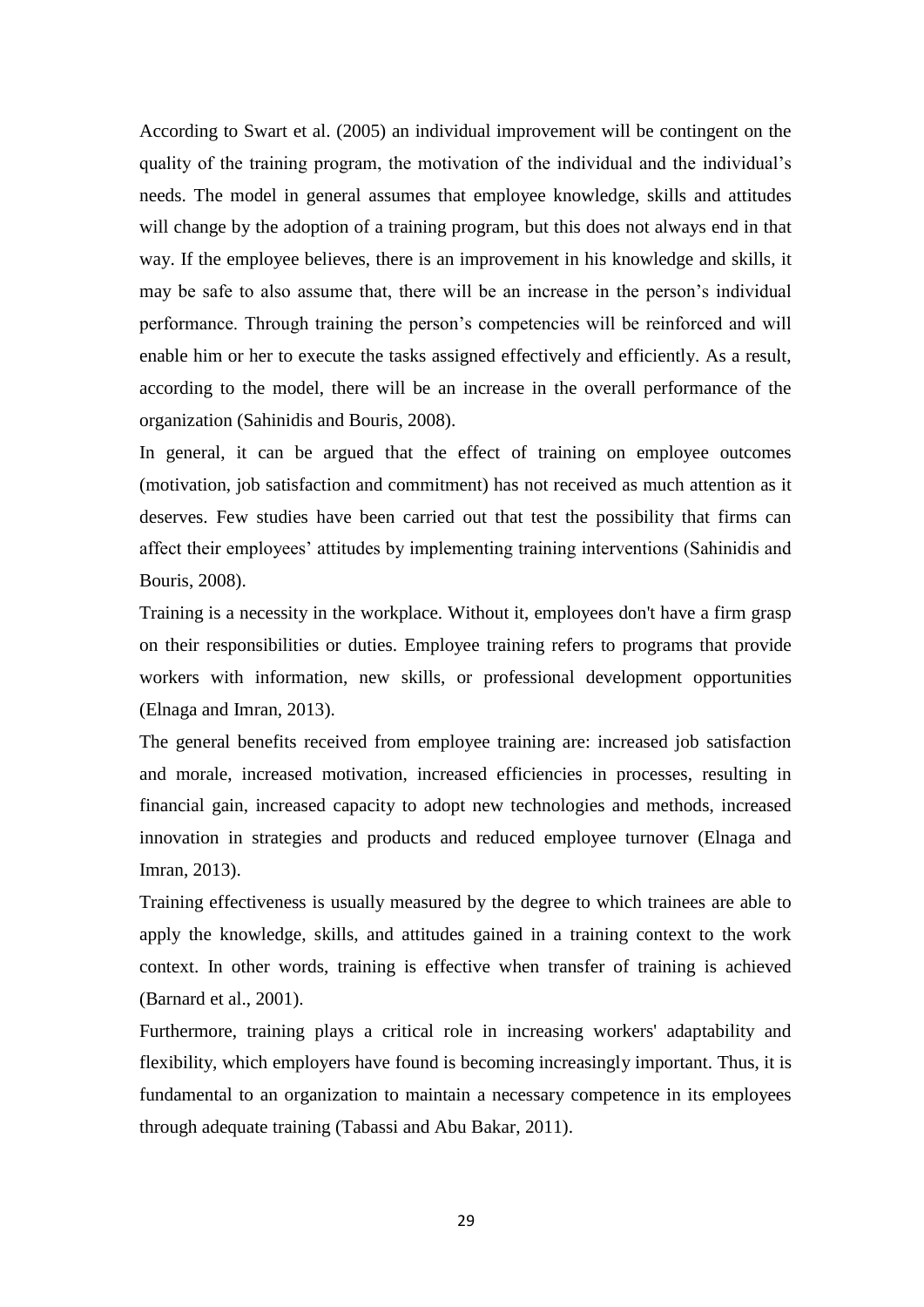According to Swart et al. (2005) an individual improvement will be contingent on the quality of the training program, the motivation of the individual and the individual's needs. The model in general assumes that employee knowledge, skills and attitudes will change by the adoption of a training program, but this does not always end in that way. If the employee believes, there is an improvement in his knowledge and skills, it may be safe to also assume that, there will be an increase in the person's individual performance. Through training the person's competencies will be reinforced and will enable him or her to execute the tasks assigned effectively and efficiently. As a result, according to the model, there will be an increase in the overall performance of the organization (Sahinidis and Bouris, 2008).

In general, it can be argued that the effect of training on employee outcomes (motivation, job satisfaction and commitment) has not received as much attention as it deserves. Few studies have been carried out that test the possibility that firms can affect their employees' attitudes by implementing training interventions (Sahinidis and Bouris, 2008).

Training is a necessity in the workplace. Without it, employees don't have a firm grasp on their responsibilities or duties. Employee training refers to programs that provide workers with information, new skills, or professional development opportunities (Elnaga and Imran, 2013).

The general benefits received from employee training are: increased job satisfaction and morale, increased motivation, increased efficiencies in processes, resulting in financial gain, increased capacity to adopt new technologies and methods, increased innovation in strategies and products and reduced employee turnover (Elnaga and Imran, 2013).

Training effectiveness is usually measured by the degree to which trainees are able to apply the knowledge, skills, and attitudes gained in a training context to the work context. In other words, training is effective when transfer of training is achieved (Barnard et al., 2001).

Furthermore, training plays a critical role in increasing workers' adaptability and flexibility, which employers have found is becoming increasingly important. Thus, it is fundamental to an organization to maintain a necessary competence in its employees through adequate training (Tabassi and Abu Bakar, 2011).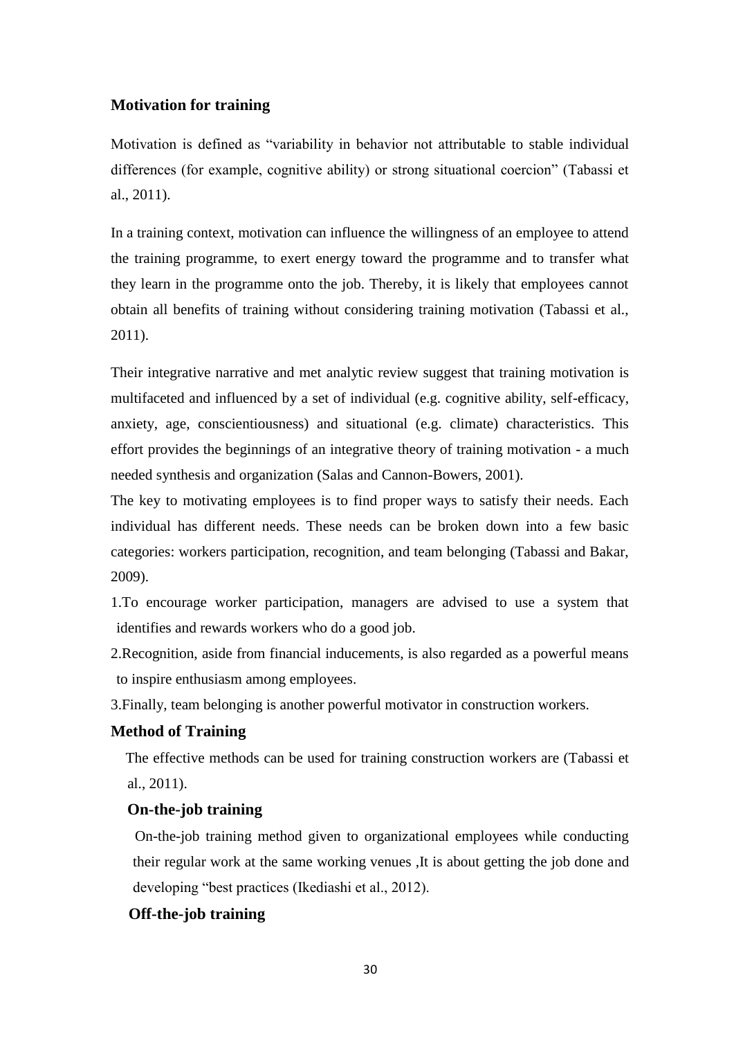### Motivation for training

Motivation is defined as "variability in behavior not attributable to stable individual differences (for example, cognitive ability) or strong situational coercion" (Tabassi et al., 2011).

In a training context, motivation can influence the willingness of an employee to attend the training programme, to exert energy toward the programme and to transfer what they learn in the programme onto the job. Thereby, it is likely that employees cannot obtain all benefits of training without considering training motivation (Tabassi et al., 2011).

Their integrative narrative and met analytic review suggest that training motivation is multifaceted and influenced by a set of individual (e.g. cognitive ability, self-efficacy, anxiety, age, conscientiousness) and situational (e.g. climate) characteristics. This effort provides the beginnings of an integrative theory of training motivation - a much needed synthesis and organization (Salas and Cannon-Bowers, 2001).

The key to motivating employees is to find proper ways to satisfy their needs. Each individual has different needs. These needs can be broken down into a few basic categories: workers participation, recognition, and team belonging (Tabassi and Bakar, 2009).

1. To encourage worker participation, managers are advised to use a system that identifies and rewards workers who do a good job.
2. Recognition, aside from financial inducements, is also regarded as a powerful means to inspire enthusiasm among employees.
3. Finally, team belonging is another powerful motivator in construction workers.

### Method of Training

The effective methods can be used for training construction workers are (Tabassi et al., 2011).

#### On-the-job training

On-the-job training method given to organizational employees while conducting their regular work at the same working venues ,It is about getting the job done and developing "best practices (Ikediashi et al., 2012).

#### Off-the-job training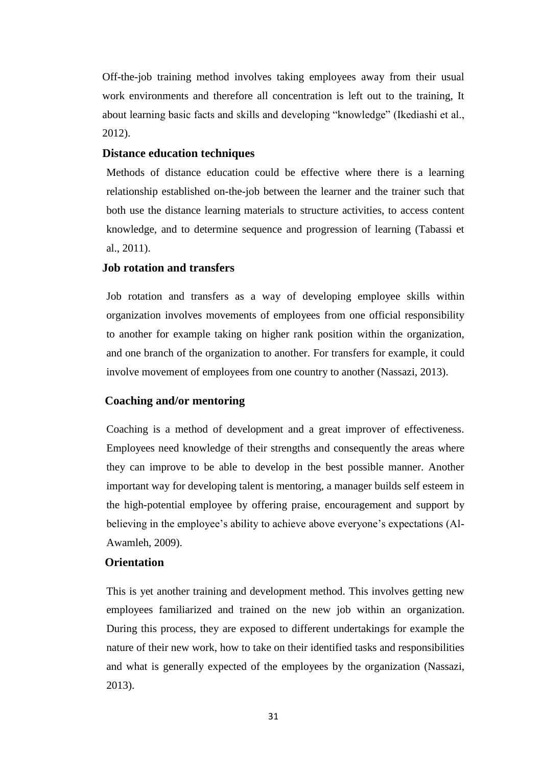Off-the-job training method involves taking employees away from their usual work environments and therefore all concentration is left out to the training, It about learning basic facts and skills and developing "knowledge" (Ikediashi et al., 2012).

**Distance education techniques**

Methods of distance education could be effective where there is a learning relationship established on-the-job between the learner and the trainer such that both use the distance learning materials to structure activities, to access content knowledge, and to determine sequence and progression of learning (Tabassi et al., 2011).

**Job rotation and transfers**

Job rotation and transfers as a way of developing employee skills within organization involves movements of employees from one official responsibility to another for example taking on higher rank position within the organization, and one branch of the organization to another. For transfers for example, it could involve movement of employees from one country to another (Nassazi, 2013).

**Coaching and/or mentoring**

Coaching is a method of development and a great improver of effectiveness. Employees need knowledge of their strengths and consequently the areas where they can improve to be able to develop in the best possible manner. Another important way for developing talent is mentoring, a manager builds self esteem in the high-potential employee by offering praise, encouragement and support by believing in the employee's ability to achieve above everyone's expectations (Al-Awamleh, 2009).

**Orientation**

This is yet another training and development method. This involves getting new employees familiarized and trained on the new job within an organization. During this process, they are exposed to different undertakings for example the nature of their new work, how to take on their identified tasks and responsibilities and what is generally expected of the employees by the organization (Nassazi, 2013).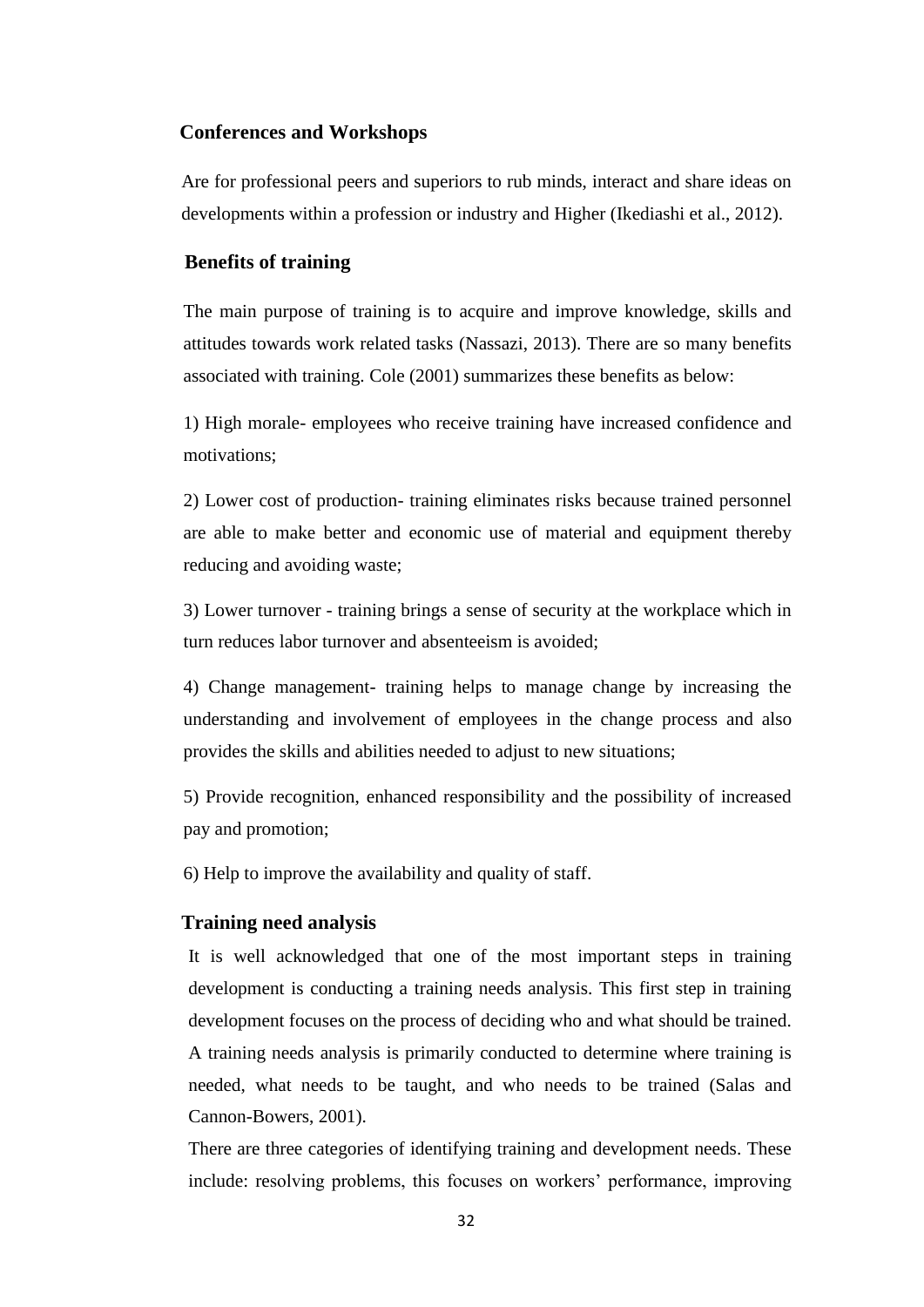### Conferences and Workshops

Are for professional peers and superiors to rub minds, interact and share ideas on developments within a profession or industry and Higher (Ikediashi et al., 2012).

### Benefits of training

The main purpose of training is to acquire and improve knowledge, skills and attitudes towards work related tasks (Nassazi, 2013). There are so many benefits associated with training. Cole (2001) summarizes these benefits as below:

1) High morale- employees who receive training have increased confidence and motivations;

2) Lower cost of production- training eliminates risks because trained personnel are able to make better and economic use of material and equipment thereby reducing and avoiding waste;

3) Lower turnover - training brings a sense of security at the workplace which in turn reduces labor turnover and absenteeism is avoided;

4) Change management- training helps to manage change by increasing the understanding and involvement of employees in the change process and also provides the skills and abilities needed to adjust to new situations;

5) Provide recognition, enhanced responsibility and the possibility of increased pay and promotion;

6) Help to improve the availability and quality of staff.

### Training need analysis

It is well acknowledged that one of the most important steps in training development is conducting a training needs analysis. This first step in training development focuses on the process of deciding who and what should be trained. A training needs analysis is primarily conducted to determine where training is needed, what needs to be taught, and who needs to be trained (Salas and Cannon-Bowers, 2001).

There are three categories of identifying training and development needs. These include: resolving problems, this focuses on workers' performance, improving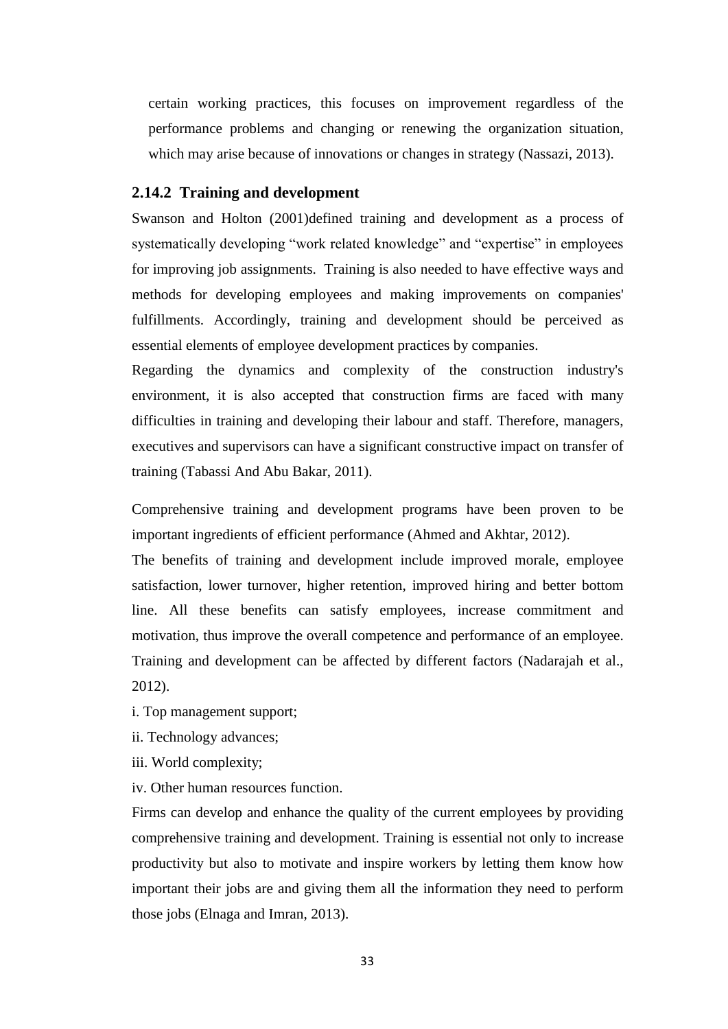certain working practices, this focuses on improvement regardless of the performance problems and changing or renewing the organization situation, which may arise because of innovations or changes in strategy (Nassazi, 2013).

### 2.14.2 Training and development

Swanson and Holton (2001)defined training and development as a process of systematically developing "work related knowledge" and "expertise" in employees for improving job assignments. Training is also needed to have effective ways and methods for developing employees and making improvements on companies' fulfillments. Accordingly, training and development should be perceived as essential elements of employee development practices by companies.

Regarding the dynamics and complexity of the construction industry's environment, it is also accepted that construction firms are faced with many difficulties in training and developing their labour and staff. Therefore, managers, executives and supervisors can have a significant constructive impact on transfer of training (Tabassi And Abu Bakar, 2011).

Comprehensive training and development programs have been proven to be important ingredients of efficient performance (Ahmed and Akhtar, 2012).

The benefits of training and development include improved morale, employee satisfaction, lower turnover, higher retention, improved hiring and better bottom line. All these benefits can satisfy employees, increase commitment and motivation, thus improve the overall competence and performance of an employee. Training and development can be affected by different factors (Nadarajah et al., 2012).

i. Top management support;

ii. Technology advances;

iii. World complexity;

iv. Other human resources function.

Firms can develop and enhance the quality of the current employees by providing comprehensive training and development. Training is essential not only to increase productivity but also to motivate and inspire workers by letting them know how important their jobs are and giving them all the information they need to perform those jobs (Elnaga and Imran, 2013).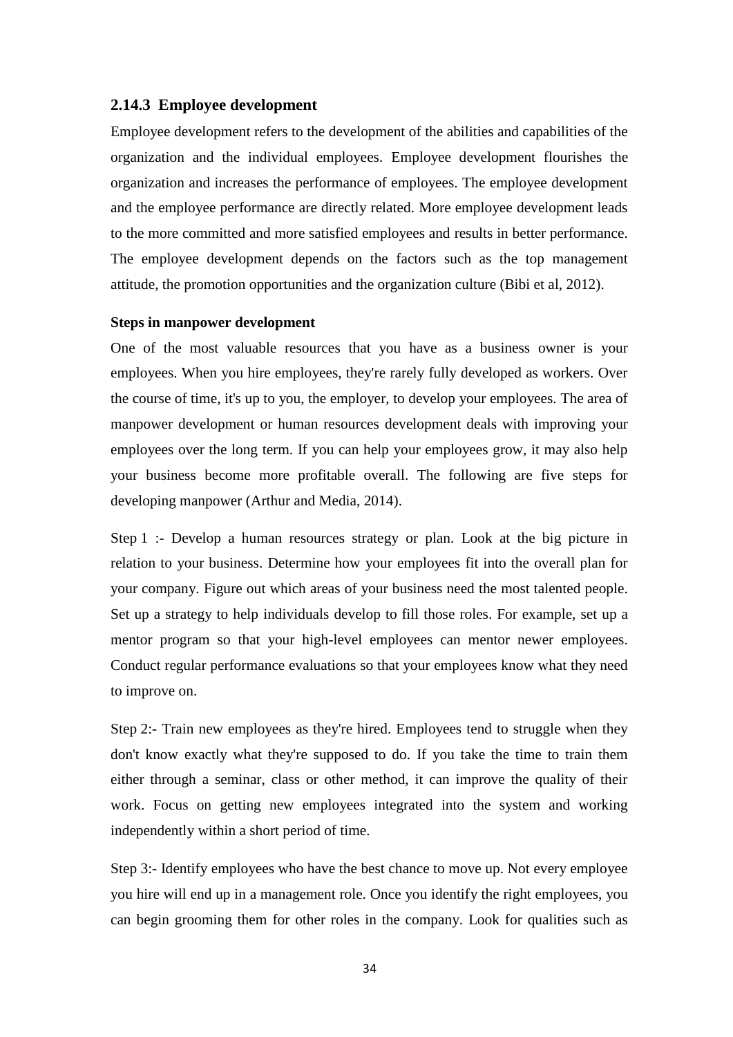### 2.14.3 Employee development

Employee development refers to the development of the abilities and capabilities of the organization and the individual employees. Employee development flourishes the organization and increases the performance of employees. The employee development and the employee performance are directly related. More employee development leads to the more committed and more satisfied employees and results in better performance. The employee development depends on the factors such as the top management attitude, the promotion opportunities and the organization culture (Bibi et al, 2012).

**Steps in manpower development**

One of the most valuable resources that you have as a business owner is your employees. When you hire employees, they're rarely fully developed as workers. Over the course of time, it's up to you, the employer, to develop your employees. The area of manpower development or human resources development deals with improving your employees over the long term. If you can help your employees grow, it may also help your business become more profitable overall. The following are five steps for developing manpower (Arthur and Media, 2014).

Step 1 :- Develop a human resources strategy or plan. Look at the big picture in relation to your business. Determine how your employees fit into the overall plan for your company. Figure out which areas of your business need the most talented people. Set up a strategy to help individuals develop to fill those roles. For example, set up a mentor program so that your high-level employees can mentor newer employees. Conduct regular performance evaluations so that your employees know what they need to improve on.

Step 2:- Train new employees as they're hired. Employees tend to struggle when they don't know exactly what they're supposed to do. If you take the time to train them either through a seminar, class or other method, it can improve the quality of their work. Focus on getting new employees integrated into the system and working independently within a short period of time.

Step 3:- Identify employees who have the best chance to move up. Not every employee you hire will end up in a management role. Once you identify the right employees, you can begin grooming them for other roles in the company. Look for qualities such as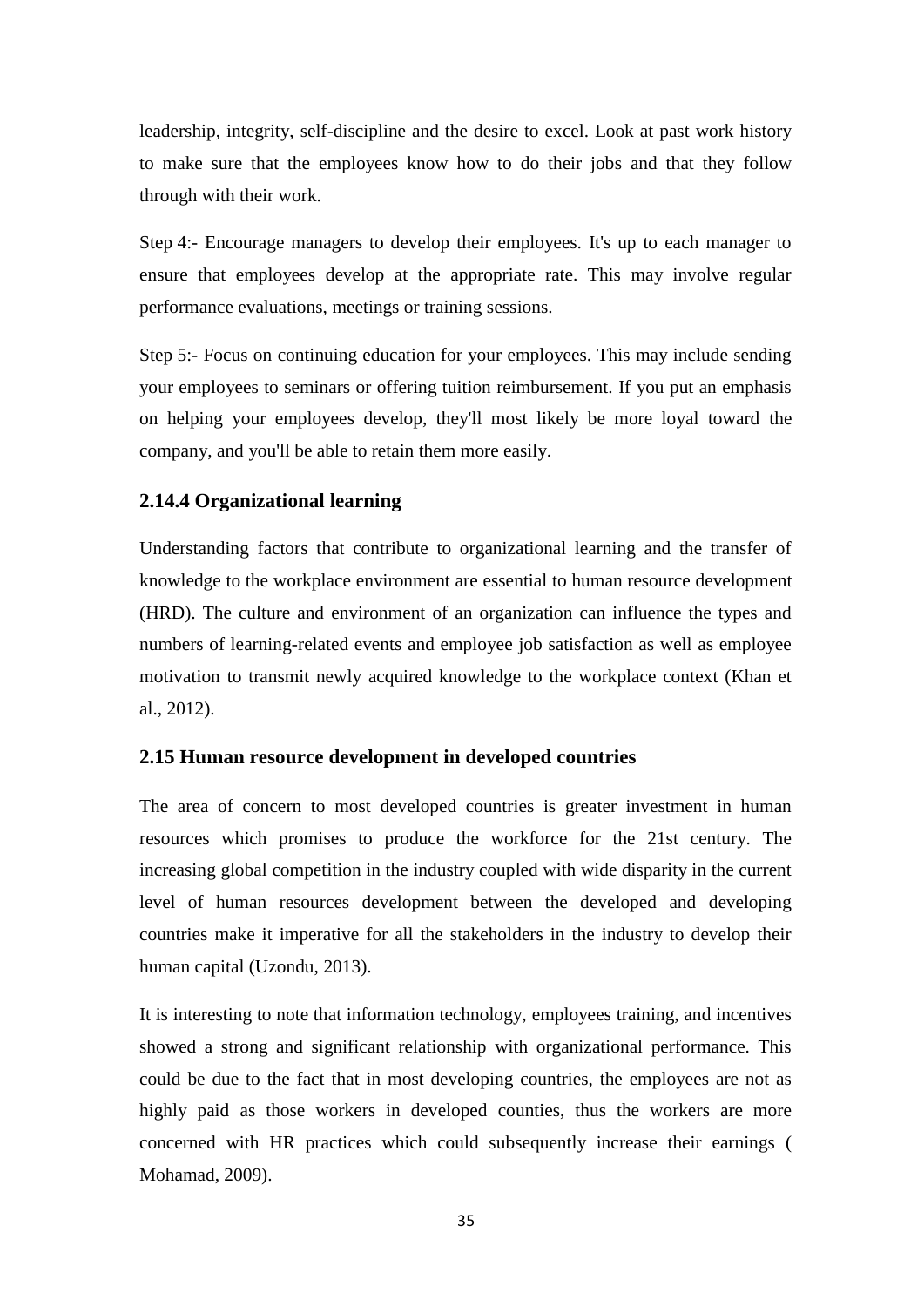leadership, integrity, self-discipline and the desire to excel. Look at past work history to make sure that the employees know how to do their jobs and that they follow through with their work.

Step 4:- Encourage managers to develop their employees. It's up to each manager to ensure that employees develop at the appropriate rate. This may involve regular performance evaluations, meetings or training sessions.

Step 5:- Focus on continuing education for your employees. This may include sending your employees to seminars or offering tuition reimbursement. If you put an emphasis on helping your employees develop, they'll most likely be more loyal toward the company, and you'll be able to retain them more easily.

### 2.14.4 Organizational learning

Understanding factors that contribute to organizational learning and the transfer of knowledge to the workplace environment are essential to human resource development (HRD). The culture and environment of an organization can influence the types and numbers of learning-related events and employee job satisfaction as well as employee motivation to transmit newly acquired knowledge to the workplace context (Khan et al., 2012).

## 2.15 Human resource development in developed countries

The area of concern to most developed countries is greater investment in human resources which promises to produce the workforce for the 21st century. The increasing global competition in the industry coupled with wide disparity in the current level of human resources development between the developed and developing countries make it imperative for all the stakeholders in the industry to develop their human capital (Uzondu, 2013).

It is interesting to note that information technology, employees training, and incentives showed a strong and significant relationship with organizational performance. This could be due to the fact that in most developing countries, the employees are not as highly paid as those workers in developed counties, thus the workers are more concerned with HR practices which could subsequently increase their earnings ( Mohamad, 2009).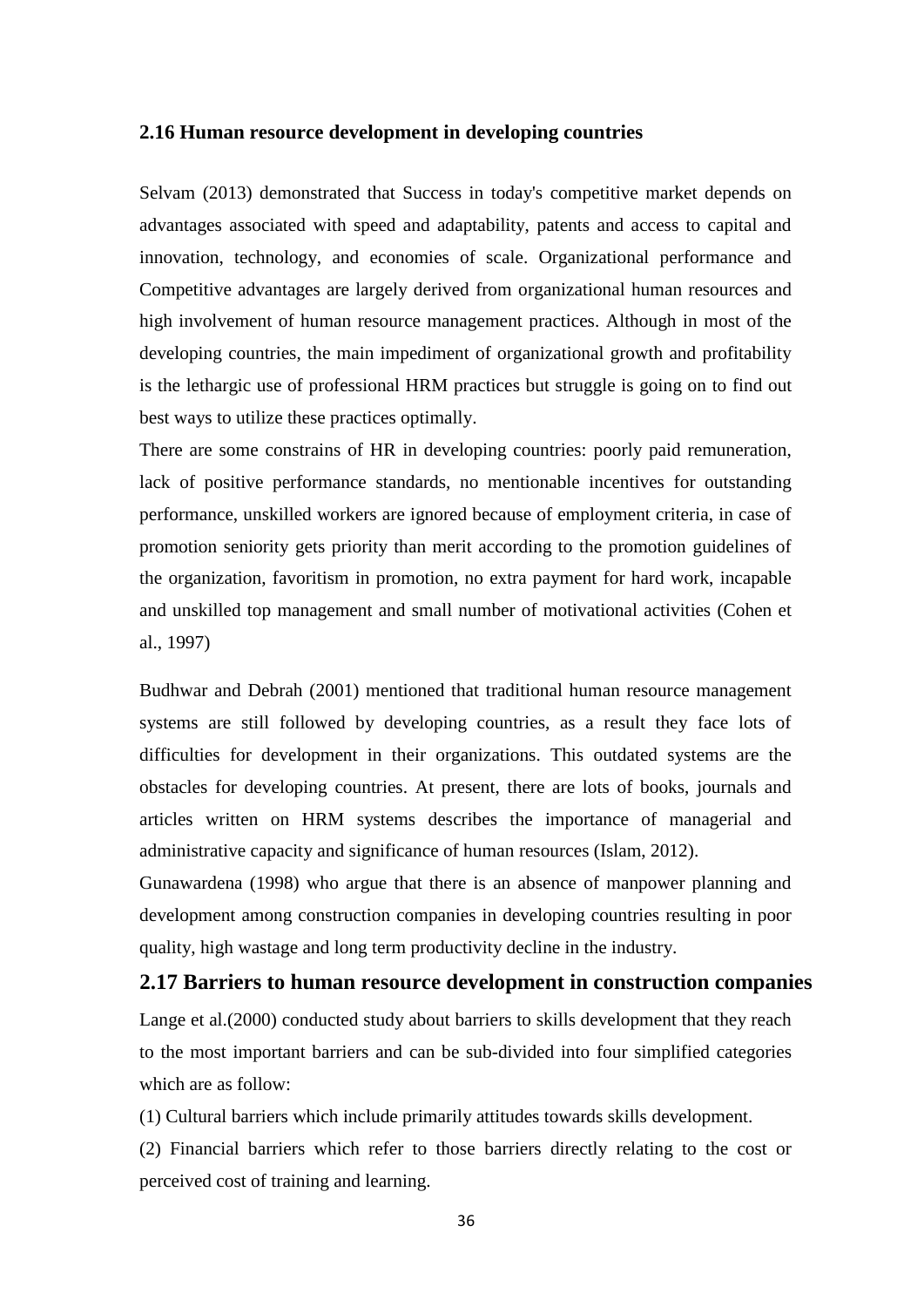## 2.16 Human resource development in developing countries

Selvam (2013) demonstrated that Success in today's competitive market depends on advantages associated with speed and adaptability, patents and access to capital and innovation, technology, and economies of scale. Organizational performance and Competitive advantages are largely derived from organizational human resources and high involvement of human resource management practices. Although in most of the developing countries, the main impediment of organizational growth and profitability is the lethargic use of professional HRM practices but struggle is going on to find out best ways to utilize these practices optimally.

There are some constrains of HR in developing countries: poorly paid remuneration, lack of positive performance standards, no mentionable incentives for outstanding performance, unskilled workers are ignored because of employment criteria, in case of promotion seniority gets priority than merit according to the promotion guidelines of the organization, favoritism in promotion, no extra payment for hard work, incapable and unskilled top management and small number of motivational activities (Cohen et al., 1997)

Budhwar and Debrah (2001) mentioned that traditional human resource management systems are still followed by developing countries, as a result they face lots of difficulties for development in their organizations. This outdated systems are the obstacles for developing countries. At present, there are lots of books, journals and articles written on HRM systems describes the importance of managerial and administrative capacity and significance of human resources (Islam, 2012).

Gunawardena (1998) who argue that there is an absence of manpower planning and development among construction companies in developing countries resulting in poor quality, high wastage and long term productivity decline in the industry.

## 2.17 Barriers to human resource development in construction companies

Lange et al.(2000) conducted study about barriers to skills development that they reach to the most important barriers and can be sub-divided into four simplified categories which are as follow:

(1) Cultural barriers which include primarily attitudes towards skills development.

(2) Financial barriers which refer to those barriers directly relating to the cost or perceived cost of training and learning.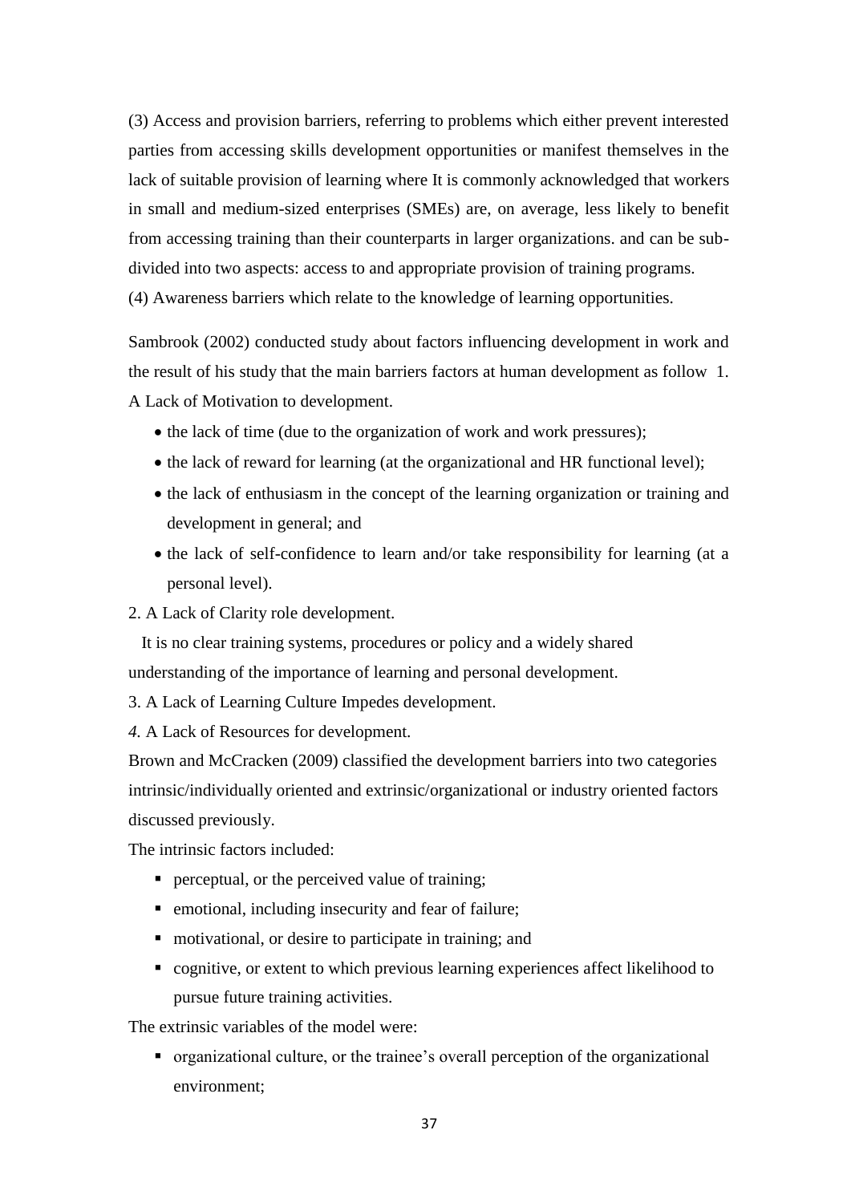(3) Access and provision barriers, referring to problems which either prevent interested parties from accessing skills development opportunities or manifest themselves in the lack of suitable provision of learning where It is commonly acknowledged that workers in small and medium-sized enterprises (SMEs) are, on average, less likely to benefit from accessing training than their counterparts in larger organizations. and can be sub-divided into two aspects: access to and appropriate provision of training programs.
(4) Awareness barriers which relate to the knowledge of learning opportunities.

Sambrook (2002) conducted study about factors influencing development in work and the result of his study that the main barriers factors at human development as follow 1. A Lack of Motivation to development.

- the lack of time (due to the organization of work and work pressures);
- the lack of reward for learning (at the organizational and HR functional level);
- the lack of enthusiasm in the concept of the learning organization or training and development in general; and
- the lack of self-confidence to learn and/or take responsibility for learning (at a personal level).

2. A Lack of Clarity role development.

It is no clear training systems, procedures or policy and a widely shared understanding of the importance of learning and personal development.

3. A Lack of Learning Culture Impedes development.

*4.* A Lack of Resources for development.

Brown and McCracken (2009) classified the development barriers into two categories intrinsic/individually oriented and extrinsic/organizational or industry oriented factors discussed previously.

The intrinsic factors included:

- perceptual, or the perceived value of training;
- emotional, including insecurity and fear of failure;
- motivational, or desire to participate in training; and
- cognitive, or extent to which previous learning experiences affect likelihood to pursue future training activities.

The extrinsic variables of the model were:

- organizational culture, or the trainee's overall perception of the organizational environment;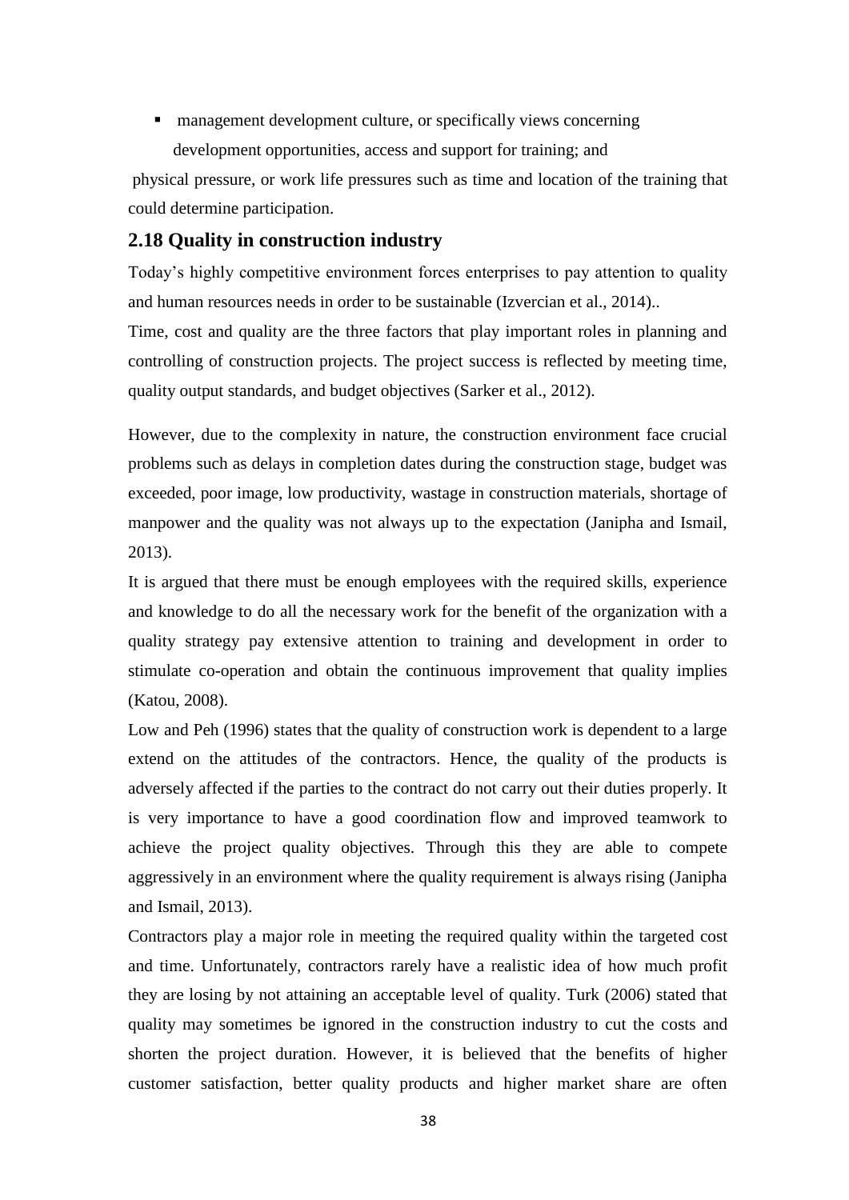- management development culture, or specifically views concerning development opportunities, access and support for training; and

physical pressure, or work life pressures such as time and location of the training that could determine participation.

## 2.18 Quality in construction industry

Today's highly competitive environment forces enterprises to pay attention to quality and human resources needs in order to be sustainable (Izvercian et al., 2014)..

Time, cost and quality are the three factors that play important roles in planning and controlling of construction projects. The project success is reflected by meeting time, quality output standards, and budget objectives (Sarker et al., 2012).

However, due to the complexity in nature, the construction environment face crucial problems such as delays in completion dates during the construction stage, budget was exceeded, poor image, low productivity, wastage in construction materials, shortage of manpower and the quality was not always up to the expectation (Janipha and Ismail, 2013).

It is argued that there must be enough employees with the required skills, experience and knowledge to do all the necessary work for the benefit of the organization with a quality strategy pay extensive attention to training and development in order to stimulate co-operation and obtain the continuous improvement that quality implies (Katou, 2008).

Low and Peh (1996) states that the quality of construction work is dependent to a large extend on the attitudes of the contractors. Hence, the quality of the products is adversely affected if the parties to the contract do not carry out their duties properly. It is very importance to have a good coordination flow and improved teamwork to achieve the project quality objectives. Through this they are able to compete aggressively in an environment where the quality requirement is always rising (Janipha and Ismail, 2013).

Contractors play a major role in meeting the required quality within the targeted cost and time. Unfortunately, contractors rarely have a realistic idea of how much profit they are losing by not attaining an acceptable level of quality. Turk (2006) stated that quality may sometimes be ignored in the construction industry to cut the costs and shorten the project duration. However, it is believed that the benefits of higher customer satisfaction, better quality products and higher market share are often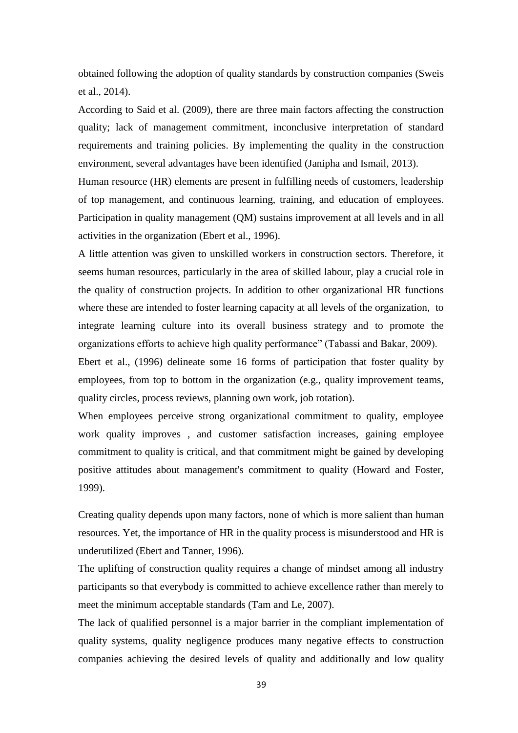obtained following the adoption of quality standards by construction companies (Sweis et al., 2014).

According to Said et al. (2009), there are three main factors affecting the construction quality; lack of management commitment, inconclusive interpretation of standard requirements and training policies. By implementing the quality in the construction environment, several advantages have been identified (Janipha and Ismail, 2013).

Human resource (HR) elements are present in fulfilling needs of customers, leadership of top management, and continuous learning, training, and education of employees. Participation in quality management (QM) sustains improvement at all levels and in all activities in the organization (Ebert et al., 1996).

A little attention was given to unskilled workers in construction sectors. Therefore, it seems human resources, particularly in the area of skilled labour, play a crucial role in the quality of construction projects. In addition to other organizational HR functions where these are intended to foster learning capacity at all levels of the organization, to integrate learning culture into its overall business strategy and to promote the organizations efforts to achieve high quality performance" (Tabassi and Bakar, 2009).

Ebert et al., (1996) delineate some 16 forms of participation that foster quality by employees, from top to bottom in the organization (e.g., quality improvement teams, quality circles, process reviews, planning own work, job rotation).

When employees perceive strong organizational commitment to quality, employee work quality improves , and customer satisfaction increases, gaining employee commitment to quality is critical, and that commitment might be gained by developing positive attitudes about management's commitment to quality (Howard and Foster, 1999).

Creating quality depends upon many factors, none of which is more salient than human resources. Yet, the importance of HR in the quality process is misunderstood and HR is underutilized (Ebert and Tanner, 1996).

The uplifting of construction quality requires a change of mindset among all industry participants so that everybody is committed to achieve excellence rather than merely to meet the minimum acceptable standards (Tam and Le, 2007).

The lack of qualified personnel is a major barrier in the compliant implementation of quality systems, quality negligence produces many negative effects to construction companies achieving the desired levels of quality and additionally and low quality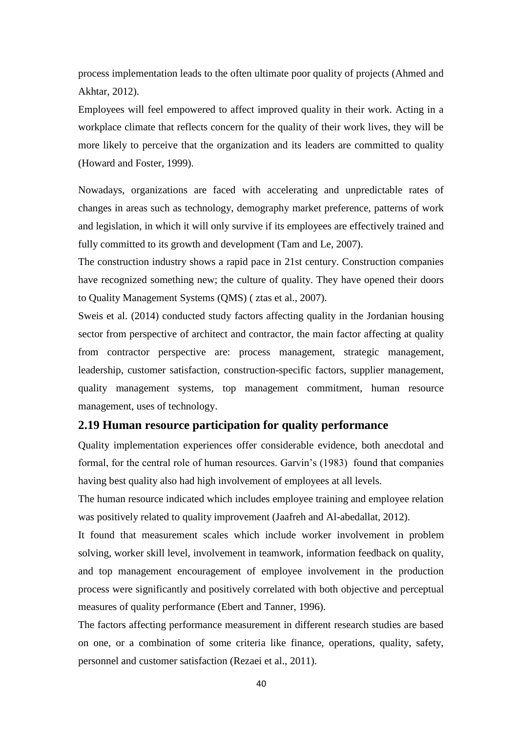process implementation leads to the often ultimate poor quality of projects (Ahmed and Akhtar, 2012).

Employees will feel empowered to affect improved quality in their work. Acting in a workplace climate that reflects concern for the quality of their work lives, they will be more likely to perceive that the organization and its leaders are committed to quality (Howard and Foster, 1999).

Nowadays, organizations are faced with accelerating and unpredictable rates of changes in areas such as technology, demography market preference, patterns of work and legislation, in which it will only survive if its employees are effectively trained and fully committed to its growth and development (Tam and Le, 2007).

The construction industry shows a rapid pace in 21st century. Construction companies have recognized something new; the culture of quality. They have opened their doors to Quality Management Systems (QMS) ( ztas et al., 2007).

Sweis et al. (2014) conducted study factors affecting quality in the Jordanian housing sector from perspective of architect and contractor, the main factor affecting at quality from contractor perspective are: process management, strategic management, leadership, customer satisfaction, construction-specific factors, supplier management, quality management systems, top management commitment, human resource management, uses of technology.

## 2.19 Human resource participation for quality performance

Quality implementation experiences offer considerable evidence, both anecdotal and formal, for the central role of human resources. Garvin's (1983) found that companies having best quality also had high involvement of employees at all levels.

The human resource indicated which includes employee training and employee relation was positively related to quality improvement (Jaafreh and Al-abedallat, 2012).

It found that measurement scales which include worker involvement in problem solving, worker skill level, involvement in teamwork, information feedback on quality, and top management encouragement of employee involvement in the production process were significantly and positively correlated with both objective and perceptual measures of quality performance (Ebert and Tanner, 1996).

The factors affecting performance measurement in different research studies are based on one, or a combination of some criteria like finance, operations, quality, safety, personnel and customer satisfaction (Rezaei et al., 2011).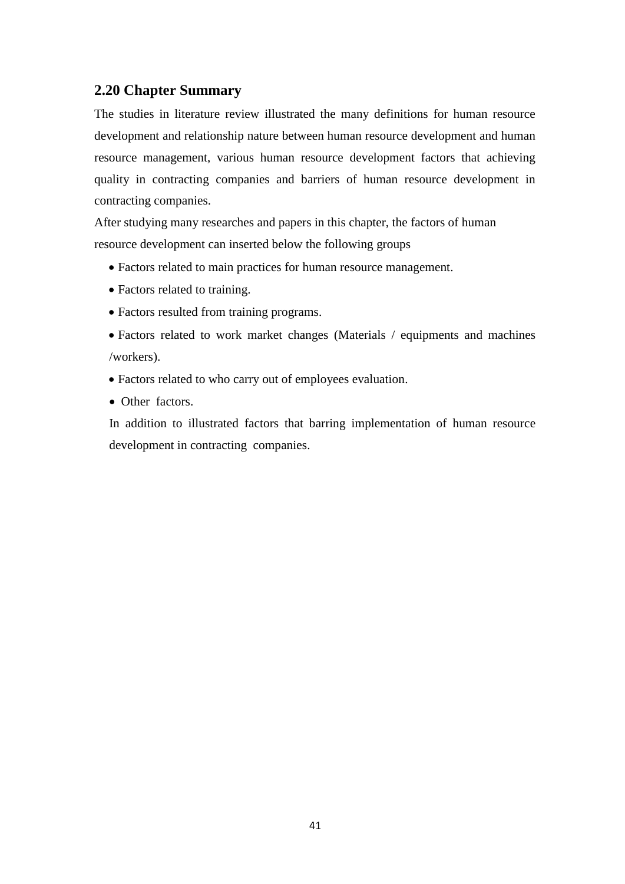## 2.20 Chapter Summary

The studies in literature review illustrated the many definitions for human resource development and relationship nature between human resource development and human resource management, various human resource development factors that achieving quality in contracting companies and barriers of human resource development in contracting companies.

After studying many researches and papers in this chapter, the factors of human resource development can inserted below the following groups

- Factors related to main practices for human resource management.
- Factors related to training.
- Factors resulted from training programs.
- Factors related to work market changes (Materials / equipments and machines /workers).
- Factors related to who carry out of employees evaluation.
- Other factors.

In addition to illustrated factors that barring implementation of human resource development in contracting companies.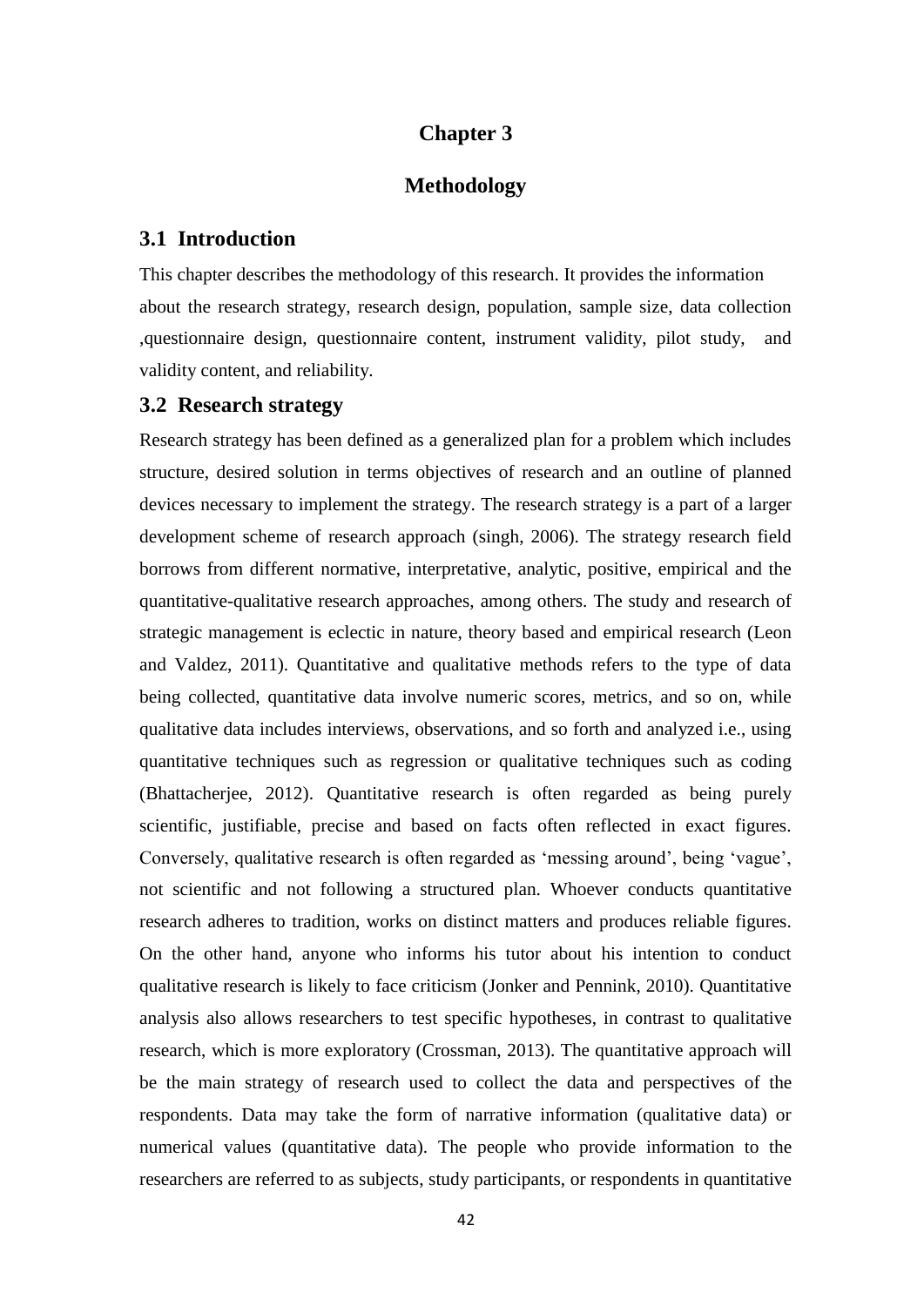# Chapter 3

# Methodology

## 3.1 Introduction

This chapter describes the methodology of this research. It provides the information about the research strategy, research design, population, sample size, data collection ,questionnaire design, questionnaire content, instrument validity, pilot study, and validity content, and reliability.

## 3.2 Research strategy

Research strategy has been defined as a generalized plan for a problem which includes structure, desired solution in terms objectives of research and an outline of planned devices necessary to implement the strategy. The research strategy is a part of a larger development scheme of research approach (singh, 2006). The strategy research field borrows from different normative, interpretative, analytic, positive, empirical and the quantitative-qualitative research approaches, among others. The study and research of strategic management is eclectic in nature, theory based and empirical research (Leon and Valdez, 2011). Quantitative and qualitative methods refers to the type of data being collected, quantitative data involve numeric scores, metrics, and so on, while qualitative data includes interviews, observations, and so forth and analyzed i.e., using quantitative techniques such as regression or qualitative techniques such as coding (Bhattacherjee, 2012). Quantitative research is often regarded as being purely scientific, justifiable, precise and based on facts often reflected in exact figures. Conversely, qualitative research is often regarded as 'messing around', being 'vague', not scientific and not following a structured plan. Whoever conducts quantitative research adheres to tradition, works on distinct matters and produces reliable figures. On the other hand, anyone who informs his tutor about his intention to conduct qualitative research is likely to face criticism (Jonker and Pennink, 2010). Quantitative analysis also allows researchers to test specific hypotheses, in contrast to qualitative research, which is more exploratory (Crossman, 2013). The quantitative approach will be the main strategy of research used to collect the data and perspectives of the respondents. Data may take the form of narrative information (qualitative data) or numerical values (quantitative data). The people who provide information to the researchers are referred to as subjects, study participants, or respondents in quantitative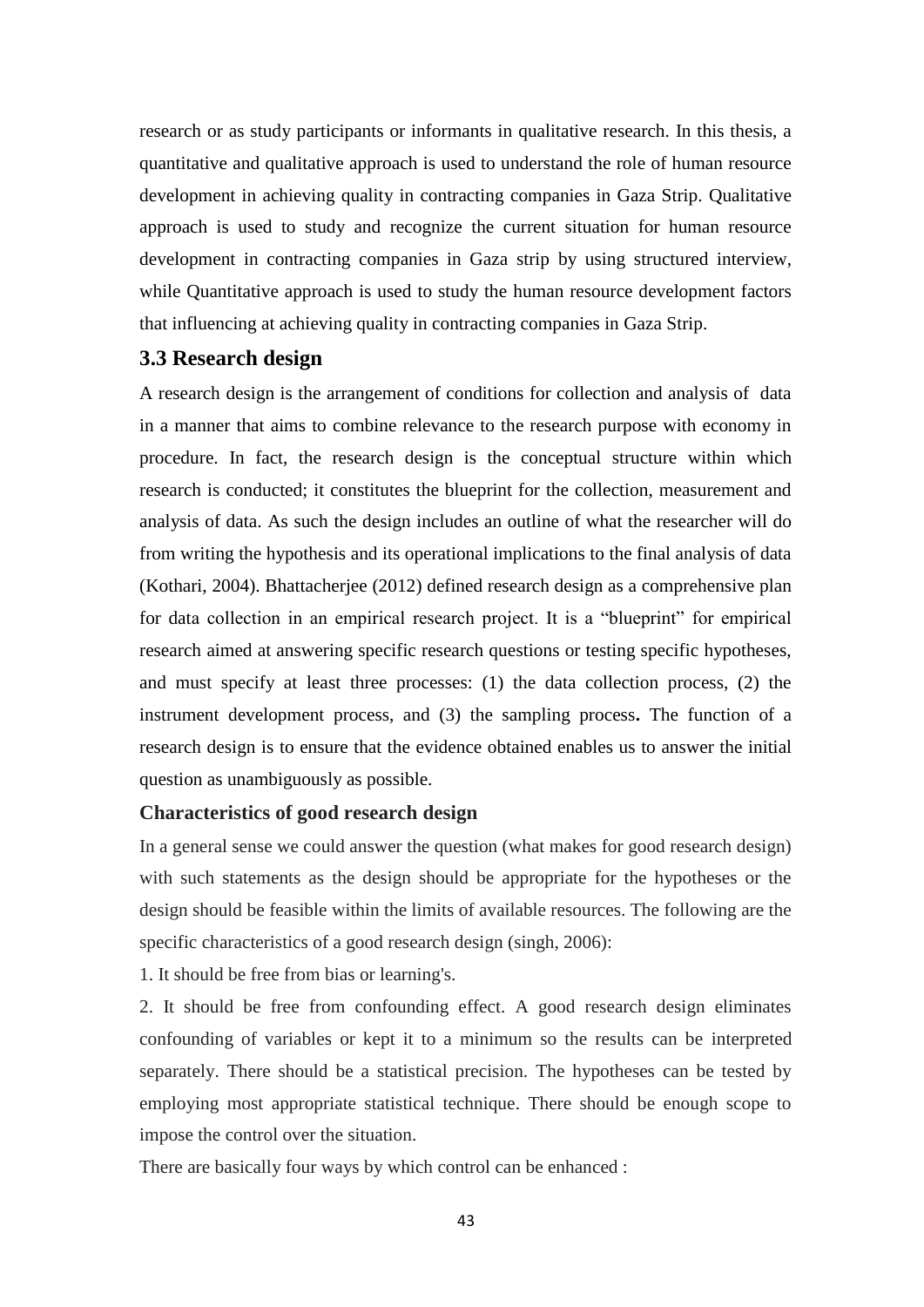research or as study participants or informants in qualitative research. In this thesis, a quantitative and qualitative approach is used to understand the role of human resource development in achieving quality in contracting companies in Gaza Strip. Qualitative approach is used to study and recognize the current situation for human resource development in contracting companies in Gaza strip by using structured interview, while Quantitative approach is used to study the human resource development factors that influencing at achieving quality in contracting companies in Gaza Strip.

### 3.3 Research design

A research design is the arrangement of conditions for collection and analysis of data in a manner that aims to combine relevance to the research purpose with economy in procedure. In fact, the research design is the conceptual structure within which research is conducted; it constitutes the blueprint for the collection, measurement and analysis of data. As such the design includes an outline of what the researcher will do from writing the hypothesis and its operational implications to the final analysis of data (Kothari, 2004). Bhattacherjee (2012) defined research design as a comprehensive plan for data collection in an empirical research project. It is a "blueprint" for empirical research aimed at answering specific research questions or testing specific hypotheses, and must specify at least three processes: (1) the data collection process, (2) the instrument development process, and (3) the sampling process**.** The function of a research design is to ensure that the evidence obtained enables us to answer the initial question as unambiguously as possible.

#### Characteristics of good research design

In a general sense we could answer the question (what makes for good research design) with such statements as the design should be appropriate for the hypotheses or the design should be feasible within the limits of available resources. The following are the specific characteristics of a good research design (singh, 2006):

1. It should be free from bias or learning's.

2. It should be free from confounding effect. A good research design eliminates confounding of variables or kept it to a minimum so the results can be interpreted separately. There should be a statistical precision. The hypotheses can be tested by employing most appropriate statistical technique. There should be enough scope to impose the control over the situation.

There are basically four ways by which control can be enhanced :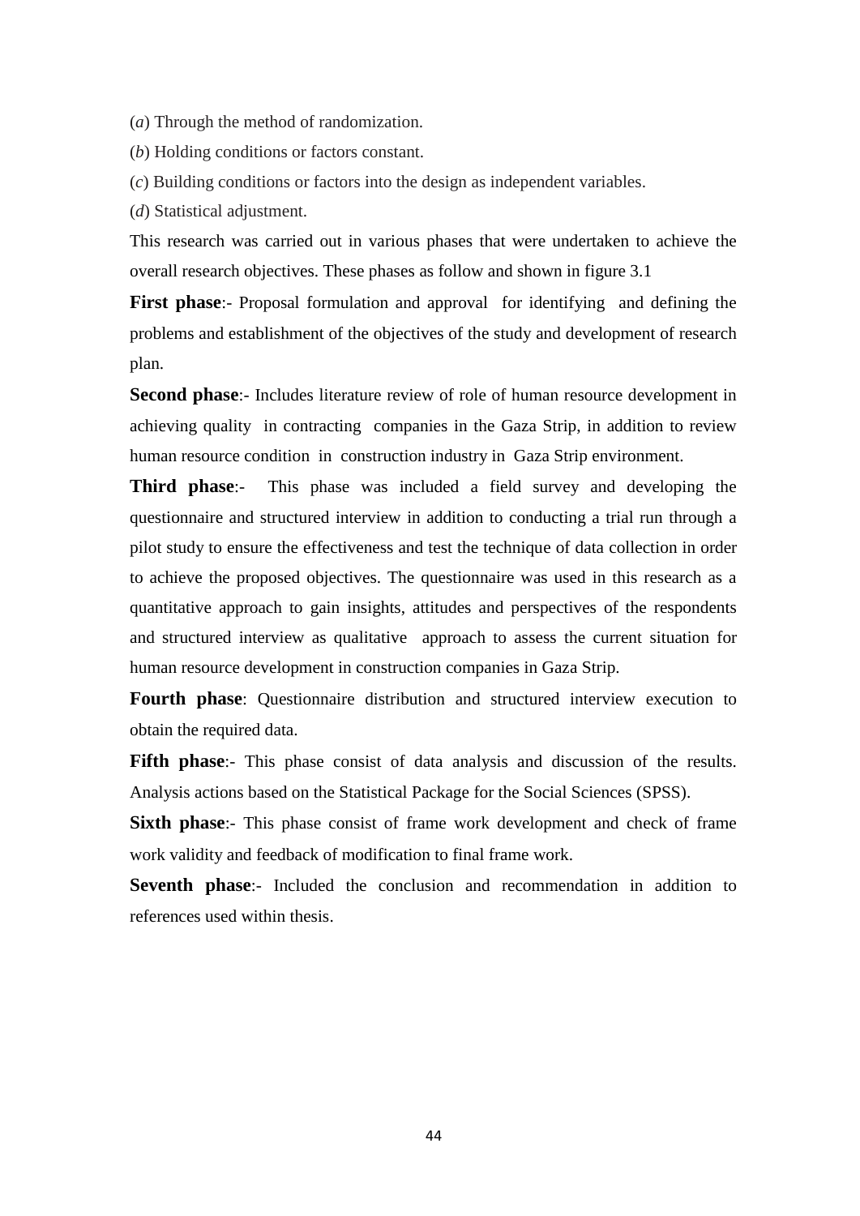(*a*) Through the method of randomization.

(*b*) Holding conditions or factors constant.

(*c*) Building conditions or factors into the design as independent variables.

(*d*) Statistical adjustment.

This research was carried out in various phases that were undertaken to achieve the overall research objectives. These phases as follow and shown in figure 3.1

**First phase**:- Proposal formulation and approval for identifying and defining the problems and establishment of the objectives of the study and development of research plan.

**Second phase**:- Includes literature review of role of human resource development in achieving quality in contracting companies in the Gaza Strip, in addition to review human resource condition in construction industry in Gaza Strip environment.

**Third phase**:- This phase was included a field survey and developing the questionnaire and structured interview in addition to conducting a trial run through a pilot study to ensure the effectiveness and test the technique of data collection in order to achieve the proposed objectives. The questionnaire was used in this research as a quantitative approach to gain insights, attitudes and perspectives of the respondents and structured interview as qualitative approach to assess the current situation for human resource development in construction companies in Gaza Strip.

**Fourth phase**: Questionnaire distribution and structured interview execution to obtain the required data.

**Fifth phase**:- This phase consist of data analysis and discussion of the results. Analysis actions based on the Statistical Package for the Social Sciences (SPSS).

**Sixth phase**:- This phase consist of frame work development and check of frame work validity and feedback of modification to final frame work.

**Seventh phase**:- Included the conclusion and recommendation in addition to references used within thesis.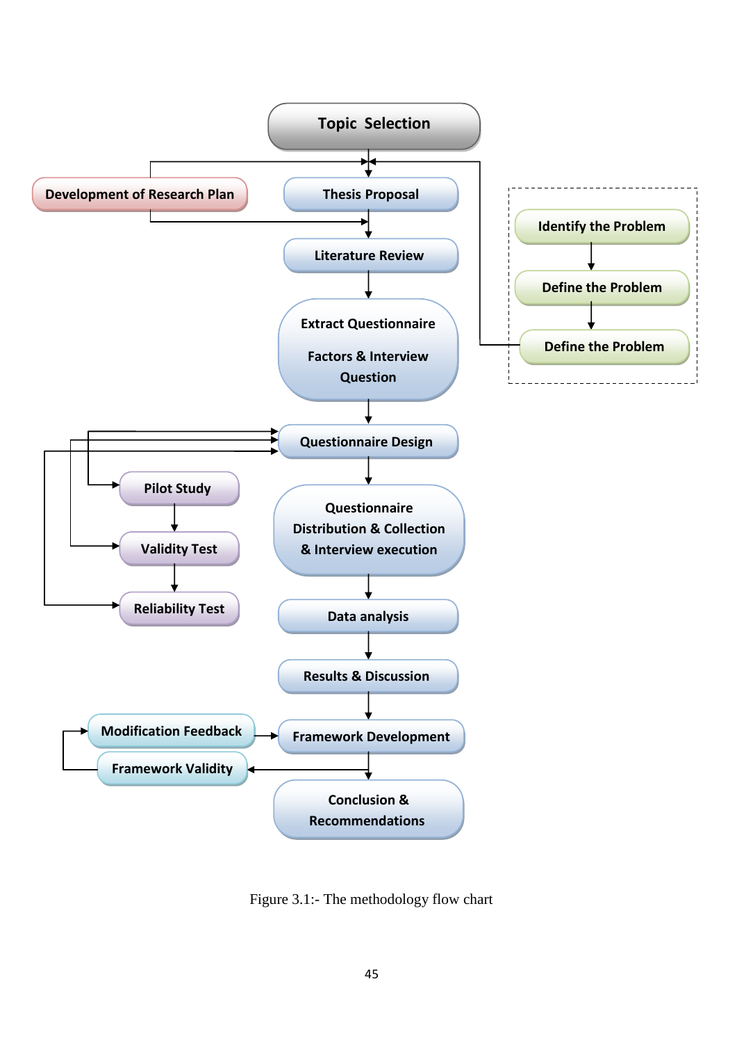Topic Selection

Development of Research Plan

Thesis Proposal

Identify the Problem

Define the Problem

Define the Problem

Literature Review

Extract Questionnaire Factors & Interview Question

Questionnaire Design

Pilot Study

Validity Test

Reliability Test

Questionnaire Distribution & Collection & Interview execution

Data analysis

Results & Discussion

Modification Feedback

Framework Development

Framework Validity

Conclusion & Recommendations

Figure 3.1:- The methodology flow chart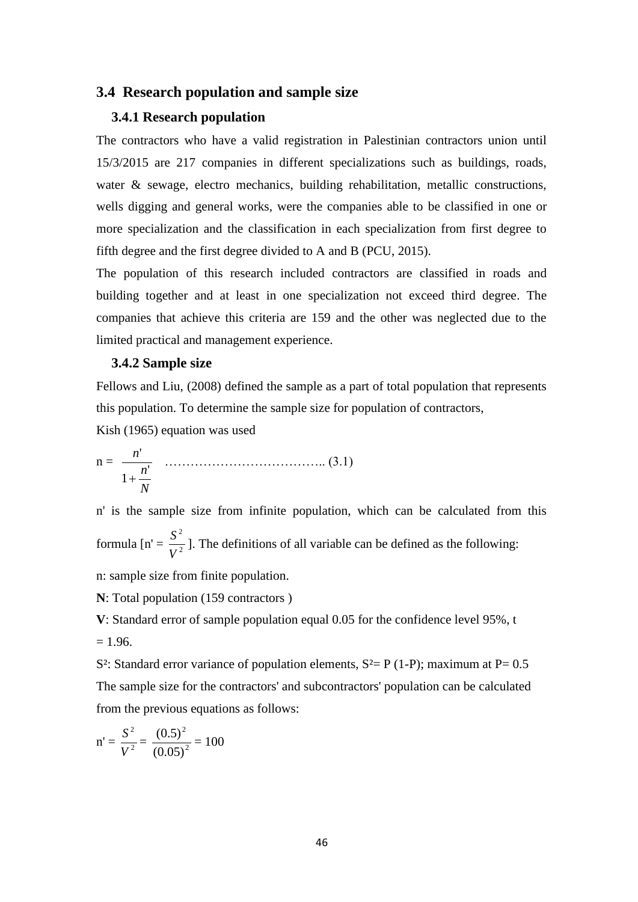## 3.4 Research population and sample size

### 3.4.1 Research population

The contractors who have a valid registration in Palestinian contractors union until 15/3/2015 are 217 companies in different specializations such as buildings, roads, water & sewage, electro mechanics, building rehabilitation, metallic constructions, wells digging and general works, were the companies able to be classified in one or more specialization and the classification in each specialization from first degree to fifth degree and the first degree divided to A and B (PCU, 2015).

The population of this research included contractors are classified in roads and building together and at least in one specialization not exceed third degree. The companies that achieve this criteria are 159 and the other was neglected due to the limited practical and management experience.

### 3.4.2 Sample size

Fellows and Liu, (2008) defined the sample as a part of total population that represents this population. To determine the sample size for population of contractors,

Kish (1965) equation was used

$$n = \frac{n'}{1+\frac{n'}{N}} \quad \text{………………………………..} \ (3.1)$$

n' is the sample size from infinite population, which can be calculated from this formula [$n' = \frac{S^2}{V^2}$]. The definitions of all variable can be defined as the following:

n: sample size from finite population.

**N**: Total population (159 contractors )

**V**: Standard error of sample population equal 0.05 for the confidence level 95%, t = 1.96.

$S^2$: Standard error variance of population elements, $S^2 = P\ (1-P)$; maximum at $P= 0.5$

The sample size for the contractors' and subcontractors' population can be calculated from the previous equations as follows:

$$n' = \frac{S^2}{V^2} = \frac{(0.5)^2}{(0.05)^2} = 100$$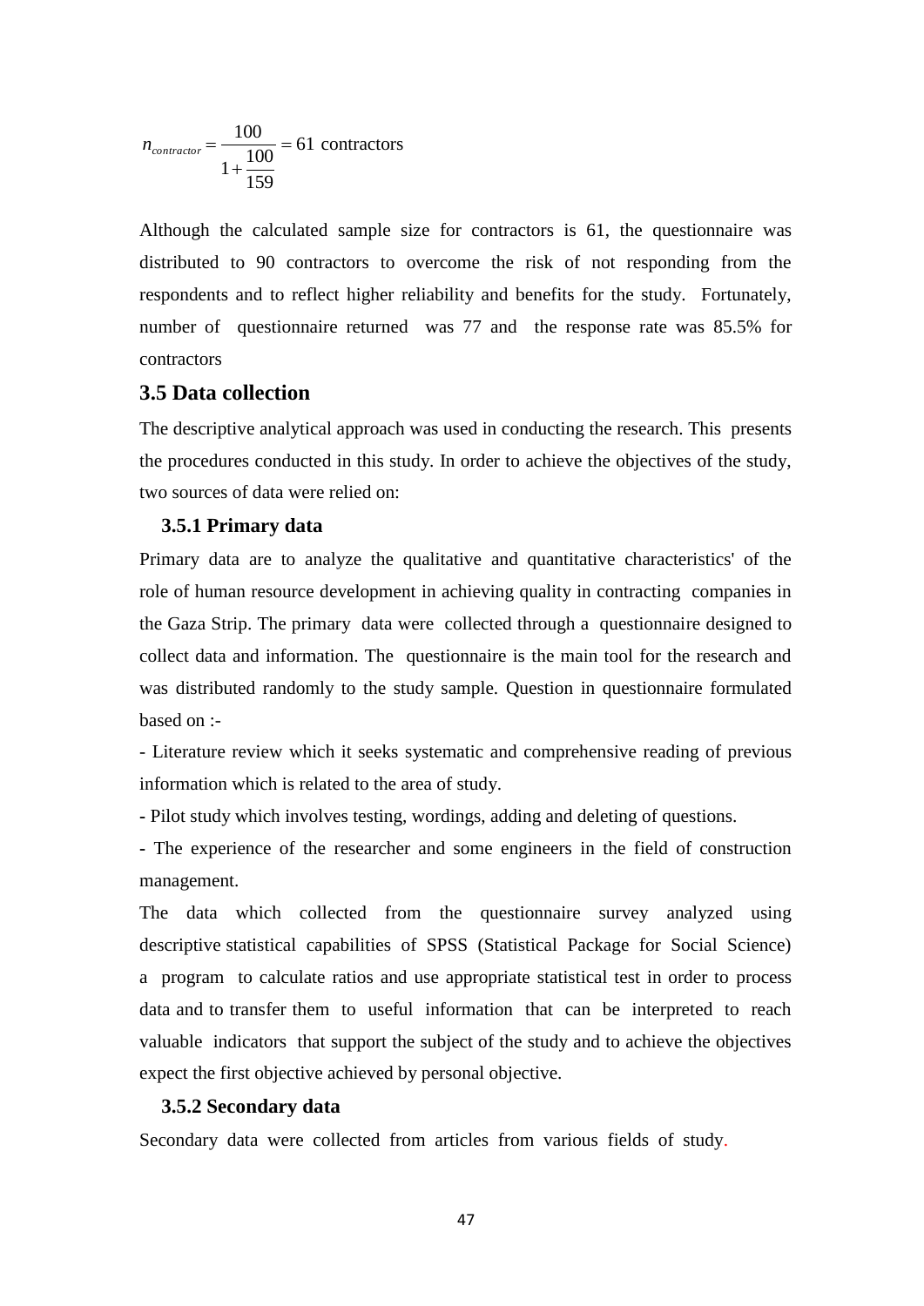$$n_{contractor} = \frac{100}{1+\frac{100}{159}} = 61 \text{ contractors}$$

Although the calculated sample size for contractors is 61, the questionnaire was distributed to 90 contractors to overcome the risk of not responding from the respondents and to reflect higher reliability and benefits for the study. Fortunately, number of questionnaire returned was 77 and the response rate was 85.5% for contractors

## 3.5 Data collection

The descriptive analytical approach was used in conducting the research. This presents the procedures conducted in this study. In order to achieve the objectives of the study, two sources of data were relied on:

### 3.5.1 Primary data

Primary data are to analyze the qualitative and quantitative characteristics' of the role of human resource development in achieving quality in contracting companies in the Gaza Strip. The primary data were collected through a questionnaire designed to collect data and information. The questionnaire is the main tool for the research and was distributed randomly to the study sample. Question in questionnaire formulated based on :-

- Literature review which it seeks systematic and comprehensive reading of previous information which is related to the area of study.
- Pilot study which involves testing, wordings, adding and deleting of questions.
- The experience of the researcher and some engineers in the field of construction management.

The data which collected from the questionnaire survey analyzed using descriptive statistical capabilities of SPSS (Statistical Package for Social Science) a program to calculate ratios and use appropriate statistical test in order to process data and to transfer them to useful information that can be interpreted to reach valuable indicators that support the subject of the study and to achieve the objectives expect the first objective achieved by personal objective.

### 3.5.2 Secondary data

Secondary data were collected from articles from various fields of study.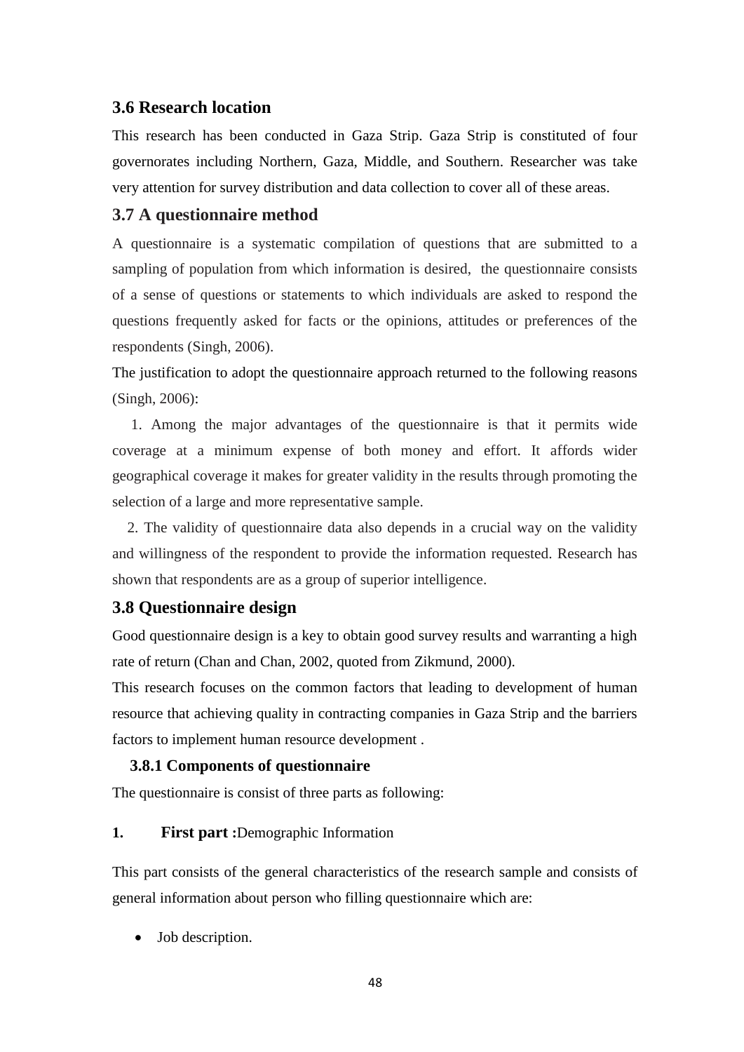## 3.6 Research location

This research has been conducted in Gaza Strip. Gaza Strip is constituted of four governorates including Northern, Gaza, Middle, and Southern. Researcher was take very attention for survey distribution and data collection to cover all of these areas.

## 3.7 A questionnaire method

A questionnaire is a systematic compilation of questions that are submitted to a sampling of population from which information is desired, the questionnaire consists of a sense of questions or statements to which individuals are asked to respond the questions frequently asked for facts or the opinions, attitudes or preferences of the respondents (Singh, 2006).

The justification to adopt the questionnaire approach returned to the following reasons (Singh, 2006):

1. Among the major advantages of the questionnaire is that it permits wide coverage at a minimum expense of both money and effort. It affords wider geographical coverage it makes for greater validity in the results through promoting the selection of a large and more representative sample.

2. The validity of questionnaire data also depends in a crucial way on the validity and willingness of the respondent to provide the information requested. Research has shown that respondents are as a group of superior intelligence.

## 3.8 Questionnaire design

Good questionnaire design is a key to obtain good survey results and warranting a high rate of return (Chan and Chan, 2002, quoted from Zikmund, 2000).

This research focuses on the common factors that leading to development of human resource that achieving quality in contracting companies in Gaza Strip and the barriers factors to implement human resource development .

### 3.8.1 Components of questionnaire

The questionnaire is consist of three parts as following:

1. **First part :**Demographic Information

This part consists of the general characteristics of the research sample and consists of general information about person who filling questionnaire which are:

- Job description.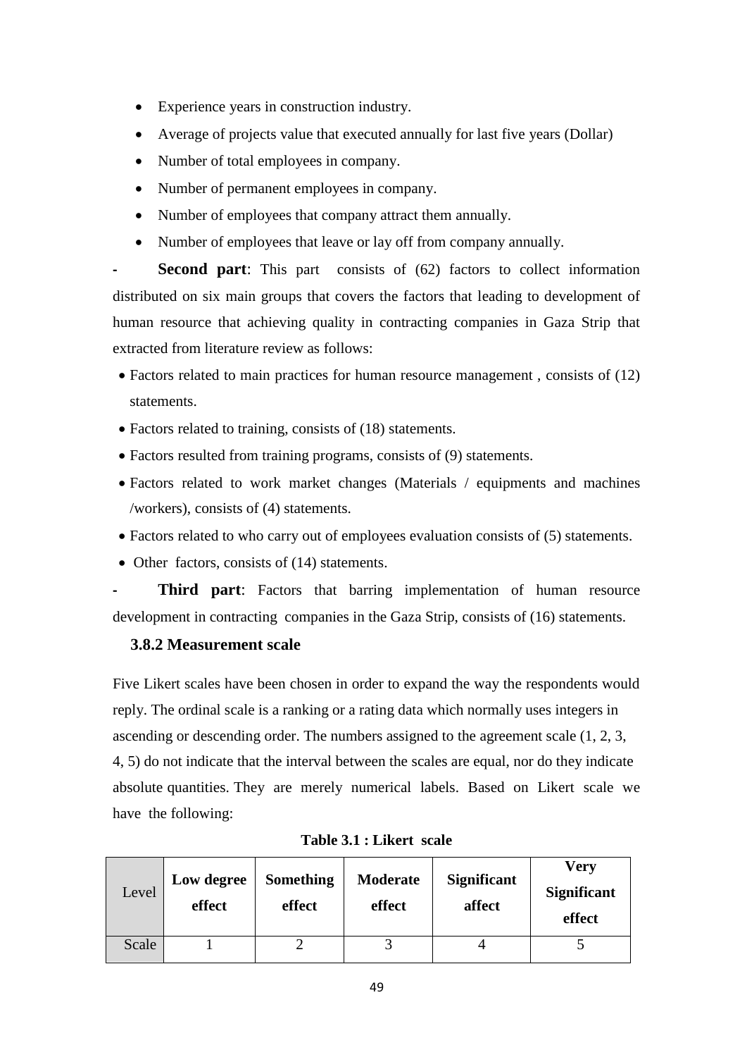- Experience years in construction industry.
- Average of projects value that executed annually for last five years (Dollar)
- Number of total employees in company.
- Number of permanent employees in company.
- Number of employees that company attract them annually.
- Number of employees that leave or lay off from company annually.

- **Second part**: This part consists of (62) factors to collect information distributed on six main groups that covers the factors that leading to development of human resource that achieving quality in contracting companies in Gaza Strip that extracted from literature review as follows:

  - Factors related to main practices for human resource management , consists of (12) statements.
  - Factors related to training, consists of (18) statements.
  - Factors resulted from training programs, consists of (9) statements.
  - Factors related to work market changes (Materials / equipments and machines /workers), consists of (4) statements.
  - Factors related to who carry out of employees evaluation consists of (5) statements.
  - Other factors, consists of (14) statements.

- **Third part**: Factors that barring implementation of human resource development in contracting companies in the Gaza Strip, consists of (16) statements.

### 3.8.2 Measurement scale

Five Likert scales have been chosen in order to expand the way the respondents would reply. The ordinal scale is a ranking or a rating data which normally uses integers in ascending or descending order. The numbers assigned to the agreement scale (1, 2, 3, 4, 5) do not indicate that the interval between the scales are equal, nor do they indicate absolute quantities. They are merely numerical labels. Based on Likert scale we have the following:

**Table 3.1 : Likert scale**

| Level | Low degree effect | Something effect | Moderate effect | Significant affect | Very Significant effect |
|---|---|---|---|---|---|
| Scale | 1 | 2 | 3 | 4 | 5 |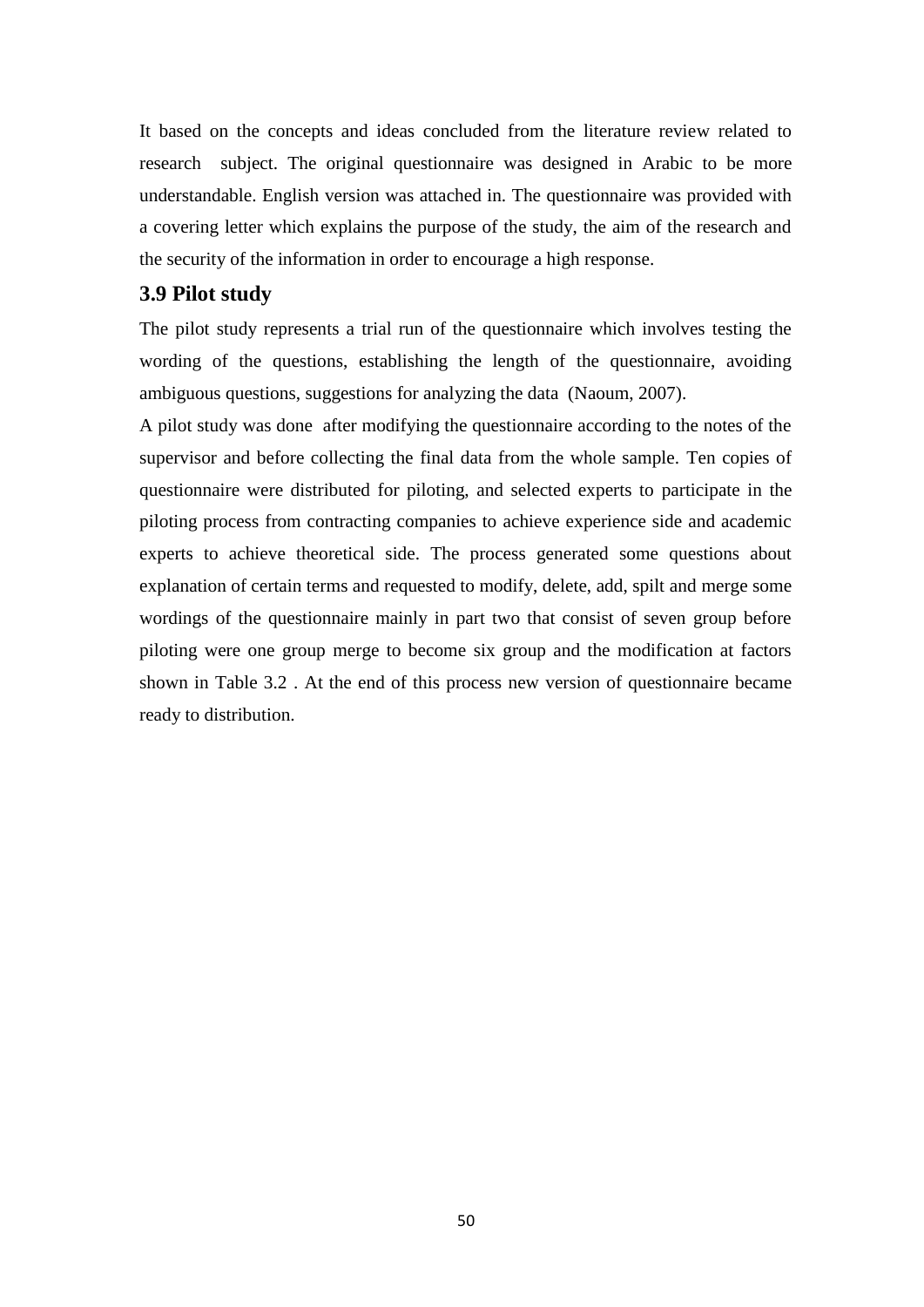It based on the concepts and ideas concluded from the literature review related to research subject. The original questionnaire was designed in Arabic to be more understandable. English version was attached in. The questionnaire was provided with a covering letter which explains the purpose of the study, the aim of the research and the security of the information in order to encourage a high response.

### 3.9 Pilot study

The pilot study represents a trial run of the questionnaire which involves testing the wording of the questions, establishing the length of the questionnaire, avoiding ambiguous questions, suggestions for analyzing the data (Naoum, 2007).

A pilot study was done after modifying the questionnaire according to the notes of the supervisor and before collecting the final data from the whole sample. Ten copies of questionnaire were distributed for piloting, and selected experts to participate in the piloting process from contracting companies to achieve experience side and academic experts to achieve theoretical side. The process generated some questions about explanation of certain terms and requested to modify, delete, add, spilt and merge some wordings of the questionnaire mainly in part two that consist of seven group before piloting were one group merge to become six group and the modification at factors shown in Table 3.2 . At the end of this process new version of questionnaire became ready to distribution.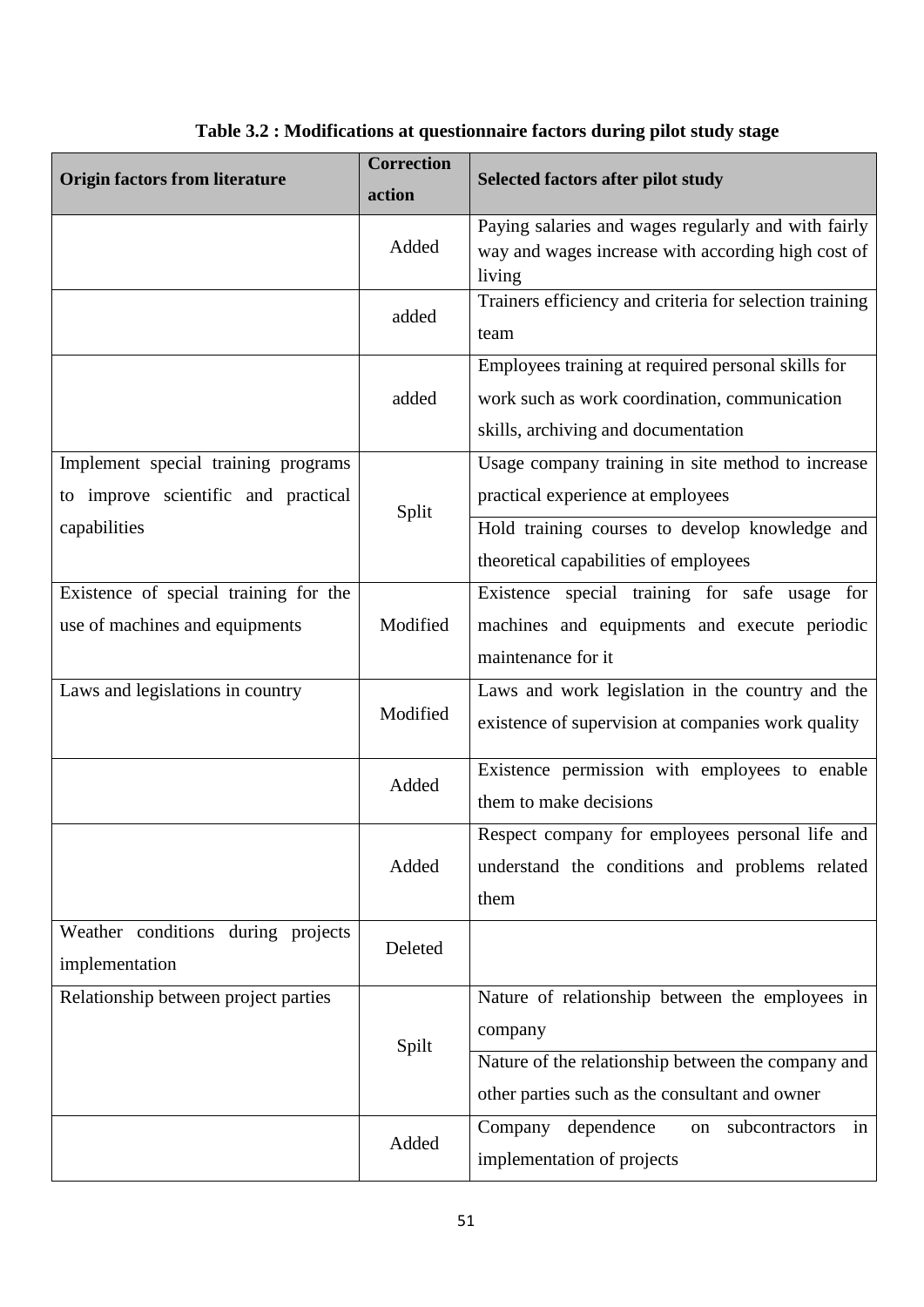**Table 3.2 : Modifications at questionnaire factors during pilot study stage**

| Origin factors from literature | Correction action | Selected factors after pilot study |
|---|---|---|
| | Added | Paying salaries and wages regularly and with fairly way and wages increase with according high cost of living |
| | added | Trainers efficiency and criteria for selection training team |
| | added | Employees training at required personal skills for work such as work coordination, communication skills, archiving and documentation |
| Implement special training programs to improve scientific and practical capabilities | Split | Usage company training in site method to increase practical experience at employees |
| | | Hold training courses to develop knowledge and theoretical capabilities of employees |
| Existence of special training for the use of machines and equipments | Modified | Existence special training for safe usage for machines and equipments and execute periodic maintenance for it |
| Laws and legislations in country | Modified | Laws and work legislation in the country and the existence of supervision at companies work quality |
| | Added | Existence permission with employees to enable them to make decisions |
| | Added | Respect company for employees personal life and understand the conditions and problems related them |
| Weather conditions during projects implementation | Deleted | |
| Relationship between project parties | Spilt | Nature of relationship between the employees in company |
| | | Nature of the relationship between the company and other parties such as the consultant and owner |
| | Added | Company dependence on subcontractors in implementation of projects |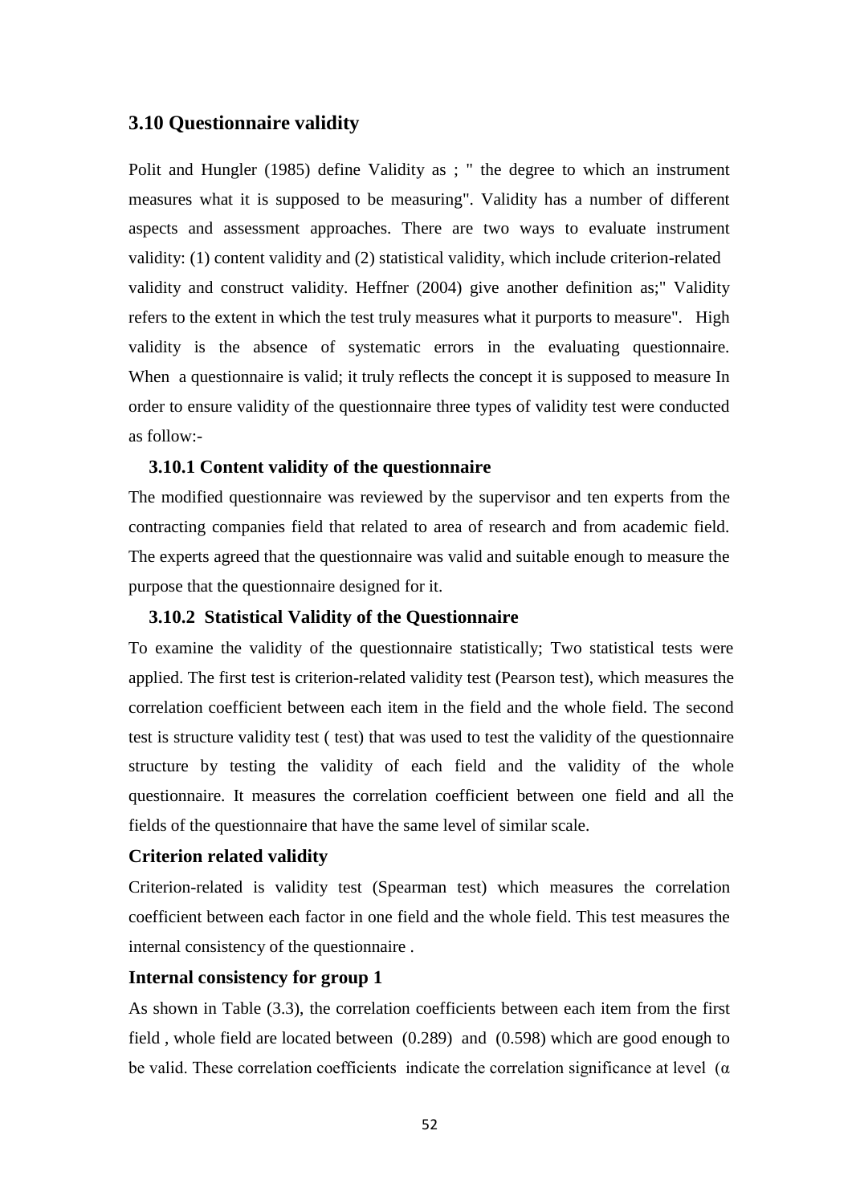## 3.10 Questionnaire validity

Polit and Hungler (1985) define Validity as ; " the degree to which an instrument measures what it is supposed to be measuring". Validity has a number of different aspects and assessment approaches. There are two ways to evaluate instrument validity: (1) content validity and (2) statistical validity, which include criterion-related validity and construct validity. Heffner (2004) give another definition as;" Validity refers to the extent in which the test truly measures what it purports to measure". High validity is the absence of systematic errors in the evaluating questionnaire. When a questionnaire is valid; it truly reflects the concept it is supposed to measure In order to ensure validity of the questionnaire three types of validity test were conducted as follow:-

### 3.10.1 Content validity of the questionnaire

The modified questionnaire was reviewed by the supervisor and ten experts from the contracting companies field that related to area of research and from academic field. The experts agreed that the questionnaire was valid and suitable enough to measure the purpose that the questionnaire designed for it.

### 3.10.2 Statistical Validity of the Questionnaire

To examine the validity of the questionnaire statistically; Two statistical tests were applied. The first test is criterion-related validity test (Pearson test), which measures the correlation coefficient between each item in the field and the whole field. The second test is structure validity test ( test) that was used to test the validity of the questionnaire structure by testing the validity of each field and the validity of the whole questionnaire. It measures the correlation coefficient between one field and all the fields of the questionnaire that have the same level of similar scale.

### Criterion related validity

Criterion-related is validity test (Spearman test) which measures the correlation coefficient between each factor in one field and the whole field. This test measures the internal consistency of the questionnaire .

### Internal consistency for group 1

As shown in Table (3.3), the correlation coefficients between each item from the first field , whole field are located between (0.289) and (0.598) which are good enough to be valid. These correlation coefficients indicate the correlation significance at level (α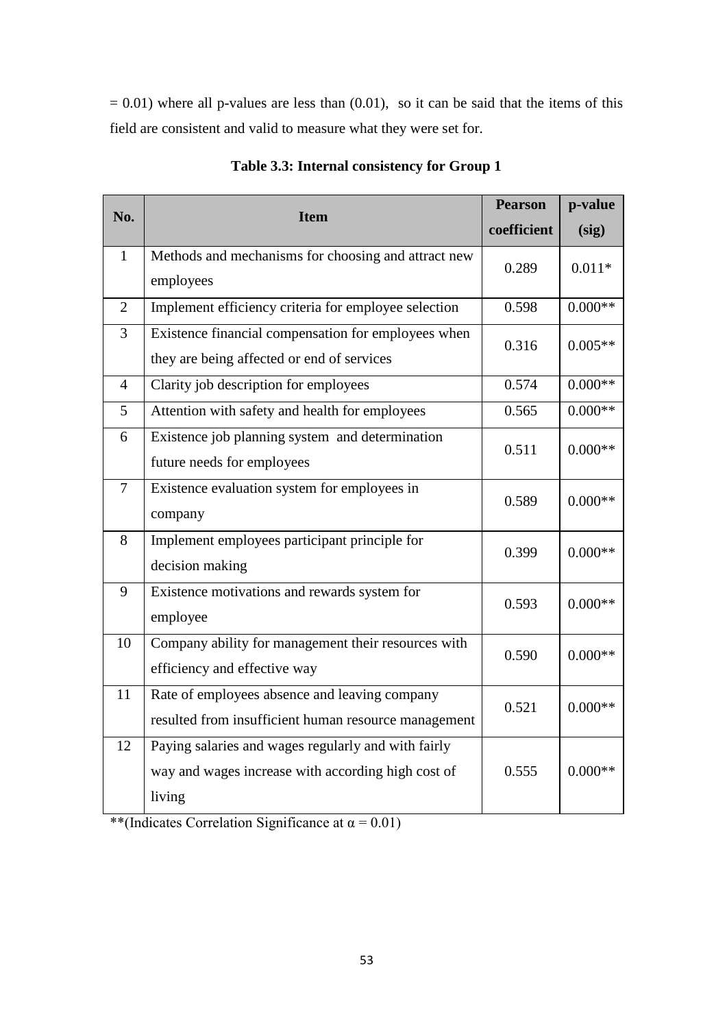= 0.01) where all p-values are less than (0.01), so it can be said that the items of this field are consistent and valid to measure what they were set for.

**Table 3.3: Internal consistency for Group 1**

| No. | Item | Pearson coefficient | p-value (sig) |
|---|---|---|---|
| 1 | Methods and mechanisms for choosing and attract new employees | 0.289 | 0.011* |
| 2 | Implement efficiency criteria for employee selection | 0.598 | 0.000** |
| 3 | Existence financial compensation for employees when they are being affected or end of services | 0.316 | 0.005** |
| 4 | Clarity job description for employees | 0.574 | 0.000** |
| 5 | Attention with safety and health for employees | 0.565 | 0.000** |
| 6 | Existence job planning system and determination future needs for employees | 0.511 | 0.000** |
| 7 | Existence evaluation system for employees in company | 0.589 | 0.000** |
| 8 | Implement employees participant principle for decision making | 0.399 | 0.000** |
| 9 | Existence motivations and rewards system for employee | 0.593 | 0.000** |
| 10 | Company ability for management their resources with efficiency and effective way | 0.590 | 0.000** |
| 11 | Rate of employees absence and leaving company resulted from insufficient human resource management | 0.521 | 0.000** |
| 12 | Paying salaries and wages regularly and with fairly way and wages increase with according high cost of living | 0.555 | 0.000** |

**(Indicates Correlation Significance at $\alpha = 0.01$)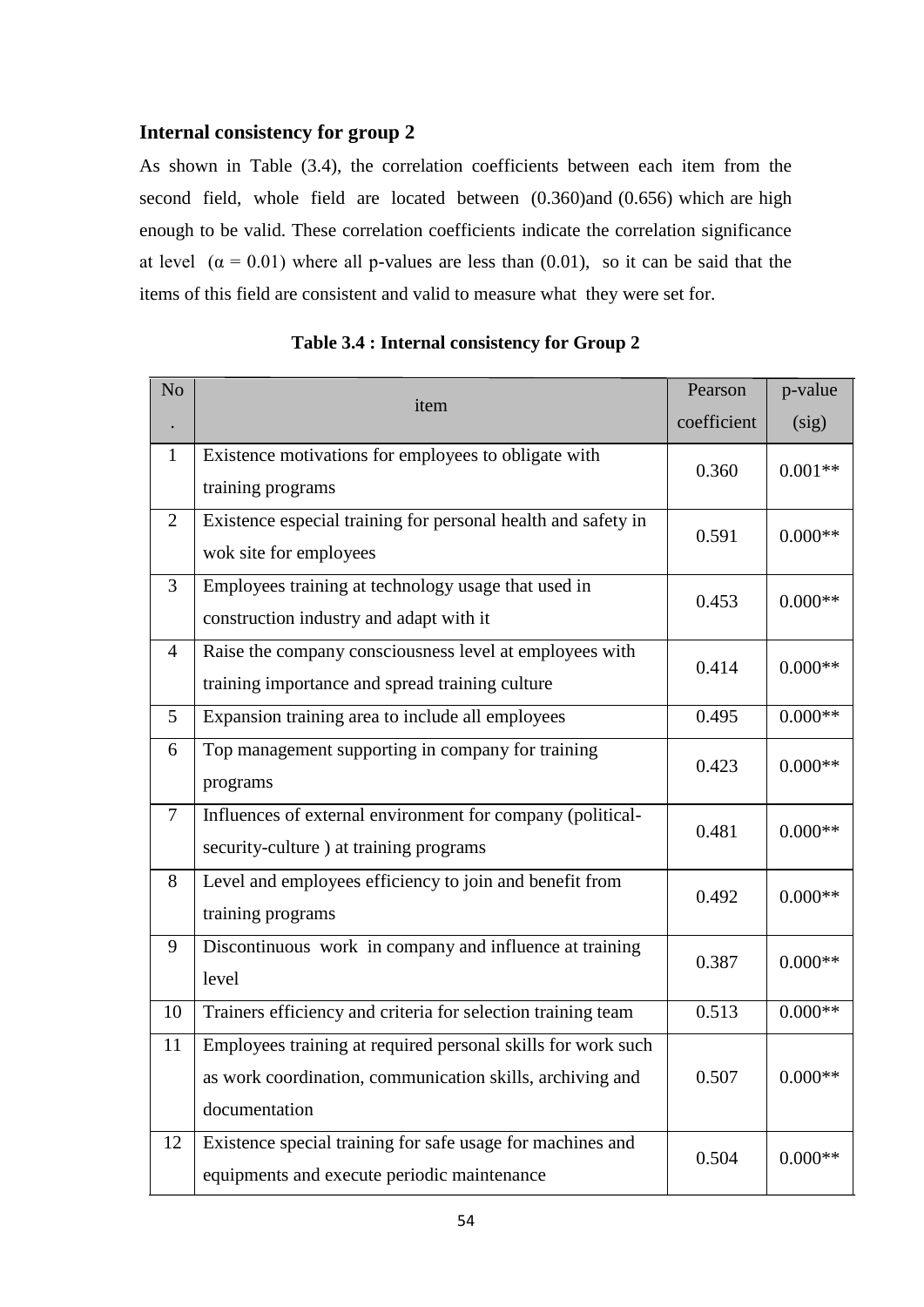### Internal consistency for group 2

As shown in Table (3.4), the correlation coefficients between each item from the second field, whole field are located between (0.360)and (0.656) which are high enough to be valid. These correlation coefficients indicate the correlation significance at level ($\alpha = 0.01$) where all p-values are less than (0.01), so it can be said that the items of this field are consistent and valid to measure what they were set for.

**Table 3.4 : Internal consistency for Group 2**

| No. | item | Pearson coefficient | p-value (sig) |
|---|---|---|---|
| 1 | Existence motivations for employees to obligate with training programs | 0.360 | 0.001** |
| 2 | Existence especial training for personal health and safety in wok site for employees | 0.591 | 0.000** |
| 3 | Employees training at technology usage that used in construction industry and adapt with it | 0.453 | 0.000** |
| 4 | Raise the company consciousness level at employees with training importance and spread training culture | 0.414 | 0.000** |
| 5 | Expansion training area to include all employees | 0.495 | 0.000** |
| 6 | Top management supporting in company for training programs | 0.423 | 0.000** |
| 7 | Influences of external environment for company (political-security-culture ) at training programs | 0.481 | 0.000** |
| 8 | Level and employees efficiency to join and benefit from training programs | 0.492 | 0.000** |
| 9 | Discontinuous work in company and influence at training level | 0.387 | 0.000** |
| 10 | Trainers efficiency and criteria for selection training team | 0.513 | 0.000** |
| 11 | Employees training at required personal skills for work such as work coordination, communication skills, archiving and documentation | 0.507 | 0.000** |
| 12 | Existence special training for safe usage for machines and equipments and execute periodic maintenance | 0.504 | 0.000** |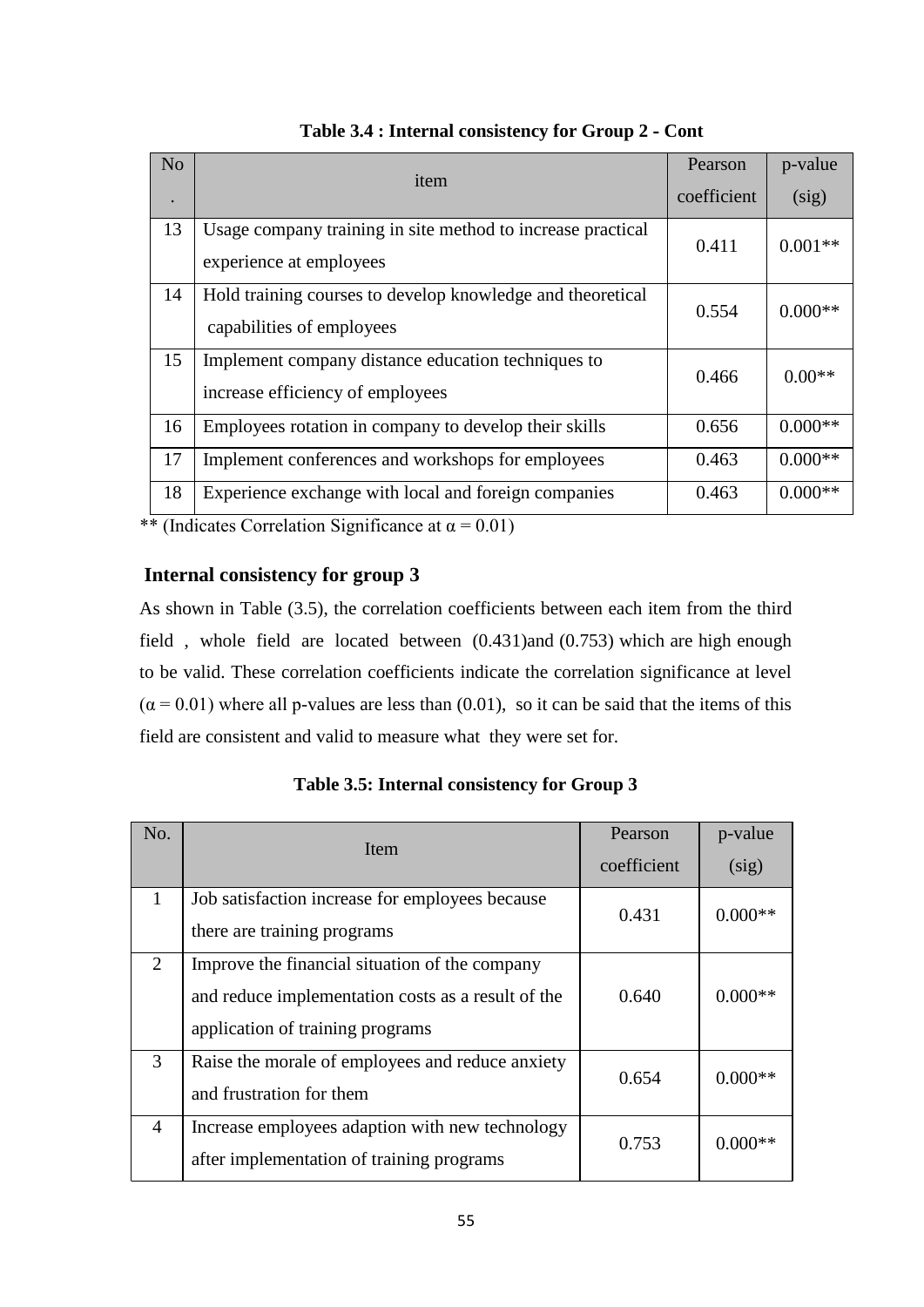**Table 3.4 : Internal consistency for Group 2 - Cont**

| No. | item | Pearson coefficient | p-value (sig) |
|---|---|---|---|
| 13 | Usage company training in site method to increase practical experience at employees | 0.411 | 0.001** |
| 14 | Hold training courses to develop knowledge and theoretical capabilities of employees | 0.554 | 0.000** |
| 15 | Implement company distance education techniques to increase efficiency of employees | 0.466 | 0.00** |
| 16 | Employees rotation in company to develop their skills | 0.656 | 0.000** |
| 17 | Implement conferences and workshops for employees | 0.463 | 0.000** |
| 18 | Experience exchange with local and foreign companies | 0.463 | 0.000** |

** (Indicates Correlation Significance at $\alpha = 0.01$)

### Internal consistency for group 3

As shown in Table (3.5), the correlation coefficients between each item from the third field , whole field are located between (0.431)and (0.753) which are high enough to be valid. These correlation coefficients indicate the correlation significance at level ($\alpha = 0.01$) where all p-values are less than (0.01), so it can be said that the items of this field are consistent and valid to measure what they were set for.

**Table 3.5: Internal consistency for Group 3**

| No. | Item | Pearson coefficient | p-value (sig) |
|---|---|---|---|
| 1 | Job satisfaction increase for employees because there are training programs | 0.431 | 0.000** |
| 2 | Improve the financial situation of the company and reduce implementation costs as a result of the application of training programs | 0.640 | 0.000** |
| 3 | Raise the morale of employees and reduce anxiety and frustration for them | 0.654 | 0.000** |
| 4 | Increase employees adaption with new technology after implementation of training programs | 0.753 | 0.000** |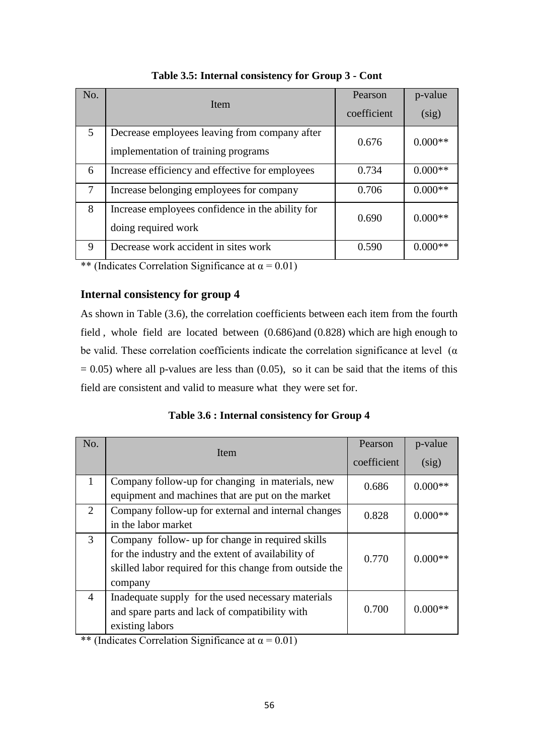**Table 3.5: Internal consistency for Group 3 - Cont**

| No. | Item | Pearson coefficient | p-value (sig) |
|---|---|---|---|
| 5 | Decrease employees leaving from company after implementation of training programs | 0.676 | 0.000** |
| 6 | Increase efficiency and effective for employees | 0.734 | 0.000** |
| 7 | Increase belonging employees for company | 0.706 | 0.000** |
| 8 | Increase employees confidence in the ability for doing required work | 0.690 | 0.000** |
| 9 | Decrease work accident in sites work | 0.590 | 0.000** |

** (Indicates Correlation Significance at $\alpha = 0.01$)

### Internal consistency for group 4

As shown in Table (3.6), the correlation coefficients between each item from the fourth field , whole field are located between (0.686)and (0.828) which are high enough to be valid. These correlation coefficients indicate the correlation significance at level ($\alpha = 0.05$) where all p-values are less than (0.05), so it can be said that the items of this field are consistent and valid to measure what they were set for.

**Table 3.6 : Internal consistency for Group 4**

| No. | Item | Pearson coefficient | p-value (sig) |
|---|---|---|---|
| 1 | Company follow-up for changing in materials, new equipment and machines that are put on the market | 0.686 | 0.000** |
| 2 | Company follow-up for external and internal changes in the labor market | 0.828 | 0.000** |
| 3 | Company follow- up for change in required skills for the industry and the extent of availability of skilled labor required for this change from outside the company | 0.770 | 0.000** |
| 4 | Inadequate supply for the used necessary materials and spare parts and lack of compatibility with existing labors | 0.700 | 0.000** |

** (Indicates Correlation Significance at $\alpha = 0.01$)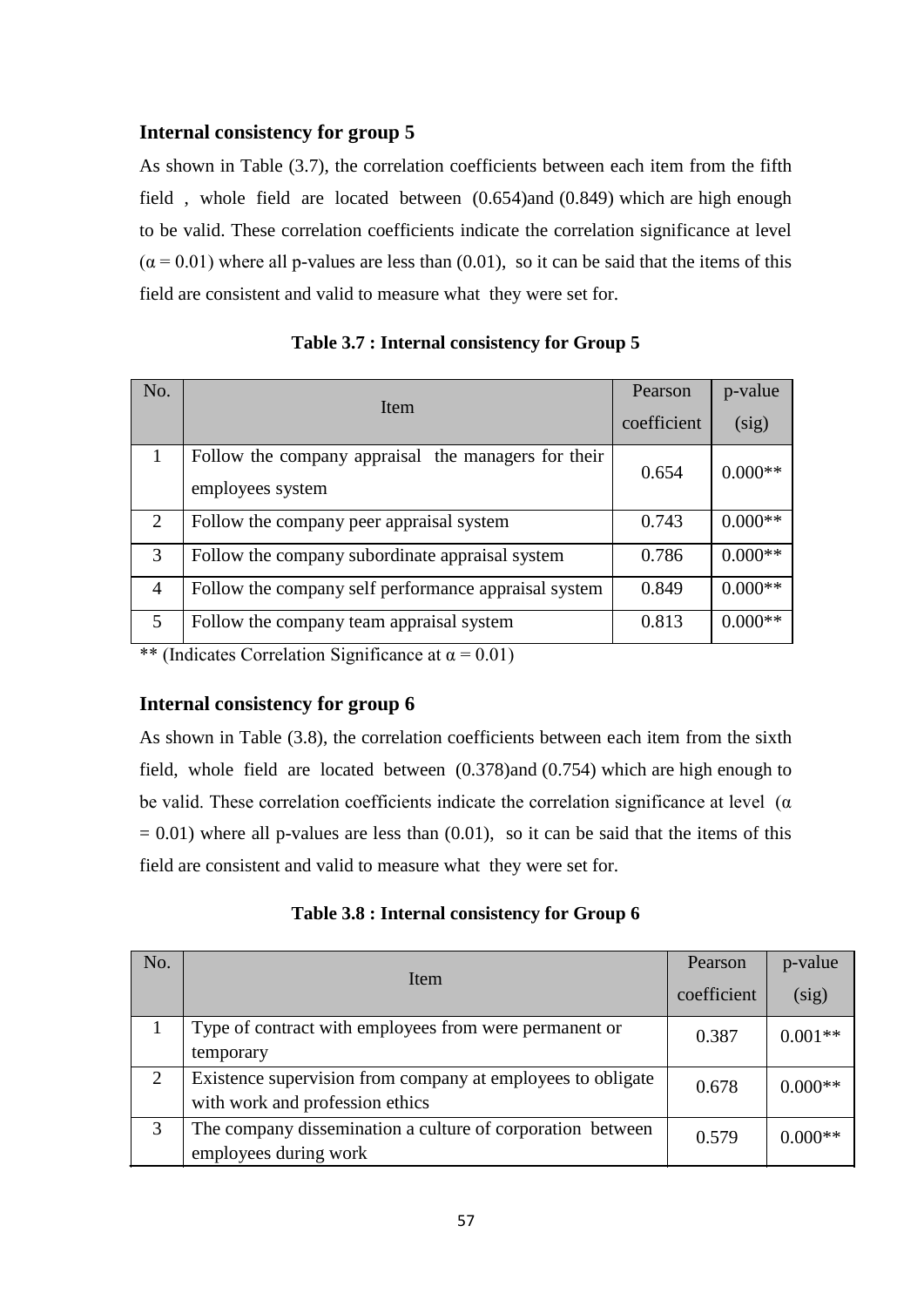### Internal consistency for group 5

As shown in Table (3.7), the correlation coefficients between each item from the fifth field , whole field are located between (0.654)and (0.849) which are high enough to be valid. These correlation coefficients indicate the correlation significance at level ($\alpha = 0.01$) where all p-values are less than (0.01), so it can be said that the items of this field are consistent and valid to measure what they were set for.

**Table 3.7 : Internal consistency for Group 5**

| No. | Item | Pearson coefficient | p-value (sig) |
|---|---|---|---|
| 1 | Follow the company appraisal the managers for their employees system | 0.654 | 0.000** |
| 2 | Follow the company peer appraisal system | 0.743 | 0.000** |
| 3 | Follow the company subordinate appraisal system | 0.786 | 0.000** |
| 4 | Follow the company self performance appraisal system | 0.849 | 0.000** |
| 5 | Follow the company team appraisal system | 0.813 | 0.000** |

** (Indicates Correlation Significance at $\alpha = 0.01$)

### Internal consistency for group 6

As shown in Table (3.8), the correlation coefficients between each item from the sixth field, whole field are located between (0.378)and (0.754) which are high enough to be valid. These correlation coefficients indicate the correlation significance at level ($\alpha = 0.01$) where all p-values are less than (0.01), so it can be said that the items of this field are consistent and valid to measure what they were set for.

**Table 3.8 : Internal consistency for Group 6**

| No. | Item | Pearson coefficient | p-value (sig) |
|---|---|---|---|
| 1 | Type of contract with employees from were permanent or temporary | 0.387 | 0.001** |
| 2 | Existence supervision from company at employees to obligate with work and profession ethics | 0.678 | 0.000** |
| 3 | The company dissemination a culture of corporation between employees during work | 0.579 | 0.000** |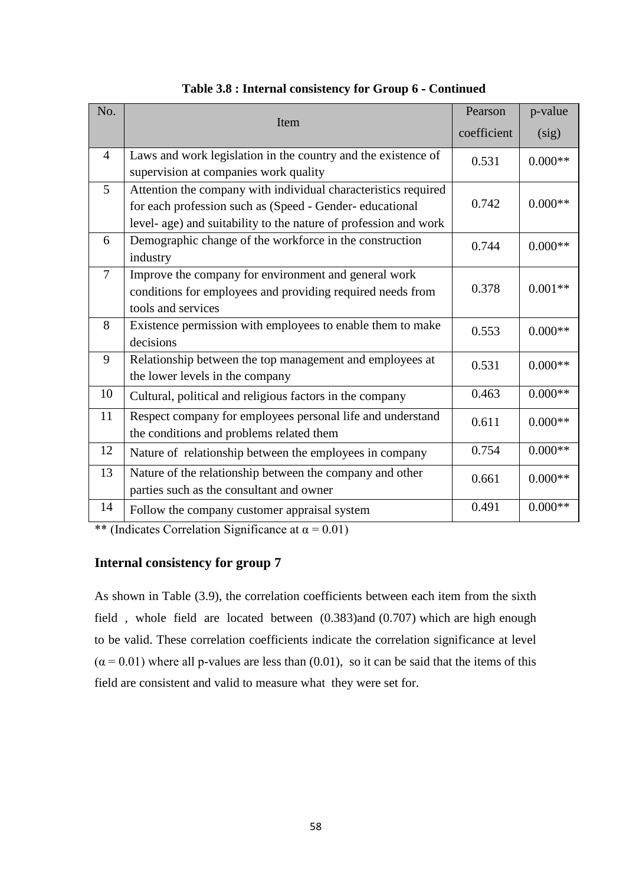**Table 3.8 : Internal consistency for Group 6 - Continued**

| No. | Item | Pearson coefficient | p-value (sig) |
|---|---|---|---|
| 4 | Laws and work legislation in the country and the existence of supervision at companies work quality | 0.531 | 0.000** |
| 5 | Attention the company with individual characteristics required for each profession such as (Speed - Gender- educational level- age) and suitability to the nature of profession and work | 0.742 | 0.000** |
| 6 | Demographic change of the workforce in the construction industry | 0.744 | 0.000** |
| 7 | Improve the company for environment and general work conditions for employees and providing required needs from tools and services | 0.378 | 0.001** |
| 8 | Existence permission with employees to enable them to make decisions | 0.553 | 0.000** |
| 9 | Relationship between the top management and employees at the lower levels in the company | 0.531 | 0.000** |
| 10 | Cultural, political and religious factors in the company | 0.463 | 0.000** |
| 11 | Respect company for employees personal life and understand the conditions and problems related them | 0.611 | 0.000** |
| 12 | Nature of relationship between the employees in company | 0.754 | 0.000** |
| 13 | Nature of the relationship between the company and other parties such as the consultant and owner | 0.661 | 0.000** |
| 14 | Follow the company customer appraisal system | 0.491 | 0.000** |

** (Indicates Correlation Significance at $\alpha = 0.01$)

### Internal consistency for group 7

As shown in Table (3.9), the correlation coefficients between each item from the sixth field , whole field are located between (0.383)and (0.707) which are high enough to be valid. These correlation coefficients indicate the correlation significance at level ($\alpha = 0.01$) where all p-values are less than (0.01), so it can be said that the items of this field are consistent and valid to measure what they were set for.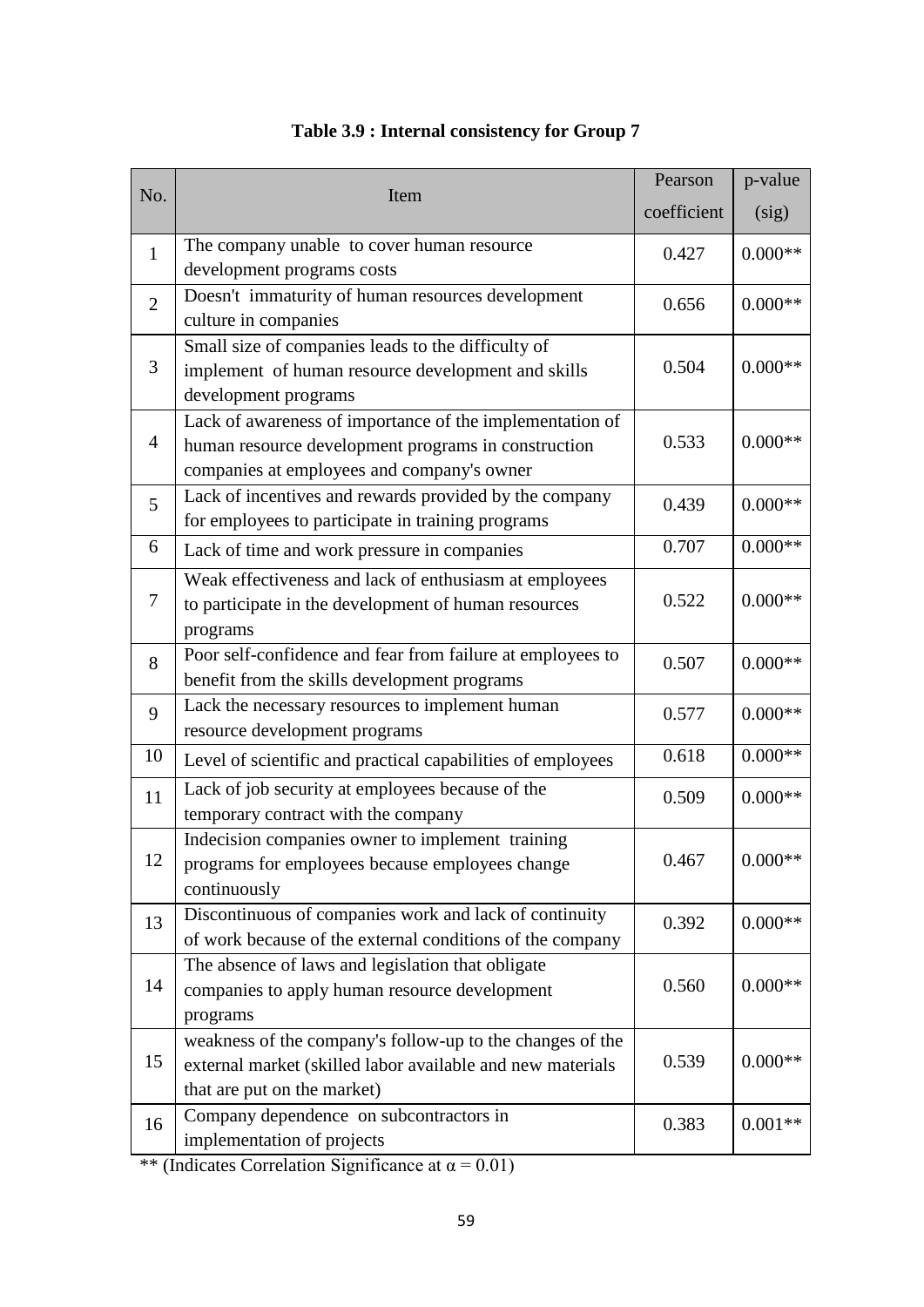**Table 3.9 : Internal consistency for Group 7**

| No. | Item | Pearson coefficient | p-value (sig) |
|---|---|---|---|
| 1 | The company unable to cover human resource development programs costs | 0.427 | 0.000** |
| 2 | Doesn't immaturity of human resources development culture in companies | 0.656 | 0.000** |
| 3 | Small size of companies leads to the difficulty of implement of human resource development and skills development programs | 0.504 | 0.000** |
| 4 | Lack of awareness of importance of the implementation of human resource development programs in construction companies at employees and company's owner | 0.533 | 0.000** |
| 5 | Lack of incentives and rewards provided by the company for employees to participate in training programs | 0.439 | 0.000** |
| 6 | Lack of time and work pressure in companies | 0.707 | 0.000** |
| 7 | Weak effectiveness and lack of enthusiasm at employees to participate in the development of human resources programs | 0.522 | 0.000** |
| 8 | Poor self-confidence and fear from failure at employees to benefit from the skills development programs | 0.507 | 0.000** |
| 9 | Lack the necessary resources to implement human resource development programs | 0.577 | 0.000** |
| 10 | Level of scientific and practical capabilities of employees | 0.618 | 0.000** |
| 11 | Lack of job security at employees because of the temporary contract with the company | 0.509 | 0.000** |
| 12 | Indecision companies owner to implement training programs for employees because employees change continuously | 0.467 | 0.000** |
| 13 | Discontinuous of companies work and lack of continuity of work because of the external conditions of the company | 0.392 | 0.000** |
| 14 | The absence of laws and legislation that obligate companies to apply human resource development programs | 0.560 | 0.000** |
| 15 | weakness of the company's follow-up to the changes of the external market (skilled labor available and new materials that are put on the market) | 0.539 | 0.000** |
| 16 | Company dependence on subcontractors in implementation of projects | 0.383 | 0.001** |

** (Indicates Correlation Significance at $\alpha = 0.01$)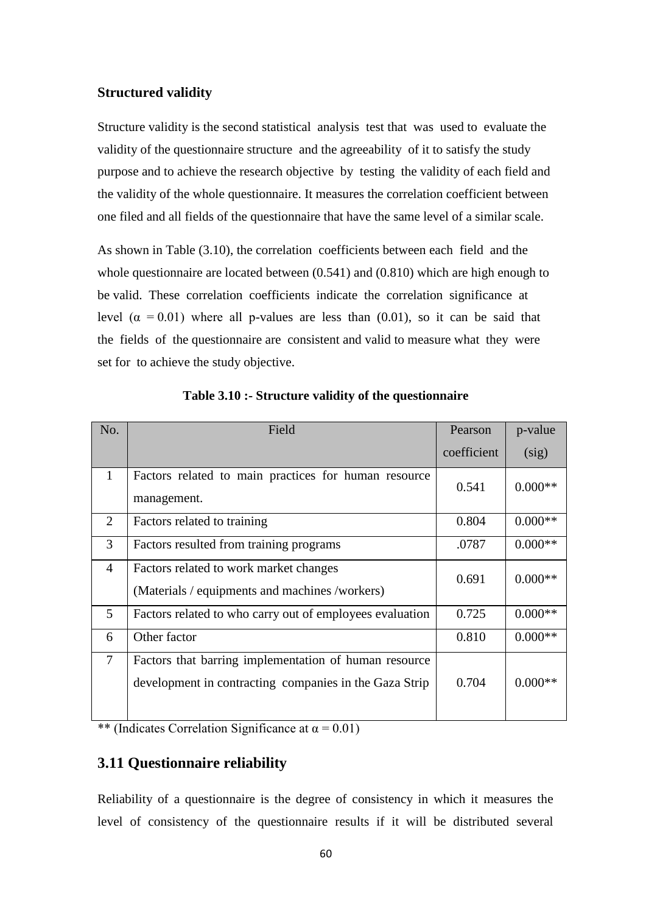### Structured validity

Structure validity is the second statistical analysis test that was used to evaluate the validity of the questionnaire structure and the agreeability of it to satisfy the study purpose and to achieve the research objective by testing the validity of each field and the validity of the whole questionnaire. It measures the correlation coefficient between one filed and all fields of the questionnaire that have the same level of a similar scale.

As shown in Table (3.10), the correlation coefficients between each field and the whole questionnaire are located between (0.541) and (0.810) which are high enough to be valid. These correlation coefficients indicate the correlation significance at level ($\alpha = 0.01$) where all p-values are less than (0.01), so it can be said that the fields of the questionnaire are consistent and valid to measure what they were set for to achieve the study objective.

**Table 3.10 :- Structure validity of the questionnaire**

| No. | Field | Pearson coefficient | p-value (sig) |
|---|---|---|---|
| 1 | Factors related to main practices for human resource management. | 0.541 | 0.000** |
| 2 | Factors related to training | 0.804 | 0.000** |
| 3 | Factors resulted from training programs | .0787 | 0.000** |
| 4 | Factors related to work market changes (Materials / equipments and machines /workers) | 0.691 | 0.000** |
| 5 | Factors related to who carry out of employees evaluation | 0.725 | 0.000** |
| 6 | Other factor | 0.810 | 0.000** |
| 7 | Factors that barring implementation of human resource development in contracting companies in the Gaza Strip | 0.704 | 0.000** |

** (Indicates Correlation Significance at $\alpha = 0.01$)

## 3.11 Questionnaire reliability

Reliability of a questionnaire is the degree of consistency in which it measures the level of consistency of the questionnaire results if it will be distributed several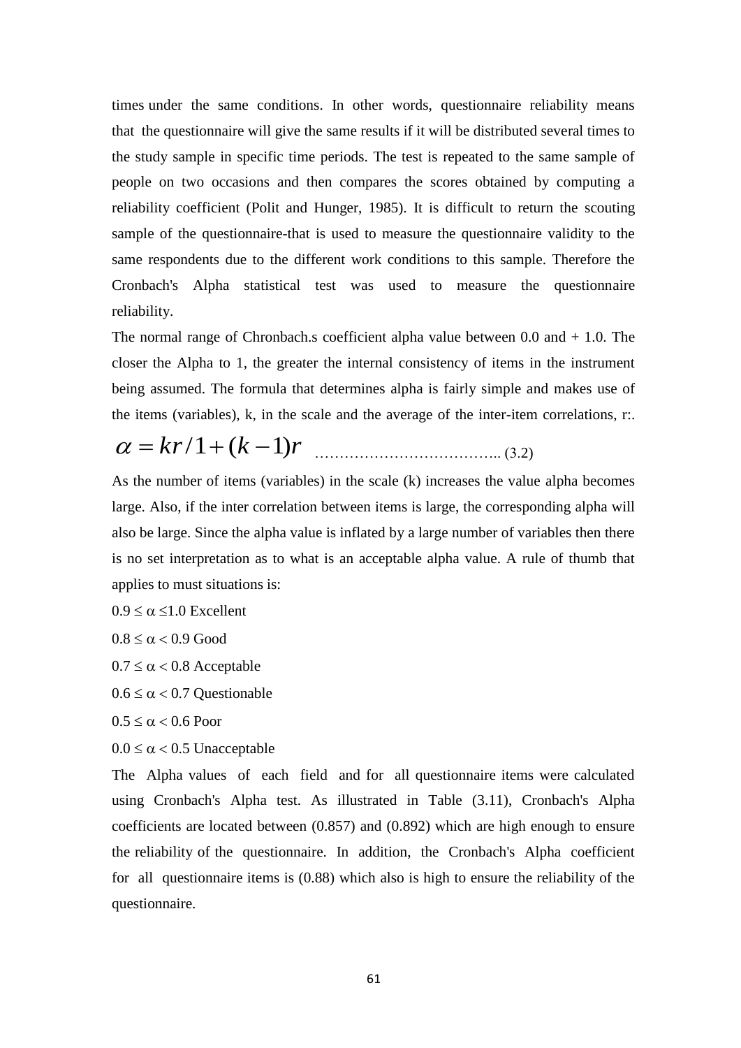times under the same conditions. In other words, questionnaire reliability means that the questionnaire will give the same results if it will be distributed several times to the study sample in specific time periods. The test is repeated to the same sample of people on two occasions and then compares the scores obtained by computing a reliability coefficient (Polit and Hunger, 1985). It is difficult to return the scouting sample of the questionnaire-that is used to measure the questionnaire validity to the same respondents due to the different work conditions to this sample. Therefore the Cronbach's Alpha statistical test was used to measure the questionnaire reliability.

The normal range of Chronbach.s coefficient alpha value between 0.0 and + 1.0. The closer the Alpha to 1, the greater the internal consistency of items in the instrument being assumed. The formula that determines alpha is fairly simple and makes use of the items (variables), k, in the scale and the average of the inter-item correlations, r:.

$$\alpha = kr/1 + (k-1)r \quad \text{………………………………..} \ (3.2)$$

As the number of items (variables) in the scale (k) increases the value alpha becomes large. Also, if the inter correlation between items is large, the corresponding alpha will also be large. Since the alpha value is inflated by a large number of variables then there is no set interpretation as to what is an acceptable alpha value. A rule of thumb that applies to must situations is:

$0.9 \leq \alpha \leq 1.0$ Excellent

$0.8 \leq \alpha < 0.9$ Good

$0.7 \leq \alpha < 0.8$ Acceptable

$0.6 \leq \alpha < 0.7$ Questionable

$0.5 \leq \alpha < 0.6$ Poor

$0.0 \leq \alpha < 0.5$ Unacceptable

The Alpha values of each field and for all questionnaire items were calculated using Cronbach's Alpha test. As illustrated in Table (3.11), Cronbach's Alpha coefficients are located between (0.857) and (0.892) which are high enough to ensure the reliability of the questionnaire. In addition, the Cronbach's Alpha coefficient for all questionnaire items is (0.88) which also is high to ensure the reliability of the questionnaire.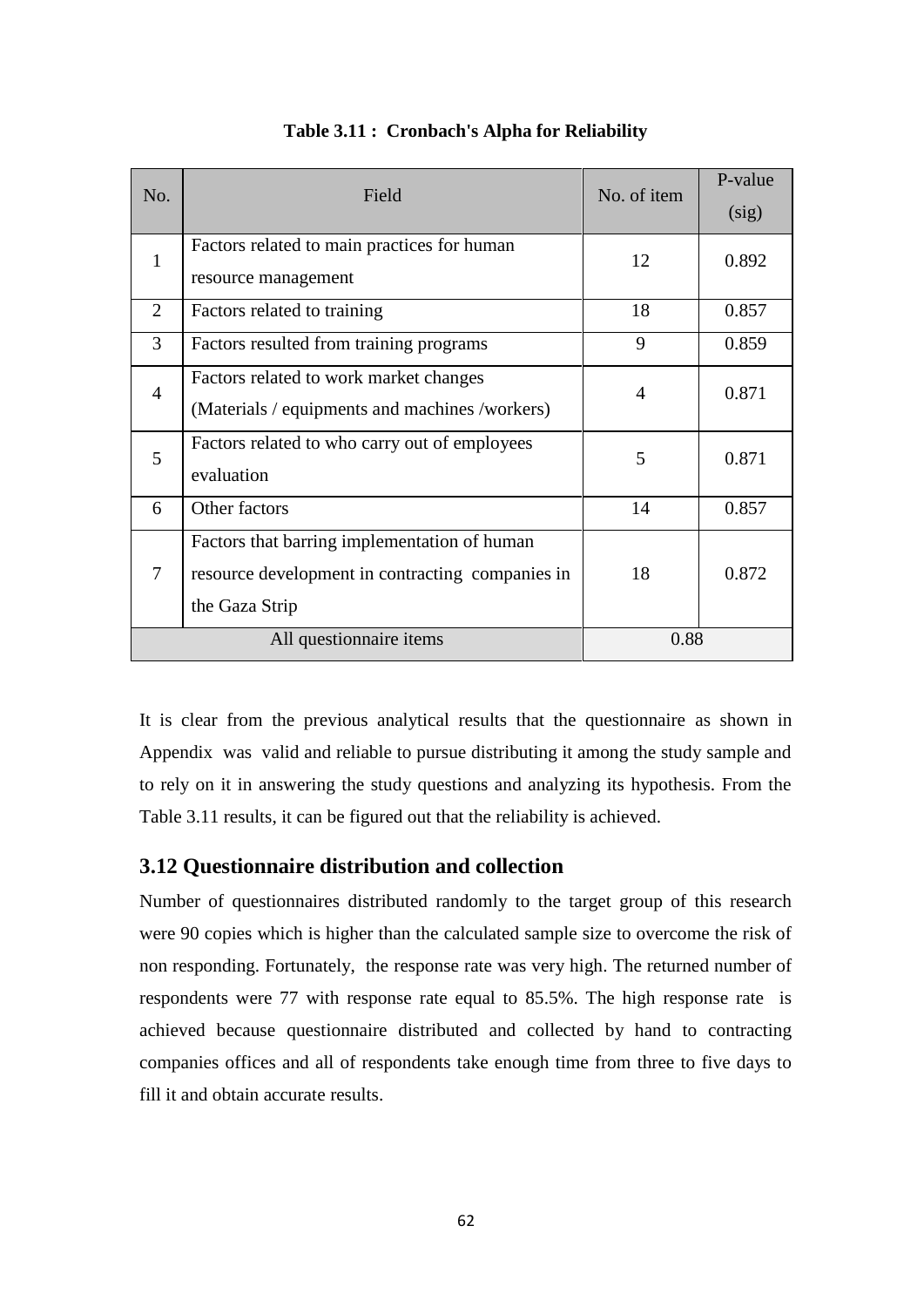**Table 3.11 : Cronbach's Alpha for Reliability**

| No. | Field | No. of item | P-value (sig) |
|---|---|---|---|
| 1 | Factors related to main practices for human resource management | 12 | 0.892 |
| 2 | Factors related to training | 18 | 0.857 |
| 3 | Factors resulted from training programs | 9 | 0.859 |
| 4 | Factors related to work market changes (Materials / equipments and machines /workers) | 4 | 0.871 |
| 5 | Factors related to who carry out of employees evaluation | 5 | 0.871 |
| 6 | Other factors | 14 | 0.857 |
| 7 | Factors that barring implementation of human resource development in contracting companies in the Gaza Strip | 18 | 0.872 |
| All questionnaire items | | 0.88 | |

It is clear from the previous analytical results that the questionnaire as shown in Appendix was valid and reliable to pursue distributing it among the study sample and to rely on it in answering the study questions and analyzing its hypothesis. From the Table 3.11 results, it can be figured out that the reliability is achieved.

## 3.12 Questionnaire distribution and collection

Number of questionnaires distributed randomly to the target group of this research were 90 copies which is higher than the calculated sample size to overcome the risk of non responding. Fortunately, the response rate was very high. The returned number of respondents were 77 with response rate equal to 85.5%. The high response rate is achieved because questionnaire distributed and collected by hand to contracting companies offices and all of respondents take enough time from three to five days to fill it and obtain accurate results.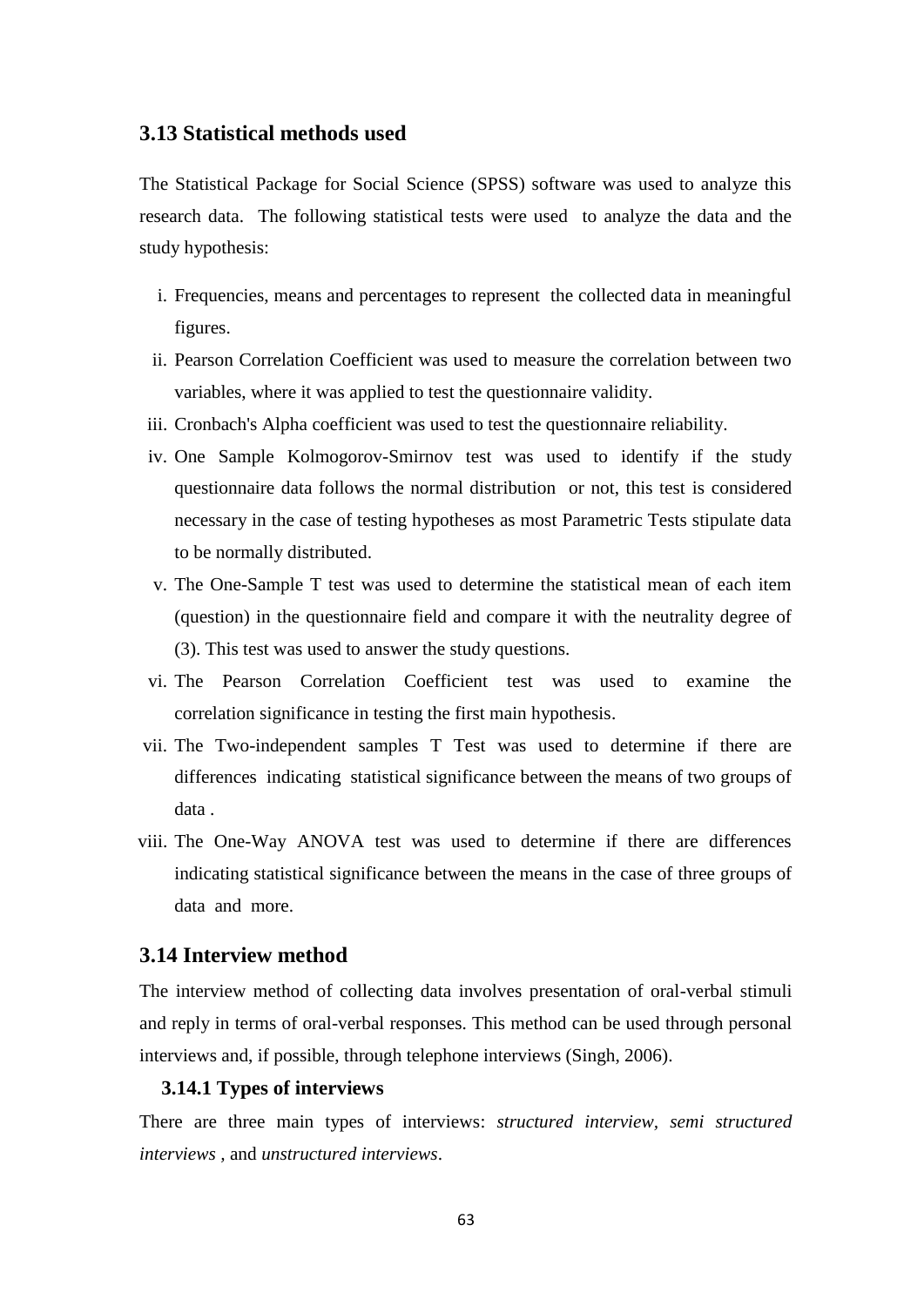## 3.13 Statistical methods used

The Statistical Package for Social Science (SPSS) software was used to analyze this research data. The following statistical tests were used to analyze the data and the study hypothesis:

i. Frequencies, means and percentages to represent the collected data in meaningful figures.
ii. Pearson Correlation Coefficient was used to measure the correlation between two variables, where it was applied to test the questionnaire validity.
iii. Cronbach's Alpha coefficient was used to test the questionnaire reliability.
iv. One Sample Kolmogorov-Smirnov test was used to identify if the study questionnaire data follows the normal distribution or not, this test is considered necessary in the case of testing hypotheses as most Parametric Tests stipulate data to be normally distributed.
v. The One-Sample T test was used to determine the statistical mean of each item (question) in the questionnaire field and compare it with the neutrality degree of (3). This test was used to answer the study questions.
vi. The Pearson Correlation Coefficient test was used to examine the correlation significance in testing the first main hypothesis.
vii. The Two-independent samples T Test was used to determine if there are differences indicating statistical significance between the means of two groups of data .
viii. The One-Way ANOVA test was used to determine if there are differences indicating statistical significance between the means in the case of three groups of data and more.

## 3.14 Interview method

The interview method of collecting data involves presentation of oral-verbal stimuli and reply in terms of oral-verbal responses. This method can be used through personal interviews and, if possible, through telephone interviews (Singh, 2006).

### 3.14.1 Types of interviews

There are three main types of interviews: *structured interview, semi structured interviews* , and *unstructured interviews*.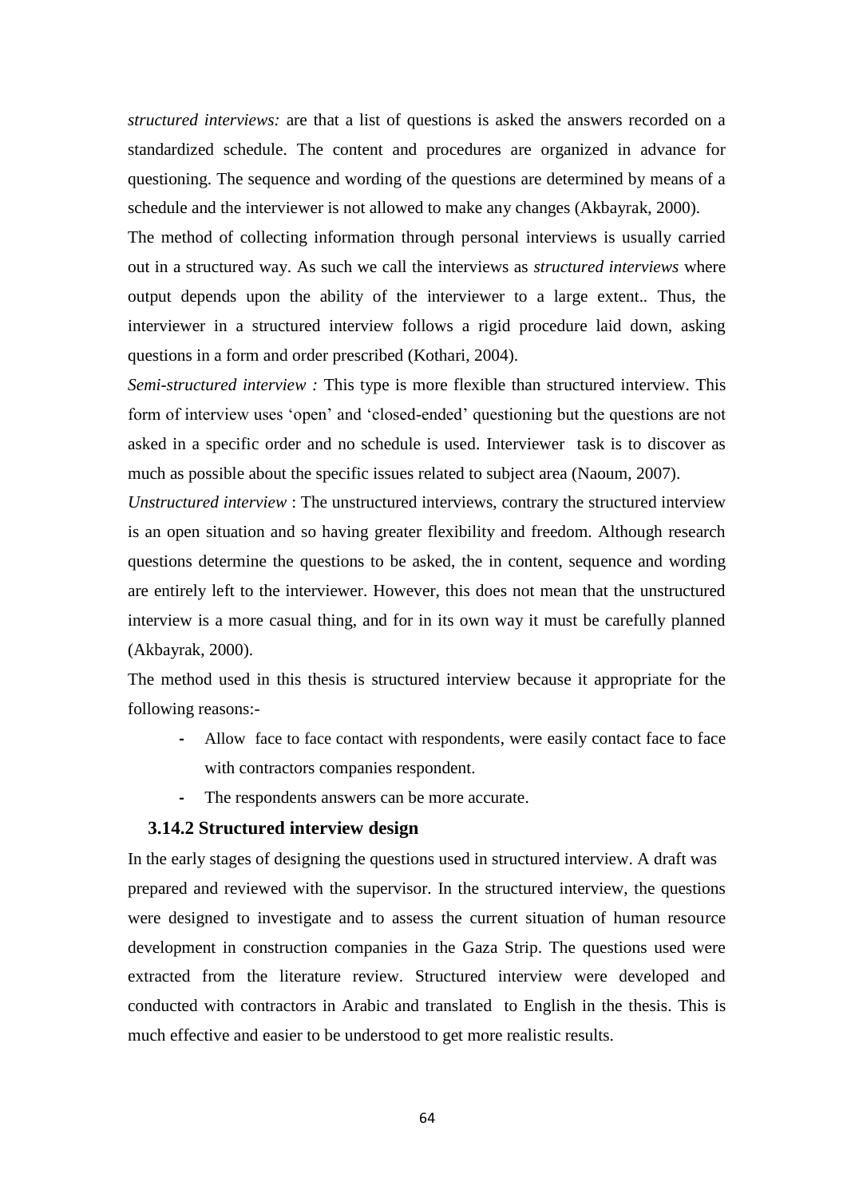*structured interviews:* are that a list of questions is asked the answers recorded on a standardized schedule. The content and procedures are organized in advance for questioning. The sequence and wording of the questions are determined by means of a schedule and the interviewer is not allowed to make any changes (Akbayrak, 2000).

The method of collecting information through personal interviews is usually carried out in a structured way. As such we call the interviews as *structured interviews* where output depends upon the ability of the interviewer to a large extent.. Thus, the interviewer in a structured interview follows a rigid procedure laid down, asking questions in a form and order prescribed (Kothari, 2004).

*Semi-structured interview :* This type is more flexible than structured interview. This form of interview uses 'open' and 'closed-ended' questioning but the questions are not asked in a specific order and no schedule is used. Interviewer task is to discover as much as possible about the specific issues related to subject area (Naoum, 2007).

*Unstructured interview* : The unstructured interviews, contrary the structured interview is an open situation and so having greater flexibility and freedom. Although research questions determine the questions to be asked, the in content, sequence and wording are entirely left to the interviewer. However, this does not mean that the unstructured interview is a more casual thing, and for in its own way it must be carefully planned (Akbayrak, 2000).

The method used in this thesis is structured interview because it appropriate for the following reasons:-

- Allow face to face contact with respondents, were easily contact face to face with contractors companies respondent.
- The respondents answers can be more accurate.

### 3.14.2 Structured interview design

In the early stages of designing the questions used in structured interview. A draft was prepared and reviewed with the supervisor. In the structured interview, the questions were designed to investigate and to assess the current situation of human resource development in construction companies in the Gaza Strip. The questions used were extracted from the literature review. Structured interview were developed and conducted with contractors in Arabic and translated to English in the thesis. This is much effective and easier to be understood to get more realistic results.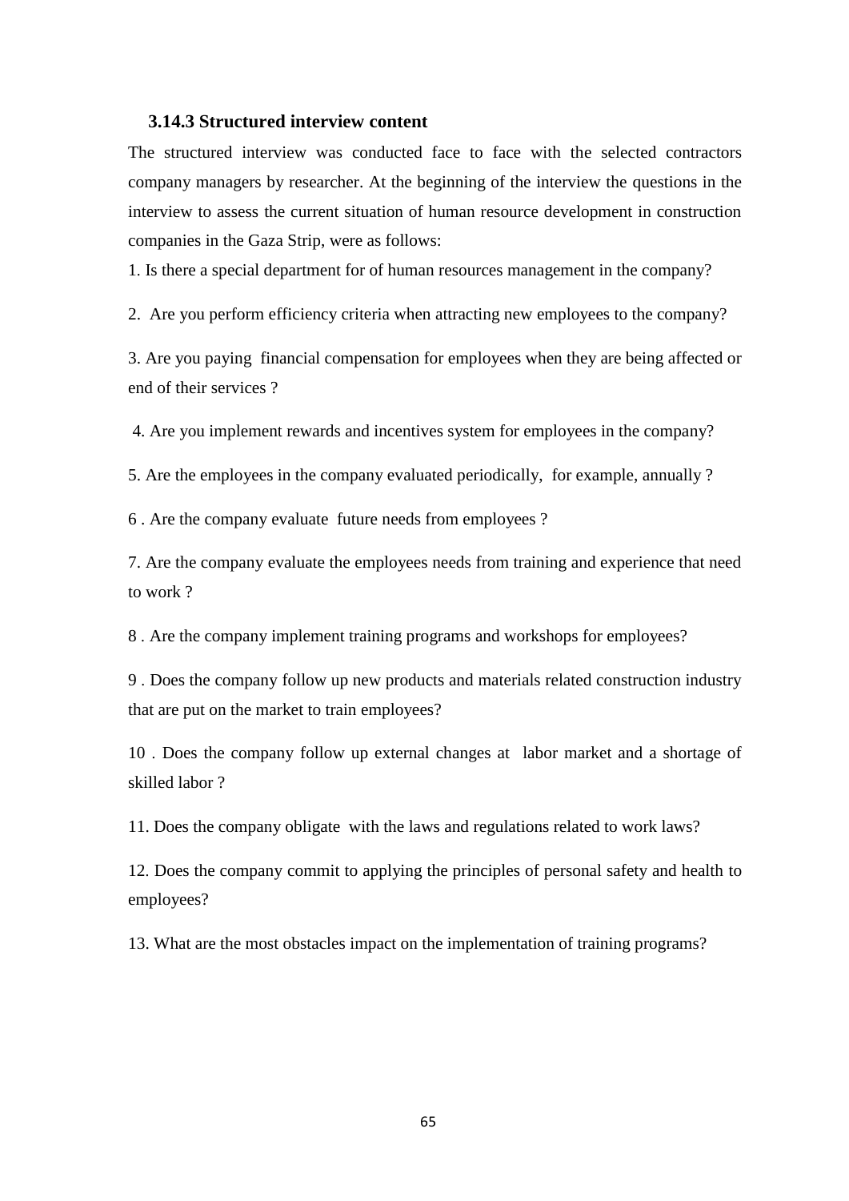### 3.14.3 Structured interview content

The structured interview was conducted face to face with the selected contractors company managers by researcher. At the beginning of the interview the questions in the interview to assess the current situation of human resource development in construction companies in the Gaza Strip, were as follows:

1. Is there a special department for of human resources management in the company?

2. Are you perform efficiency criteria when attracting new employees to the company?

3. Are you paying financial compensation for employees when they are being affected or end of their services ?

4. Are you implement rewards and incentives system for employees in the company?

5. Are the employees in the company evaluated periodically, for example, annually ?

6 . Are the company evaluate future needs from employees ?

7. Are the company evaluate the employees needs from training and experience that need to work ?

8 . Are the company implement training programs and workshops for employees?

9 . Does the company follow up new products and materials related construction industry that are put on the market to train employees?

10 . Does the company follow up external changes at labor market and a shortage of skilled labor ?

11. Does the company obligate with the laws and regulations related to work laws?

12. Does the company commit to applying the principles of personal safety and health to employees?

13. What are the most obstacles impact on the implementation of training programs?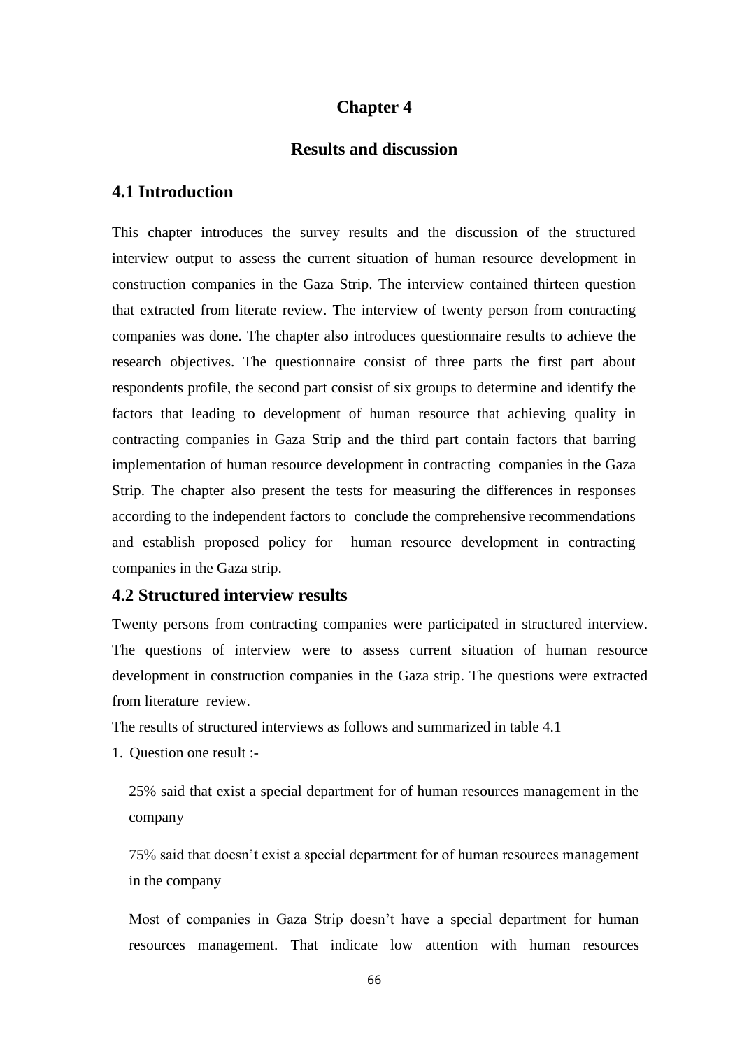# Chapter 4

# Results and discussion

## 4.1 Introduction

This chapter introduces the survey results and the discussion of the structured interview output to assess the current situation of human resource development in construction companies in the Gaza Strip. The interview contained thirteen question that extracted from literate review. The interview of twenty person from contracting companies was done. The chapter also introduces questionnaire results to achieve the research objectives. The questionnaire consist of three parts the first part about respondents profile, the second part consist of six groups to determine and identify the factors that leading to development of human resource that achieving quality in contracting companies in Gaza Strip and the third part contain factors that barring implementation of human resource development in contracting companies in the Gaza Strip. The chapter also present the tests for measuring the differences in responses according to the independent factors to conclude the comprehensive recommendations and establish proposed policy for human resource development in contracting companies in the Gaza strip.

## 4.2 Structured interview results

Twenty persons from contracting companies were participated in structured interview. The questions of interview were to assess current situation of human resource development in construction companies in the Gaza strip. The questions were extracted from literature review.

The results of structured interviews as follows and summarized in table 4.1

1. Question one result :-

   25% said that exist a special department for of human resources management in the company

   75% said that doesn't exist a special department for of human resources management in the company

   Most of companies in Gaza Strip doesn't have a special department for human resources management. That indicate low attention with human resources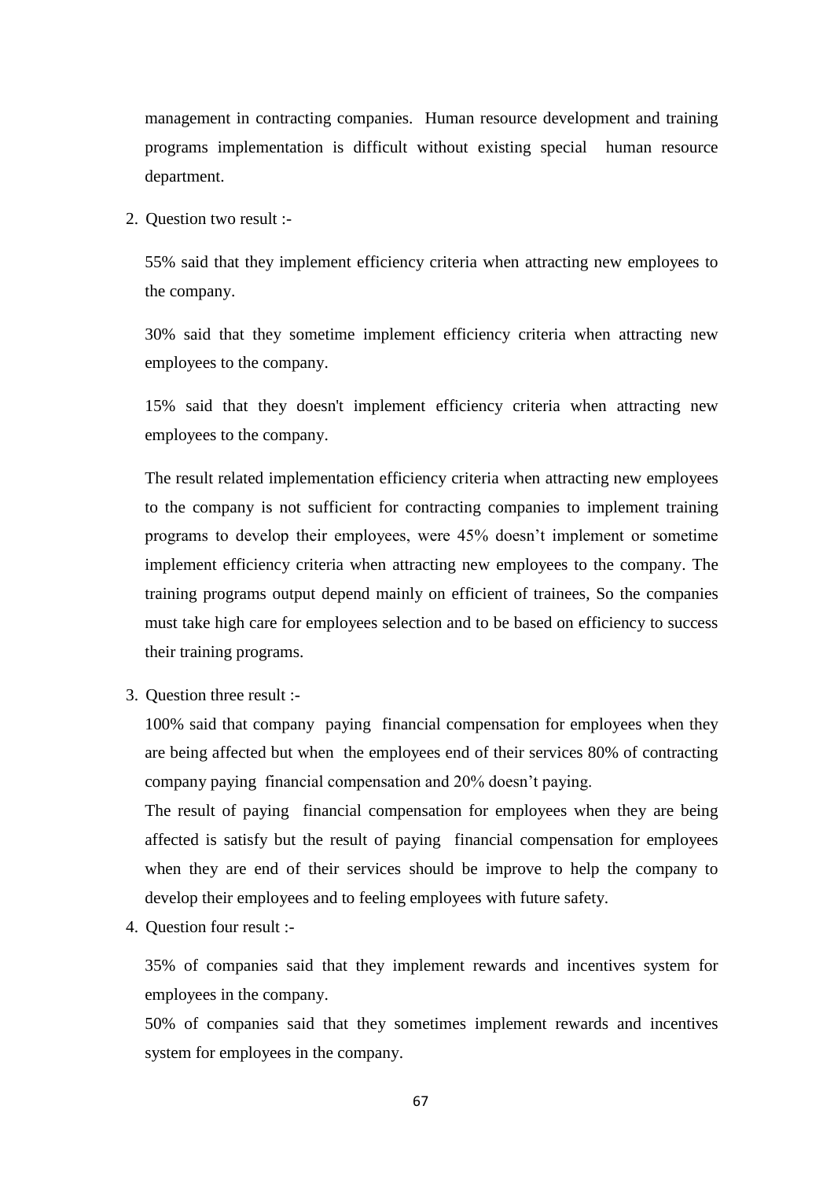management in contracting companies. Human resource development and training programs implementation is difficult without existing special human resource department.

2. Question two result :-

   55% said that they implement efficiency criteria when attracting new employees to the company.

   30% said that they sometime implement efficiency criteria when attracting new employees to the company.

   15% said that they doesn't implement efficiency criteria when attracting new employees to the company.

   The result related implementation efficiency criteria when attracting new employees to the company is not sufficient for contracting companies to implement training programs to develop their employees, were 45% doesn't implement or sometime implement efficiency criteria when attracting new employees to the company. The training programs output depend mainly on efficient of trainees, So the companies must take high care for employees selection and to be based on efficiency to success their training programs.

3. Question three result :-

   100% said that company paying financial compensation for employees when they are being affected but when the employees end of their services 80% of contracting company paying financial compensation and 20% doesn't paying.

   The result of paying financial compensation for employees when they are being affected is satisfy but the result of paying financial compensation for employees when they are end of their services should be improve to help the company to develop their employees and to feeling employees with future safety.

4. Question four result :-

   35% of companies said that they implement rewards and incentives system for employees in the company.

   50% of companies said that they sometimes implement rewards and incentives system for employees in the company.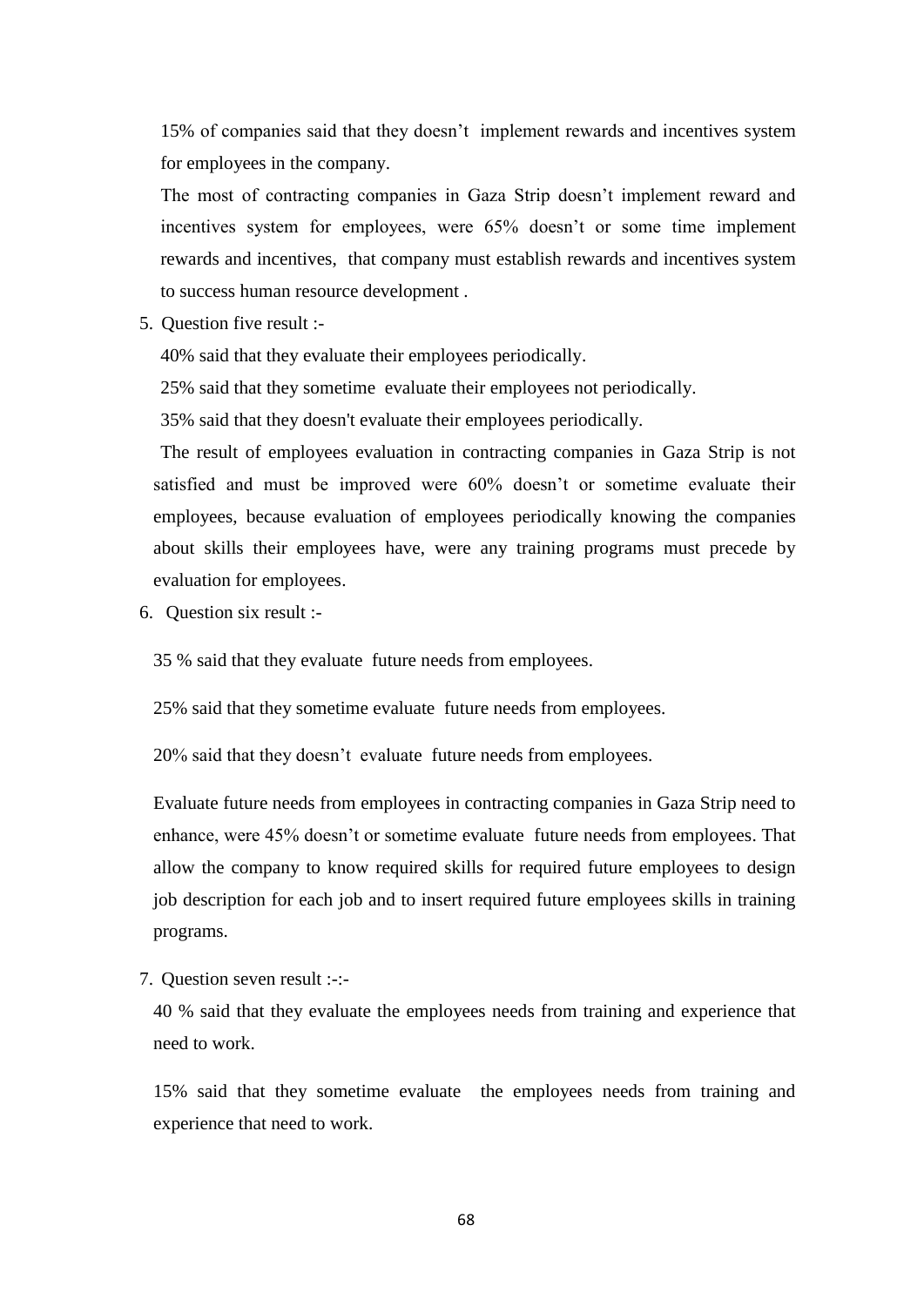15% of companies said that they doesn't implement rewards and incentives system for employees in the company.

The most of contracting companies in Gaza Strip doesn't implement reward and incentives system for employees, were 65% doesn't or some time implement rewards and incentives, that company must establish rewards and incentives system to success human resource development .

5. Question five result :-

40% said that they evaluate their employees periodically.

25% said that they sometime evaluate their employees not periodically.

35% said that they doesn't evaluate their employees periodically.

The result of employees evaluation in contracting companies in Gaza Strip is not satisfied and must be improved were 60% doesn't or sometime evaluate their employees, because evaluation of employees periodically knowing the companies about skills their employees have, were any training programs must precede by evaluation for employees.

6. Question six result :-

35 % said that they evaluate future needs from employees.

25% said that they sometime evaluate future needs from employees.

20% said that they doesn't evaluate future needs from employees.

Evaluate future needs from employees in contracting companies in Gaza Strip need to enhance, were 45% doesn't or sometime evaluate future needs from employees. That allow the company to know required skills for required future employees to design job description for each job and to insert required future employees skills in training programs.

7. Question seven result :-:-

40 % said that they evaluate the employees needs from training and experience that need to work.

15% said that they sometime evaluate the employees needs from training and experience that need to work.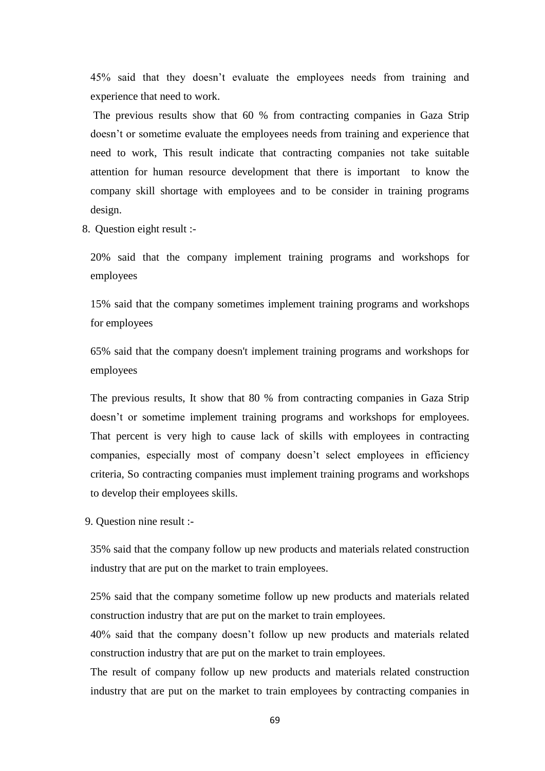45% said that they doesn’t evaluate the employees needs from training and experience that need to work.

The previous results show that 60 % from contracting companies in Gaza Strip doesn’t or sometime evaluate the employees needs from training and experience that need to work, This result indicate that contracting companies not take suitable attention for human resource development that there is important to know the company skill shortage with employees and to be consider in training programs design.

8. Question eight result :-

20% said that the company implement training programs and workshops for employees

15% said that the company sometimes implement training programs and workshops for employees

65% said that the company doesn't implement training programs and workshops for employees

The previous results, It show that 80 % from contracting companies in Gaza Strip doesn’t or sometime implement training programs and workshops for employees. That percent is very high to cause lack of skills with employees in contracting companies, especially most of company doesn’t select employees in efficiency criteria, So contracting companies must implement training programs and workshops to develop their employees skills.

9. Question nine result :-

35% said that the company follow up new products and materials related construction industry that are put on the market to train employees.

25% said that the company sometime follow up new products and materials related construction industry that are put on the market to train employees.

40% said that the company doesn’t follow up new products and materials related construction industry that are put on the market to train employees.

The result of company follow up new products and materials related construction industry that are put on the market to train employees by contracting companies in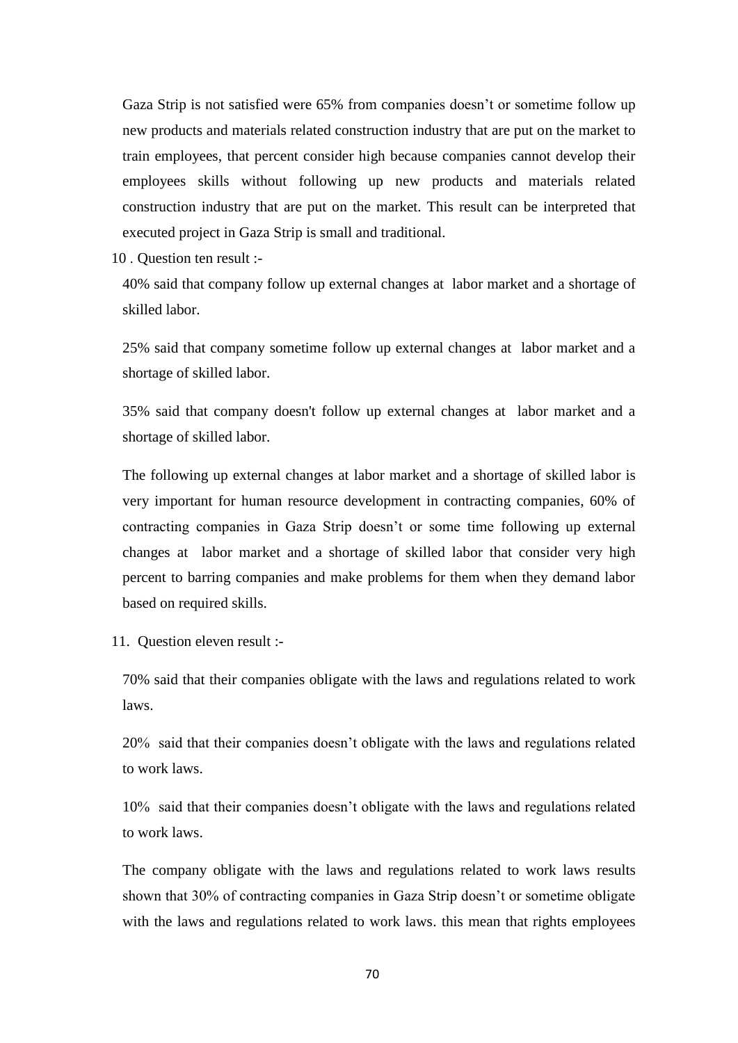Gaza Strip is not satisfied were 65% from companies doesn't or sometime follow up new products and materials related construction industry that are put on the market to train employees, that percent consider high because companies cannot develop their employees skills without following up new products and materials related construction industry that are put on the market. This result can be interpreted that executed project in Gaza Strip is small and traditional.

10 . Question ten result :-

40% said that company follow up external changes at labor market and a shortage of skilled labor.

25% said that company sometime follow up external changes at labor market and a shortage of skilled labor.

35% said that company doesn't follow up external changes at labor market and a shortage of skilled labor.

The following up external changes at labor market and a shortage of skilled labor is very important for human resource development in contracting companies, 60% of contracting companies in Gaza Strip doesn't or some time following up external changes at labor market and a shortage of skilled labor that consider very high percent to barring companies and make problems for them when they demand labor based on required skills.

11. Question eleven result :-

70% said that their companies obligate with the laws and regulations related to work laws.

20% said that their companies doesn't obligate with the laws and regulations related to work laws.

10% said that their companies doesn't obligate with the laws and regulations related to work laws.

The company obligate with the laws and regulations related to work laws results shown that 30% of contracting companies in Gaza Strip doesn't or sometime obligate with the laws and regulations related to work laws. this mean that rights employees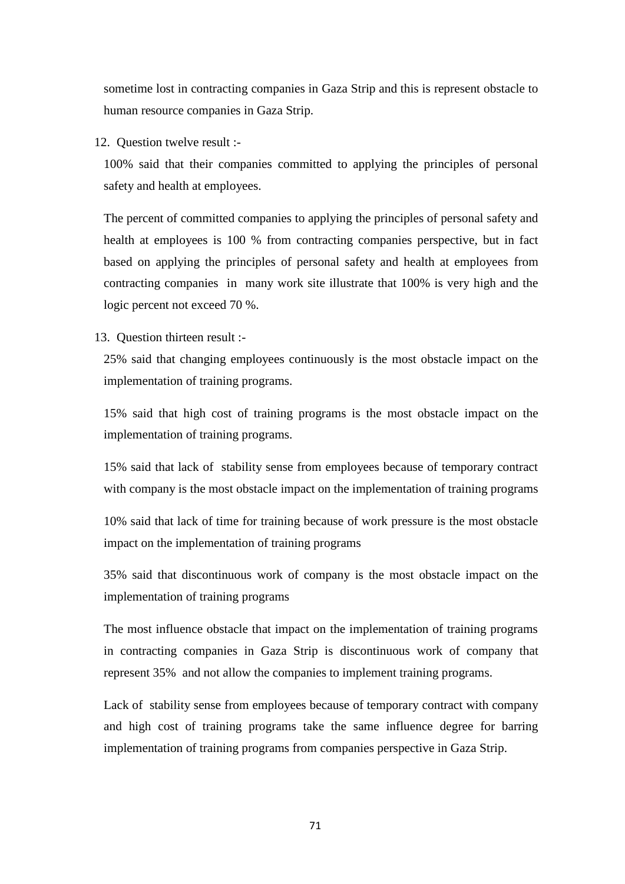sometime lost in contracting companies in Gaza Strip and this is represent obstacle to human resource companies in Gaza Strip.

12. Question twelve result :-

    100% said that their companies committed to applying the principles of personal safety and health at employees.

    The percent of committed companies to applying the principles of personal safety and health at employees is 100 % from contracting companies perspective, but in fact based on applying the principles of personal safety and health at employees from contracting companies in many work site illustrate that 100% is very high and the logic percent not exceed 70 %.

13. Question thirteen result :-

    25% said that changing employees continuously is the most obstacle impact on the implementation of training programs.

    15% said that high cost of training programs is the most obstacle impact on the implementation of training programs.

    15% said that lack of stability sense from employees because of temporary contract with company is the most obstacle impact on the implementation of training programs

    10% said that lack of time for training because of work pressure is the most obstacle impact on the implementation of training programs

    35% said that discontinuous work of company is the most obstacle impact on the implementation of training programs

    The most influence obstacle that impact on the implementation of training programs in contracting companies in Gaza Strip is discontinuous work of company that represent 35% and not allow the companies to implement training programs.

    Lack of stability sense from employees because of temporary contract with company and high cost of training programs take the same influence degree for barring implementation of training programs from companies perspective in Gaza Strip.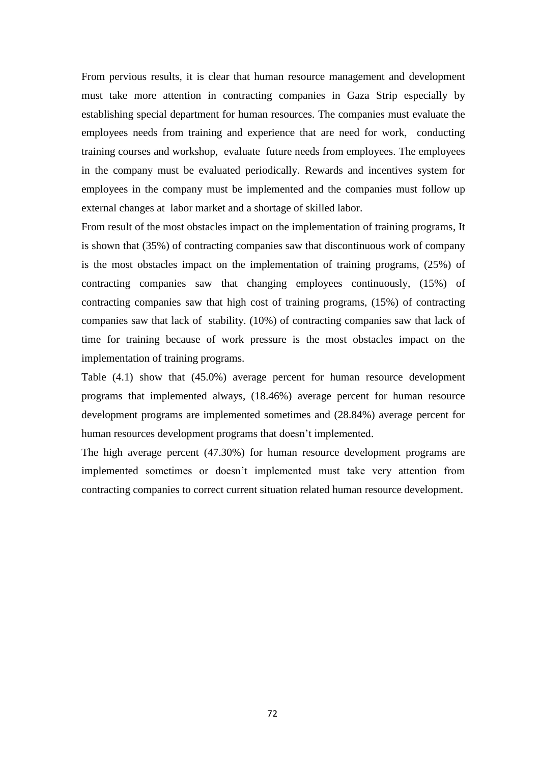From pervious results, it is clear that human resource management and development must take more attention in contracting companies in Gaza Strip especially by establishing special department for human resources. The companies must evaluate the employees needs from training and experience that are need for work, conducting training courses and workshop, evaluate future needs from employees. The employees in the company must be evaluated periodically. Rewards and incentives system for employees in the company must be implemented and the companies must follow up external changes at labor market and a shortage of skilled labor.

From result of the most obstacles impact on the implementation of training programs, It is shown that (35%) of contracting companies saw that discontinuous work of company is the most obstacles impact on the implementation of training programs, (25%) of contracting companies saw that changing employees continuously, (15%) of contracting companies saw that high cost of training programs, (15%) of contracting companies saw that lack of stability. (10%) of contracting companies saw that lack of time for training because of work pressure is the most obstacles impact on the implementation of training programs.

Table (4.1) show that (45.0%) average percent for human resource development programs that implemented always, (18.46%) average percent for human resource development programs are implemented sometimes and (28.84%) average percent for human resources development programs that doesn't implemented.

The high average percent (47.30%) for human resource development programs are implemented sometimes or doesn't implemented must take very attention from contracting companies to correct current situation related human resource development.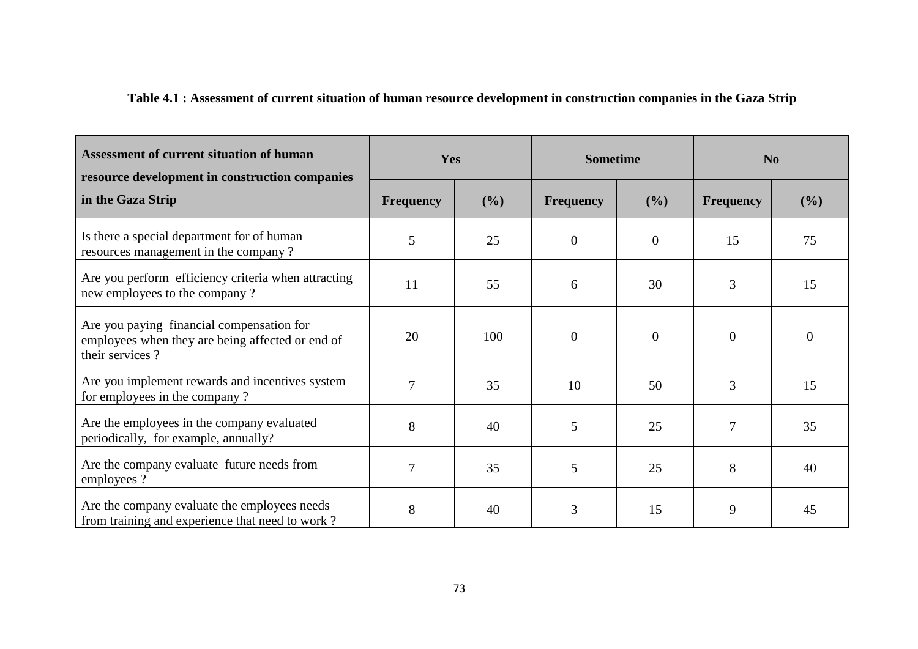**Table 4.1 : Assessment of current situation of human resource development in construction companies in the Gaza Strip**

| Assessment of current situation of human resource development in construction companies in the Gaza Strip | Yes | | Sometime | | No | |
|---|---|---|---|---|---|---|
| | **Frequency** | **(%)** | **Frequency** | **(%)** | **Frequency** | **(%)** |
| Is there a special department for of human resources management in the company ? | 5 | 25 | 0 | 0 | 15 | 75 |
| Are you perform efficiency criteria when attracting new employees to the company ? | 11 | 55 | 6 | 30 | 3 | 15 |
| Are you paying financial compensation for employees when they are being affected or end of their services ? | 20 | 100 | 0 | 0 | 0 | 0 |
| Are you implement rewards and incentives system for employees in the company ? | 7 | 35 | 10 | 50 | 3 | 15 |
| Are the employees in the company evaluated periodically, for example, annually? | 8 | 40 | 5 | 25 | 7 | 35 |
| Are the company evaluate future needs from employees ? | 7 | 35 | 5 | 25 | 8 | 40 |
| Are the company evaluate the employees needs from training and experience that need to work ? | 8 | 40 | 3 | 15 | 9 | 45 |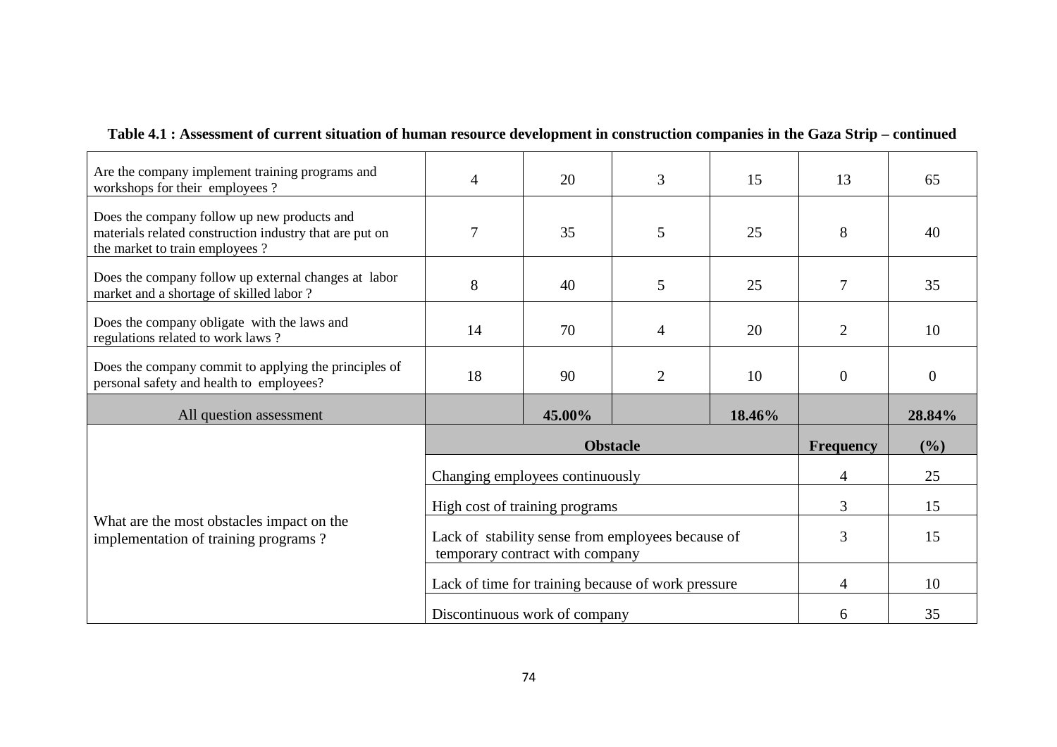**Table 4.1 : Assessment of current situation of human resource development in construction companies in the Gaza Strip – continued**

| | | | | | | |
|---|---|---|---|---|---|---|
| Are the company implement training programs and workshops for their employees ? | 4 | 20 | 3 | 15 | 13 | 65 |
| Does the company follow up new products and materials related construction industry that are put on the market to train employees ? | 7 | 35 | 5 | 25 | 8 | 40 |
| Does the company follow up external changes at labor market and a shortage of skilled labor ? | 8 | 40 | 5 | 25 | 7 | 35 |
| Does the company obligate with the laws and regulations related to work laws ? | 14 | 70 | 4 | 20 | 2 | 10 |
| Does the company commit to applying the principles of personal safety and health to employees? | 18 | 90 | 2 | 10 | 0 | 0 |
| All question assessment | | **45.00%** | | **18.46%** | | **28.84%** |

| Question | Obstacle | Frequency | (%) |
|---|---|---|---|
| What are the most obstacles impact on the implementation of training programs ? | Changing employees continuously | 4 | 25 |
| | High cost of training programs | 3 | 15 |
| | Lack of stability sense from employees because of temporary contract with company | 3 | 15 |
| | Lack of time for training because of work pressure | 4 | 10 |
| | Discontinuous work of company | 6 | 35 |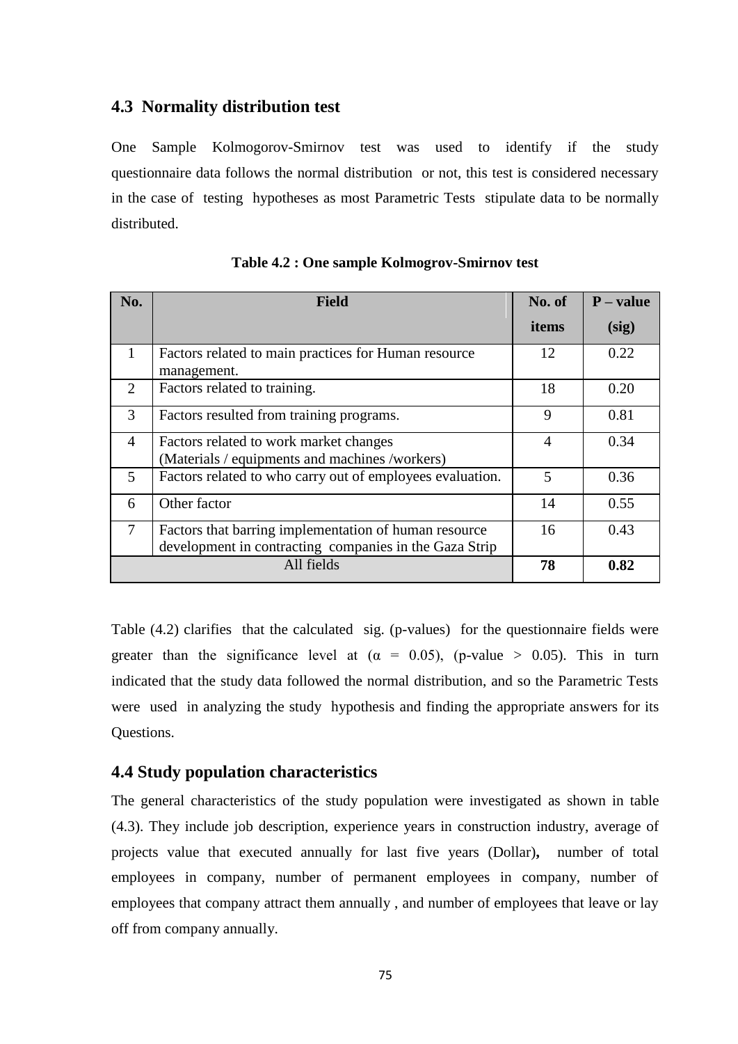## 4.3 Normality distribution test

One Sample Kolmogorov-Smirnov test was used to identify if the study questionnaire data follows the normal distribution or not, this test is considered necessary in the case of testing hypotheses as most Parametric Tests stipulate data to be normally distributed.

**Table 4.2 : One sample Kolmogrov-Smirnov test**

| No. | Field | No. of items | P – value (sig) |
|---|---|---|---|
| 1 | Factors related to main practices for Human resource management. | 12 | 0.22 |
| 2 | Factors related to training. | 18 | 0.20 |
| 3 | Factors resulted from training programs. | 9 | 0.81 |
| 4 | Factors related to work market changes (Materials / equipments and machines /workers) | 4 | 0.34 |
| 5 | Factors related to who carry out of employees evaluation. | 5 | 0.36 |
| 6 | Other factor | 14 | 0.55 |
| 7 | Factors that barring implementation of human resource development in contracting companies in the Gaza Strip | 16 | 0.43 |
| All fields | | **78** | **0.82** |

Table (4.2) clarifies that the calculated sig. (p-values) for the questionnaire fields were greater than the significance level at ($\alpha$ = 0.05), (p-value > 0.05). This in turn indicated that the study data followed the normal distribution, and so the Parametric Tests were used in analyzing the study hypothesis and finding the appropriate answers for its Questions.

## 4.4 Study population characteristics

The general characteristics of the study population were investigated as shown in table (4.3). They include job description, experience years in construction industry, average of projects value that executed annually for last five years (Dollar)**,** number of total employees in company, number of permanent employees in company, number of employees that company attract them annually , and number of employees that leave or lay off from company annually.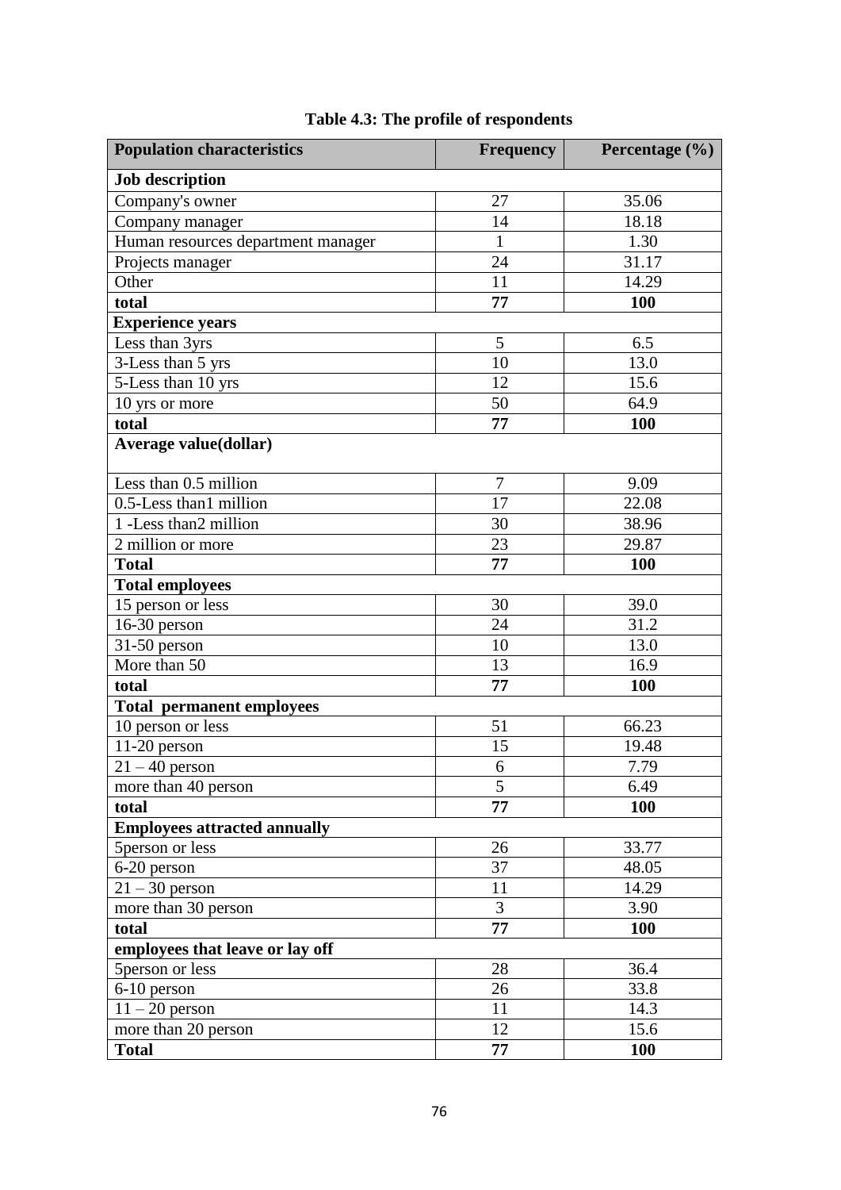**Table 4.3: The profile of respondents**

| Population characteristics | Frequency | Percentage (%) |
|---|---|---|
| **Job description** | | |
| Company's owner | 27 | 35.06 |
| Company manager | 14 | 18.18 |
| Human resources department manager | 1 | 1.30 |
| Projects manager | 24 | 31.17 |
| Other | 11 | 14.29 |
| **total** | **77** | **100** |
| **Experience years** | | |
| Less than 3yrs | 5 | 6.5 |
| 3-Less than 5 yrs | 10 | 13.0 |
| 5-Less than 10 yrs | 12 | 15.6 |
| 10 yrs or more | 50 | 64.9 |
| **total** | **77** | **100** |
| **Average value(dollar)** | | |
| Less than 0.5 million | 7 | 9.09 |
| 0.5-Less than1 million | 17 | 22.08 |
| 1 -Less than2 million | 30 | 38.96 |
| 2 million or more | 23 | 29.87 |
| **Total** | **77** | **100** |
| **Total employees** | | |
| 15 person or less | 30 | 39.0 |
| 16-30 person | 24 | 31.2 |
| 31-50 person | 10 | 13.0 |
| More than 50 | 13 | 16.9 |
| **total** | **77** | **100** |
| **Total permanent employees** | | |
| 10 person or less | 51 | 66.23 |
| 11-20 person | 15 | 19.48 |
| 21 – 40 person | 6 | 7.79 |
| more than 40 person | 5 | 6.49 |
| **total** | **77** | **100** |
| **Employees attracted annually** | | |
| 5person or less | 26 | 33.77 |
| 6-20 person | 37 | 48.05 |
| 21 – 30 person | 11 | 14.29 |
| more than 30 person | 3 | 3.90 |
| **total** | **77** | **100** |
| **employees that leave or lay off** | | |
| 5person or less | 28 | 36.4 |
| 6-10 person | 26 | 33.8 |
| 11 – 20 person | 11 | 14.3 |
| more than 20 person | 12 | 15.6 |
| **Total** | **77** | **100** |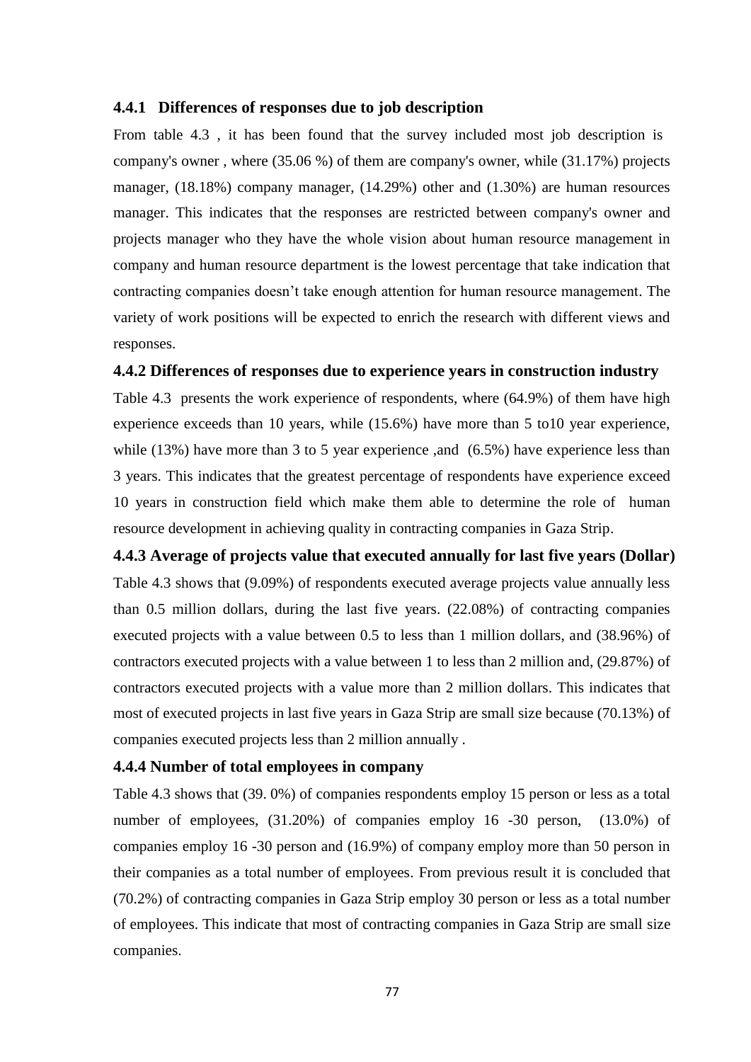### 4.4.1 Differences of responses due to job description

From table 4.3 , it has been found that the survey included most job description is company's owner , where (35.06 %) of them are company's owner, while (31.17%) projects manager, (18.18%) company manager, (14.29%) other and (1.30%) are human resources manager. This indicates that the responses are restricted between company's owner and projects manager who they have the whole vision about human resource management in company and human resource department is the lowest percentage that take indication that contracting companies doesn't take enough attention for human resource management. The variety of work positions will be expected to enrich the research with different views and responses.

### 4.4.2 Differences of responses due to experience years in construction industry

Table 4.3 presents the work experience of respondents, where (64.9%) of them have high experience exceeds than 10 years, while (15.6%) have more than 5 to10 year experience, while (13%) have more than 3 to 5 year experience ,and (6.5%) have experience less than 3 years. This indicates that the greatest percentage of respondents have experience exceed 10 years in construction field which make them able to determine the role of human resource development in achieving quality in contracting companies in Gaza Strip.

### 4.4.3 Average of projects value that executed annually for last five years (Dollar)

Table 4.3 shows that (9.09%) of respondents executed average projects value annually less than 0.5 million dollars, during the last five years. (22.08%) of contracting companies executed projects with a value between 0.5 to less than 1 million dollars, and (38.96%) of contractors executed projects with a value between 1 to less than 2 million and, (29.87%) of contractors executed projects with a value more than 2 million dollars. This indicates that most of executed projects in last five years in Gaza Strip are small size because (70.13%) of companies executed projects less than 2 million annually .

### 4.4.4 Number of total employees in company

Table 4.3 shows that (39. 0%) of companies respondents employ 15 person or less as a total number of employees, (31.20%) of companies employ 16 -30 person, (13.0%) of companies employ 16 -30 person and (16.9%) of company employ more than 50 person in their companies as a total number of employees. From previous result it is concluded that (70.2%) of contracting companies in Gaza Strip employ 30 person or less as a total number of employees. This indicate that most of contracting companies in Gaza Strip are small size companies.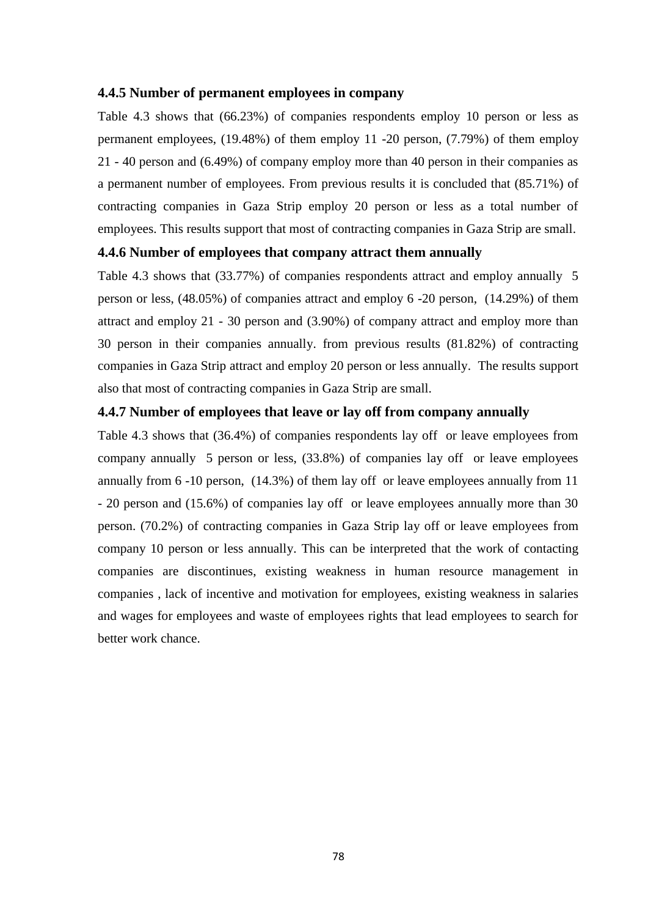### 4.4.5 Number of permanent employees in company

Table 4.3 shows that (66.23%) of companies respondents employ 10 person or less as permanent employees, (19.48%) of them employ 11 -20 person, (7.79%) of them employ 21 - 40 person and (6.49%) of company employ more than 40 person in their companies as a permanent number of employees. From previous results it is concluded that (85.71%) of contracting companies in Gaza Strip employ 20 person or less as a total number of employees. This results support that most of contracting companies in Gaza Strip are small.

### 4.4.6 Number of employees that company attract them annually

Table 4.3 shows that (33.77%) of companies respondents attract and employ annually 5 person or less, (48.05%) of companies attract and employ 6 -20 person, (14.29%) of them attract and employ 21 - 30 person and (3.90%) of company attract and employ more than 30 person in their companies annually. from previous results (81.82%) of contracting companies in Gaza Strip attract and employ 20 person or less annually. The results support also that most of contracting companies in Gaza Strip are small.

### 4.4.7 Number of employees that leave or lay off from company annually

Table 4.3 shows that (36.4%) of companies respondents lay off or leave employees from company annually 5 person or less, (33.8%) of companies lay off or leave employees annually from 6 -10 person, (14.3%) of them lay off or leave employees annually from 11 - 20 person and (15.6%) of companies lay off or leave employees annually more than 30 person. (70.2%) of contracting companies in Gaza Strip lay off or leave employees from company 10 person or less annually. This can be interpreted that the work of contacting companies are discontinues, existing weakness in human resource management in companies , lack of incentive and motivation for employees, existing weakness in salaries and wages for employees and waste of employees rights that lead employees to search for better work chance.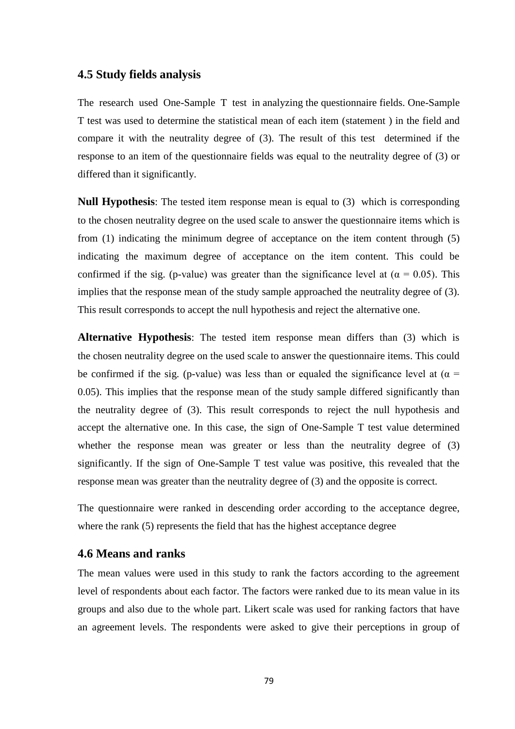## 4.5 Study fields analysis

The research used One-Sample T test in analyzing the questionnaire fields. One-Sample T test was used to determine the statistical mean of each item (statement ) in the field and compare it with the neutrality degree of (3). The result of this test determined if the response to an item of the questionnaire fields was equal to the neutrality degree of (3) or differed than it significantly.

**Null Hypothesis**: The tested item response mean is equal to (3) which is corresponding to the chosen neutrality degree on the used scale to answer the questionnaire items which is from (1) indicating the minimum degree of acceptance on the item content through (5) indicating the maximum degree of acceptance on the item content. This could be confirmed if the sig. (p-value) was greater than the significance level at ($\alpha = 0.05$). This implies that the response mean of the study sample approached the neutrality degree of (3). This result corresponds to accept the null hypothesis and reject the alternative one.

**Alternative Hypothesis**: The tested item response mean differs than (3) which is the chosen neutrality degree on the used scale to answer the questionnaire items. This could be confirmed if the sig. (p-value) was less than or equaled the significance level at ($\alpha = 0.05$). This implies that the response mean of the study sample differed significantly than the neutrality degree of (3). This result corresponds to reject the null hypothesis and accept the alternative one. In this case, the sign of One-Sample T test value determined whether the response mean was greater or less than the neutrality degree of (3) significantly. If the sign of One-Sample T test value was positive, this revealed that the response mean was greater than the neutrality degree of (3) and the opposite is correct.

The questionnaire were ranked in descending order according to the acceptance degree, where the rank (5) represents the field that has the highest acceptance degree

## 4.6 Means and ranks

The mean values were used in this study to rank the factors according to the agreement level of respondents about each factor. The factors were ranked due to its mean value in its groups and also due to the whole part. Likert scale was used for ranking factors that have an agreement levels. The respondents were asked to give their perceptions in group of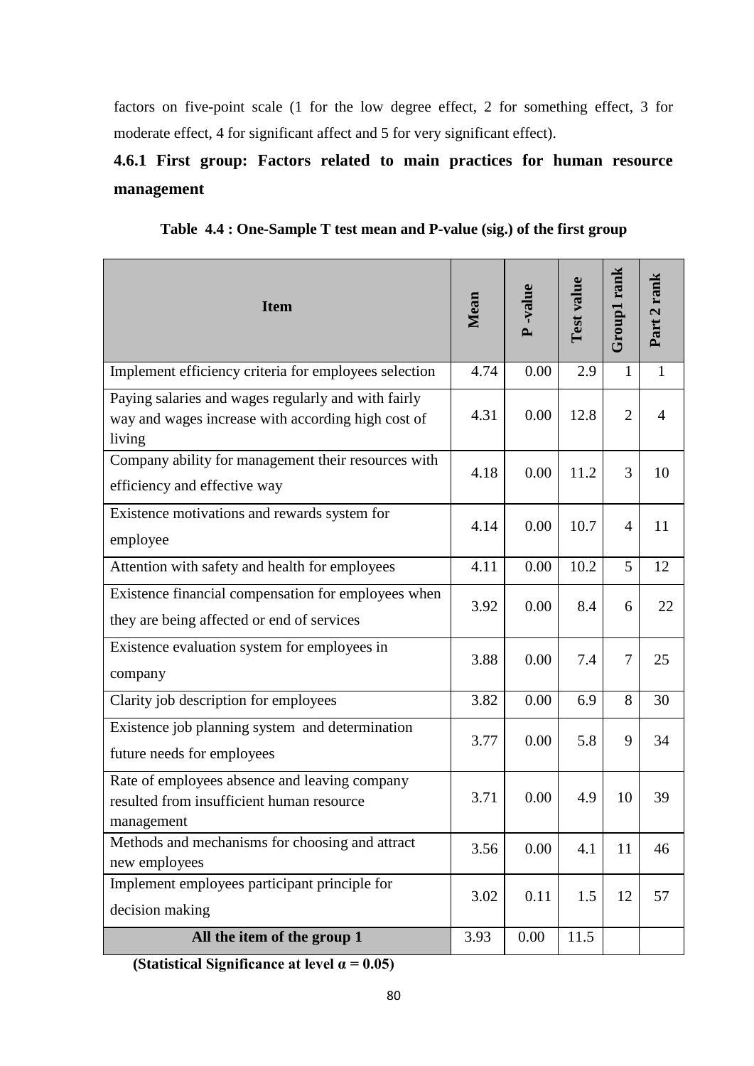factors on five-point scale (1 for the low degree effect, 2 for something effect, 3 for moderate effect, 4 for significant affect and 5 for very significant effect).

### 4.6.1 First group: Factors related to main practices for human resource management

**Table 4.4 : One-Sample T test mean and P-value (sig.) of the first group**

| Item | Mean | P -value | Test value | Group1 rank | Part 2 rank |
|---|---|---|---|---|---|
| Implement efficiency criteria for employees selection | 4.74 | 0.00 | 2.9 | 1 | 1 |
| Paying salaries and wages regularly and with fairly way and wages increase with according high cost of living | 4.31 | 0.00 | 12.8 | 2 | 4 |
| Company ability for management their resources with efficiency and effective way | 4.18 | 0.00 | 11.2 | 3 | 10 |
| Existence motivations and rewards system for employee | 4.14 | 0.00 | 10.7 | 4 | 11 |
| Attention with safety and health for employees | 4.11 | 0.00 | 10.2 | 5 | 12 |
| Existence financial compensation for employees when they are being affected or end of services | 3.92 | 0.00 | 8.4 | 6 | 22 |
| Existence evaluation system for employees in company | 3.88 | 0.00 | 7.4 | 7 | 25 |
| Clarity job description for employees | 3.82 | 0.00 | 6.9 | 8 | 30 |
| Existence job planning system and determination future needs for employees | 3.77 | 0.00 | 5.8 | 9 | 34 |
| Rate of employees absence and leaving company resulted from insufficient human resource management | 3.71 | 0.00 | 4.9 | 10 | 39 |
| Methods and mechanisms for choosing and attract new employees | 3.56 | 0.00 | 4.1 | 11 | 46 |
| Implement employees participant principle for decision making | 3.02 | 0.11 | 1.5 | 12 | 57 |
| **All the item of the group 1** | 3.93 | 0.00 | 11.5 | | |

**(Statistical Significance at level $\alpha = 0.05$)**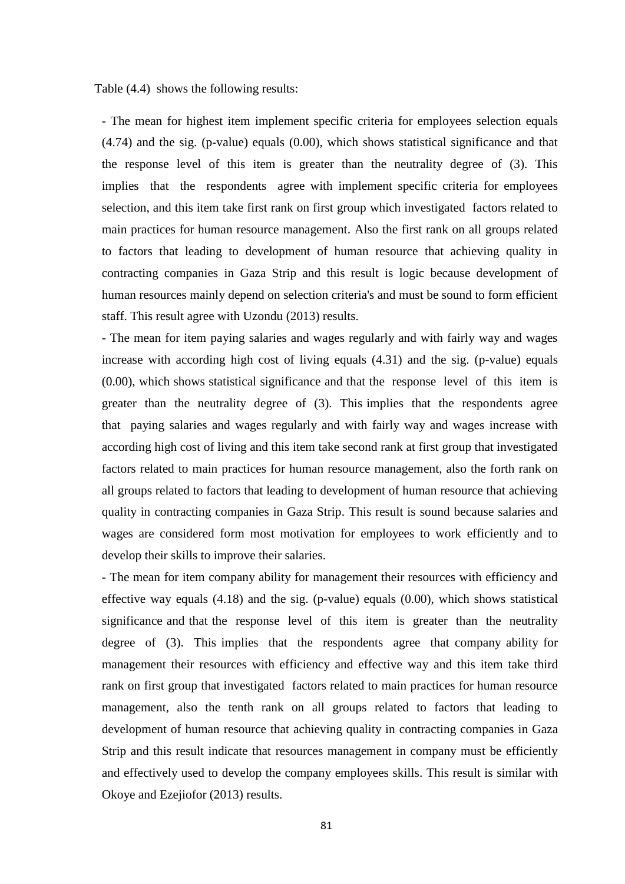Table (4.4) shows the following results:

- The mean for highest item implement specific criteria for employees selection equals (4.74) and the sig. (p-value) equals (0.00), which shows statistical significance and that the response level of this item is greater than the neutrality degree of (3). This implies that the respondents agree with implement specific criteria for employees selection, and this item take first rank on first group which investigated factors related to main practices for human resource management. Also the first rank on all groups related to factors that leading to development of human resource that achieving quality in contracting companies in Gaza Strip and this result is logic because development of human resources mainly depend on selection criteria's and must be sound to form efficient staff. This result agree with Uzondu (2013) results.
- The mean for item paying salaries and wages regularly and with fairly way and wages increase with according high cost of living equals (4.31) and the sig. (p-value) equals (0.00), which shows statistical significance and that the response level of this item is greater than the neutrality degree of (3). This implies that the respondents agree that paying salaries and wages regularly and with fairly way and wages increase with according high cost of living and this item take second rank at first group that investigated factors related to main practices for human resource management, also the forth rank on all groups related to factors that leading to development of human resource that achieving quality in contracting companies in Gaza Strip. This result is sound because salaries and wages are considered form most motivation for employees to work efficiently and to develop their skills to improve their salaries.
- The mean for item company ability for management their resources with efficiency and effective way equals (4.18) and the sig. (p-value) equals (0.00), which shows statistical significance and that the response level of this item is greater than the neutrality degree of (3). This implies that the respondents agree that company ability for management their resources with efficiency and effective way and this item take third rank on first group that investigated factors related to main practices for human resource management, also the tenth rank on all groups related to factors that leading to development of human resource that achieving quality in contracting companies in Gaza Strip and this result indicate that resources management in company must be efficiently and effectively used to develop the company employees skills. This result is similar with Okoye and Ezejiofor (2013) results.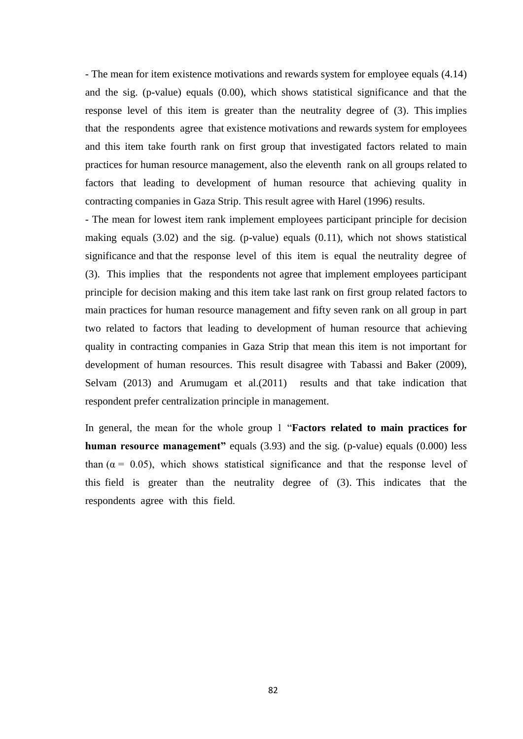- The mean for item existence motivations and rewards system for employee equals (4.14) and the sig. (p-value) equals (0.00), which shows statistical significance and that the response level of this item is greater than the neutrality degree of (3). This implies that the respondents agree that existence motivations and rewards system for employees and this item take fourth rank on first group that investigated factors related to main practices for human resource management, also the eleventh rank on all groups related to factors that leading to development of human resource that achieving quality in contracting companies in Gaza Strip. This result agree with Harel (1996) results.

- The mean for lowest item rank implement employees participant principle for decision making equals (3.02) and the sig. (p-value) equals (0.11), which not shows statistical significance and that the response level of this item is equal the neutrality degree of (3). This implies that the respondents not agree that implement employees participant principle for decision making and this item take last rank on first group related factors to main practices for human resource management and fifty seven rank on all group in part two related to factors that leading to development of human resource that achieving quality in contracting companies in Gaza Strip that mean this item is not important for development of human resources. This result disagree with Tabassi and Baker (2009), Selvam (2013) and Arumugam et al.(2011) results and that take indication that respondent prefer centralization principle in management.

In general, the mean for the whole group 1 "**Factors related to main practices for human resource management"** equals (3.93) and the sig. (p-value) equals (0.000) less than ($\alpha = 0.05$), which shows statistical significance and that the response level of this field is greater than the neutrality degree of (3). This indicates that the respondents agree with this field.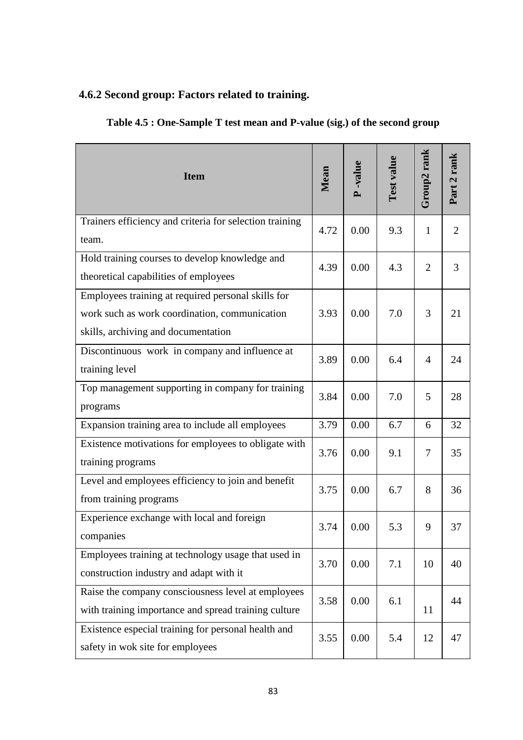### 4.6.2 Second group: Factors related to training.

**Table 4.5 : One-Sample T test mean and P-value (sig.) of the second group**

| Item | Mean | P -value | Test value | Group2 rank | Part 2 rank |
|---|---|---|---|---|---|
| Trainers efficiency and criteria for selection training team. | 4.72 | 0.00 | 9.3 | 1 | 2 |
| Hold training courses to develop knowledge and theoretical capabilities of employees | 4.39 | 0.00 | 4.3 | 2 | 3 |
| Employees training at required personal skills for work such as work coordination, communication skills, archiving and documentation | 3.93 | 0.00 | 7.0 | 3 | 21 |
| Discontinuous work in company and influence at training level | 3.89 | 0.00 | 6.4 | 4 | 24 |
| Top management supporting in company for training programs | 3.84 | 0.00 | 7.0 | 5 | 28 |
| Expansion training area to include all employees | 3.79 | 0.00 | 6.7 | 6 | 32 |
| Existence motivations for employees to obligate with training programs | 3.76 | 0.00 | 9.1 | 7 | 35 |
| Level and employees efficiency to join and benefit from training programs | 3.75 | 0.00 | 6.7 | 8 | 36 |
| Experience exchange with local and foreign companies | 3.74 | 0.00 | 5.3 | 9 | 37 |
| Employees training at technology usage that used in construction industry and adapt with it | 3.70 | 0.00 | 7.1 | 10 | 40 |
| Raise the company consciousness level at employees with training importance and spread training culture | 3.58 | 0.00 | 6.1 | 11 | 44 |
| Existence especial training for personal health and safety in wok site for employees | 3.55 | 0.00 | 5.4 | 12 | 47 |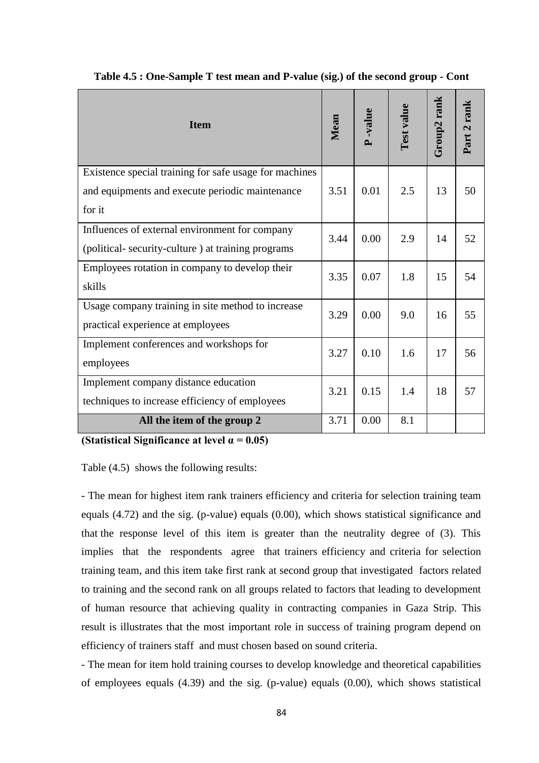**Table 4.5 : One-Sample T test mean and P-value (sig.) of the second group - Cont**

| Item | Mean | P -value | Test value | Group2 rank | Part 2 rank |
|---|---|---|---|---|---|
| Existence special training for safe usage for machines and equipments and execute periodic maintenance for it | 3.51 | 0.01 | 2.5 | 13 | 50 |
| Influences of external environment for company (political- security-culture ) at training programs | 3.44 | 0.00 | 2.9 | 14 | 52 |
| Employees rotation in company to develop their skills | 3.35 | 0.07 | 1.8 | 15 | 54 |
| Usage company training in site method to increase practical experience at employees | 3.29 | 0.00 | 9.0 | 16 | 55 |
| Implement conferences and workshops for employees | 3.27 | 0.10 | 1.6 | 17 | 56 |
| Implement company distance education techniques to increase efficiency of employees | 3.21 | 0.15 | 1.4 | 18 | 57 |
| **All the item of the group 2** | 3.71 | 0.00 | 8.1 | | |

**(Statistical Significance at level α = 0.05)**

Table (4.5) shows the following results:

- The mean for highest item rank trainers efficiency and criteria for selection training team equals (4.72) and the sig. (p-value) equals (0.00), which shows statistical significance and that the response level of this item is greater than the neutrality degree of (3). This implies that the respondents agree that trainers efficiency and criteria for selection training team, and this item take first rank at second group that investigated factors related to training and the second rank on all groups related to factors that leading to development of human resource that achieving quality in contracting companies in Gaza Strip. This result is illustrates that the most important role in success of training program depend on efficiency of trainers staff and must chosen based on sound criteria.

- The mean for item hold training courses to develop knowledge and theoretical capabilities of employees equals (4.39) and the sig. (p-value) equals (0.00), which shows statistical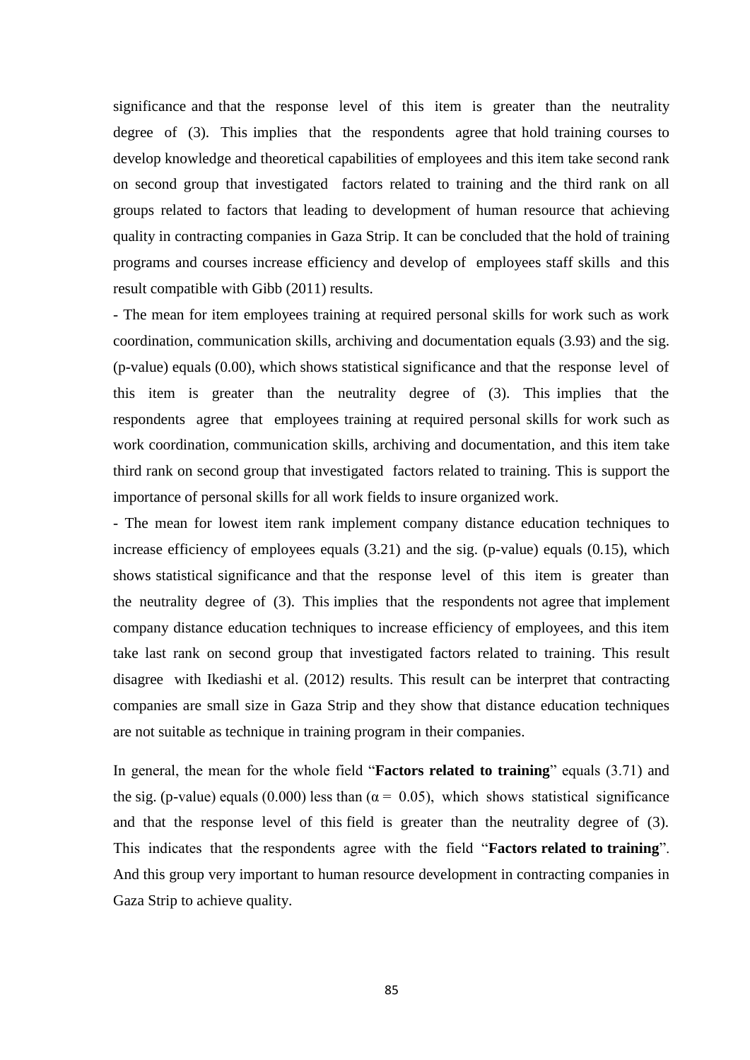significance and that the response level of this item is greater than the neutrality degree of (3). This implies that the respondents agree that hold training courses to develop knowledge and theoretical capabilities of employees and this item take second rank on second group that investigated factors related to training and the third rank on all groups related to factors that leading to development of human resource that achieving quality in contracting companies in Gaza Strip. It can be concluded that the hold of training programs and courses increase efficiency and develop of employees staff skills and this result compatible with Gibb (2011) results.

- The mean for item employees training at required personal skills for work such as work coordination, communication skills, archiving and documentation equals (3.93) and the sig. (p-value) equals (0.00), which shows statistical significance and that the response level of this item is greater than the neutrality degree of (3). This implies that the respondents agree that employees training at required personal skills for work such as work coordination, communication skills, archiving and documentation, and this item take third rank on second group that investigated factors related to training. This is support the importance of personal skills for all work fields to insure organized work.

- The mean for lowest item rank implement company distance education techniques to increase efficiency of employees equals (3.21) and the sig. (p-value) equals (0.15), which shows statistical significance and that the response level of this item is greater than the neutrality degree of (3). This implies that the respondents not agree that implement company distance education techniques to increase efficiency of employees, and this item take last rank on second group that investigated factors related to training. This result disagree with Ikediashi et al. (2012) results. This result can be interpret that contracting companies are small size in Gaza Strip and they show that distance education techniques are not suitable as technique in training program in their companies.

In general, the mean for the whole field "**Factors related to training**" equals (3.71) and the sig. (p-value) equals (0.000) less than ($\alpha = 0.05$), which shows statistical significance and that the response level of this field is greater than the neutrality degree of (3). This indicates that the respondents agree with the field "**Factors related to training**". And this group very important to human resource development in contracting companies in Gaza Strip to achieve quality.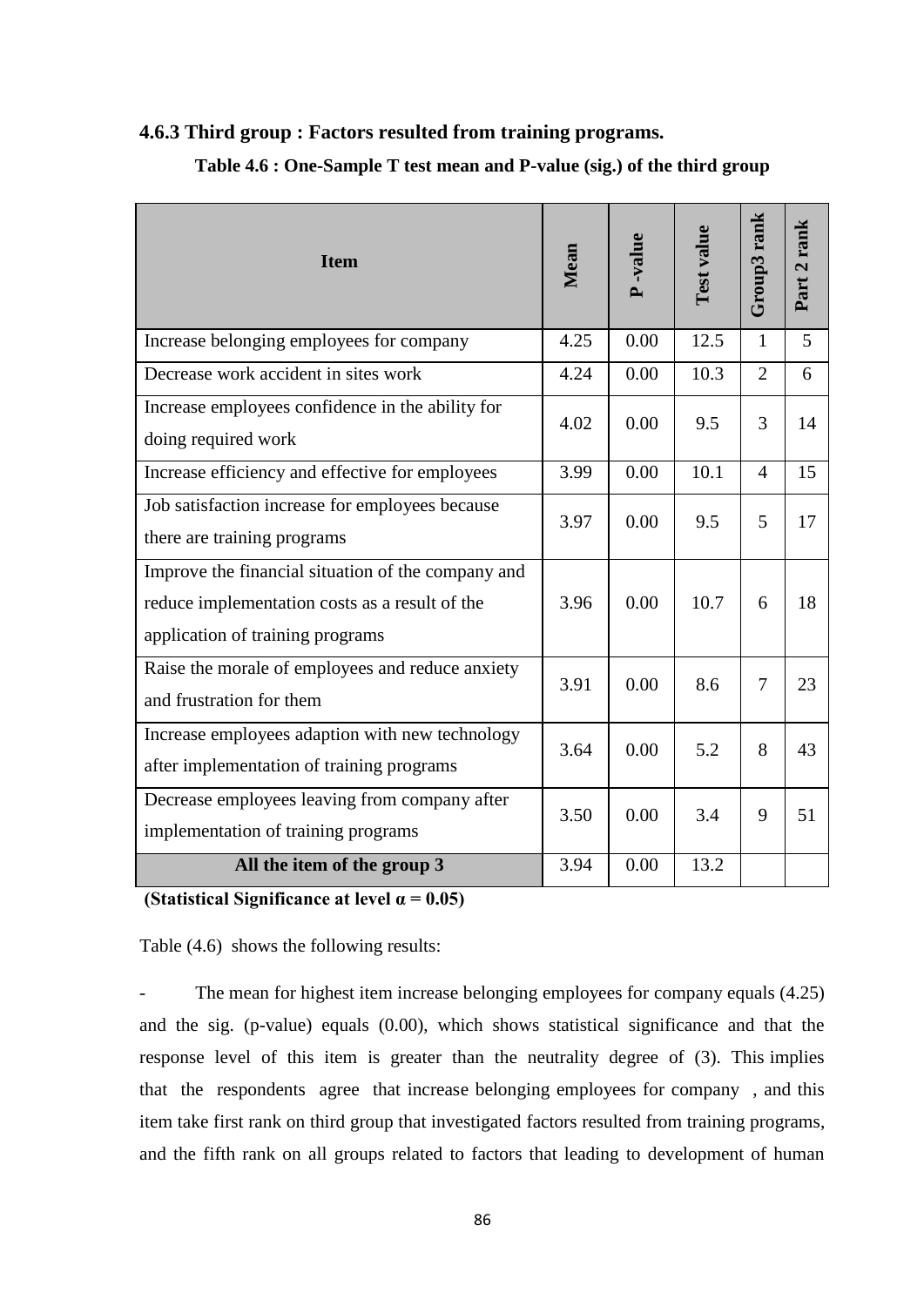### 4.6.3 Third group : Factors resulted from training programs.

**Table 4.6 : One-Sample T test mean and P-value (sig.) of the third group**

| Item | Mean | P -value | Test value | Group3 rank | Part 2 rank |
|---|---|---|---|---|---|
| Increase belonging employees for company | 4.25 | 0.00 | 12.5 | 1 | 5 |
| Decrease work accident in sites work | 4.24 | 0.00 | 10.3 | 2 | 6 |
| Increase employees confidence in the ability for doing required work | 4.02 | 0.00 | 9.5 | 3 | 14 |
| Increase efficiency and effective for employees | 3.99 | 0.00 | 10.1 | 4 | 15 |
| Job satisfaction increase for employees because there are training programs | 3.97 | 0.00 | 9.5 | 5 | 17 |
| Improve the financial situation of the company and reduce implementation costs as a result of the application of training programs | 3.96 | 0.00 | 10.7 | 6 | 18 |
| Raise the morale of employees and reduce anxiety and frustration for them | 3.91 | 0.00 | 8.6 | 7 | 23 |
| Increase employees adaption with new technology after implementation of training programs | 3.64 | 0.00 | 5.2 | 8 | 43 |
| Decrease employees leaving from company after implementation of training programs | 3.50 | 0.00 | 3.4 | 9 | 51 |
| **All the item of the group 3** | 3.94 | 0.00 | 13.2 | | |

**(Statistical Significance at level $\alpha = 0.05$)**

Table (4.6) shows the following results:

- The mean for highest item increase belonging employees for company equals (4.25) and the sig. (p-value) equals (0.00), which shows statistical significance and that the response level of this item is greater than the neutrality degree of (3). This implies that the respondents agree that increase belonging employees for company , and this item take first rank on third group that investigated factors resulted from training programs, and the fifth rank on all groups related to factors that leading to development of human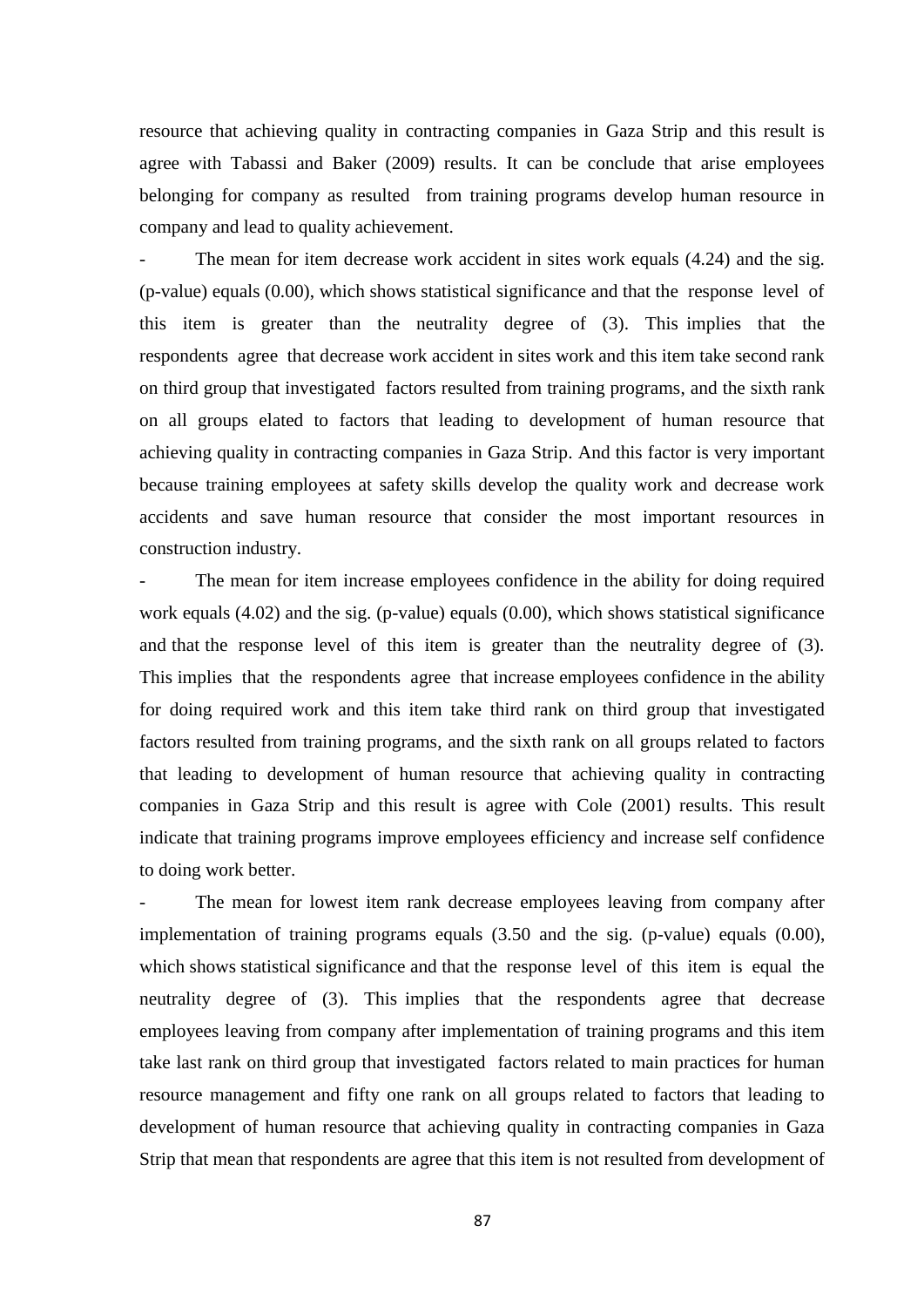resource that achieving quality in contracting companies in Gaza Strip and this result is agree with Tabassi and Baker (2009) results. It can be conclude that arise employees belonging for company as resulted from training programs develop human resource in company and lead to quality achievement.

- The mean for item decrease work accident in sites work equals (4.24) and the sig. (p-value) equals (0.00), which shows statistical significance and that the response level of this item is greater than the neutrality degree of (3). This implies that the respondents agree that decrease work accident in sites work and this item take second rank on third group that investigated factors resulted from training programs, and the sixth rank on all groups elated to factors that leading to development of human resource that achieving quality in contracting companies in Gaza Strip. And this factor is very important because training employees at safety skills develop the quality work and decrease work accidents and save human resource that consider the most important resources in construction industry.

- The mean for item increase employees confidence in the ability for doing required work equals (4.02) and the sig. (p-value) equals (0.00), which shows statistical significance and that the response level of this item is greater than the neutrality degree of (3). This implies that the respondents agree that increase employees confidence in the ability for doing required work and this item take third rank on third group that investigated factors resulted from training programs, and the sixth rank on all groups related to factors that leading to development of human resource that achieving quality in contracting companies in Gaza Strip and this result is agree with Cole (2001) results. This result indicate that training programs improve employees efficiency and increase self confidence to doing work better.

- The mean for lowest item rank decrease employees leaving from company after implementation of training programs equals (3.50 and the sig. (p-value) equals (0.00), which shows statistical significance and that the response level of this item is equal the neutrality degree of (3). This implies that the respondents agree that decrease employees leaving from company after implementation of training programs and this item take last rank on third group that investigated factors related to main practices for human resource management and fifty one rank on all groups related to factors that leading to development of human resource that achieving quality in contracting companies in Gaza Strip that mean that respondents are agree that this item is not resulted from development of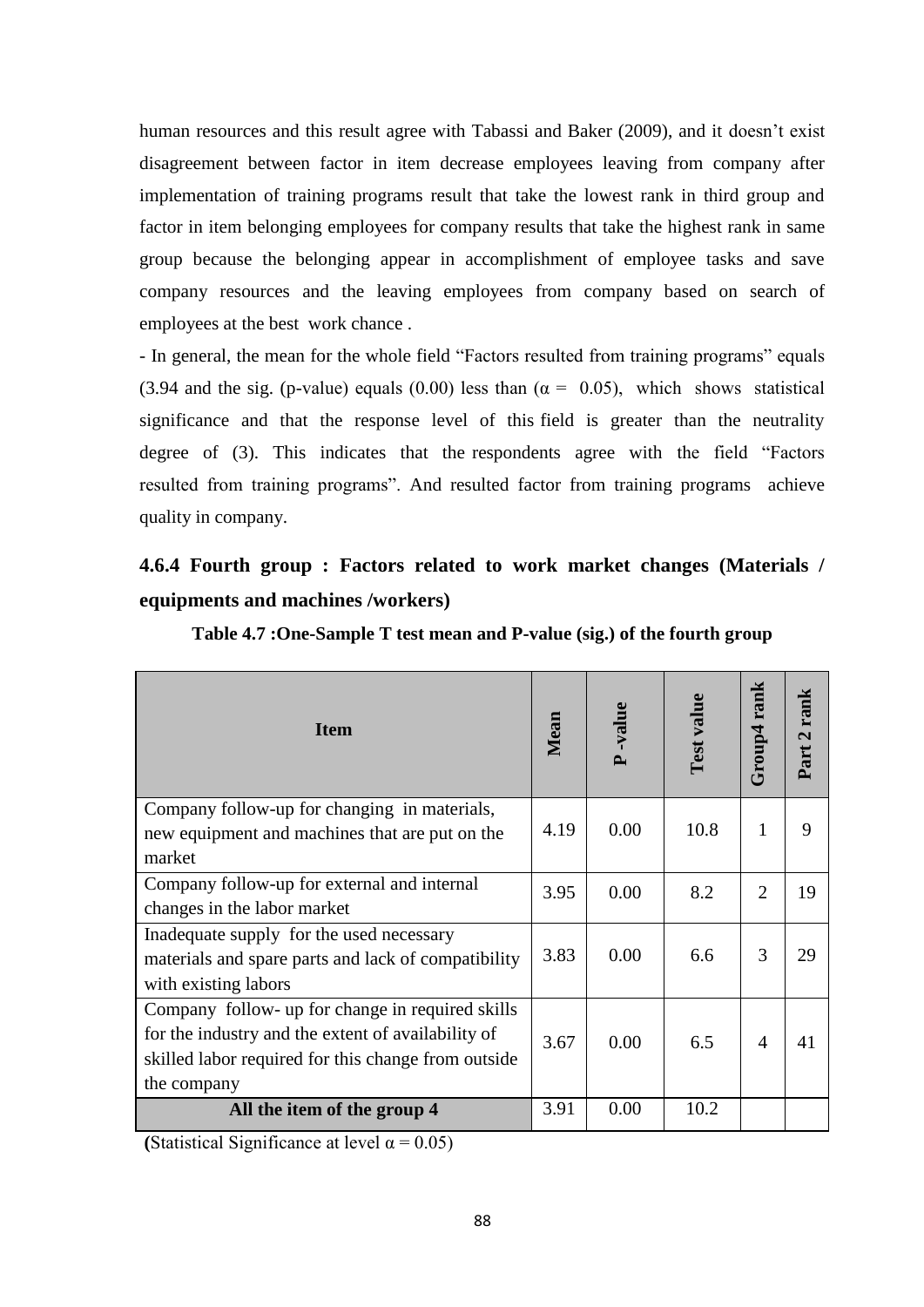human resources and this result agree with Tabassi and Baker (2009), and it doesn't exist disagreement between factor in item decrease employees leaving from company after implementation of training programs result that take the lowest rank in third group and factor in item belonging employees for company results that take the highest rank in same group because the belonging appear in accomplishment of employee tasks and save company resources and the leaving employees from company based on search of employees at the best work chance .

- In general, the mean for the whole field "Factors resulted from training programs" equals (3.94 and the sig. (p-value) equals (0.00) less than ($\alpha = 0.05$), which shows statistical significance and that the response level of this field is greater than the neutrality degree of (3). This indicates that the respondents agree with the field "Factors resulted from training programs". And resulted factor from training programs achieve quality in company.

### 4.6.4 Fourth group : Factors related to work market changes (Materials / equipments and machines /workers)

**Table 4.7 :One-Sample T test mean and P-value (sig.) of the fourth group**

| Item | Mean | P -value | Test value | Group4 rank | Part 2 rank |
|---|---|---|---|---|---|
| Company follow-up for changing in materials, new equipment and machines that are put on the market | 4.19 | 0.00 | 10.8 | 1 | 9 |
| Company follow-up for external and internal changes in the labor market | 3.95 | 0.00 | 8.2 | 2 | 19 |
| Inadequate supply for the used necessary materials and spare parts and lack of compatibility with existing labors | 3.83 | 0.00 | 6.6 | 3 | 29 |
| Company follow- up for change in required skills for the industry and the extent of availability of skilled labor required for this change from outside the company | 3.67 | 0.00 | 6.5 | 4 | 41 |
| **All the item of the group 4** | 3.91 | 0.00 | 10.2 | | |

**(**Statistical Significance at level $\alpha = 0.05$)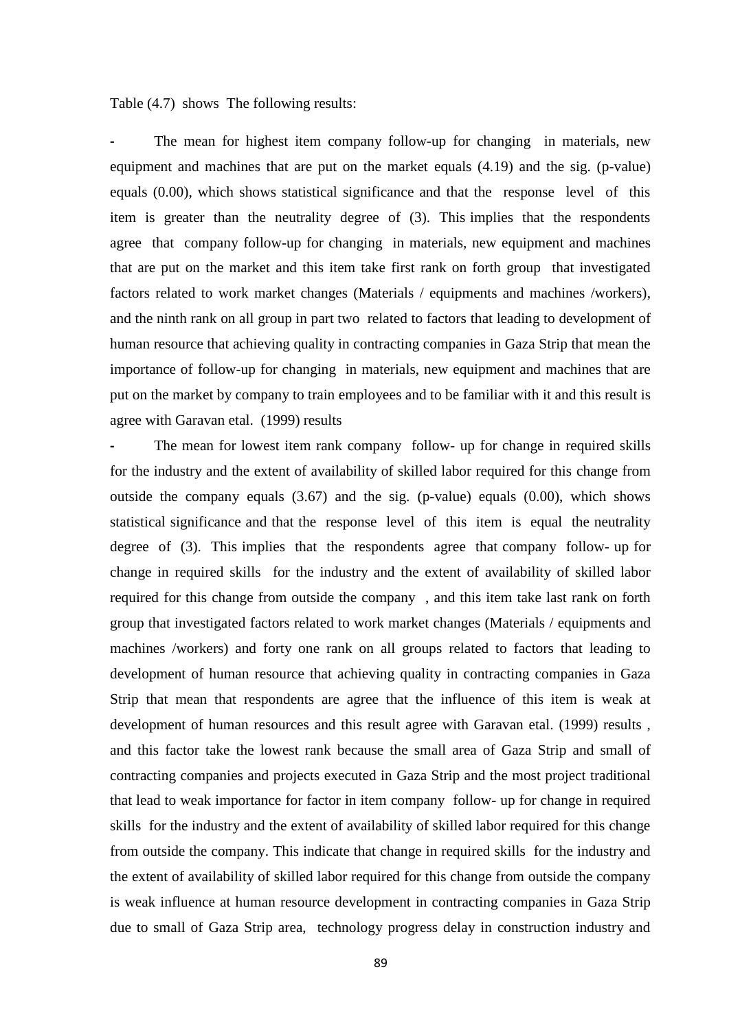Table (4.7) shows The following results:

- The mean for highest item company follow-up for changing in materials, new equipment and machines that are put on the market equals (4.19) and the sig. (p-value) equals (0.00), which shows statistical significance and that the response level of this item is greater than the neutrality degree of (3). This implies that the respondents agree that company follow-up for changing in materials, new equipment and machines that are put on the market and this item take first rank on forth group that investigated factors related to work market changes (Materials / equipments and machines /workers), and the ninth rank on all group in part two related to factors that leading to development of human resource that achieving quality in contracting companies in Gaza Strip that mean the importance of follow-up for changing in materials, new equipment and machines that are put on the market by company to train employees and to be familiar with it and this result is agree with Garavan etal. (1999) results

- The mean for lowest item rank company follow- up for change in required skills for the industry and the extent of availability of skilled labor required for this change from outside the company equals (3.67) and the sig. (p-value) equals (0.00), which shows statistical significance and that the response level of this item is equal the neutrality degree of (3). This implies that the respondents agree that company follow- up for change in required skills for the industry and the extent of availability of skilled labor required for this change from outside the company , and this item take last rank on forth group that investigated factors related to work market changes (Materials / equipments and machines /workers) and forty one rank on all groups related to factors that leading to development of human resource that achieving quality in contracting companies in Gaza Strip that mean that respondents are agree that the influence of this item is weak at development of human resources and this result agree with Garavan etal. (1999) results , and this factor take the lowest rank because the small area of Gaza Strip and small of contracting companies and projects executed in Gaza Strip and the most project traditional that lead to weak importance for factor in item company follow- up for change in required skills for the industry and the extent of availability of skilled labor required for this change from outside the company. This indicate that change in required skills for the industry and the extent of availability of skilled labor required for this change from outside the company is weak influence at human resource development in contracting companies in Gaza Strip due to small of Gaza Strip area, technology progress delay in construction industry and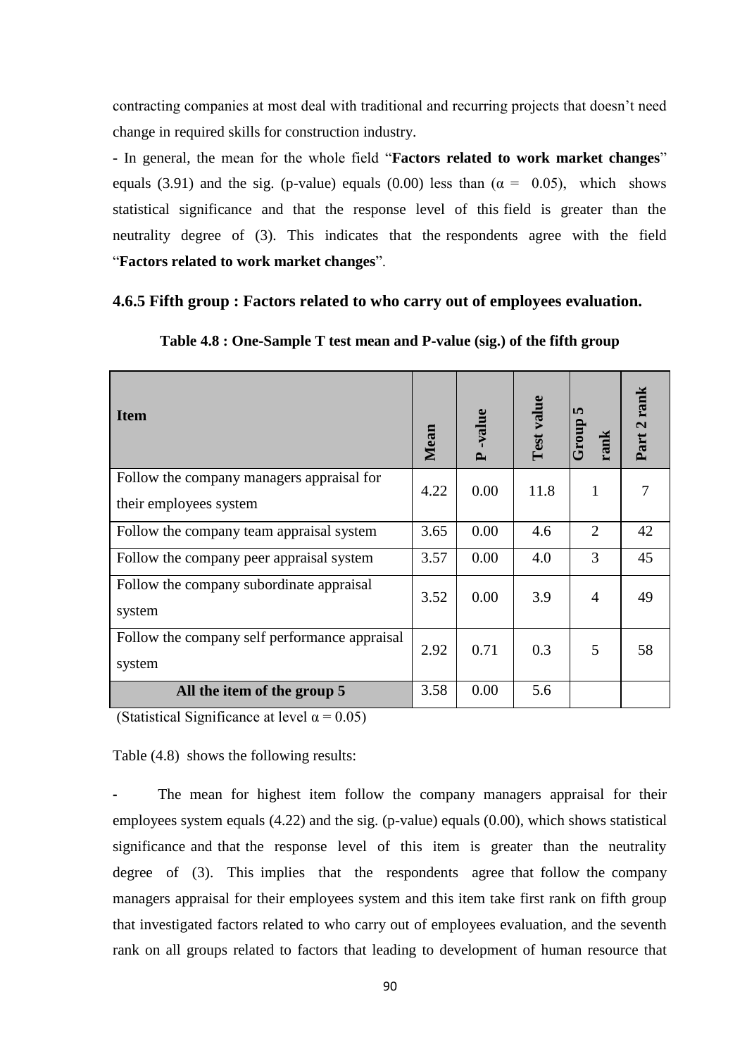contracting companies at most deal with traditional and recurring projects that doesn't need change in required skills for construction industry.

- In general, the mean for the whole field "**Factors related to work market changes**" equals (3.91) and the sig. (p-value) equals (0.00) less than ($\alpha = 0.05$), which shows statistical significance and that the response level of this field is greater than the neutrality degree of (3). This indicates that the respondents agree with the field "**Factors related to work market changes**".

### 4.6.5 Fifth group : Factors related to who carry out of employees evaluation.

**Table 4.8 : One-Sample T test mean and P-value (sig.) of the fifth group**

| Item | Mean | P -value | Test value | Group 5 rank | Part 2 rank |
|---|---|---|---|---|---|
| Follow the company managers appraisal for their employees system | 4.22 | 0.00 | 11.8 | 1 | 7 |
| Follow the company team appraisal system | 3.65 | 0.00 | 4.6 | 2 | 42 |
| Follow the company peer appraisal system | 3.57 | 0.00 | 4.0 | 3 | 45 |
| Follow the company subordinate appraisal system | 3.52 | 0.00 | 3.9 | 4 | 49 |
| Follow the company self performance appraisal system | 2.92 | 0.71 | 0.3 | 5 | 58 |
| **All the item of the group 5** | 3.58 | 0.00 | 5.6 | | |

(Statistical Significance at level $\alpha = 0.05$)

Table (4.8) shows the following results:

- The mean for highest item follow the company managers appraisal for their employees system equals (4.22) and the sig. (p-value) equals (0.00), which shows statistical significance and that the response level of this item is greater than the neutrality degree of (3). This implies that the respondents agree that follow the company managers appraisal for their employees system and this item take first rank on fifth group that investigated factors related to who carry out of employees evaluation, and the seventh rank on all groups related to factors that leading to development of human resource that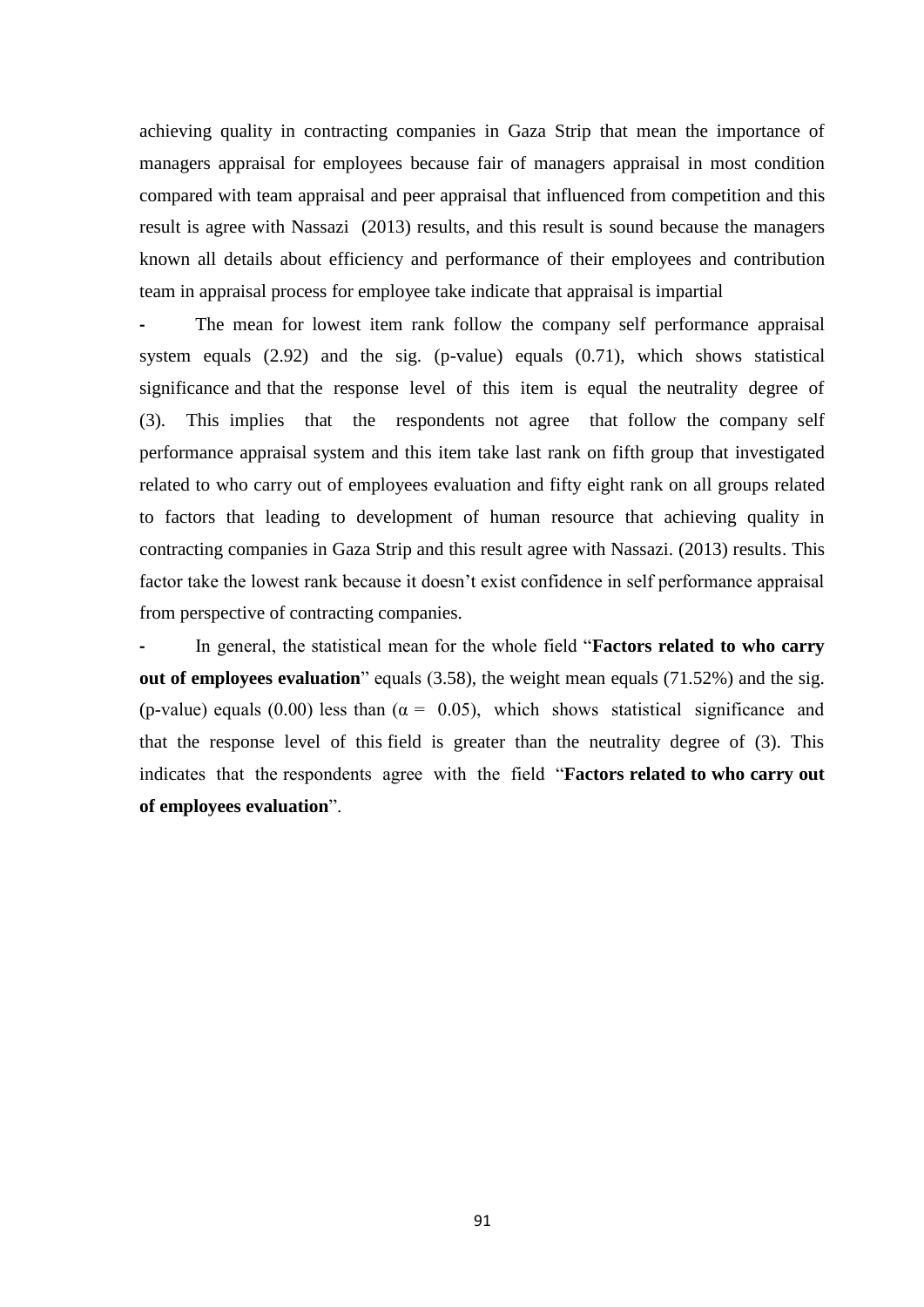achieving quality in contracting companies in Gaza Strip that mean the importance of managers appraisal for employees because fair of managers appraisal in most condition compared with team appraisal and peer appraisal that influenced from competition and this result is agree with Nassazi (2013) results, and this result is sound because the managers known all details about efficiency and performance of their employees and contribution team in appraisal process for employee take indicate that appraisal is impartial

- The mean for lowest item rank follow the company self performance appraisal system equals (2.92) and the sig. (p-value) equals (0.71), which shows statistical significance and that the response level of this item is equal the neutrality degree of (3). This implies that the respondents not agree that follow the company self performance appraisal system and this item take last rank on fifth group that investigated related to who carry out of employees evaluation and fifty eight rank on all groups related to factors that leading to development of human resource that achieving quality in contracting companies in Gaza Strip and this result agree with Nassazi. (2013) results. This factor take the lowest rank because it doesn't exist confidence in self performance appraisal from perspective of contracting companies.

- In general, the statistical mean for the whole field "**Factors related to who carry out of employees evaluation**" equals (3.58), the weight mean equals (71.52%) and the sig. (p-value) equals (0.00) less than ($\alpha = 0.05$), which shows statistical significance and that the response level of this field is greater than the neutrality degree of (3). This indicates that the respondents agree with the field "**Factors related to who carry out of employees evaluation**".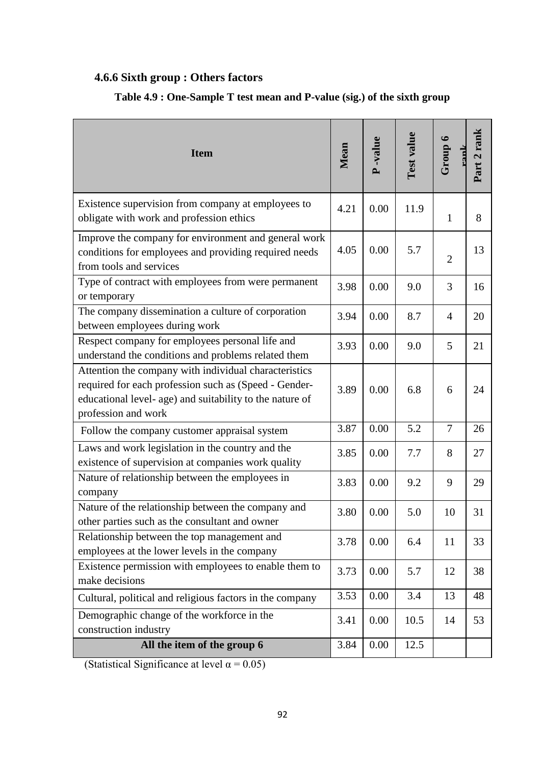### 4.6.6 Sixth group : Others factors

**Table 4.9 : One-Sample T test mean and P-value (sig.) of the sixth group**

| Item | Mean | P -value | Test value | Group 6 rank | Part 2 rank |
|---|---|---|---|---|---|
| Existence supervision from company at employees to obligate with work and profession ethics | 4.21 | 0.00 | 11.9 | 1 | 8 |
| Improve the company for environment and general work conditions for employees and providing required needs from tools and services | 4.05 | 0.00 | 5.7 | 2 | 13 |
| Type of contract with employees from were permanent or temporary | 3.98 | 0.00 | 9.0 | 3 | 16 |
| The company dissemination a culture of corporation between employees during work | 3.94 | 0.00 | 8.7 | 4 | 20 |
| Respect company for employees personal life and understand the conditions and problems related them | 3.93 | 0.00 | 9.0 | 5 | 21 |
| Attention the company with individual characteristics required for each profession such as (Speed - Gender- educational level- age) and suitability to the nature of profession and work | 3.89 | 0.00 | 6.8 | 6 | 24 |
| Follow the company customer appraisal system | 3.87 | 0.00 | 5.2 | 7 | 26 |
| Laws and work legislation in the country and the existence of supervision at companies work quality | 3.85 | 0.00 | 7.7 | 8 | 27 |
| Nature of relationship between the employees in company | 3.83 | 0.00 | 9.2 | 9 | 29 |
| Nature of the relationship between the company and other parties such as the consultant and owner | 3.80 | 0.00 | 5.0 | 10 | 31 |
| Relationship between the top management and employees at the lower levels in the company | 3.78 | 0.00 | 6.4 | 11 | 33 |
| Existence permission with employees to enable them to make decisions | 3.73 | 0.00 | 5.7 | 12 | 38 |
| Cultural, political and religious factors in the company | 3.53 | 0.00 | 3.4 | 13 | 48 |
| Demographic change of the workforce in the construction industry | 3.41 | 0.00 | 10.5 | 14 | 53 |
| **All the item of the group 6** | 3.84 | 0.00 | 12.5 | | |

(Statistical Significance at level $\alpha = 0.05$)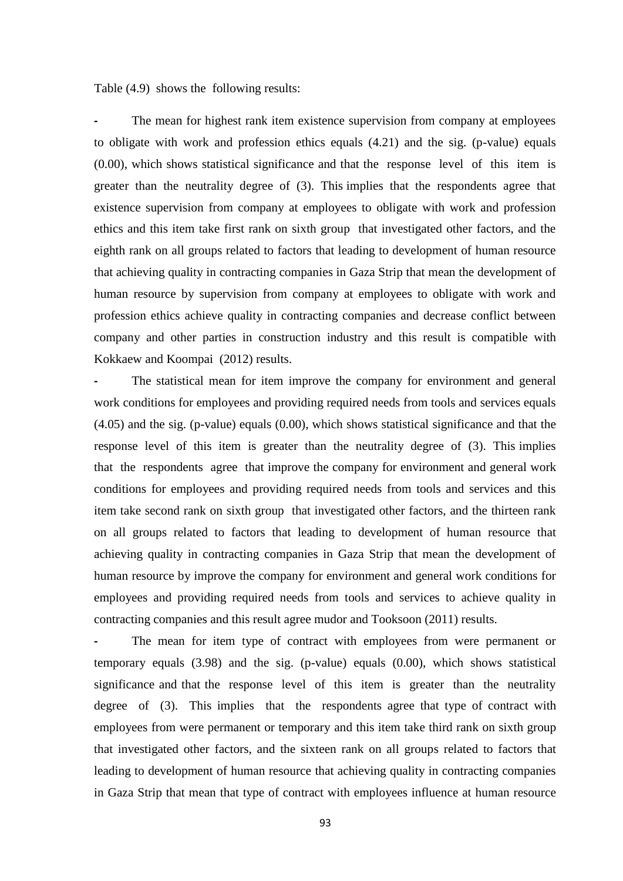Table (4.9) shows the following results:

- The mean for highest rank item existence supervision from company at employees to obligate with work and profession ethics equals (4.21) and the sig. (p-value) equals (0.00), which shows statistical significance and that the response level of this item is greater than the neutrality degree of (3). This implies that the respondents agree that existence supervision from company at employees to obligate with work and profession ethics and this item take first rank on sixth group that investigated other factors, and the eighth rank on all groups related to factors that leading to development of human resource that achieving quality in contracting companies in Gaza Strip that mean the development of human resource by supervision from company at employees to obligate with work and profession ethics achieve quality in contracting companies and decrease conflict between company and other parties in construction industry and this result is compatible with Kokkaew and Koompai (2012) results.

- The statistical mean for item improve the company for environment and general work conditions for employees and providing required needs from tools and services equals (4.05) and the sig. (p-value) equals (0.00), which shows statistical significance and that the response level of this item is greater than the neutrality degree of (3). This implies that the respondents agree that improve the company for environment and general work conditions for employees and providing required needs from tools and services and this item take second rank on sixth group that investigated other factors, and the thirteen rank on all groups related to factors that leading to development of human resource that achieving quality in contracting companies in Gaza Strip that mean the development of human resource by improve the company for environment and general work conditions for employees and providing required needs from tools and services to achieve quality in contracting companies and this result agree mudor and Tooksoon (2011) results.

- The mean for item type of contract with employees from were permanent or temporary equals (3.98) and the sig. (p-value) equals (0.00), which shows statistical significance and that the response level of this item is greater than the neutrality degree of (3). This implies that the respondents agree that type of contract with employees from were permanent or temporary and this item take third rank on sixth group that investigated other factors, and the sixteen rank on all groups related to factors that leading to development of human resource that achieving quality in contracting companies in Gaza Strip that mean that type of contract with employees influence at human resource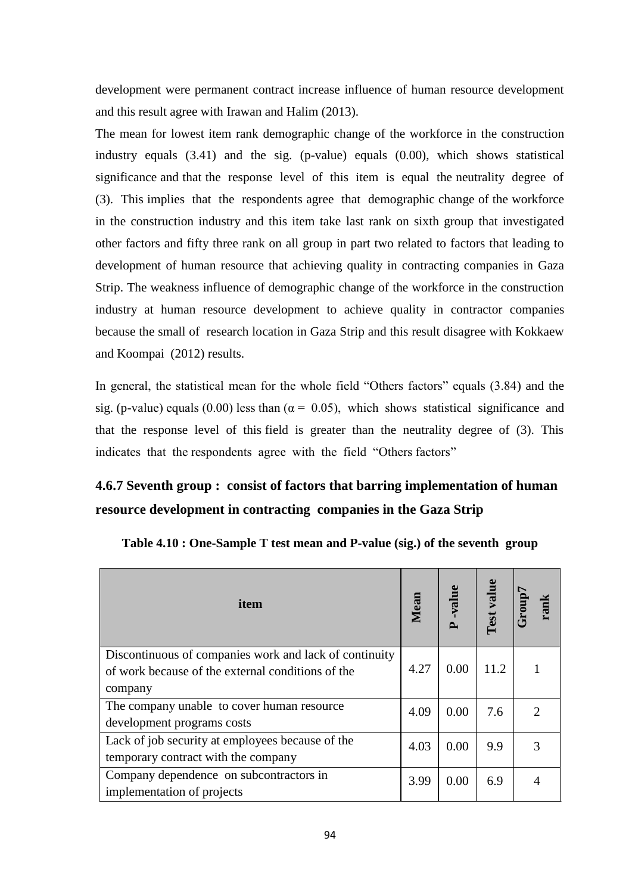development were permanent contract increase influence of human resource development and this result agree with Irawan and Halim (2013).

The mean for lowest item rank demographic change of the workforce in the construction industry equals (3.41) and the sig. (p-value) equals (0.00), which shows statistical significance and that the response level of this item is equal the neutrality degree of (3). This implies that the respondents agree that demographic change of the workforce in the construction industry and this item take last rank on sixth group that investigated other factors and fifty three rank on all group in part two related to factors that leading to development of human resource that achieving quality in contracting companies in Gaza Strip. The weakness influence of demographic change of the workforce in the construction industry at human resource development to achieve quality in contractor companies because the small of research location in Gaza Strip and this result disagree with Kokkaew and Koompai (2012) results.

In general, the statistical mean for the whole field "Others factors" equals (3.84) and the sig. (p-value) equals (0.00) less than ($\alpha = 0.05$), which shows statistical significance and that the response level of this field is greater than the neutrality degree of (3). This indicates that the respondents agree with the field "Others factors"

### 4.6.7 Seventh group : consist of factors that barring implementation of human resource development in contracting companies in the Gaza Strip

**Table 4.10 : One-Sample T test mean and P-value (sig.) of the seventh group**

| item | Mean | P -value | Test value | Group7 rank |
|---|---|---|---|---|
| Discontinuous of companies work and lack of continuity of work because of the external conditions of the company | 4.27 | 0.00 | 11.2 | 1 |
| The company unable to cover human resource development programs costs | 4.09 | 0.00 | 7.6 | 2 |
| Lack of job security at employees because of the temporary contract with the company | 4.03 | 0.00 | 9.9 | 3 |
| Company dependence on subcontractors in implementation of projects | 3.99 | 0.00 | 6.9 | 4 |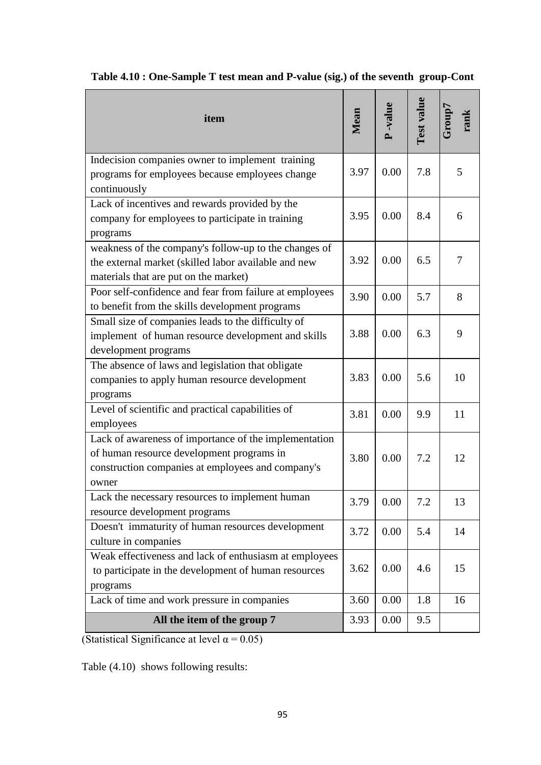**Table 4.10 : One-Sample T test mean and P-value (sig.) of the seventh group-Cont**

| item | Mean | P -value | Test value | Group7 rank |
|---|---|---|---|---|
| Indecision companies owner to implement training programs for employees because employees change continuously | 3.97 | 0.00 | 7.8 | 5 |
| Lack of incentives and rewards provided by the company for employees to participate in training programs | 3.95 | 0.00 | 8.4 | 6 |
| weakness of the company's follow-up to the changes of the external market (skilled labor available and new materials that are put on the market) | 3.92 | 0.00 | 6.5 | 7 |
| Poor self-confidence and fear from failure at employees to benefit from the skills development programs | 3.90 | 0.00 | 5.7 | 8 |
| Small size of companies leads to the difficulty of implement of human resource development and skills development programs | 3.88 | 0.00 | 6.3 | 9 |
| The absence of laws and legislation that obligate companies to apply human resource development programs | 3.83 | 0.00 | 5.6 | 10 |
| Level of scientific and practical capabilities of employees | 3.81 | 0.00 | 9.9 | 11 |
| Lack of awareness of importance of the implementation of human resource development programs in construction companies at employees and company's owner | 3.80 | 0.00 | 7.2 | 12 |
| Lack the necessary resources to implement human resource development programs | 3.79 | 0.00 | 7.2 | 13 |
| Doesn't immaturity of human resources development culture in companies | 3.72 | 0.00 | 5.4 | 14 |
| Weak effectiveness and lack of enthusiasm at employees to participate in the development of human resources programs | 3.62 | 0.00 | 4.6 | 15 |
| Lack of time and work pressure in companies | 3.60 | 0.00 | 1.8 | 16 |
| **All the item of the group 7** | 3.93 | 0.00 | 9.5 | |

(Statistical Significance at level $\alpha = 0.05$)

Table (4.10) shows following results: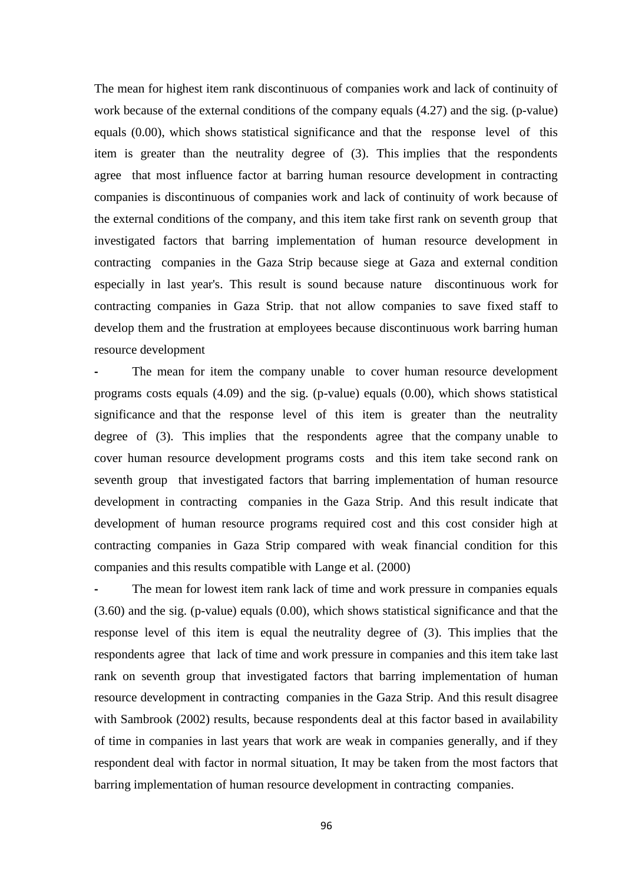The mean for highest item rank discontinuous of companies work and lack of continuity of work because of the external conditions of the company equals (4.27) and the sig. (p-value) equals (0.00), which shows statistical significance and that the response level of this item is greater than the neutrality degree of (3). This implies that the respondents agree that most influence factor at barring human resource development in contracting companies is discontinuous of companies work and lack of continuity of work because of the external conditions of the company, and this item take first rank on seventh group that investigated factors that barring implementation of human resource development in contracting companies in the Gaza Strip because siege at Gaza and external condition especially in last year's. This result is sound because nature discontinuous work for contracting companies in Gaza Strip. that not allow companies to save fixed staff to develop them and the frustration at employees because discontinuous work barring human resource development

- The mean for item the company unable to cover human resource development programs costs equals (4.09) and the sig. (p-value) equals (0.00), which shows statistical significance and that the response level of this item is greater than the neutrality degree of (3). This implies that the respondents agree that the company unable to cover human resource development programs costs and this item take second rank on seventh group that investigated factors that barring implementation of human resource development in contracting companies in the Gaza Strip. And this result indicate that development of human resource programs required cost and this cost consider high at contracting companies in Gaza Strip compared with weak financial condition for this companies and this results compatible with Lange et al. (2000)

- The mean for lowest item rank lack of time and work pressure in companies equals (3.60) and the sig. (p-value) equals (0.00), which shows statistical significance and that the response level of this item is equal the neutrality degree of (3). This implies that the respondents agree that lack of time and work pressure in companies and this item take last rank on seventh group that investigated factors that barring implementation of human resource development in contracting companies in the Gaza Strip. And this result disagree with Sambrook (2002) results, because respondents deal at this factor based in availability of time in companies in last years that work are weak in companies generally, and if they respondent deal with factor in normal situation, It may be taken from the most factors that barring implementation of human resource development in contracting companies.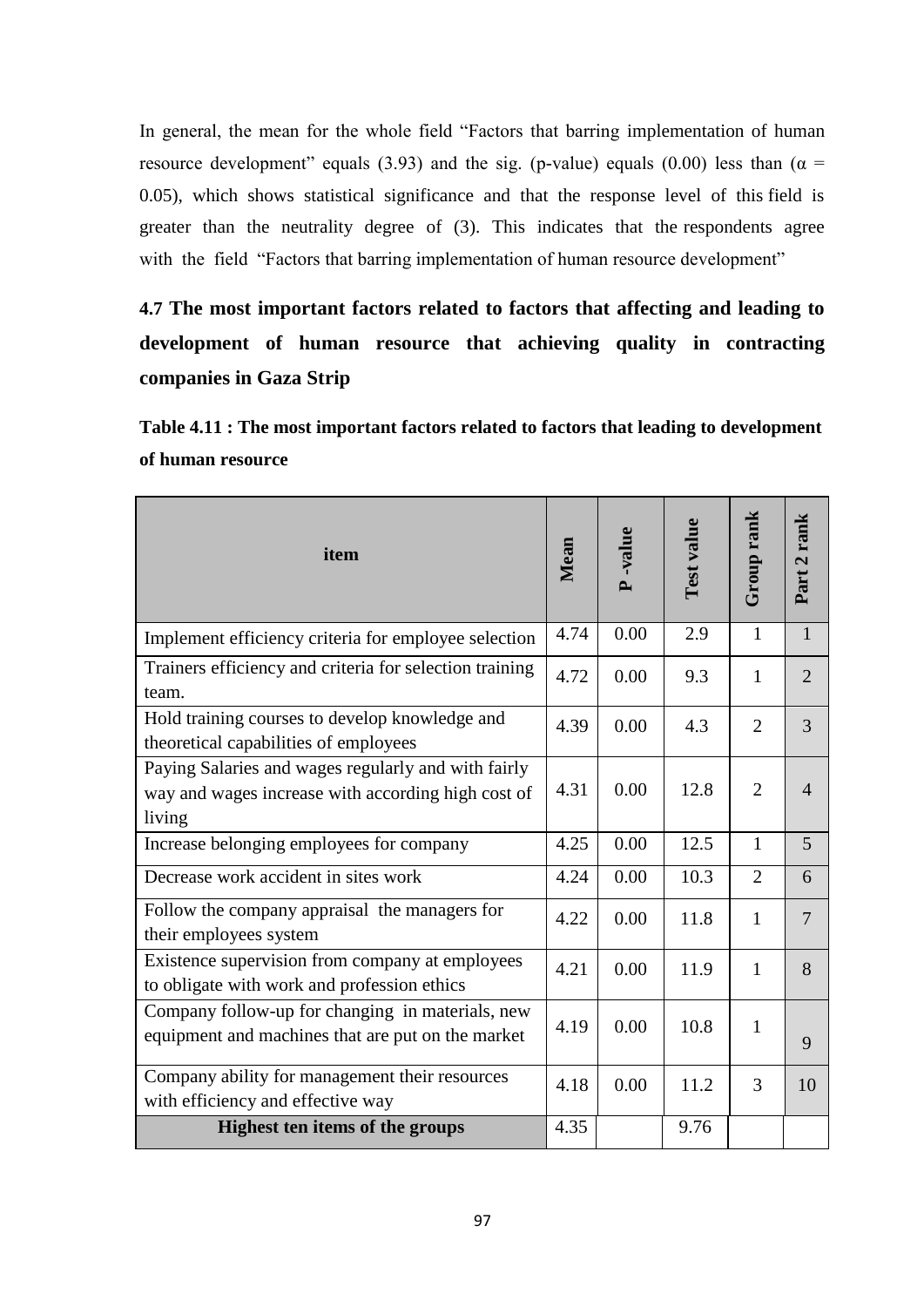In general, the mean for the whole field "Factors that barring implementation of human resource development" equals (3.93) and the sig. (p-value) equals (0.00) less than ($\alpha$ = 0.05), which shows statistical significance and that the response level of this field is greater than the neutrality degree of (3). This indicates that the respondents agree with the field "Factors that barring implementation of human resource development"

## 4.7 The most important factors related to factors that affecting and leading to development of human resource that achieving quality in contracting companies in Gaza Strip

**Table 4.11 : The most important factors related to factors that leading to development of human resource**

| item | Mean | P -value | Test value | Group rank | Part 2 rank |
|---|---|---|---|---|---|
| Implement efficiency criteria for employee selection | 4.74 | 0.00 | 2.9 | 1 | 1 |
| Trainers efficiency and criteria for selection training team. | 4.72 | 0.00 | 9.3 | 1 | 2 |
| Hold training courses to develop knowledge and theoretical capabilities of employees | 4.39 | 0.00 | 4.3 | 2 | 3 |
| Paying Salaries and wages regularly and with fairly way and wages increase with according high cost of living | 4.31 | 0.00 | 12.8 | 2 | 4 |
| Increase belonging employees for company | 4.25 | 0.00 | 12.5 | 1 | 5 |
| Decrease work accident in sites work | 4.24 | 0.00 | 10.3 | 2 | 6 |
| Follow the company appraisal the managers for their employees system | 4.22 | 0.00 | 11.8 | 1 | 7 |
| Existence supervision from company at employees to obligate with work and profession ethics | 4.21 | 0.00 | 11.9 | 1 | 8 |
| Company follow-up for changing in materials, new equipment and machines that are put on the market | 4.19 | 0.00 | 10.8 | 1 | 9 |
| Company ability for management their resources with efficiency and effective way | 4.18 | 0.00 | 11.2 | 3 | 10 |
| **Highest ten items of the groups** | 4.35 | | 9.76 | | |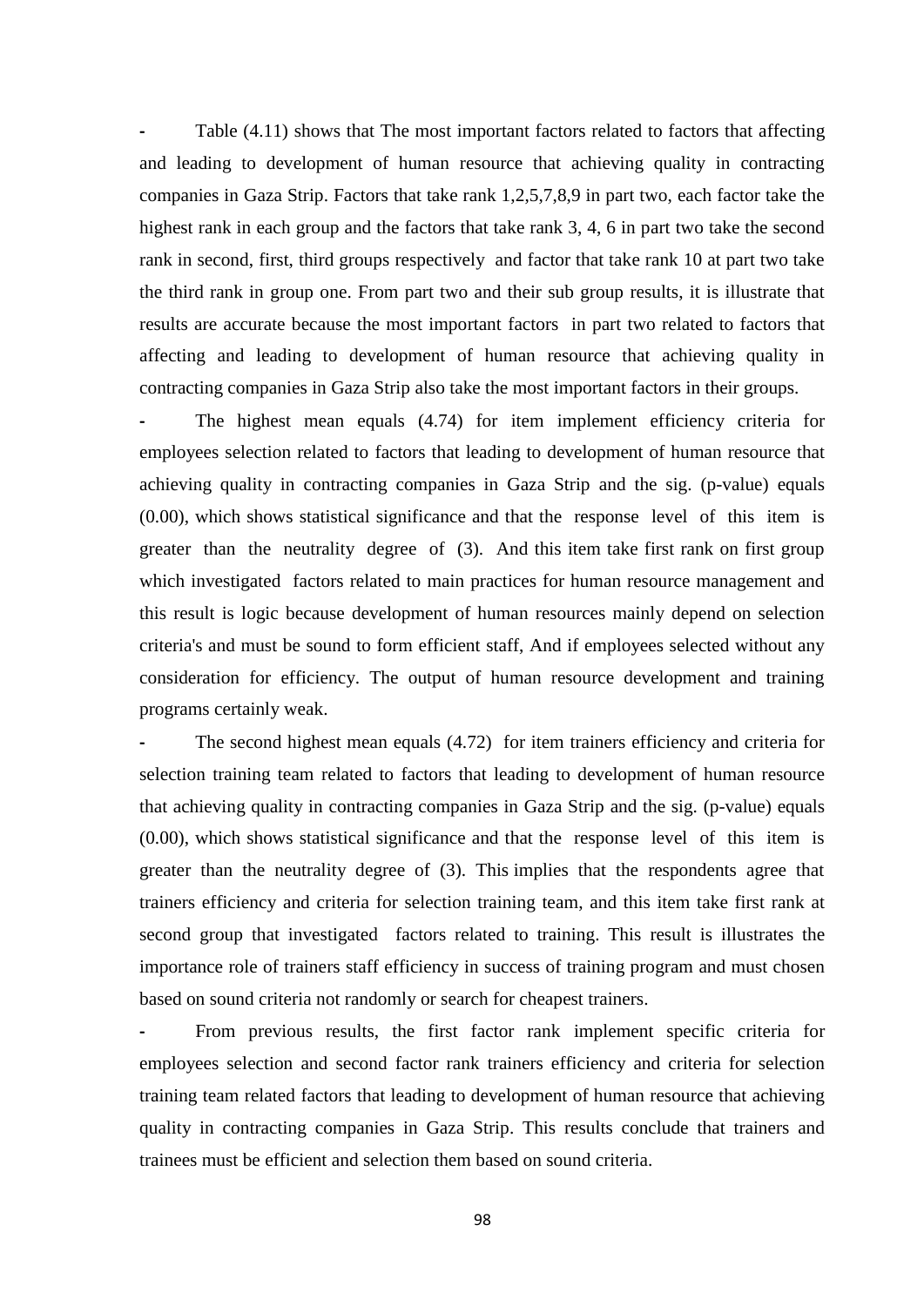- Table (4.11) shows that The most important factors related to factors that affecting and leading to development of human resource that achieving quality in contracting companies in Gaza Strip. Factors that take rank 1,2,5,7,8,9 in part two, each factor take the highest rank in each group and the factors that take rank 3, 4, 6 in part two take the second rank in second, first, third groups respectively and factor that take rank 10 at part two take the third rank in group one. From part two and their sub group results, it is illustrate that results are accurate because the most important factors in part two related to factors that affecting and leading to development of human resource that achieving quality in contracting companies in Gaza Strip also take the most important factors in their groups.

- The highest mean equals (4.74) for item implement efficiency criteria for employees selection related to factors that leading to development of human resource that achieving quality in contracting companies in Gaza Strip and the sig. (p-value) equals (0.00), which shows statistical significance and that the response level of this item is greater than the neutrality degree of (3). And this item take first rank on first group which investigated factors related to main practices for human resource management and this result is logic because development of human resources mainly depend on selection criteria's and must be sound to form efficient staff, And if employees selected without any consideration for efficiency. The output of human resource development and training programs certainly weak.

- The second highest mean equals (4.72) for item trainers efficiency and criteria for selection training team related to factors that leading to development of human resource that achieving quality in contracting companies in Gaza Strip and the sig. (p-value) equals (0.00), which shows statistical significance and that the response level of this item is greater than the neutrality degree of (3). This implies that the respondents agree that trainers efficiency and criteria for selection training team, and this item take first rank at second group that investigated factors related to training. This result is illustrates the importance role of trainers staff efficiency in success of training program and must chosen based on sound criteria not randomly or search for cheapest trainers.

- From previous results, the first factor rank implement specific criteria for employees selection and second factor rank trainers efficiency and criteria for selection training team related factors that leading to development of human resource that achieving quality in contracting companies in Gaza Strip. This results conclude that trainers and trainees must be efficient and selection them based on sound criteria.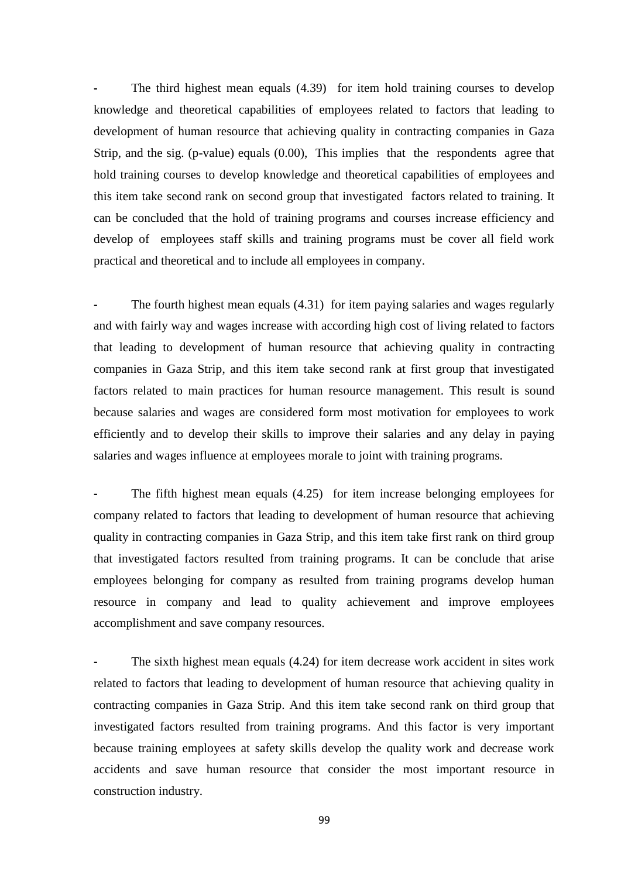- The third highest mean equals (4.39) for item hold training courses to develop knowledge and theoretical capabilities of employees related to factors that leading to development of human resource that achieving quality in contracting companies in Gaza Strip, and the sig. (p-value) equals (0.00), This implies that the respondents agree that hold training courses to develop knowledge and theoretical capabilities of employees and this item take second rank on second group that investigated factors related to training. It can be concluded that the hold of training programs and courses increase efficiency and develop of employees staff skills and training programs must be cover all field work practical and theoretical and to include all employees in company.

- The fourth highest mean equals (4.31) for item paying salaries and wages regularly and with fairly way and wages increase with according high cost of living related to factors that leading to development of human resource that achieving quality in contracting companies in Gaza Strip, and this item take second rank at first group that investigated factors related to main practices for human resource management. This result is sound because salaries and wages are considered form most motivation for employees to work efficiently and to develop their skills to improve their salaries and any delay in paying salaries and wages influence at employees morale to joint with training programs.

- The fifth highest mean equals (4.25) for item increase belonging employees for company related to factors that leading to development of human resource that achieving quality in contracting companies in Gaza Strip, and this item take first rank on third group that investigated factors resulted from training programs. It can be conclude that arise employees belonging for company as resulted from training programs develop human resource in company and lead to quality achievement and improve employees accomplishment and save company resources.

- The sixth highest mean equals (4.24) for item decrease work accident in sites work related to factors that leading to development of human resource that achieving quality in contracting companies in Gaza Strip. And this item take second rank on third group that investigated factors resulted from training programs. And this factor is very important because training employees at safety skills develop the quality work and decrease work accidents and save human resource that consider the most important resource in construction industry.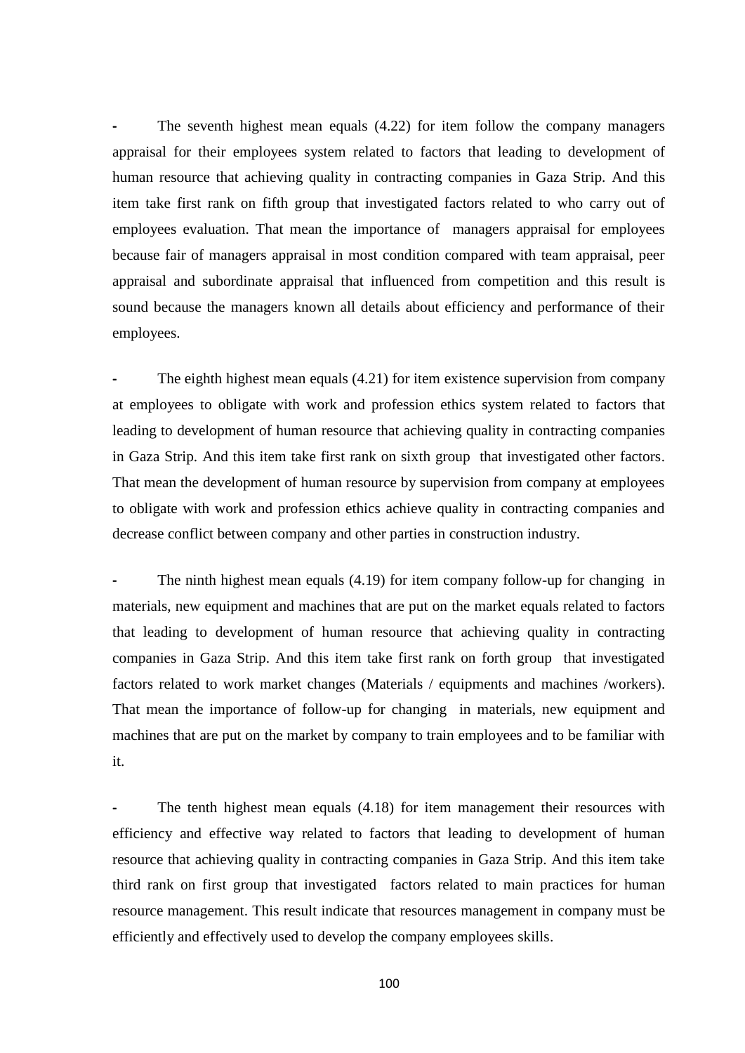- The seventh highest mean equals (4.22) for item follow the company managers appraisal for their employees system related to factors that leading to development of human resource that achieving quality in contracting companies in Gaza Strip. And this item take first rank on fifth group that investigated factors related to who carry out of employees evaluation. That mean the importance of managers appraisal for employees because fair of managers appraisal in most condition compared with team appraisal, peer appraisal and subordinate appraisal that influenced from competition and this result is sound because the managers known all details about efficiency and performance of their employees.

- The eighth highest mean equals (4.21) for item existence supervision from company at employees to obligate with work and profession ethics system related to factors that leading to development of human resource that achieving quality in contracting companies in Gaza Strip. And this item take first rank on sixth group that investigated other factors. That mean the development of human resource by supervision from company at employees to obligate with work and profession ethics achieve quality in contracting companies and decrease conflict between company and other parties in construction industry.

- The ninth highest mean equals (4.19) for item company follow-up for changing in materials, new equipment and machines that are put on the market equals related to factors that leading to development of human resource that achieving quality in contracting companies in Gaza Strip. And this item take first rank on forth group that investigated factors related to work market changes (Materials / equipments and machines /workers). That mean the importance of follow-up for changing in materials, new equipment and machines that are put on the market by company to train employees and to be familiar with it.

- The tenth highest mean equals (4.18) for item management their resources with efficiency and effective way related to factors that leading to development of human resource that achieving quality in contracting companies in Gaza Strip. And this item take third rank on first group that investigated factors related to main practices for human resource management. This result indicate that resources management in company must be efficiently and effectively used to develop the company employees skills.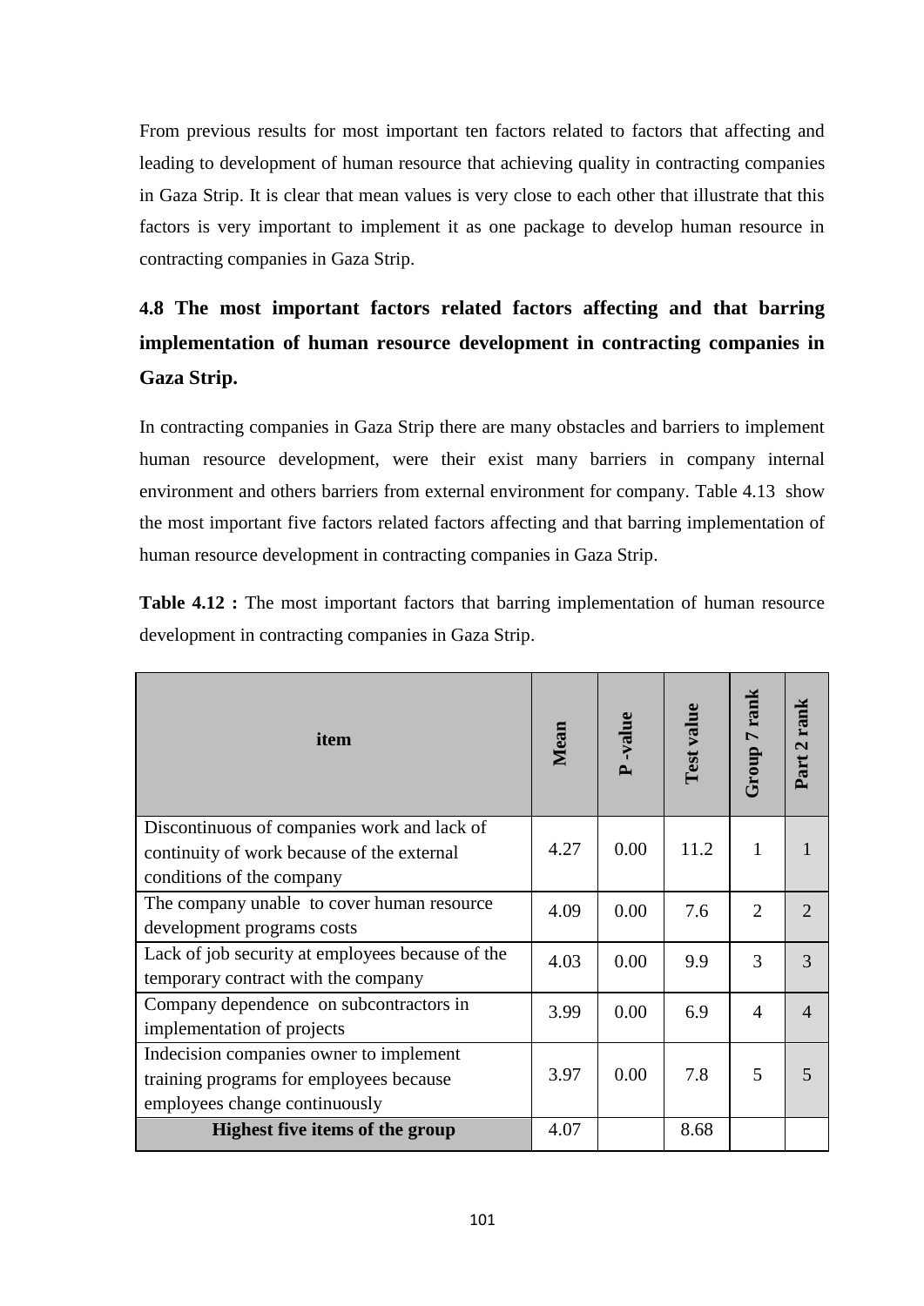From previous results for most important ten factors related to factors that affecting and leading to development of human resource that achieving quality in contracting companies in Gaza Strip. It is clear that mean values is very close to each other that illustrate that this factors is very important to implement it as one package to develop human resource in contracting companies in Gaza Strip.

## 4.8 The most important factors related factors affecting and that barring implementation of human resource development in contracting companies in Gaza Strip.

In contracting companies in Gaza Strip there are many obstacles and barriers to implement human resource development, were their exist many barriers in company internal environment and others barriers from external environment for company. Table 4.13 show the most important five factors related factors affecting and that barring implementation of human resource development in contracting companies in Gaza Strip.

**Table 4.12 :** The most important factors that barring implementation of human resource development in contracting companies in Gaza Strip.

| item | Mean | P -value | Test value | Group 7 rank | Part 2 rank |
|---|---|---|---|---|---|
| Discontinuous of companies work and lack of continuity of work because of the external conditions of the company | 4.27 | 0.00 | 11.2 | 1 | 1 |
| The company unable to cover human resource development programs costs | 4.09 | 0.00 | 7.6 | 2 | 2 |
| Lack of job security at employees because of the temporary contract with the company | 4.03 | 0.00 | 9.9 | 3 | 3 |
| Company dependence on subcontractors in implementation of projects | 3.99 | 0.00 | 6.9 | 4 | 4 |
| Indecision companies owner to implement training programs for employees because employees change continuously | 3.97 | 0.00 | 7.8 | 5 | 5 |
| **Highest five items of the group** | 4.07 | | 8.68 | | |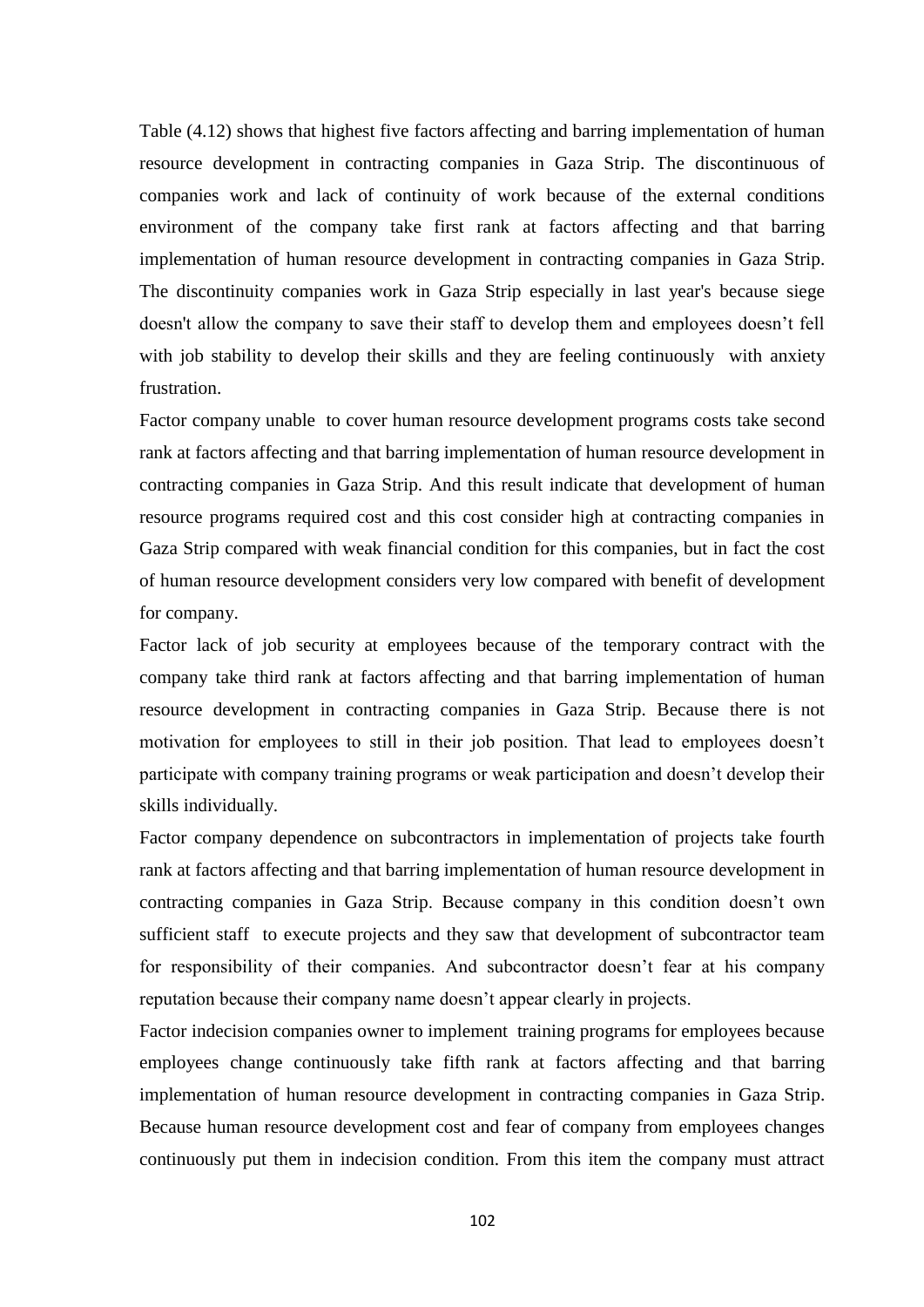Table (4.12) shows that highest five factors affecting and barring implementation of human resource development in contracting companies in Gaza Strip. The discontinuous of companies work and lack of continuity of work because of the external conditions environment of the company take first rank at factors affecting and that barring implementation of human resource development in contracting companies in Gaza Strip. The discontinuity companies work in Gaza Strip especially in last year's because siege doesn't allow the company to save their staff to develop them and employees doesn't fell with job stability to develop their skills and they are feeling continuously with anxiety frustration.

Factor company unable to cover human resource development programs costs take second rank at factors affecting and that barring implementation of human resource development in contracting companies in Gaza Strip. And this result indicate that development of human resource programs required cost and this cost consider high at contracting companies in Gaza Strip compared with weak financial condition for this companies, but in fact the cost of human resource development considers very low compared with benefit of development for company.

Factor lack of job security at employees because of the temporary contract with the company take third rank at factors affecting and that barring implementation of human resource development in contracting companies in Gaza Strip. Because there is not motivation for employees to still in their job position. That lead to employees doesn't participate with company training programs or weak participation and doesn't develop their skills individually.

Factor company dependence on subcontractors in implementation of projects take fourth rank at factors affecting and that barring implementation of human resource development in contracting companies in Gaza Strip. Because company in this condition doesn't own sufficient staff to execute projects and they saw that development of subcontractor team for responsibility of their companies. And subcontractor doesn't fear at his company reputation because their company name doesn't appear clearly in projects.

Factor indecision companies owner to implement training programs for employees because employees change continuously take fifth rank at factors affecting and that barring implementation of human resource development in contracting companies in Gaza Strip. Because human resource development cost and fear of company from employees changes continuously put them in indecision condition. From this item the company must attract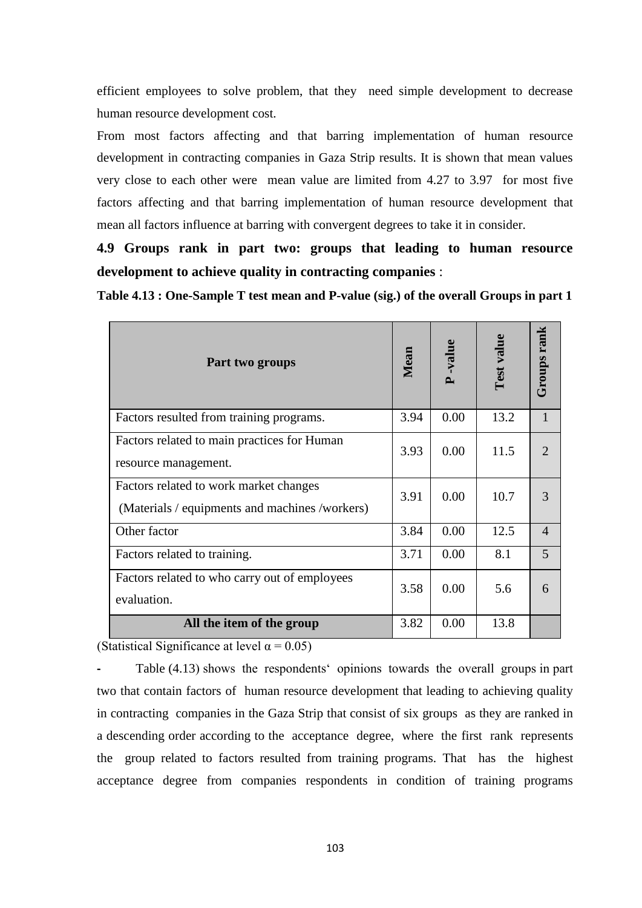efficient employees to solve problem, that they need simple development to decrease human resource development cost.

From most factors affecting and that barring implementation of human resource development in contracting companies in Gaza Strip results. It is shown that mean values very close to each other were mean value are limited from 4.27 to 3.97 for most five factors affecting and that barring implementation of human resource development that mean all factors influence at barring with convergent degrees to take it in consider.

## 4.9 Groups rank in part two: groups that leading to human resource development to achieve quality in contracting companies :

**Table 4.13 : One-Sample T test mean and P-value (sig.) of the overall Groups in part 1**

| Part two groups | Mean | P -value | Test value | Groups rank |
|---|---|---|---|---|
| Factors resulted from training programs. | 3.94 | 0.00 | 13.2 | 1 |
| Factors related to main practices for Human resource management. | 3.93 | 0.00 | 11.5 | 2 |
| Factors related to work market changes (Materials / equipments and machines /workers) | 3.91 | 0.00 | 10.7 | 3 |
| Other factor | 3.84 | 0.00 | 12.5 | 4 |
| Factors related to training. | 3.71 | 0.00 | 8.1 | 5 |
| Factors related to who carry out of employees evaluation. | 3.58 | 0.00 | 5.6 | 6 |
| **All the item of the group** | 3.82 | 0.00 | 13.8 | |

(Statistical Significance at level $\alpha = 0.05$)

- Table (4.13) shows the respondents' opinions towards the overall groups in part two that contain factors of human resource development that leading to achieving quality in contracting companies in the Gaza Strip that consist of six groups as they are ranked in a descending order according to the acceptance degree, where the first rank represents the group related to factors resulted from training programs. That has the highest acceptance degree from companies respondents in condition of training programs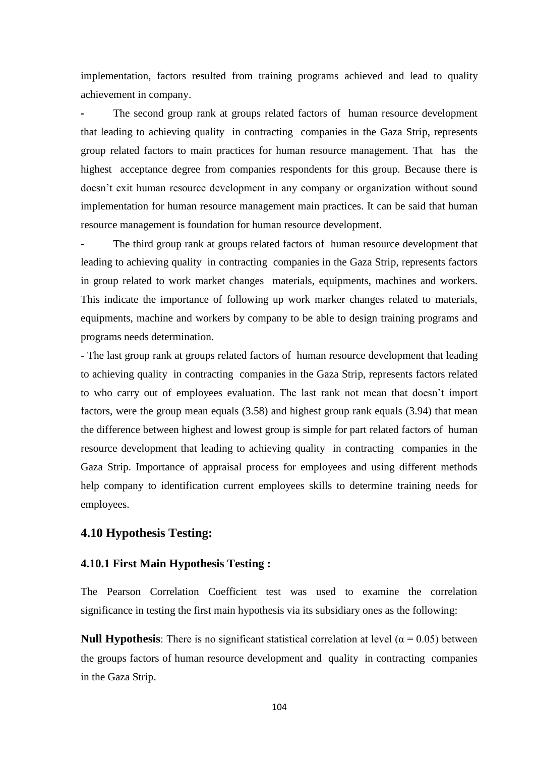implementation, factors resulted from training programs achieved and lead to quality achievement in company.

- The second group rank at groups related factors of human resource development that leading to achieving quality in contracting companies in the Gaza Strip, represents group related factors to main practices for human resource management. That has the highest acceptance degree from companies respondents for this group. Because there is doesn't exit human resource development in any company or organization without sound implementation for human resource management main practices. It can be said that human resource management is foundation for human resource development.

- The third group rank at groups related factors of human resource development that leading to achieving quality in contracting companies in the Gaza Strip, represents factors in group related to work market changes materials, equipments, machines and workers. This indicate the importance of following up work marker changes related to materials, equipments, machine and workers by company to be able to design training programs and programs needs determination.

- The last group rank at groups related factors of human resource development that leading to achieving quality in contracting companies in the Gaza Strip, represents factors related to who carry out of employees evaluation. The last rank not mean that doesn't import factors, were the group mean equals (3.58) and highest group rank equals (3.94) that mean the difference between highest and lowest group is simple for part related factors of human resource development that leading to achieving quality in contracting companies in the Gaza Strip. Importance of appraisal process for employees and using different methods help company to identification current employees skills to determine training needs for employees.

## 4.10 Hypothesis Testing:

### 4.10.1 First Main Hypothesis Testing :

The Pearson Correlation Coefficient test was used to examine the correlation significance in testing the first main hypothesis via its subsidiary ones as the following:

**Null Hypothesis**: There is no significant statistical correlation at level ($\alpha = 0.05$) between the groups factors of human resource development and quality in contracting companies in the Gaza Strip.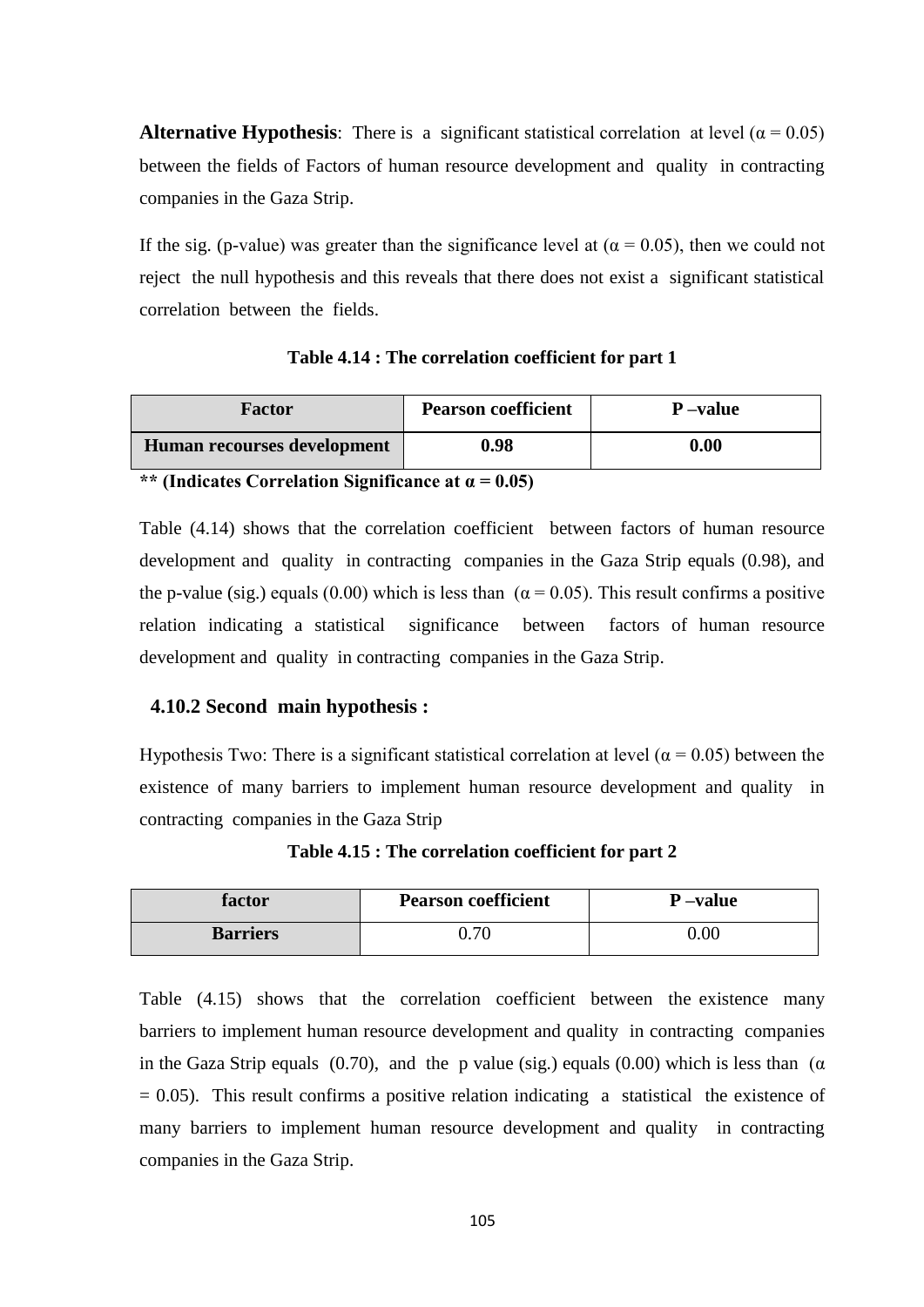**Alternative Hypothesis**: There is a significant statistical correlation at level ($\alpha = 0.05$) between the fields of Factors of human resource development and quality in contracting companies in the Gaza Strip.

If the sig. (p-value) was greater than the significance level at ($\alpha = 0.05$), then we could not reject the null hypothesis and this reveals that there does not exist a significant statistical correlation between the fields.

**Table 4.14 : The correlation coefficient for part 1**

| Factor | Pearson coefficient | P –value |
|---|---|---|
| **Human recourses development** | **0.98** | **0.00** |

**** (Indicates Correlation Significance at $\alpha = 0.05$)**

Table (4.14) shows that the correlation coefficient between factors of human resource development and quality in contracting companies in the Gaza Strip equals (0.98), and the p-value (sig.) equals (0.00) which is less than ($\alpha = 0.05$). This result confirms a positive relation indicating a statistical significance between factors of human resource development and quality in contracting companies in the Gaza Strip.

### 4.10.2 Second main hypothesis :

Hypothesis Two: There is a significant statistical correlation at level ($\alpha = 0.05$) between the existence of many barriers to implement human resource development and quality in contracting companies in the Gaza Strip

**Table 4.15 : The correlation coefficient for part 2**

| factor | Pearson coefficient | P –value |
|---|---|---|
| **Barriers** | 0.70 | 0.00 |

Table (4.15) shows that the correlation coefficient between the existence many barriers to implement human resource development and quality in contracting companies in the Gaza Strip equals (0.70), and the p value (sig.) equals (0.00) which is less than ($\alpha = 0.05$). This result confirms a positive relation indicating a statistical the existence of many barriers to implement human resource development and quality in contracting companies in the Gaza Strip.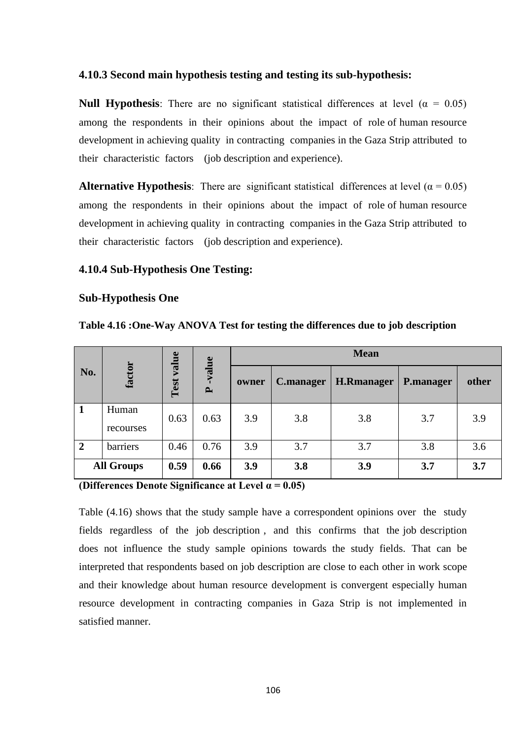### 4.10.3 Second main hypothesis testing and testing its sub-hypothesis:

**Null Hypothesis**: There are no significant statistical differences at level (α = 0.05) among the respondents in their opinions about the impact of role of human resource development in achieving quality in contracting companies in the Gaza Strip attributed to their characteristic factors (job description and experience).

**Alternative Hypothesis**: There are significant statistical differences at level (α = 0.05) among the respondents in their opinions about the impact of role of human resource development in achieving quality in contracting companies in the Gaza Strip attributed to their characteristic factors (job description and experience).

### 4.10.4 Sub-Hypothesis One Testing:

**Sub-Hypothesis One**

**Table 4.16 :One-Way ANOVA Test for testing the differences due to job description**

| No. | factor | Test value | P -value | Mean | | | | |
|---|---|---|---|---|---|---|---|---|
| | | | | owner | C.manager | H.Rmanager | P.manager | other |
| 1 | Human recourses | 0.63 | 0.63 | 3.9 | 3.8 | 3.8 | 3.7 | 3.9 |
| 2 | barriers | 0.46 | 0.76 | 3.9 | 3.7 | 3.7 | 3.8 | 3.6 |
| **All Groups** | | **0.59** | **0.66** | **3.9** | **3.8** | **3.9** | **3.7** | **3.7** |

**(Differences Denote Significance at Level α = 0.05)**

Table (4.16) shows that the study sample have a correspondent opinions over the study fields regardless of the job description , and this confirms that the job description does not influence the study sample opinions towards the study fields. That can be interpreted that respondents based on job description are close to each other in work scope and their knowledge about human resource development is convergent especially human resource development in contracting companies in Gaza Strip is not implemented in satisfied manner.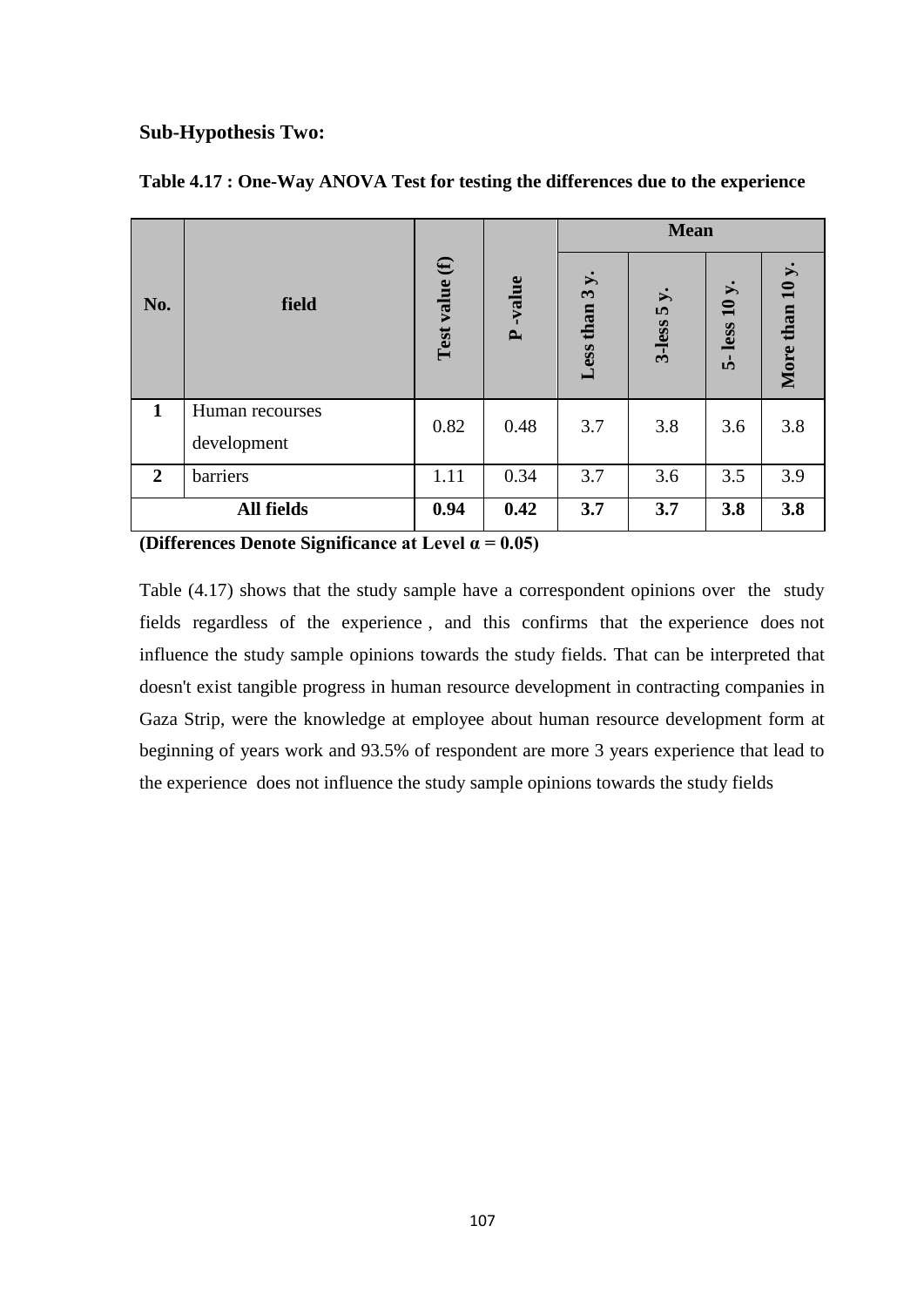### Sub-Hypothesis Two:

**Table 4.17 : One-Way ANOVA Test for testing the differences due to the experience**

| No. | field | Test value (f) | P -value | Mean | | | |
|---|---|---|---|---|---|---|---|
| | | | | Less than 3 y. | 3-less 5 y. | 5- less 10 y. | More than 10 y. |
| **1** | Human recourses development | 0.82 | 0.48 | 3.7 | 3.8 | 3.6 | 3.8 |
| **2** | barriers | 1.11 | 0.34 | 3.7 | 3.6 | 3.5 | 3.9 |
| **All fields** | | **0.94** | **0.42** | **3.7** | **3.7** | **3.8** | **3.8** |

**(Differences Denote Significance at Level α = 0.05)**

Table (4.17) shows that the study sample have a correspondent opinions over the study fields regardless of the experience , and this confirms that the experience does not influence the study sample opinions towards the study fields. That can be interpreted that doesn't exist tangible progress in human resource development in contracting companies in Gaza Strip, were the knowledge at employee about human resource development form at beginning of years work and 93.5% of respondent are more 3 years experience that lead to the experience does not influence the study sample opinions towards the study fields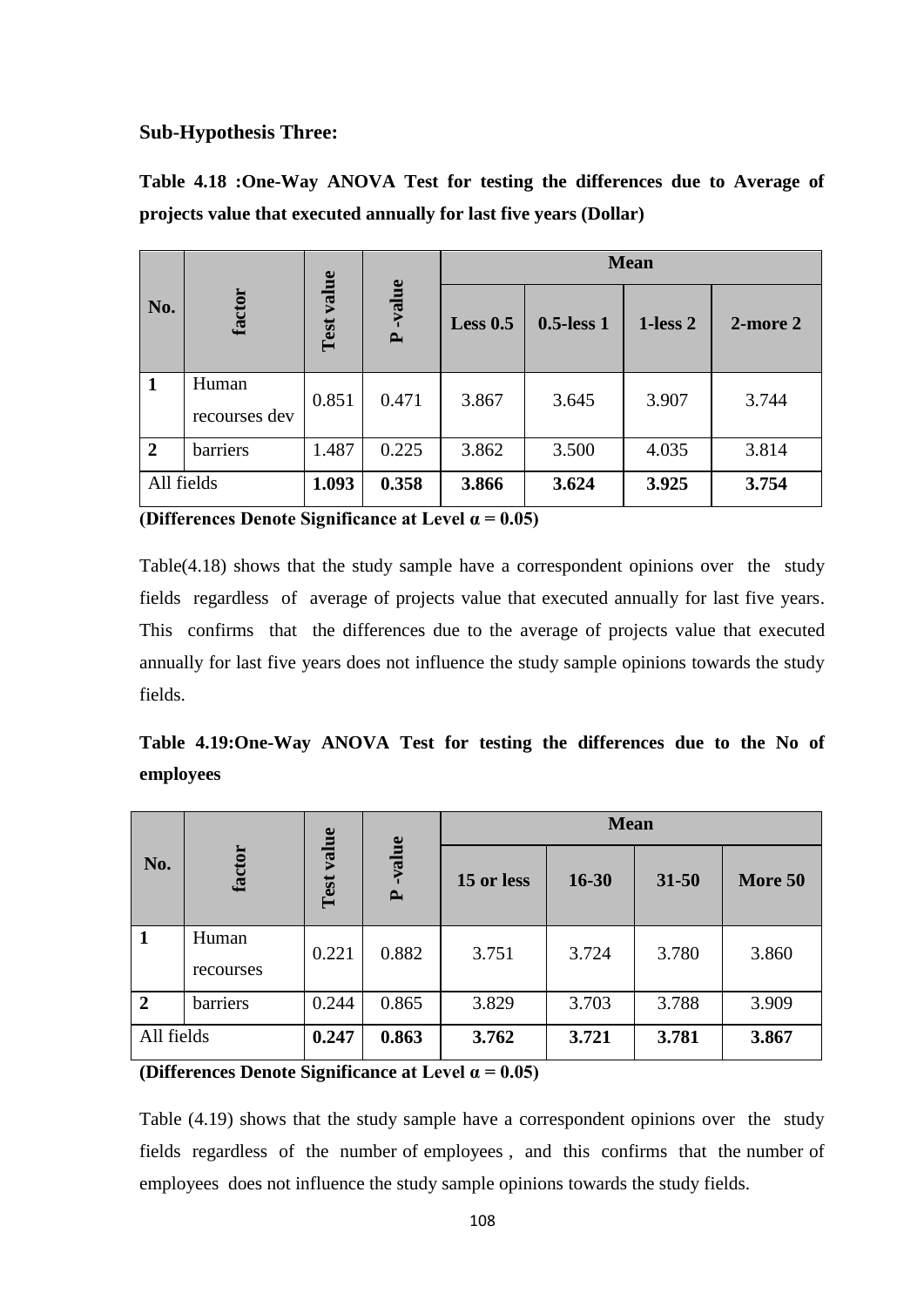### Sub-Hypothesis Three:

**Table 4.18 :One-Way ANOVA Test for testing the differences due to Average of projects value that executed annually for last five years (Dollar)**

| No. | factor | Test value | P -value | Mean | | | |
|---|---|---|---|---|---|---|---|
| | | | | **Less 0.5** | **0.5-less 1** | **1-less 2** | **2-more 2** |
| **1** | Human recourses dev | 0.851 | 0.471 | 3.867 | 3.645 | 3.907 | 3.744 |
| **2** | barriers | 1.487 | 0.225 | 3.862 | 3.500 | 4.035 | 3.814 |
| All fields | | **1.093** | **0.358** | **3.866** | **3.624** | **3.925** | **3.754** |

**(Differences Denote Significance at Level α = 0.05)**

Table(4.18) shows that the study sample have a correspondent opinions over the study fields regardless of average of projects value that executed annually for last five years. This confirms that the differences due to the average of projects value that executed annually for last five years does not influence the study sample opinions towards the study fields.

**Table 4.19:One-Way ANOVA Test for testing the differences due to the No of employees**

| No. | factor | Test value | P -value | Mean | | | |
|---|---|---|---|---|---|---|---|
| | | | | **15 or less** | **16-30** | **31-50** | **More 50** |
| **1** | Human recourses | 0.221 | 0.882 | 3.751 | 3.724 | 3.780 | 3.860 |
| **2** | barriers | 0.244 | 0.865 | 3.829 | 3.703 | 3.788 | 3.909 |
| All fields | | **0.247** | **0.863** | **3.762** | **3.721** | **3.781** | **3.867** |

**(Differences Denote Significance at Level α = 0.05)**

Table (4.19) shows that the study sample have a correspondent opinions over the study fields regardless of the number of employees , and this confirms that the number of employees does not influence the study sample opinions towards the study fields.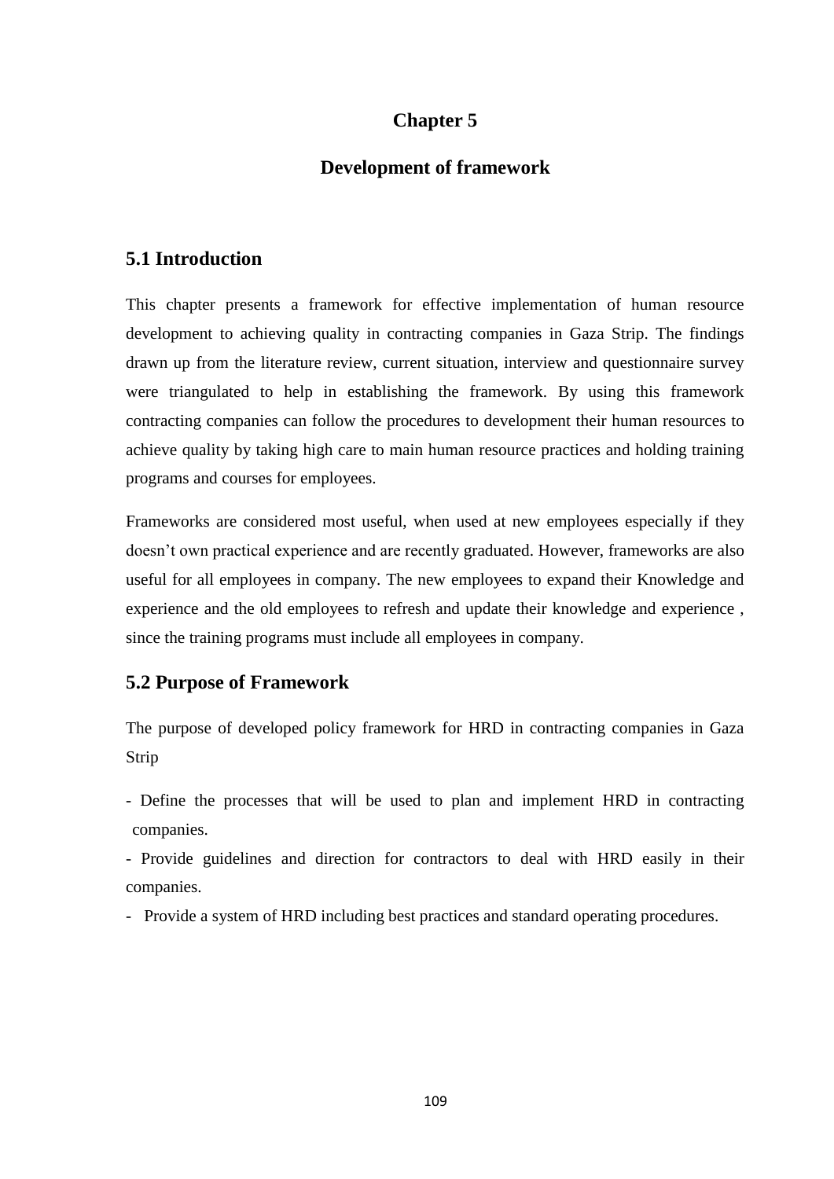# Chapter 5

# Development of framework

## 5.1 Introduction

This chapter presents a framework for effective implementation of human resource development to achieving quality in contracting companies in Gaza Strip. The findings drawn up from the literature review, current situation, interview and questionnaire survey were triangulated to help in establishing the framework. By using this framework contracting companies can follow the procedures to development their human resources to achieve quality by taking high care to main human resource practices and holding training programs and courses for employees.

Frameworks are considered most useful, when used at new employees especially if they doesn't own practical experience and are recently graduated. However, frameworks are also useful for all employees in company. The new employees to expand their Knowledge and experience and the old employees to refresh and update their knowledge and experience , since the training programs must include all employees in company.

## 5.2 Purpose of Framework

The purpose of developed policy framework for HRD in contracting companies in Gaza Strip

- Define the processes that will be used to plan and implement HRD in contracting companies.
- Provide guidelines and direction for contractors to deal with HRD easily in their companies.
- Provide a system of HRD including best practices and standard operating procedures.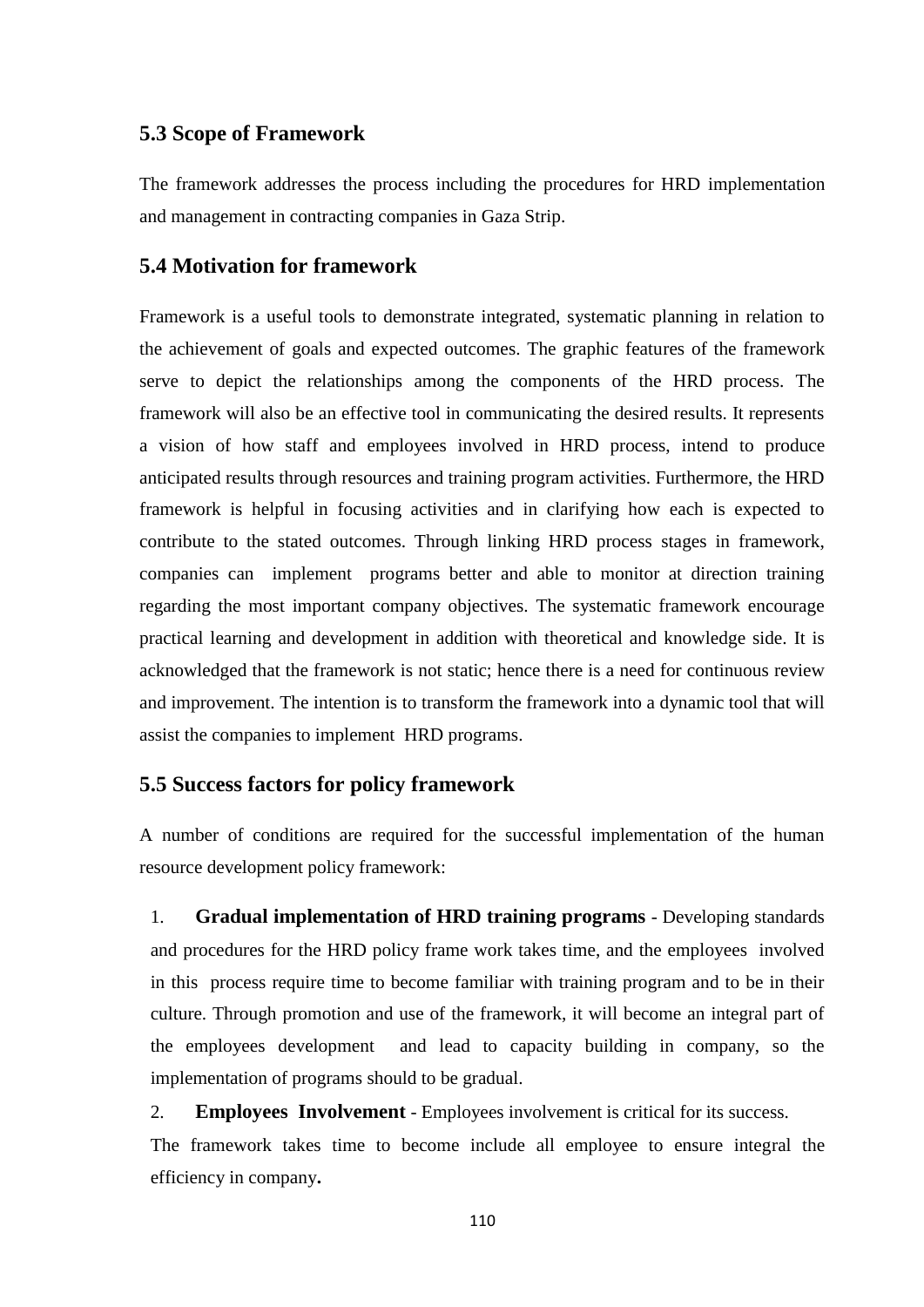## 5.3 Scope of Framework

The framework addresses the process including the procedures for HRD implementation and management in contracting companies in Gaza Strip.

## 5.4 Motivation for framework

Framework is a useful tools to demonstrate integrated, systematic planning in relation to the achievement of goals and expected outcomes. The graphic features of the framework serve to depict the relationships among the components of the HRD process. The framework will also be an effective tool in communicating the desired results. It represents a vision of how staff and employees involved in HRD process, intend to produce anticipated results through resources and training program activities. Furthermore, the HRD framework is helpful in focusing activities and in clarifying how each is expected to contribute to the stated outcomes. Through linking HRD process stages in framework, companies can implement programs better and able to monitor at direction training regarding the most important company objectives. The systematic framework encourage practical learning and development in addition with theoretical and knowledge side. It is acknowledged that the framework is not static; hence there is a need for continuous review and improvement. The intention is to transform the framework into a dynamic tool that will assist the companies to implement HRD programs.

## 5.5 Success factors for policy framework

A number of conditions are required for the successful implementation of the human resource development policy framework:

1. **Gradual implementation of HRD training programs** - Developing standards and procedures for the HRD policy frame work takes time, and the employees involved in this process require time to become familiar with training program and to be in their culture. Through promotion and use of the framework, it will become an integral part of the employees development and lead to capacity building in company, so the implementation of programs should be gradual.
2. **Employees Involvement** - Employees involvement is critical for its success. The framework takes time to become include all employee to ensure integral the efficiency in company**.**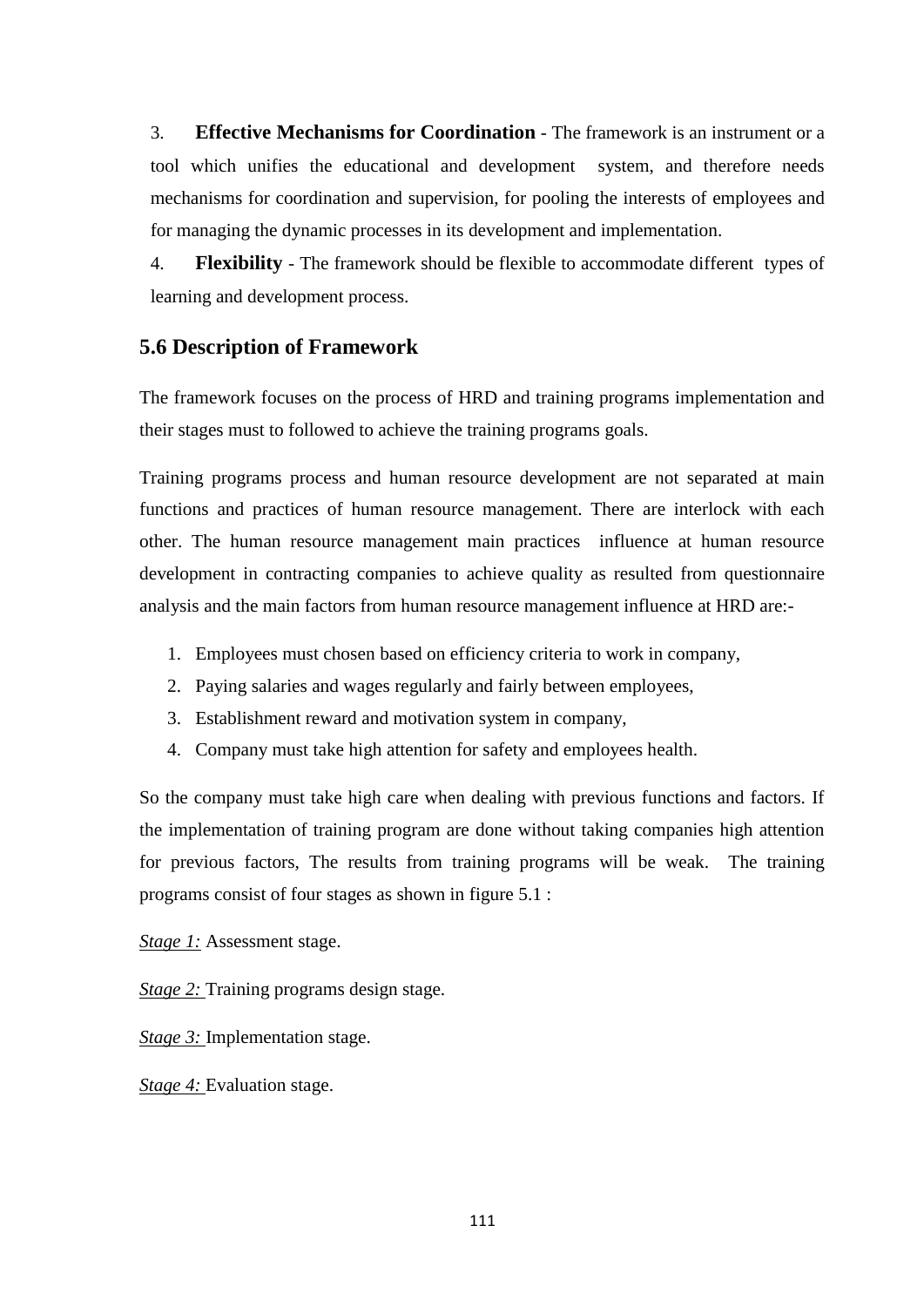3. **Effective Mechanisms for Coordination** - The framework is an instrument or a tool which unifies the educational and development system, and therefore needs mechanisms for coordination and supervision, for pooling the interests of employees and for managing the dynamic processes in its development and implementation.

4. **Flexibility** - The framework should be flexible to accommodate different types of learning and development process.

## 5.6 Description of Framework

The framework focuses on the process of HRD and training programs implementation and their stages must to followed to achieve the training programs goals.

Training programs process and human resource development are not separated at main functions and practices of human resource management. There are interlock with each other. The human resource management main practices influence at human resource development in contracting companies to achieve quality as resulted from questionnaire analysis and the main factors from human resource management influence at HRD are:-

1. Employees must chosen based on efficiency criteria to work in company,
2. Paying salaries and wages regularly and fairly between employees,
3. Establishment reward and motivation system in company,
4. Company must take high attention for safety and employees health.

So the company must take high care when dealing with previous functions and factors. If the implementation of training program are done without taking companies high attention for previous factors, The results from training programs will be weak. The training programs consist of four stages as shown in figure 5.1 :

*Stage 1:* Assessment stage.

*Stage 2:* Training programs design stage.

*Stage 3:* Implementation stage.

*Stage 4:* Evaluation stage.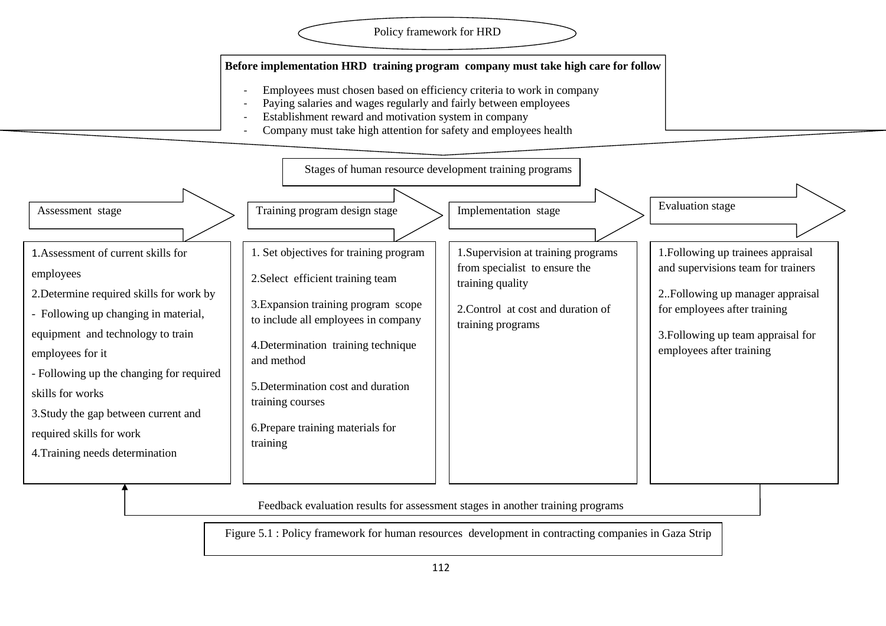Policy framework for HRD

**Before implementation HRD training program company must take high care for follow**

- Employees must chosen based on efficiency criteria to work in company
- Paying salaries and wages regularly and fairly between employees
- Establishment reward and motivation system in company
- Company must take high attention for safety and employees health

Stages of human resource development training programs

| Assessment stage | Training program design stage | Implementation stage | Evaluation stage |
| --- | --- | --- | --- |
| 1.Assessment of current skills for employees<br>2.Determine required skills for work by<br>- Following up changing in material, equipment and technology to train employees for it<br>- Following up the changing for required skills for works<br>3.Study the gap between current and required skills for work<br>4.Training needs determination | 1. Set objectives for training program<br>2.Select efficient training team<br>3.Expansion training program scope to include all employees in company<br>4.Determination training technique and method<br>5.Determination cost and duration training courses<br>6.Prepare training materials for training | 1.Supervision at training programs from specialist to ensure the training quality<br>2.Control at cost and duration of training programs | 1.Following up trainees appraisal and supervisions team for trainers<br>2..Following up manager appraisal for employees after training<br>3.Following up team appraisal for employees after training |

Feedback evaluation results for assessment stages in another training programs

Figure 5.1 : Policy framework for human resources development in contracting companies in Gaza Strip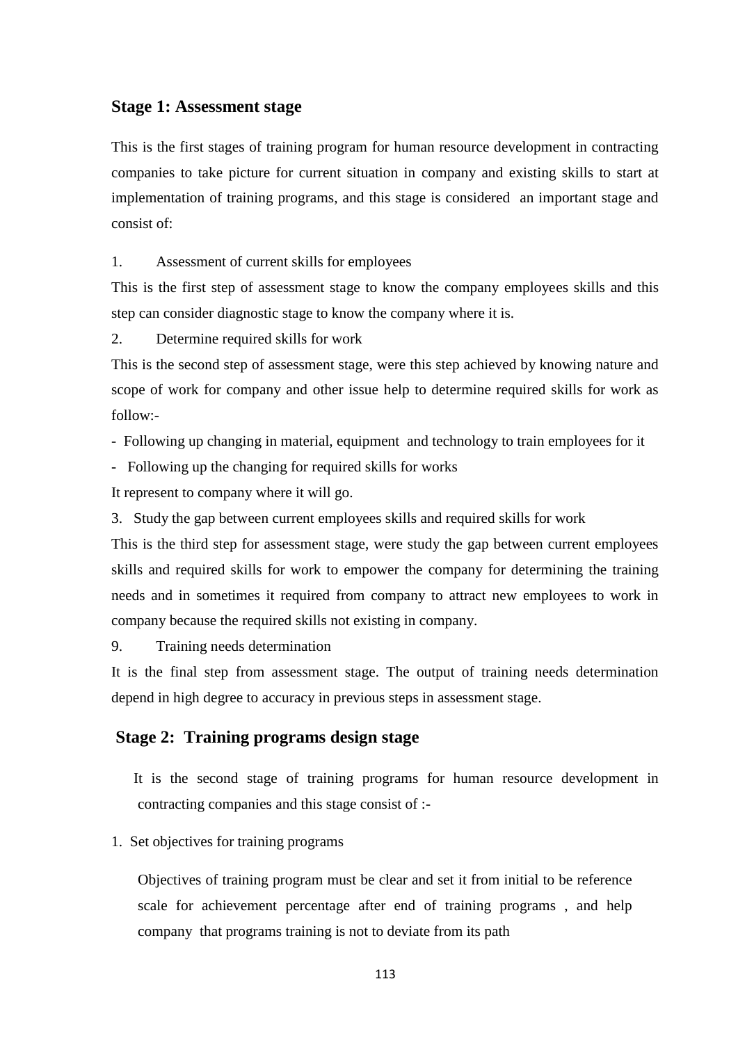### Stage 1: Assessment stage

This is the first stages of training program for human resource development in contracting companies to take picture for current situation in company and existing skills to start at implementation of training programs, and this stage is considered an important stage and consist of:

1. Assessment of current skills for employees

This is the first step of assessment stage to know the company employees skills and this step can consider diagnostic stage to know the company where it is.

2. Determine required skills for work

This is the second step of assessment stage, were this step achieved by knowing nature and scope of work for company and other issue help to determine required skills for work as follow:-

- Following up changing in material, equipment and technology to train employees for it
- Following up the changing for required skills for works

It represent to company where it will go.

3. Study the gap between current employees skills and required skills for work

This is the third step for assessment stage, were study the gap between current employees skills and required skills for work to empower the company for determining the training needs and in sometimes it required from company to attract new employees to work in company because the required skills not existing in company.

9. Training needs determination

It is the final step from assessment stage. The output of training needs determination depend in high degree to accuracy in previous steps in assessment stage.

### Stage 2: Training programs design stage

It is the second stage of training programs for human resource development in contracting companies and this stage consist of :-

1. Set objectives for training programs

Objectives of training program must be clear and set it from initial to be reference scale for achievement percentage after end of training programs , and help company that programs training is not to deviate from its path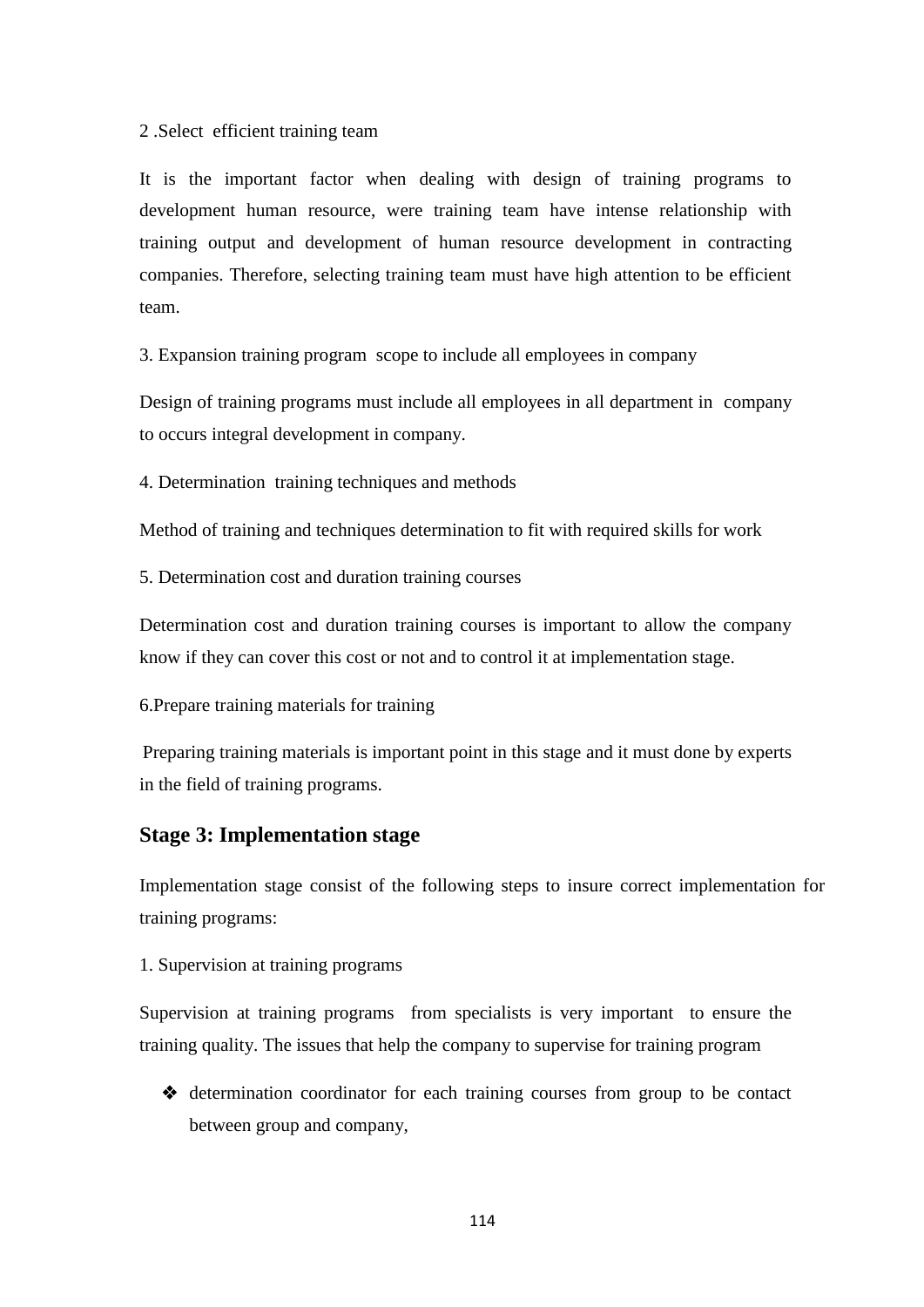2 .Select efficient training team

It is the important factor when dealing with design of training programs to development human resource, were training team have intense relationship with training output and development of human resource development in contracting companies. Therefore, selecting training team must have high attention to be efficient team.

3. Expansion training program scope to include all employees in company

Design of training programs must include all employees in all department in company to occurs integral development in company.

4. Determination training techniques and methods

Method of training and techniques determination to fit with required skills for work

5. Determination cost and duration training courses

Determination cost and duration training courses is important to allow the company know if they can cover this cost or not and to control it at implementation stage.

6.Prepare training materials for training

Preparing training materials is important point in this stage and it must done by experts in the field of training programs.

## Stage 3: Implementation stage

Implementation stage consist of the following steps to insure correct implementation for training programs:

1. Supervision at training programs

Supervision at training programs from specialists is very important to ensure the training quality. The issues that help the company to supervise for training program

- determination coordinator for each training courses from group to be contact between group and company,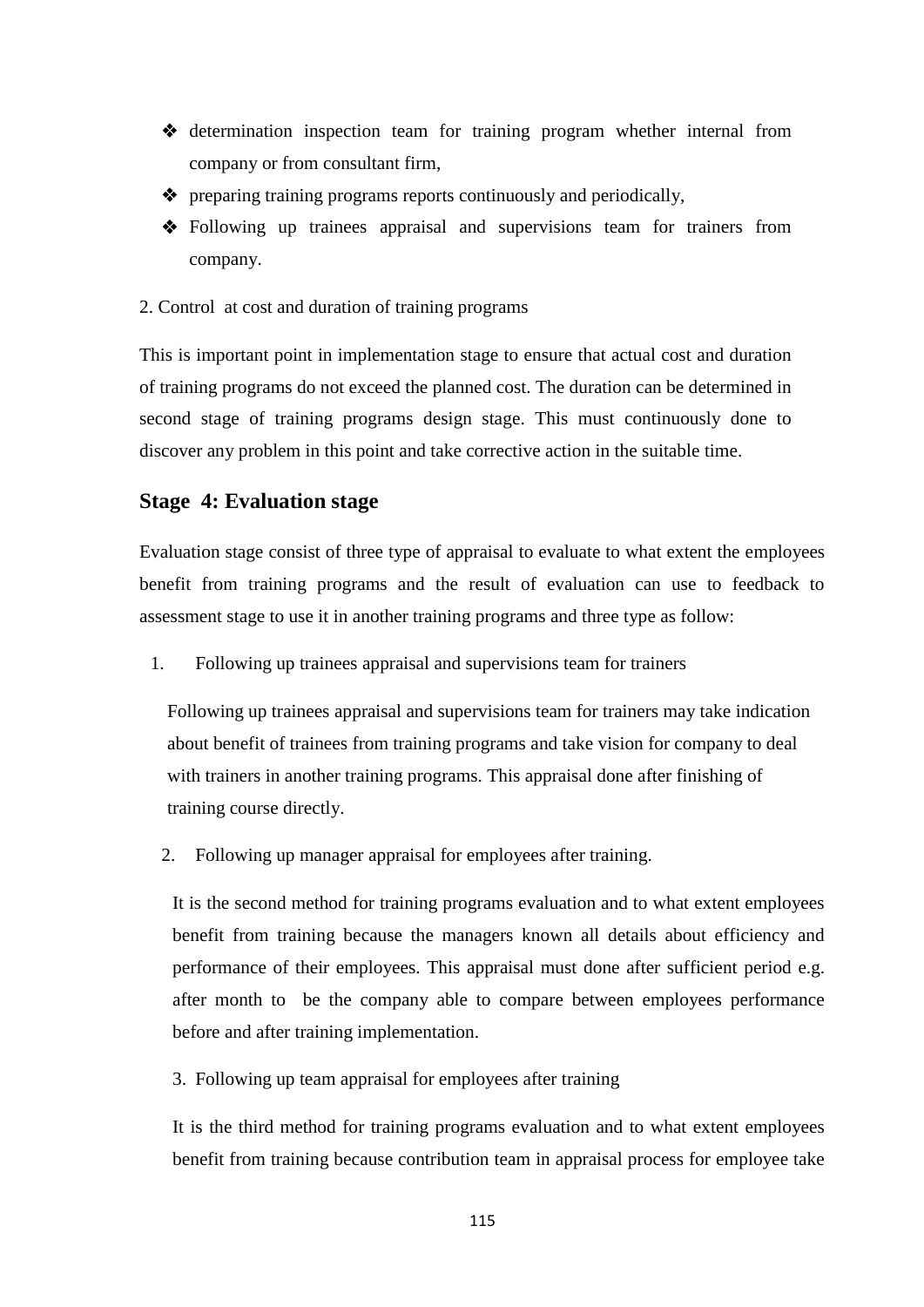- determination inspection team for training program whether internal from company or from consultant firm,
- preparing training programs reports continuously and periodically,
- Following up trainees appraisal and supervisions team for trainers from company.

2. Control at cost and duration of training programs

This is important point in implementation stage to ensure that actual cost and duration of training programs do not exceed the planned cost. The duration can be determined in second stage of training programs design stage. This must continuously done to discover any problem in this point and take corrective action in the suitable time.

## Stage 4: Evaluation stage

Evaluation stage consist of three type of appraisal to evaluate to what extent the employees benefit from training programs and the result of evaluation can use to feedback to assessment stage to use it in another training programs and three type as follow:

1. Following up trainees appraisal and supervisions team for trainers

   Following up trainees appraisal and supervisions team for trainers may take indication about benefit of trainees from training programs and take vision for company to deal with trainers in another training programs. This appraisal done after finishing of training course directly.

2. Following up manager appraisal for employees after training.

   It is the second method for training programs evaluation and to what extent employees benefit from training because the managers known all details about efficiency and performance of their employees. This appraisal must done after sufficient period e.g. after month to be the company able to compare between employees performance before and after training implementation.

3. Following up team appraisal for employees after training

   It is the third method for training programs evaluation and to what extent employees benefit from training because contribution team in appraisal process for employee take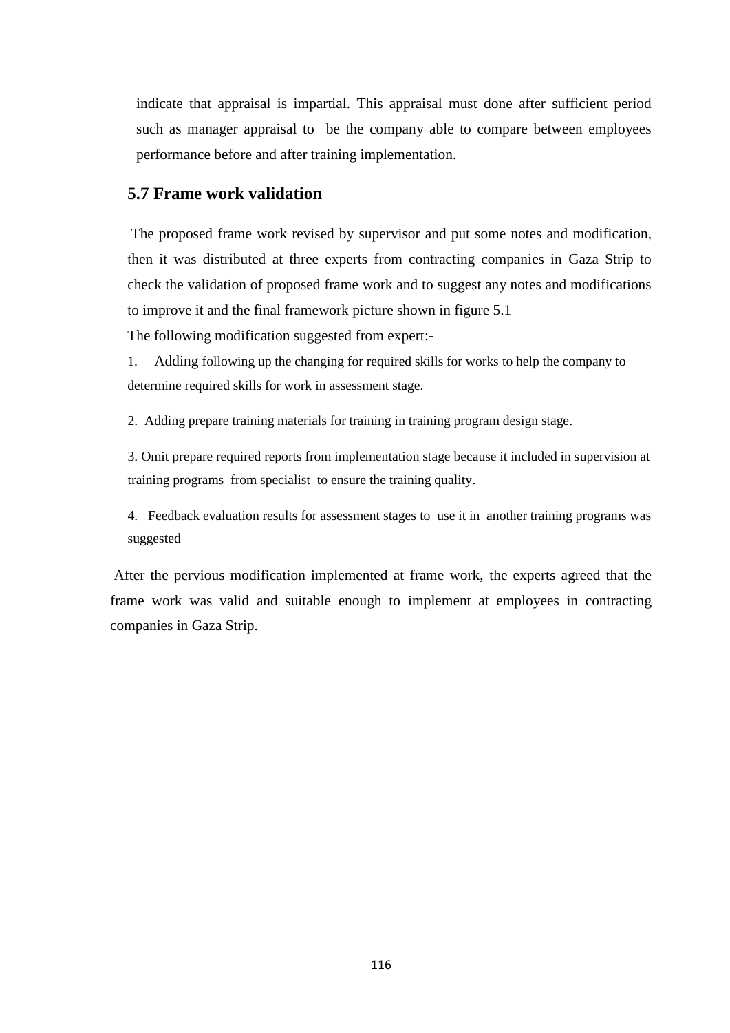indicate that appraisal is impartial. This appraisal must done after sufficient period such as manager appraisal to be the company able to compare between employees performance before and after training implementation.

## 5.7 Frame work validation

The proposed frame work revised by supervisor and put some notes and modification, then it was distributed at three experts from contracting companies in Gaza Strip to check the validation of proposed frame work and to suggest any notes and modifications to improve it and the final framework picture shown in figure 5.1

The following modification suggested from expert:-

1. Adding following up the changing for required skills for works to help the company to determine required skills for work in assessment stage.

2. Adding prepare training materials for training in training program design stage.

3. Omit prepare required reports from implementation stage because it included in supervision at training programs from specialist to ensure the training quality.

4. Feedback evaluation results for assessment stages to use it in another training programs was suggested

After the pervious modification implemented at frame work, the experts agreed that the frame work was valid and suitable enough to implement at employees in contracting companies in Gaza Strip.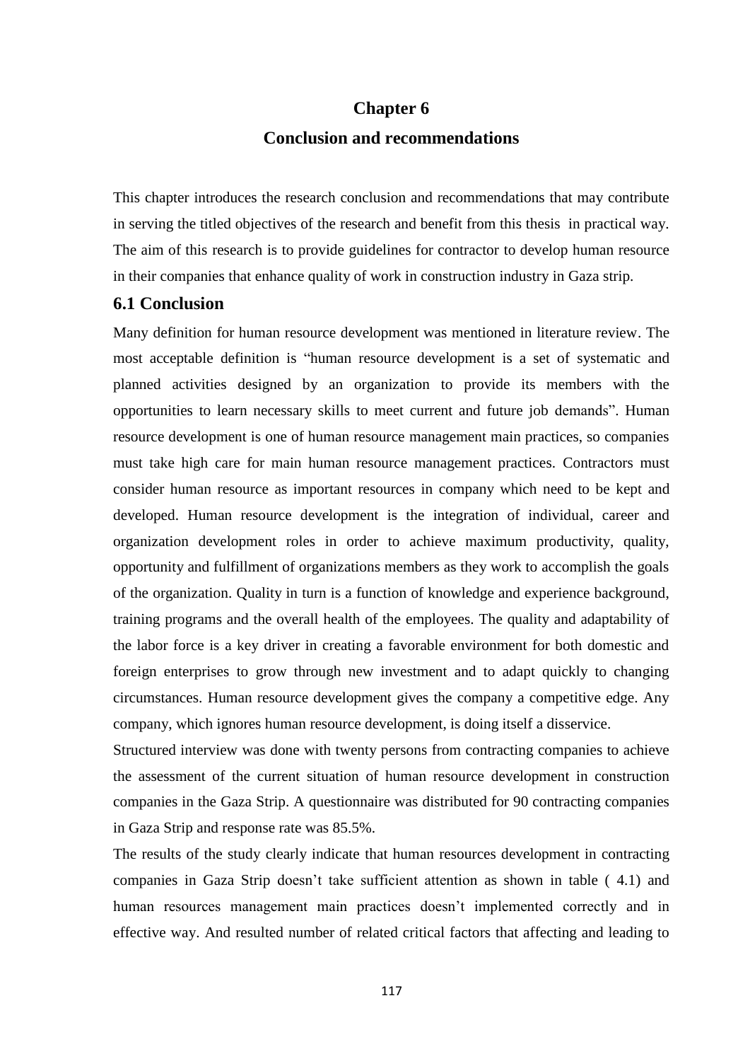# Chapter 6

# Conclusion and recommendations

This chapter introduces the research conclusion and recommendations that may contribute in serving the titled objectives of the research and benefit from this thesis in practical way. The aim of this research is to provide guidelines for contractor to develop human resource in their companies that enhance quality of work in construction industry in Gaza strip.

## 6.1 Conclusion

Many definition for human resource development was mentioned in literature review. The most acceptable definition is "human resource development is a set of systematic and planned activities designed by an organization to provide its members with the opportunities to learn necessary skills to meet current and future job demands". Human resource development is one of human resource management main practices, so companies must take high care for main human resource management practices. Contractors must consider human resource as important resources in company which need to be kept and developed. Human resource development is the integration of individual, career and organization development roles in order to achieve maximum productivity, quality, opportunity and fulfillment of organizations members as they work to accomplish the goals of the organization. Quality in turn is a function of knowledge and experience background, training programs and the overall health of the employees. The quality and adaptability of the labor force is a key driver in creating a favorable environment for both domestic and foreign enterprises to grow through new investment and to adapt quickly to changing circumstances. Human resource development gives the company a competitive edge. Any company, which ignores human resource development, is doing itself a disservice.

Structured interview was done with twenty persons from contracting companies to achieve the assessment of the current situation of human resource development in construction companies in the Gaza Strip. A questionnaire was distributed for 90 contracting companies in Gaza Strip and response rate was 85.5%.

The results of the study clearly indicate that human resources development in contracting companies in Gaza Strip doesn't take sufficient attention as shown in table ( 4.1) and human resources management main practices doesn't implemented correctly and in effective way. And resulted number of related critical factors that affecting and leading to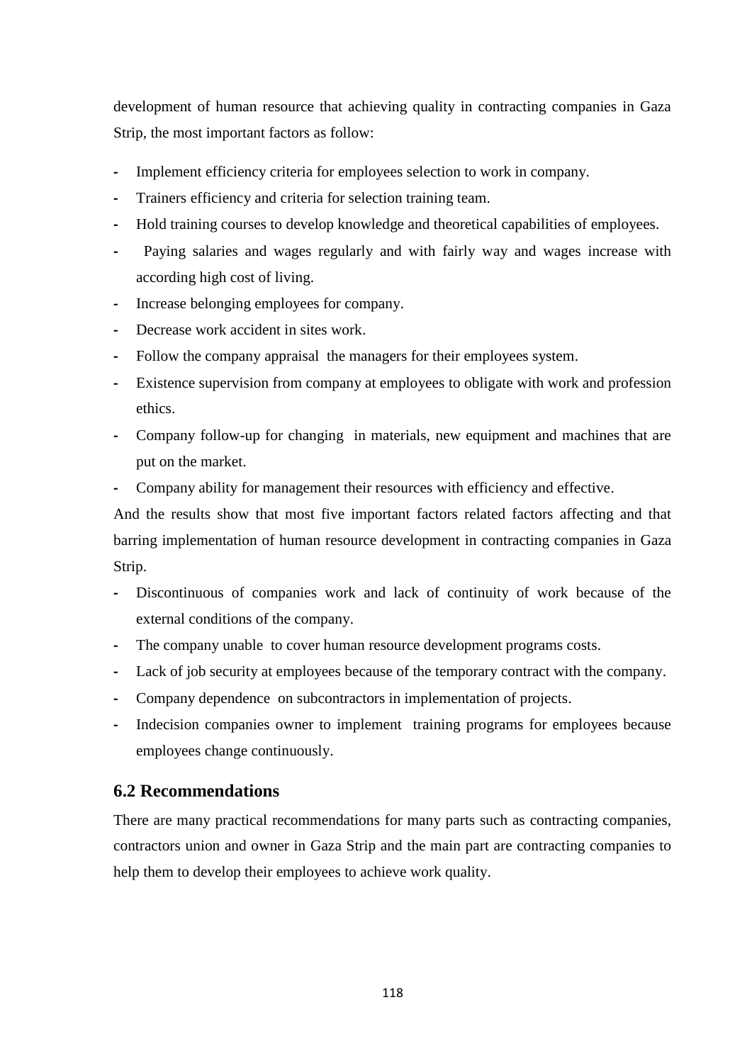development of human resource that achieving quality in contracting companies in Gaza Strip, the most important factors as follow:

- Implement efficiency criteria for employees selection to work in company.
- Trainers efficiency and criteria for selection training team.
- Hold training courses to develop knowledge and theoretical capabilities of employees.
- Paying salaries and wages regularly and with fairly way and wages increase with according high cost of living.
- Increase belonging employees for company.
- Decrease work accident in sites work.
- Follow the company appraisal the managers for their employees system.
- Existence supervision from company at employees to obligate with work and profession ethics.
- Company follow-up for changing in materials, new equipment and machines that are put on the market.
- Company ability for management their resources with efficiency and effective.

And the results show that most five important factors related factors affecting and that barring implementation of human resource development in contracting companies in Gaza Strip.

- Discontinuous of companies work and lack of continuity of work because of the external conditions of the company.
- The company unable to cover human resource development programs costs.
- Lack of job security at employees because of the temporary contract with the company.
- Company dependence on subcontractors in implementation of projects.
- Indecision companies owner to implement training programs for employees because employees change continuously.

## 6.2 Recommendations

There are many practical recommendations for many parts such as contracting companies, contractors union and owner in Gaza Strip and the main part are contracting companies to help them to develop their employees to achieve work quality.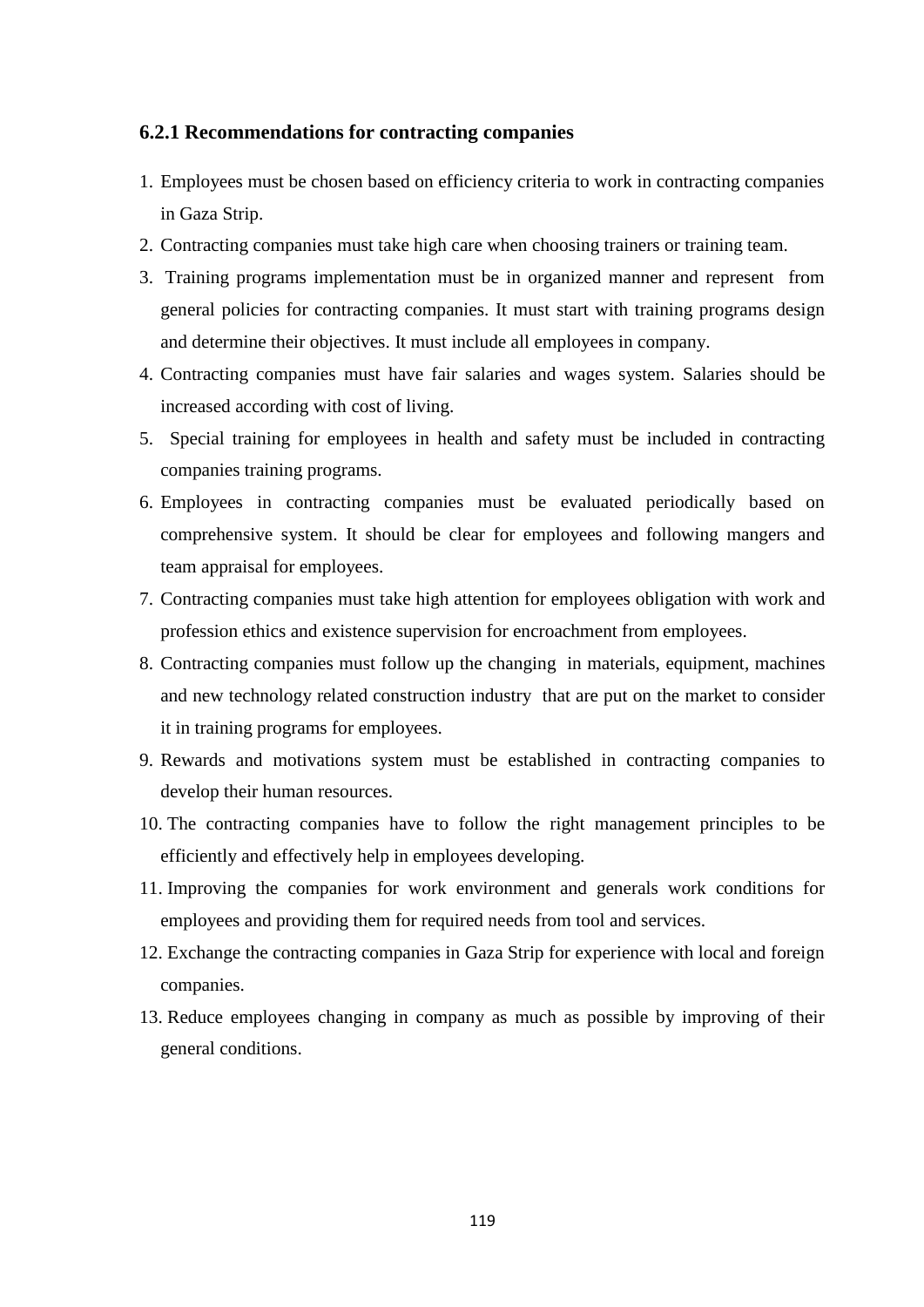### 6.2.1 Recommendations for contracting companies

1. Employees must be chosen based on efficiency criteria to work in contracting companies in Gaza Strip.
2. Contracting companies must take high care when choosing trainers or training team.
3. Training programs implementation must be in organized manner and represent from general policies for contracting companies. It must start with training programs design and determine their objectives. It must include all employees in company.
4. Contracting companies must have fair salaries and wages system. Salaries should be increased according with cost of living.
5. Special training for employees in health and safety must be included in contracting companies training programs.
6. Employees in contracting companies must be evaluated periodically based on comprehensive system. It should be clear for employees and following mangers and team appraisal for employees.
7. Contracting companies must take high attention for employees obligation with work and profession ethics and existence supervision for encroachment from employees.
8. Contracting companies must follow up the changing in materials, equipment, machines and new technology related construction industry that are put on the market to consider it in training programs for employees.
9. Rewards and motivations system must be established in contracting companies to develop their human resources.
10. The contracting companies have to follow the right management principles to be efficiently and effectively help in employees developing.
11. Improving the companies for work environment and generals work conditions for employees and providing them for required needs from tool and services.
12. Exchange the contracting companies in Gaza Strip for experience with local and foreign companies.
13. Reduce employees changing in company as much as possible by improving of their general conditions.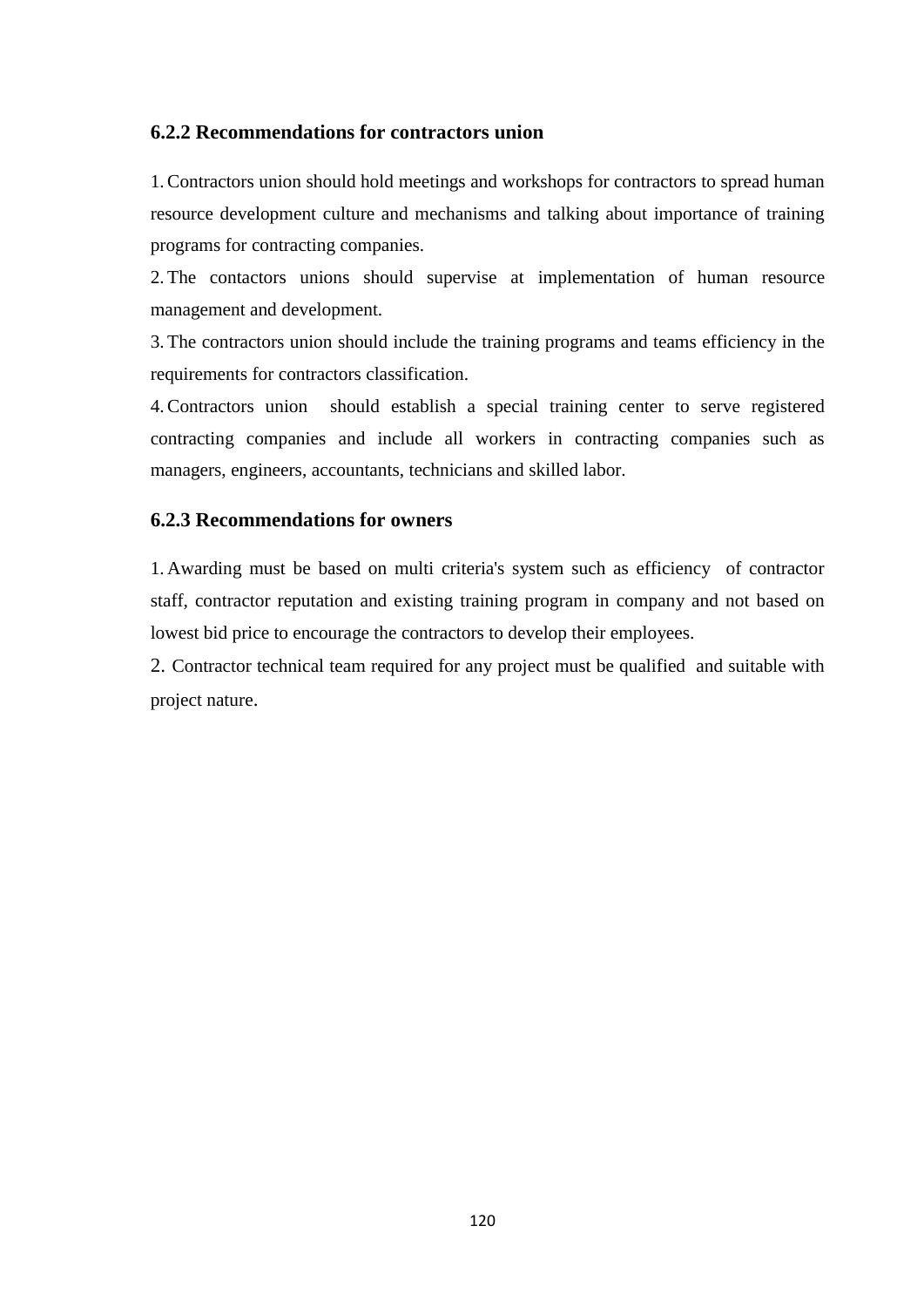### 6.2.2 Recommendations for contractors union

1. Contractors union should hold meetings and workshops for contractors to spread human resource development culture and mechanisms and talking about importance of training programs for contracting companies.
2. The contactors unions should supervise at implementation of human resource management and development.
3. The contractors union should include the training programs and teams efficiency in the requirements for contractors classification.
4. Contractors union should establish a special training center to serve registered contracting companies and include all workers in contracting companies such as managers, engineers, accountants, technicians and skilled labor.

### 6.2.3 Recommendations for owners

1. Awarding must be based on multi criteria's system such as efficiency of contractor staff, contractor reputation and existing training program in company and not based on lowest bid price to encourage the contractors to develop their employees.
2. Contractor technical team required for any project must be qualified and suitable with project nature.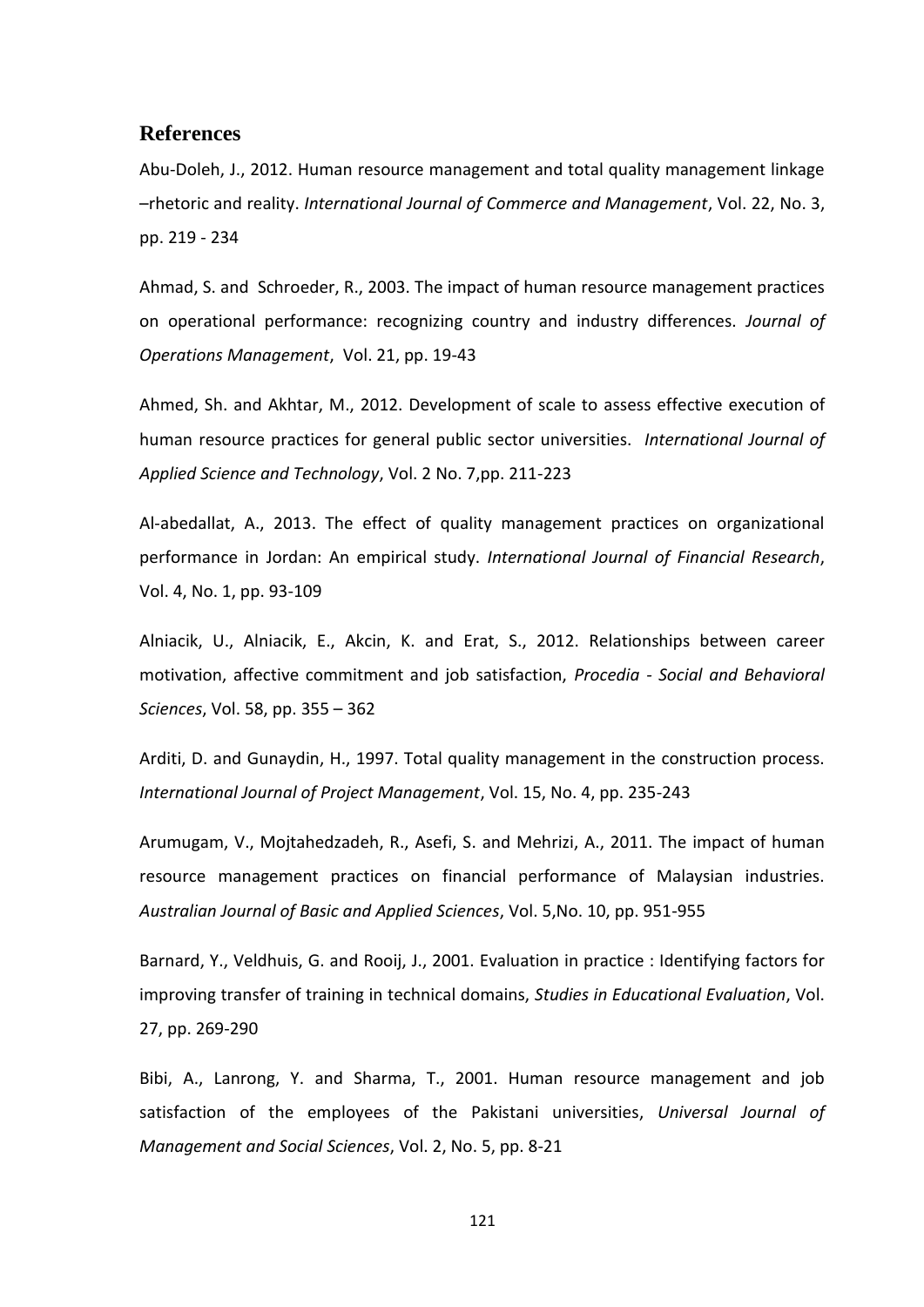## References

Abu-Doleh, J., 2012. Human resource management and total quality management linkage –rhetoric and reality. *International Journal of Commerce and Management*, Vol. 22, No. 3, pp. 219 - 234

Ahmad, S. and Schroeder, R., 2003. The impact of human resource management practices on operational performance: recognizing country and industry differences. *Journal of Operations Management*, Vol. 21, pp. 19-43

Ahmed, Sh. and Akhtar, M., 2012. Development of scale to assess effective execution of human resource practices for general public sector universities. *International Journal of Applied Science and Technology*, Vol. 2 No. 7,pp. 211-223

Al-abedallat, A., 2013. The effect of quality management practices on organizational performance in Jordan: An empirical study. *International Journal of Financial Research*, Vol. 4, No. 1, pp. 93-109

Alniacik, U., Alniacik, E., Akcin, K. and Erat, S., 2012. Relationships between career motivation, affective commitment and job satisfaction, *Procedia - Social and Behavioral Sciences*, Vol. 58, pp. 355 – 362

Arditi, D. and Gunaydin, H., 1997. Total quality management in the construction process. *International Journal of Project Management*, Vol. 15, No. 4, pp. 235-243

Arumugam, V., Mojtahedzadeh, R., Asefi, S. and Mehrizi, A., 2011. The impact of human resource management practices on financial performance of Malaysian industries. *Australian Journal of Basic and Applied Sciences*, Vol. 5,No. 10, pp. 951-955

Barnard, Y., Veldhuis, G. and Rooij, J., 2001. Evaluation in practice : Identifying factors for improving transfer of training in technical domains, *Studies in Educational Evaluation*, Vol. 27, pp. 269-290

Bibi, A., Lanrong, Y. and Sharma, T., 2001. Human resource management and job satisfaction of the employees of the Pakistani universities, *Universal Journal of Management and Social Sciences*, Vol. 2, No. 5, pp. 8-21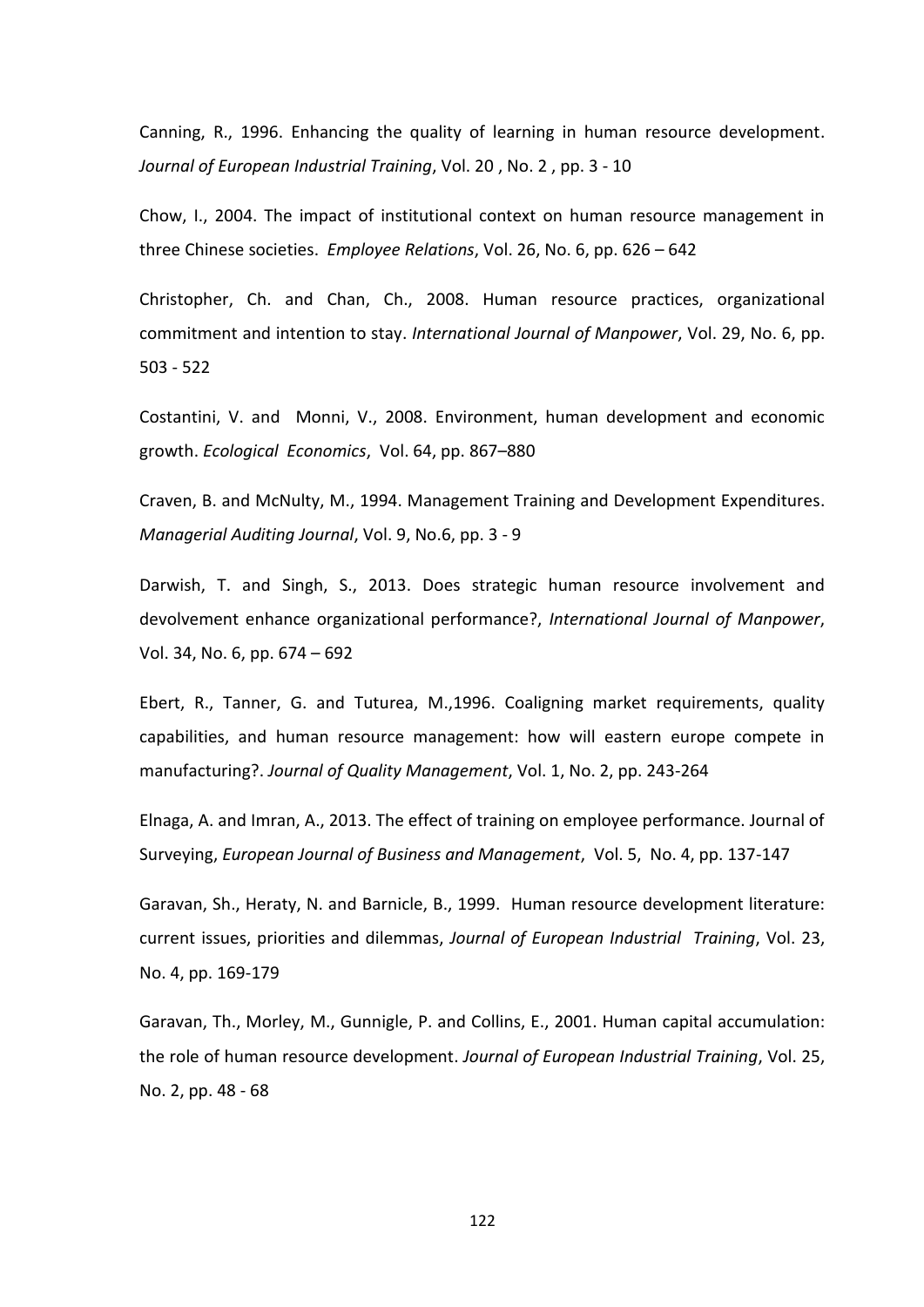Canning, R., 1996. Enhancing the quality of learning in human resource development. *Journal of European Industrial Training*, Vol. 20 , No. 2 , pp. 3 - 10

Chow, I., 2004. The impact of institutional context on human resource management in three Chinese societies. *Employee Relations*, Vol. 26, No. 6, pp. 626 – 642

Christopher, Ch. and Chan, Ch., 2008. Human resource practices, organizational commitment and intention to stay. *International Journal of Manpower*, Vol. 29, No. 6, pp. 503 - 522

Costantini, V. and Monni, V., 2008. Environment, human development and economic growth. *Ecological Economics*, Vol. 64, pp. 867–880

Craven, B. and McNulty, M., 1994. Management Training and Development Expenditures. *Managerial Auditing Journal*, Vol. 9, No.6, pp. 3 - 9

Darwish, T. and Singh, S., 2013. Does strategic human resource involvement and devolvement enhance organizational performance?, *International Journal of Manpower*, Vol. 34, No. 6, pp. 674 – 692

Ebert, R., Tanner, G. and Tuturea, M.,1996. Coaligning market requirements, quality capabilities, and human resource management: how will eastern europe compete in manufacturing?. *Journal of Quality Management*, Vol. 1, No. 2, pp. 243-264

Elnaga, A. and Imran, A., 2013. The effect of training on employee performance. Journal of Surveying, *European Journal of Business and Management*, Vol. 5, No. 4, pp. 137-147

Garavan, Sh., Heraty, N. and Barnicle, B., 1999. Human resource development literature: current issues, priorities and dilemmas, *Journal of European Industrial Training*, Vol. 23, No. 4, pp. 169-179

Garavan, Th., Morley, M., Gunnigle, P. and Collins, E., 2001. Human capital accumulation: the role of human resource development. *Journal of European Industrial Training*, Vol. 25, No. 2, pp. 48 - 68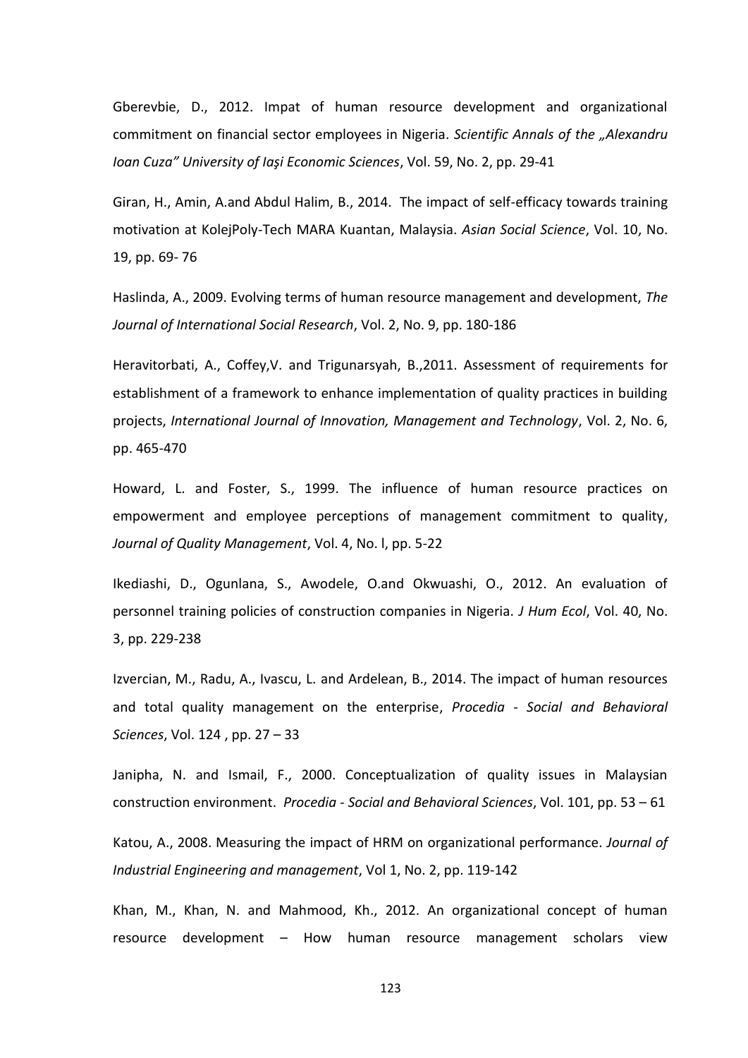Gberevbie, D., 2012. Impat of human resource development and organizational commitment on financial sector employees in Nigeria. *Scientific Annals of the „Alexandru Ioan Cuza" University of Iaşi Economic Sciences*, Vol. 59, No. 2, pp. 29-41

Giran, H., Amin, A.and Abdul Halim, B., 2014. The impact of self-efficacy towards training motivation at KolejPoly-Tech MARA Kuantan, Malaysia. *Asian Social Science*, Vol. 10, No. 19, pp. 69- 76

Haslinda, A., 2009. Evolving terms of human resource management and development, *The Journal of International Social Research*, Vol. 2, No. 9, pp. 180-186

Heravitorbati, A., Coffey,V. and Trigunarsyah, B.,2011. Assessment of requirements for establishment of a framework to enhance implementation of quality practices in building projects, *International Journal of Innovation, Management and Technology*, Vol. 2, No. 6, pp. 465-470

Howard, L. and Foster, S., 1999. The influence of human resource practices on empowerment and employee perceptions of management commitment to quality, *Journal of Quality Management*, Vol. 4, No. l, pp. 5-22

Ikediashi, D., Ogunlana, S., Awodele, O.and Okwuashi, O., 2012. An evaluation of personnel training policies of construction companies in Nigeria. *J Hum Ecol*, Vol. 40, No. 3, pp. 229-238

Izvercian, M., Radu, A., Ivascu, L. and Ardelean, B., 2014. The impact of human resources and total quality management on the enterprise, *Procedia - Social and Behavioral Sciences*, Vol. 124 , pp. 27 – 33

Janipha, N. and Ismail, F., 2000. Conceptualization of quality issues in Malaysian construction environment. *Procedia - Social and Behavioral Sciences*, Vol. 101, pp. 53 – 61

Katou, A., 2008. Measuring the impact of HRM on organizational performance. *Journal of Industrial Engineering and management*, Vol 1, No. 2, pp. 119-142

Khan, M., Khan, N. and Mahmood, Kh., 2012. An organizational concept of human resource development – How human resource management scholars view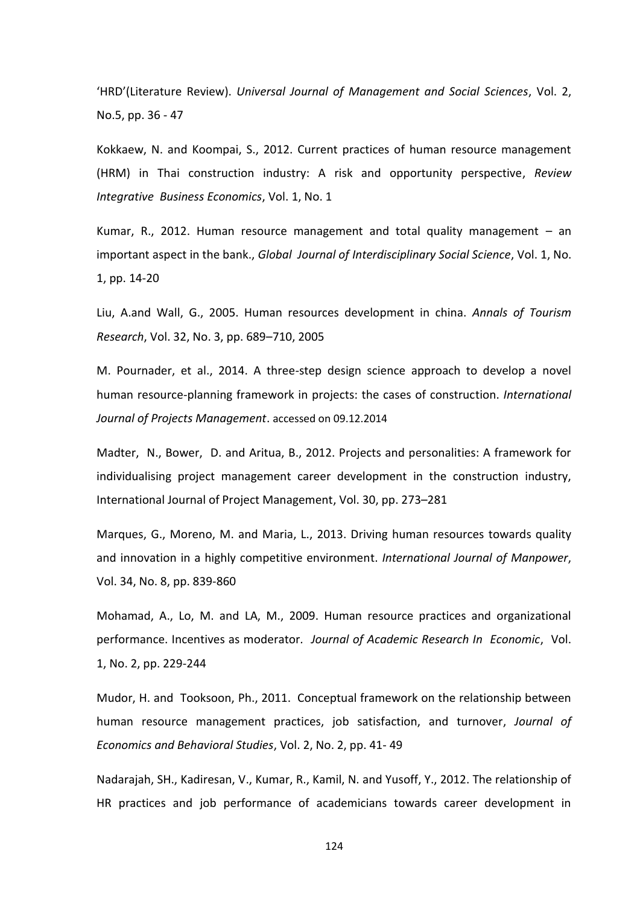'HRD'(Literature Review). *Universal Journal of Management and Social Sciences*, Vol. 2, No.5, pp. 36 - 47

Kokkaew, N. and Koompai, S., 2012. Current practices of human resource management (HRM) in Thai construction industry: A risk and opportunity perspective, *Review Integrative Business Economics*, Vol. 1, No. 1

Kumar, R., 2012. Human resource management and total quality management – an important aspect in the bank., *Global Journal of Interdisciplinary Social Science*, Vol. 1, No. 1, pp. 14-20

Liu, A.and Wall, G., 2005. Human resources development in china. *Annals of Tourism Research*, Vol. 32, No. 3, pp. 689–710, 2005

M. Pournader, et al., 2014. A three-step design science approach to develop a novel human resource-planning framework in projects: the cases of construction. *International Journal of Projects Management*. accessed on 09.12.2014

Madter, N., Bower, D. and Aritua, B., 2012. Projects and personalities: A framework for individualising project management career development in the construction industry, International Journal of Project Management, Vol. 30, pp. 273–281

Marques, G., Moreno, M. and Maria, L., 2013. Driving human resources towards quality and innovation in a highly competitive environment. *International Journal of Manpower*, Vol. 34, No. 8, pp. 839-860

Mohamad, A., Lo, M. and LA, M., 2009. Human resource practices and organizational performance. Incentives as moderator. *Journal of Academic Research In Economic*, Vol. 1, No. 2, pp. 229-244

Mudor, H. and Tooksoon, Ph., 2011. Conceptual framework on the relationship between human resource management practices, job satisfaction, and turnover, *Journal of Economics and Behavioral Studies*, Vol. 2, No. 2, pp. 41- 49

Nadarajah, SH., Kadiresan, V., Kumar, R., Kamil, N. and Yusoff, Y., 2012. The relationship of HR practices and job performance of academicians towards career development in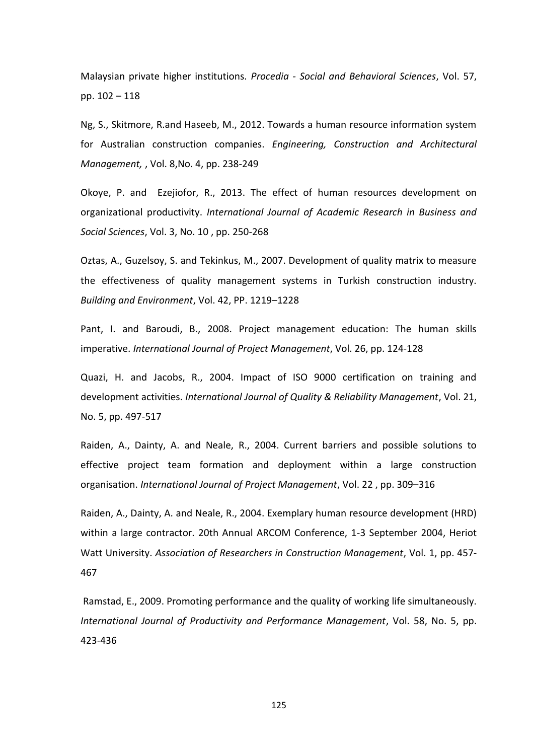Malaysian private higher institutions. *Procedia - Social and Behavioral Sciences*, Vol. 57, pp. 102 – 118

Ng, S., Skitmore, R.and Haseeb, M., 2012. Towards a human resource information system for Australian construction companies. *Engineering, Construction and Architectural Management,* , Vol. 8,No. 4, pp. 238-249

Okoye, P. and Ezejiofor, R., 2013. The effect of human resources development on organizational productivity. *International Journal of Academic Research in Business and Social Sciences*, Vol. 3, No. 10 , pp. 250-268

Oztas, A., Guzelsoy, S. and Tekinkus, M., 2007. Development of quality matrix to measure the effectiveness of quality management systems in Turkish construction industry. *Building and Environment*, Vol. 42, PP. 1219–1228

Pant, I. and Baroudi, B., 2008. Project management education: The human skills imperative. *International Journal of Project Management*, Vol. 26, pp. 124-128

Quazi, H. and Jacobs, R., 2004. Impact of ISO 9000 certification on training and development activities. *International Journal of Quality & Reliability Management*, Vol. 21, No. 5, pp. 497-517

Raiden, A., Dainty, A. and Neale, R., 2004. Current barriers and possible solutions to effective project team formation and deployment within a large construction organisation. *International Journal of Project Management*, Vol. 22 , pp. 309–316

Raiden, A., Dainty, A. and Neale, R., 2004. Exemplary human resource development (HRD) within a large contractor. 20th Annual ARCOM Conference, 1-3 September 2004, Heriot Watt University. *Association of Researchers in Construction Management*, Vol. 1, pp. 457-467

Ramstad, E., 2009. Promoting performance and the quality of working life simultaneously. *International Journal of Productivity and Performance Management*, Vol. 58, No. 5, pp. 423-436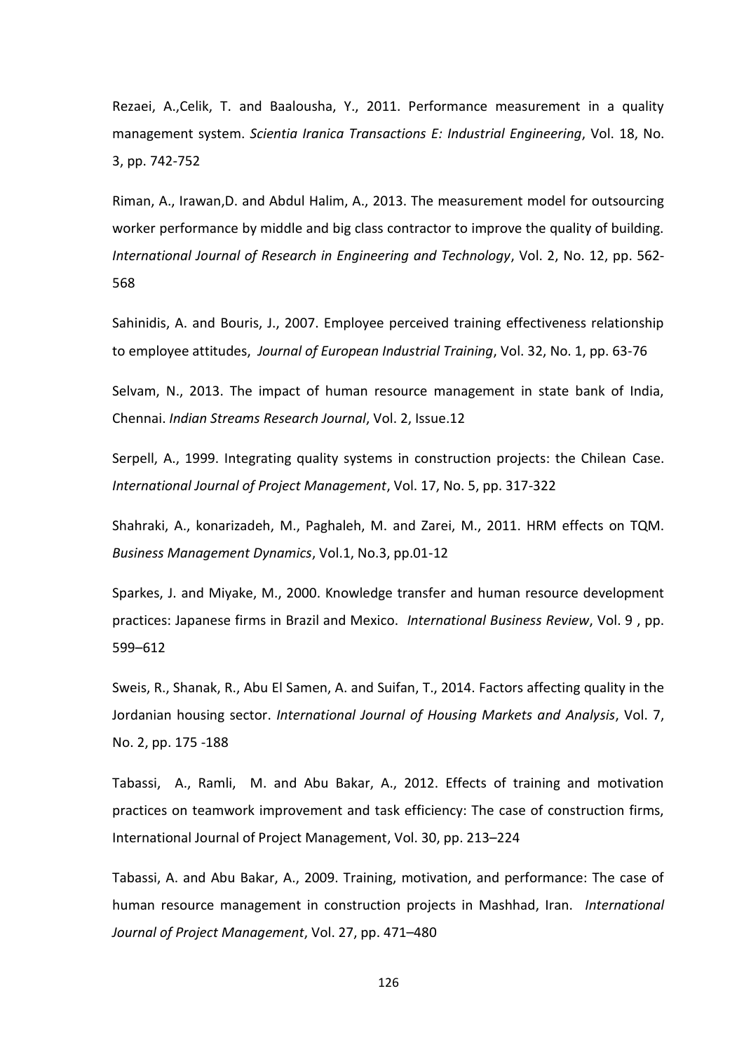Rezaei, A.,Celik, T. and Baalousha, Y., 2011. Performance measurement in a quality management system. *Scientia Iranica Transactions E: Industrial Engineering*, Vol. 18, No. 3, pp. 742-752

Riman, A., Irawan,D. and Abdul Halim, A., 2013. The measurement model for outsourcing worker performance by middle and big class contractor to improve the quality of building. *International Journal of Research in Engineering and Technology*, Vol. 2, No. 12, pp. 562-568

Sahinidis, A. and Bouris, J., 2007. Employee perceived training effectiveness relationship to employee attitudes, *Journal of European Industrial Training*, Vol. 32, No. 1, pp. 63-76

Selvam, N., 2013. The impact of human resource management in state bank of India, Chennai. *Indian Streams Research Journal*, Vol. 2, Issue.12

Serpell, A., 1999. Integrating quality systems in construction projects: the Chilean Case. *International Journal of Project Management*, Vol. 17, No. 5, pp. 317-322

Shahraki, A., konarizadeh, M., Paghaleh, M. and Zarei, M., 2011. HRM effects on TQM. *Business Management Dynamics*, Vol.1, No.3, pp.01-12

Sparkes, J. and Miyake, M., 2000. Knowledge transfer and human resource development practices: Japanese firms in Brazil and Mexico. *International Business Review*, Vol. 9 , pp. 599–612

Sweis, R., Shanak, R., Abu El Samen, A. and Suifan, T., 2014. Factors affecting quality in the Jordanian housing sector. *International Journal of Housing Markets and Analysis*, Vol. 7, No. 2, pp. 175 -188

Tabassi, A., Ramli, M. and Abu Bakar, A., 2012. Effects of training and motivation practices on teamwork improvement and task efficiency: The case of construction firms, International Journal of Project Management, Vol. 30, pp. 213–224

Tabassi, A. and Abu Bakar, A., 2009. Training, motivation, and performance: The case of human resource management in construction projects in Mashhad, Iran. *International Journal of Project Management*, Vol. 27, pp. 471–480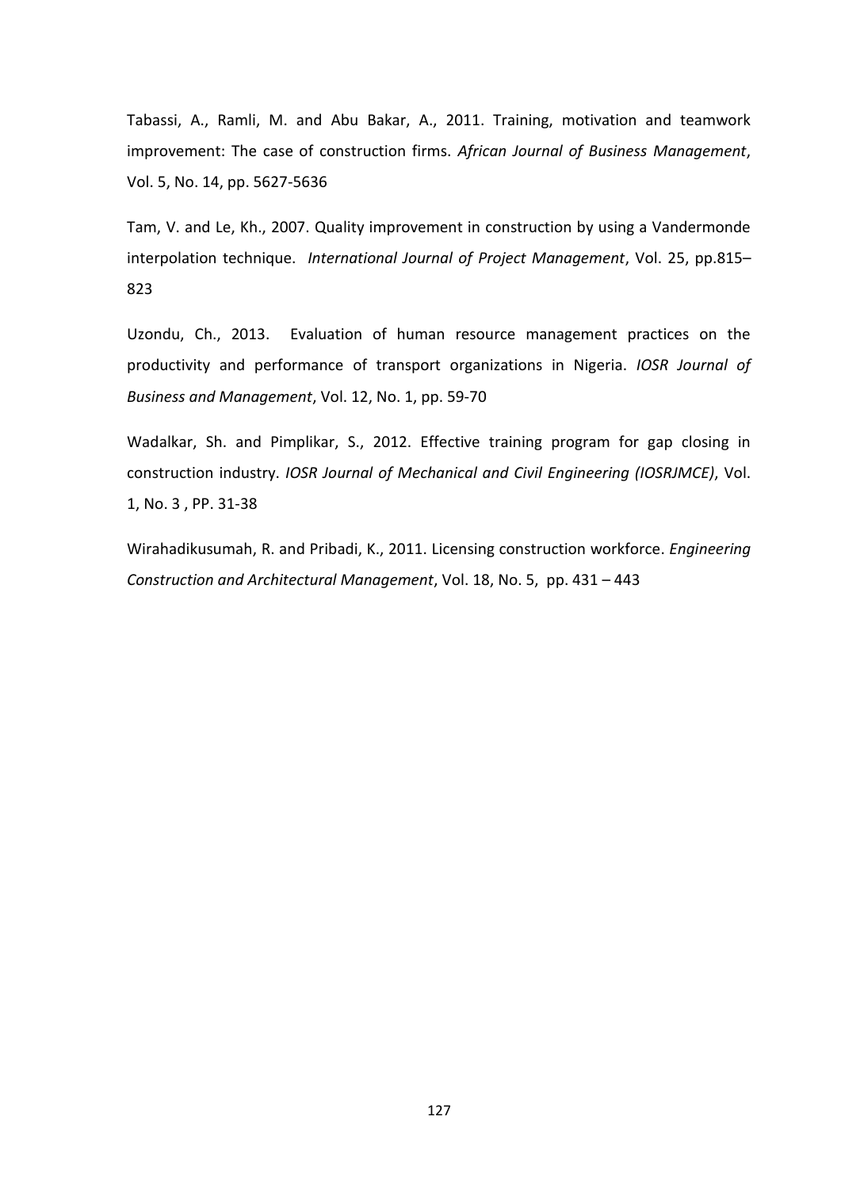Tabassi, A., Ramli, M. and Abu Bakar, A., 2011. Training, motivation and teamwork improvement: The case of construction firms. *African Journal of Business Management*, Vol. 5, No. 14, pp. 5627-5636

Tam, V. and Le, Kh., 2007. Quality improvement in construction by using a Vandermonde interpolation technique. *International Journal of Project Management*, Vol. 25, pp.815–823

Uzondu, Ch., 2013. Evaluation of human resource management practices on the productivity and performance of transport organizations in Nigeria. *IOSR Journal of Business and Management*, Vol. 12, No. 1, pp. 59-70

Wadalkar, Sh. and Pimplikar, S., 2012. Effective training program for gap closing in construction industry. *IOSR Journal of Mechanical and Civil Engineering (IOSRJMCE)*, Vol. 1, No. 3 , PP. 31-38

Wirahadikusumah, R. and Pribadi, K., 2011. Licensing construction workforce. *Engineering Construction and Architectural Management*, Vol. 18, No. 5, pp. 431 – 443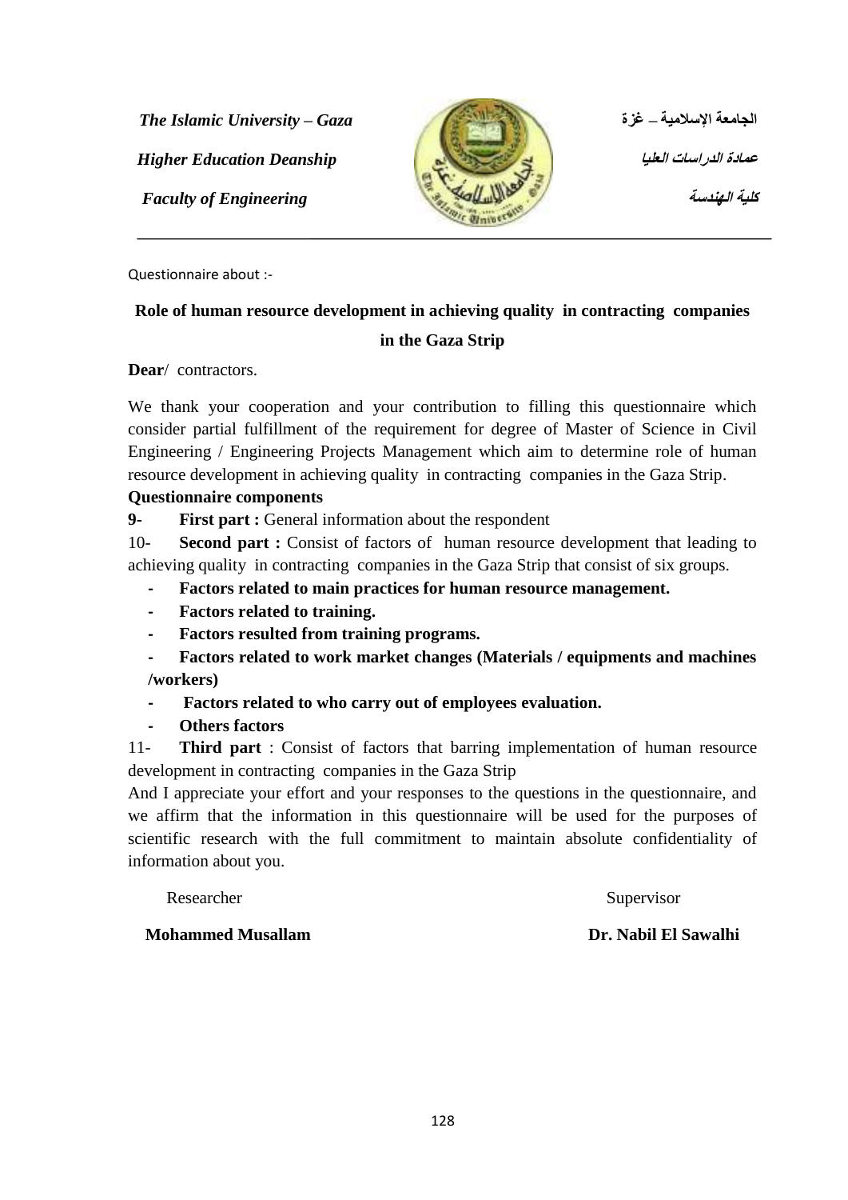*The Islamic University – Gaza* الجامعة الإسلامية – غزة

*Higher Education Deanship* عمادة الدراسات العليا

*Faculty of Engineering* كلية الهندسة

---

Questionnaire about :-

**Role of human resource development in achieving quality in contracting companies in the Gaza Strip**

**Dear**/ contractors.

We thank your cooperation and your contribution to filling this questionnaire which consider partial fulfillment of the requirement for degree of Master of Science in Civil Engineering / Engineering Projects Management which aim to determine role of human resource development in achieving quality in contracting companies in the Gaza Strip.

**Questionnaire components**

**9-** **First part :** General information about the respondent

10- **Second part :** Consist of factors of human resource development that leading to achieving quality in contracting companies in the Gaza Strip that consist of six groups.

- **Factors related to main practices for human resource management.**
- **Factors related to training.**
- **Factors resulted from training programs.**
- **Factors related to work market changes (Materials / equipments and machines /workers)**
- **Factors related to who carry out of employees evaluation.**
- **Others factors**

11- **Third part** : Consist of factors that barring implementation of human resource development in contracting companies in the Gaza Strip

And I appreciate your effort and your responses to the questions in the questionnaire, and we affirm that the information in this questionnaire will be used for the purposes of scientific research with the full commitment to maintain absolute confidentiality of information about you.

Researcher Supervisor

**Mohammed Musallam** **Dr. Nabil El Sawalhi**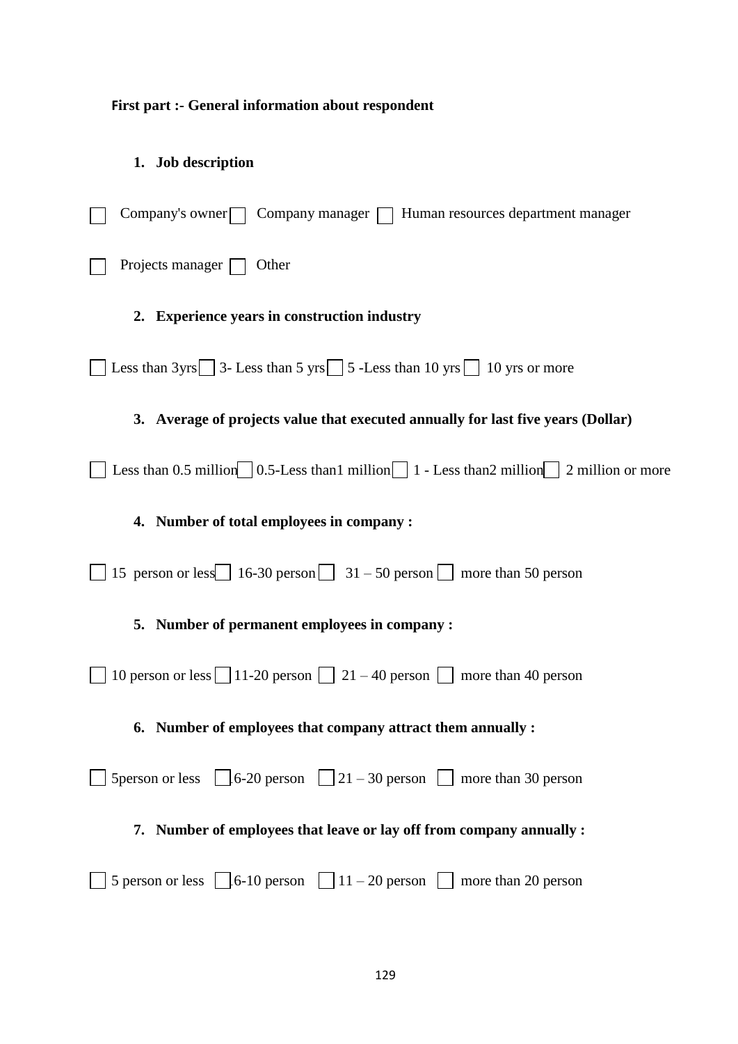**First part :- General information about respondent**

1. **Job description**

☐ Company's owner ☐ Company manager ☐ Human resources department manager

☐ Projects manager ☐ Other

2. **Experience years in construction industry**

☐ Less than 3yrs ☐ 3- Less than 5 yrs ☐ 5 -Less than 10 yrs ☐ 10 yrs or more

3. **Average of projects value that executed annually for last five years (Dollar)**

☐ Less than 0.5 million ☐ 0.5-Less than1 million ☐ 1 - Less than2 million ☐ 2 million or more

4. **Number of total employees in company :**

☐ 15 person or less ☐ 16-30 person ☐ 31 – 50 person ☐ more than 50 person

5. **Number of permanent employees in company :**

☐ 10 person or less ☐ 11-20 person ☐ 21 – 40 person ☐ more than 40 person

6. **Number of employees that company attract them annually :**

☐ 5person or less ☐ 6-20 person ☐ 21 – 30 person ☐ more than 30 person

7. **Number of employees that leave or lay off from company annually :**

☐ 5 person or less ☐ 6-10 person ☐ 11 – 20 person ☐ more than 20 person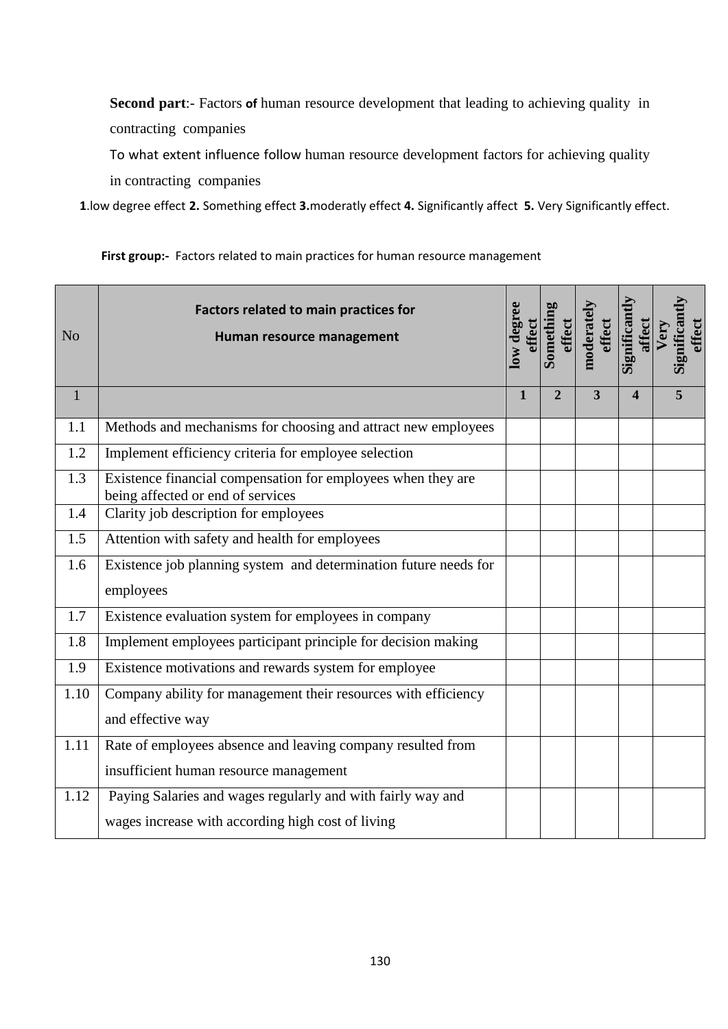**Second part**:- Factors **of** human resource development that leading to achieving quality in contracting companies

To what extent influence follow human resource development factors for achieving quality in contracting companies

**1**.low degree effect **2.** Something effect **3.**moderatly effect **4.** Significantly affect **5.** Very Significantly effect.

**First group:-** Factors related to main practices for human resource management

| No | **Factors related to main practices for Human resource management** | **low degree effect** | **Something effect** | **moderately effect** | **Significantly affect** | **Very Significantly effect** |
|---|---|---|---|---|---|---|
| 1 | | **1** | **2** | **3** | **4** | **5** |
| 1.1 | Methods and mechanisms for choosing and attract new employees | | | | | |
| 1.2 | Implement efficiency criteria for employee selection | | | | | |
| 1.3 | Existence financial compensation for employees when they are being affected or end of services | | | | | |
| 1.4 | Clarity job description for employees | | | | | |
| 1.5 | Attention with safety and health for employees | | | | | |
| 1.6 | Existence job planning system and determination future needs for employees | | | | | |
| 1.7 | Existence evaluation system for employees in company | | | | | |
| 1.8 | Implement employees participant principle for decision making | | | | | |
| 1.9 | Existence motivations and rewards system for employee | | | | | |
| 1.10 | Company ability for management their resources with efficiency and effective way | | | | | |
| 1.11 | Rate of employees absence and leaving company resulted from insufficient human resource management | | | | | |
| 1.12 | Paying Salaries and wages regularly and with fairly way and wages increase with according high cost of living | | | | | |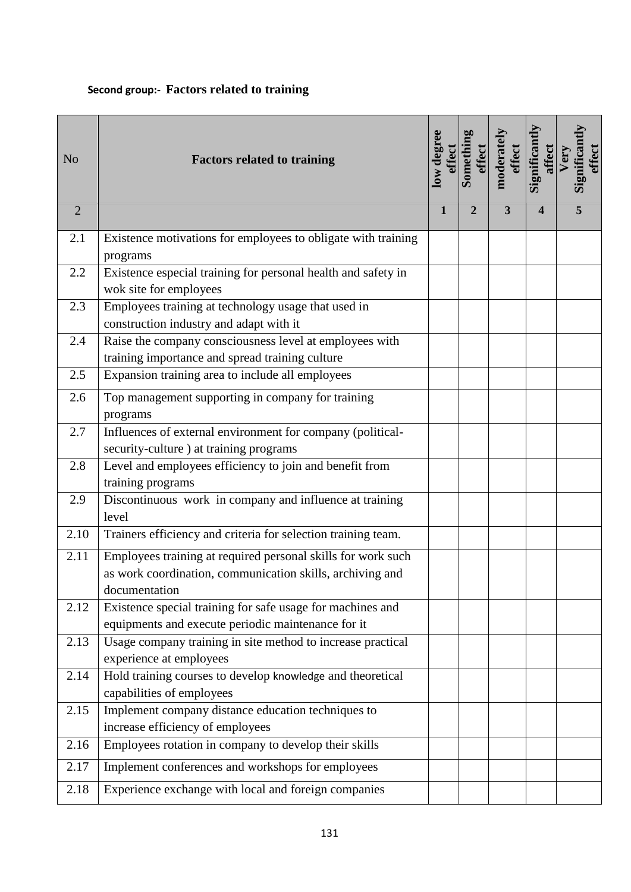**Second group:- Factors related to training**

| No | Factors related to training | low degree effect | Something effect | moderately effect | Significantly affect | Very Significantly effect |
|---|---|---|---|---|---|---|
| 2 | | **1** | **2** | **3** | **4** | **5** |
| 2.1 | Existence motivations for employees to obligate with training programs | | | | | |
| 2.2 | Existence especial training for personal health and safety in wok site for employees | | | | | |
| 2.3 | Employees training at technology usage that used in construction industry and adapt with it | | | | | |
| 2.4 | Raise the company consciousness level at employees with training importance and spread training culture | | | | | |
| 2.5 | Expansion training area to include all employees | | | | | |
| 2.6 | Top management supporting in company for training programs | | | | | |
| 2.7 | Influences of external environment for company (political-security-culture ) at training programs | | | | | |
| 2.8 | Level and employees efficiency to join and benefit from training programs | | | | | |
| 2.9 | Discontinuous work in company and influence at training level | | | | | |
| 2.10 | Trainers efficiency and criteria for selection training team. | | | | | |
| 2.11 | Employees training at required personal skills for work such as work coordination, communication skills, archiving and documentation | | | | | |
| 2.12 | Existence special training for safe usage for machines and equipments and execute periodic maintenance for it | | | | | |
| 2.13 | Usage company training in site method to increase practical experience at employees | | | | | |
| 2.14 | Hold training courses to develop knowledge and theoretical capabilities of employees | | | | | |
| 2.15 | Implement company distance education techniques to increase efficiency of employees | | | | | |
| 2.16 | Employees rotation in company to develop their skills | | | | | |
| 2.17 | Implement conferences and workshops for employees | | | | | |
| 2.18 | Experience exchange with local and foreign companies | | | | | |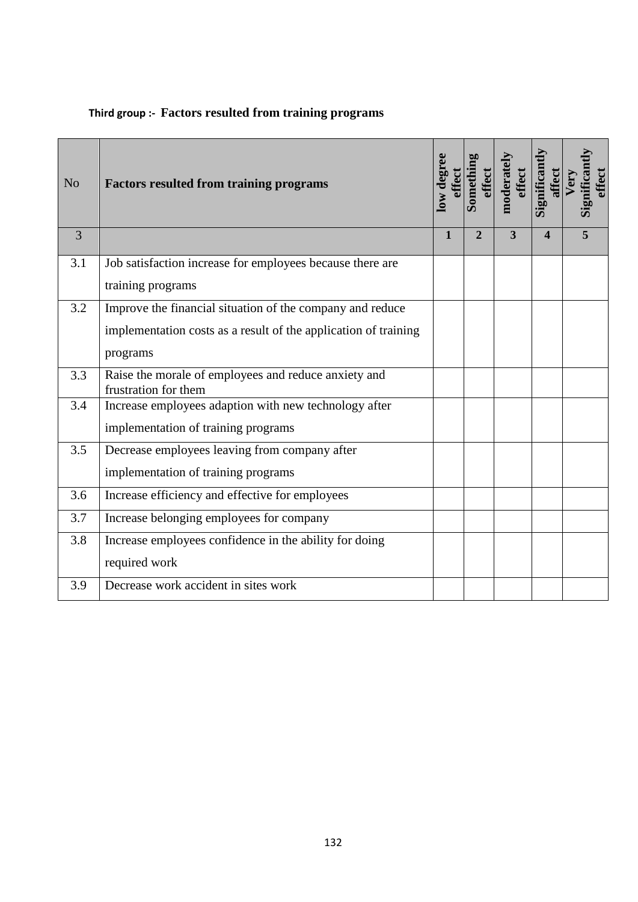**Third group :- Factors resulted from training programs**

| No | Factors resulted from training programs | low degree effect | Something effect | moderately effect | Significantly affect | Very Significantly effect |
|---|---|---|---|---|---|---|
| 3 | | 1 | 2 | 3 | 4 | 5 |
| 3.1 | Job satisfaction increase for employees because there are training programs | | | | | |
| 3.2 | Improve the financial situation of the company and reduce implementation costs as a result of the application of training programs | | | | | |
| 3.3 | Raise the morale of employees and reduce anxiety and frustration for them | | | | | |
| 3.4 | Increase employees adaption with new technology after implementation of training programs | | | | | |
| 3.5 | Decrease employees leaving from company after implementation of training programs | | | | | |
| 3.6 | Increase efficiency and effective for employees | | | | | |
| 3.7 | Increase belonging employees for company | | | | | |
| 3.8 | Increase employees confidence in the ability for doing required work | | | | | |
| 3.9 | Decrease work accident in sites work | | | | | |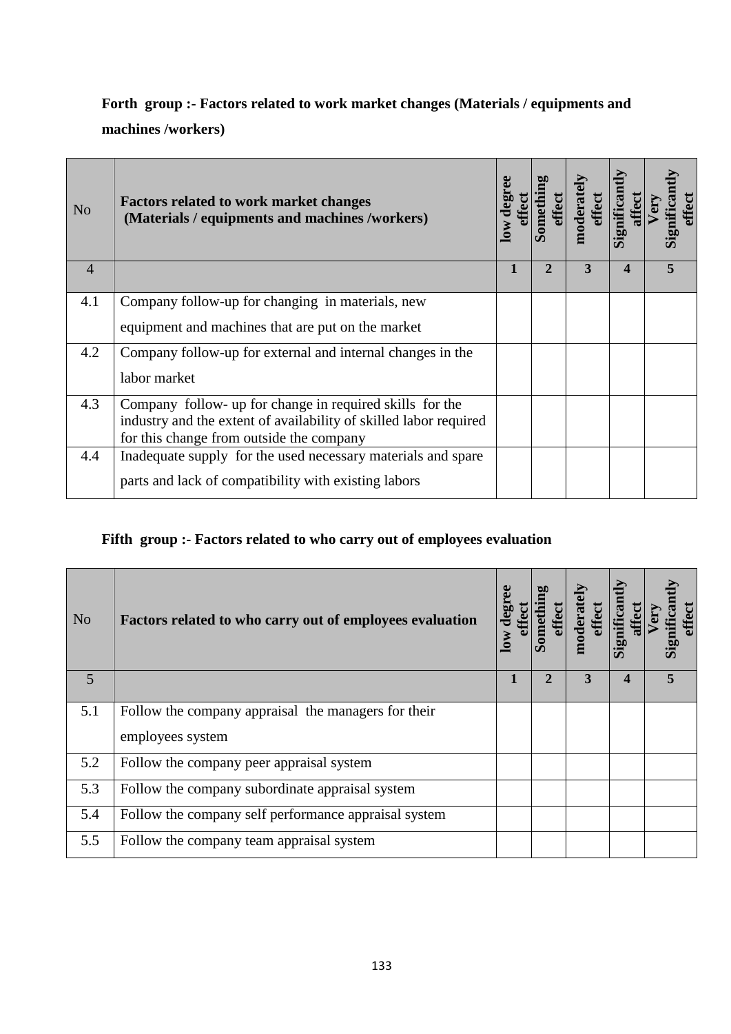**Forth group :- Factors related to work market changes (Materials / equipments and machines /workers)**

| No | Factors related to work market changes (Materials / equipments and machines /workers) | low degree effect | Something effect | moderately effect | Significantly affect | Very Significantly effect |
|---|---|---|---|---|---|---|
| 4 | | 1 | 2 | 3 | 4 | 5 |
| 4.1 | Company follow-up for changing in materials, new equipment and machines that are put on the market | | | | | |
| 4.2 | Company follow-up for external and internal changes in the labor market | | | | | |
| 4.3 | Company follow- up for change in required skills for the industry and the extent of availability of skilled labor required for this change from outside the company | | | | | |
| 4.4 | Inadequate supply for the used necessary materials and spare parts and lack of compatibility with existing labors | | | | | |

**Fifth group :- Factors related to who carry out of employees evaluation**

| No | Factors related to who carry out of employees evaluation | low degree effect | Something effect | moderately effect | Significantly affect | Very Significantly effect |
|---|---|---|---|---|---|---|
| 5 | | 1 | 2 | 3 | 4 | 5 |
| 5.1 | Follow the company appraisal the managers for their employees system | | | | | |
| 5.2 | Follow the company peer appraisal system | | | | | |
| 5.3 | Follow the company subordinate appraisal system | | | | | |
| 5.4 | Follow the company self performance appraisal system | | | | | |
| 5.5 | Follow the company team appraisal system | | | | | |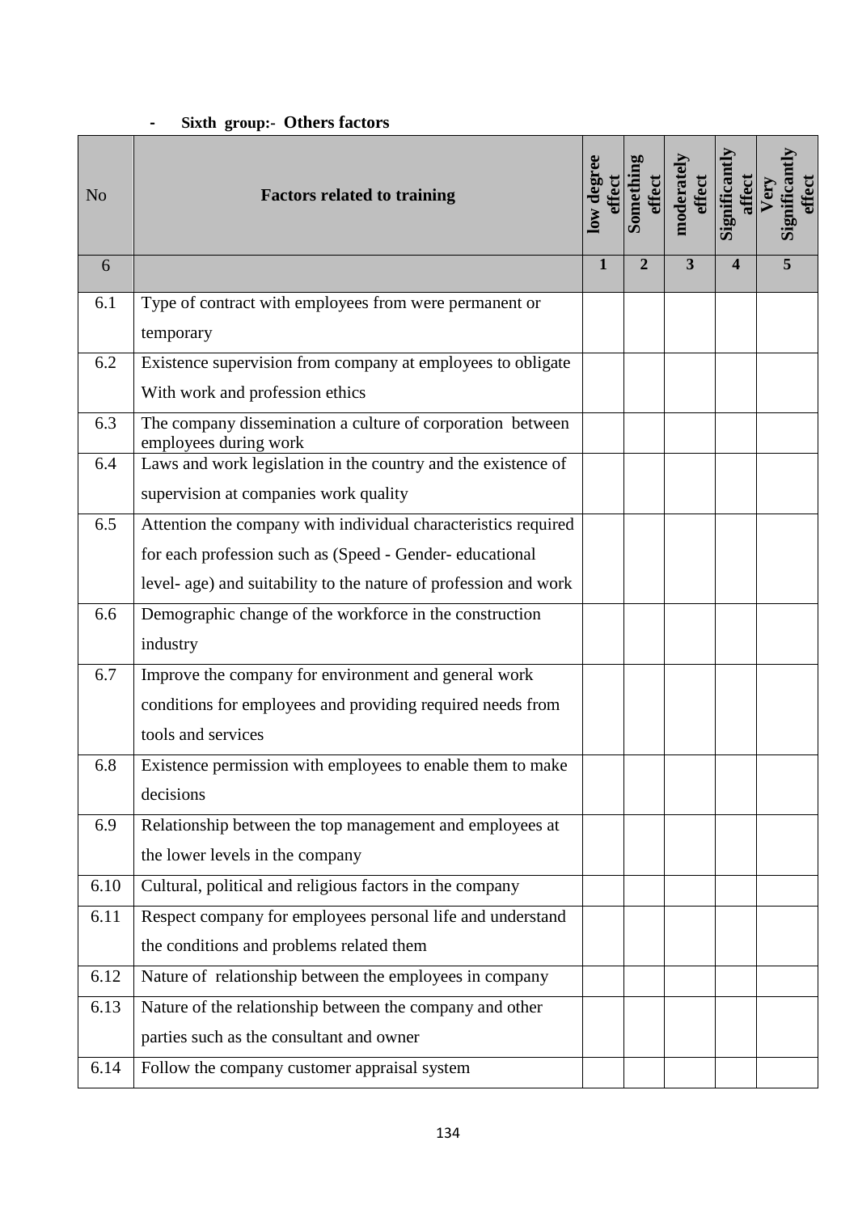- **Sixth group:- Others factors**

| No | Factors related to training | low degree effect | Something effect | moderately effect | Significantly affect | Very Significantly effect |
|---|---|---|---|---|---|---|
| 6 | | 1 | 2 | 3 | 4 | 5 |
| 6.1 | Type of contract with employees from were permanent or temporary | | | | | |
| 6.2 | Existence supervision from company at employees to obligate With work and profession ethics | | | | | |
| 6.3 | The company dissemination a culture of corporation between employees during work | | | | | |
| 6.4 | Laws and work legislation in the country and the existence of supervision at companies work quality | | | | | |
| 6.5 | Attention the company with individual characteristics required for each profession such as (Speed - Gender- educational level- age) and suitability to the nature of profession and work | | | | | |
| 6.6 | Demographic change of the workforce in the construction industry | | | | | |
| 6.7 | Improve the company for environment and general work conditions for employees and providing required needs from tools and services | | | | | |
| 6.8 | Existence permission with employees to enable them to make decisions | | | | | |
| 6.9 | Relationship between the top management and employees at the lower levels in the company | | | | | |
| 6.10 | Cultural, political and religious factors in the company | | | | | |
| 6.11 | Respect company for employees personal life and understand the conditions and problems related them | | | | | |
| 6.12 | Nature of relationship between the employees in company | | | | | |
| 6.13 | Nature of the relationship between the company and other parties such as the consultant and owner | | | | | |
| 6.14 | Follow the company customer appraisal system | | | | | |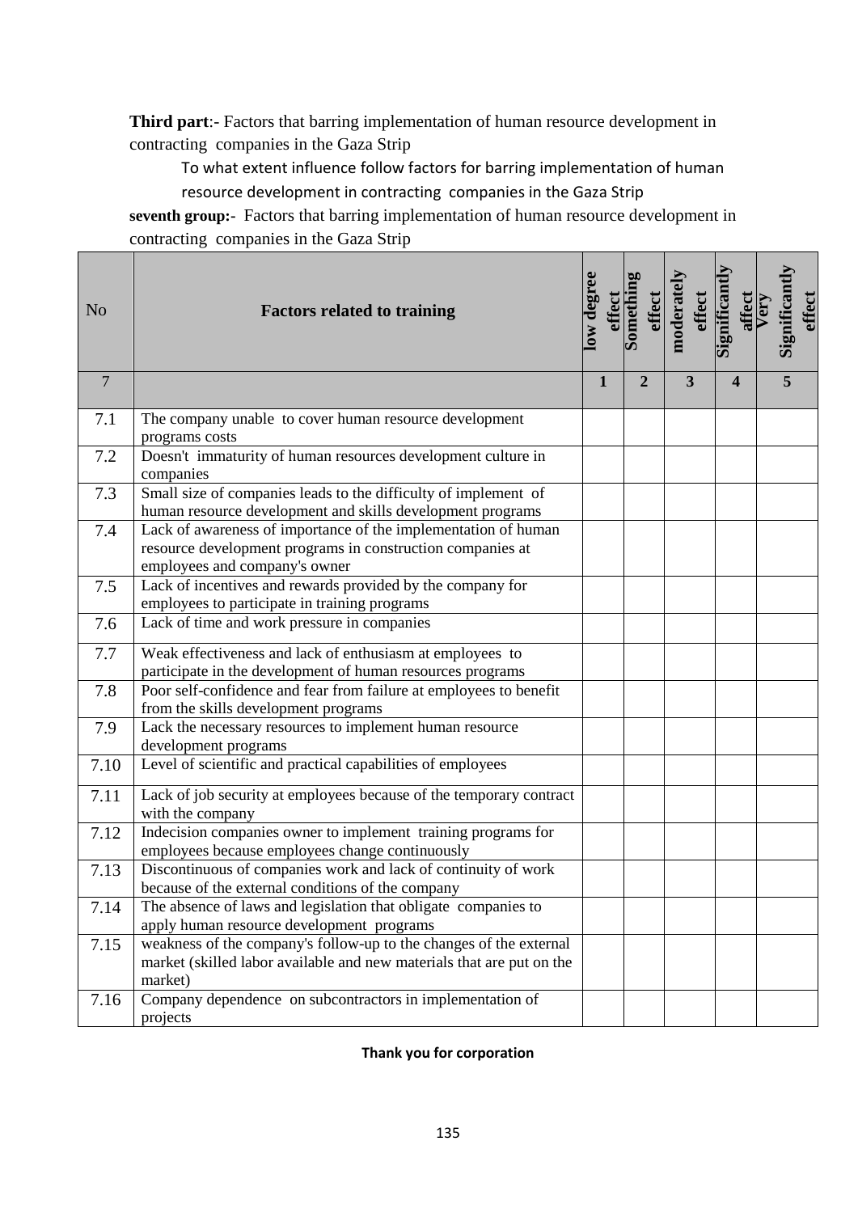**Third part**:- Factors that barring implementation of human resource development in contracting companies in the Gaza Strip

To what extent influence follow factors for barring implementation of human resource development in contracting companies in the Gaza Strip

**seventh group:-** Factors that barring implementation of human resource development in contracting companies in the Gaza Strip

| No | **Factors related to training** | **low degree effect** | **Something effect** | **moderately effect** | **Significantly affect** | **Very Significantly effect** |
|---|---|---|---|---|---|---|
| 7 | | **1** | **2** | **3** | **4** | **5** |
| 7.1 | The company unable to cover human resource development programs costs | | | | | |
| 7.2 | Doesn't immaturity of human resources development culture in companies | | | | | |
| 7.3 | Small size of companies leads to the difficulty of implement of human resource development and skills development programs | | | | | |
| 7.4 | Lack of awareness of importance of the implementation of human resource development programs in construction companies at employees and company's owner | | | | | |
| 7.5 | Lack of incentives and rewards provided by the company for employees to participate in training programs | | | | | |
| 7.6 | Lack of time and work pressure in companies | | | | | |
| 7.7 | Weak effectiveness and lack of enthusiasm at employees to participate in the development of human resources programs | | | | | |
| 7.8 | Poor self-confidence and fear from failure at employees to benefit from the skills development programs | | | | | |
| 7.9 | Lack the necessary resources to implement human resource development programs | | | | | |
| 7.10 | Level of scientific and practical capabilities of employees | | | | | |
| 7.11 | Lack of job security at employees because of the temporary contract with the company | | | | | |
| 7.12 | Indecision companies owner to implement training programs for employees because employees change continuously | | | | | |
| 7.13 | Discontinuous of companies work and lack of continuity of work because of the external conditions of the company | | | | | |
| 7.14 | The absence of laws and legislation that obligate companies to apply human resource development programs | | | | | |
| 7.15 | weakness of the company's follow-up to the changes of the external market (skilled labor available and new materials that are put on the market) | | | | | |
| 7.16 | Company dependence on subcontractors in implementation of projects | | | | | |

**Thank you for corporation**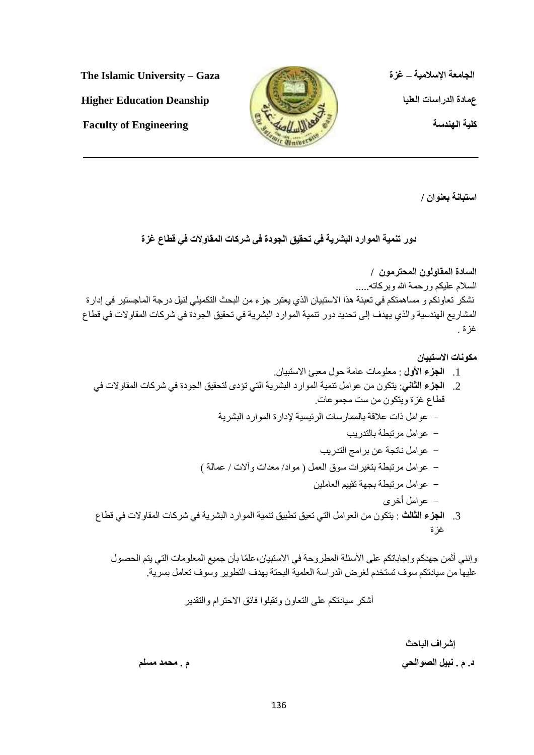**The Islamic University – Gaza** | **الجامعة الإسلامية – غزة**

**Higher Education Deanship** | **عمادة الدراسات العليا**

**Faculty of Engineering** | **كلية الهندسة**

---

**استبانة بعنوان /**

## دور تنمية الموارد البشرية في تحقيق الجودة في شركات المقاولات في قطاع غزة

**السادة المقاولون المحترمون /**

السلام عليكم ورحمة الله وبركاته.....

نشكر تعاونكم و مساهمتكم في تعبئة هذا الاستبيان الذي يعتبر جزء من البحث التكميلي لنيل درجة الماجستير في إدارة المشاريع الهندسية والذي يهدف إلى تحديد دور تنمية الموارد البشرية في تحقيق الجودة في شركات المقاولات في قطاع غزة .

**مكونات الاستبيان**

1. **الجزء الأول** : معلومات عامة حول معبئ الاستبيان.
2. **الجزء الثاني**: يتكون من عوامل تنمية الموارد البشرية التي تؤدى لتحقيق الجودة في شركات المقاولات في قطاع غزة ويتكون من ست مجموعات.
   - عوامل ذات علاقة بالممارسات الرئيسية لإدارة الموارد البشرية
   - عوامل مرتبطة بالتدريب
   - عوامل ناتجة عن برامج التدريب
   - عوامل مرتبطة بتغيرات سوق العمل ( مواد/ معدات وآلات / عمالة )
   - عوامل مرتبطة بجهة تقييم العاملين
   - عوامل أخرى
3. **الجزء الثالث** : يتكون من العوامل التي تعيق تطبيق تنمية الموارد البشرية في شركات المقاولات في قطاع غزة

وإنني أثمن جهدكم وإجاباتكم على الأسئلة المطروحة في الاستبيان،علمًا بأن جميع المعلومات التي يتم الحصول عليها من سيادتكم سوف تستخدم لغرض الدراسة العلمية البحتة بهدف التطوير وسوف تعامل بسرية.

أشكر سيادتكم على التعاون وتقبلوا فائق الاحترام والتقدير

**إشراف** | **الباحث**

**د. م . نبيل الصوالحي** | **م . محمد مسلم**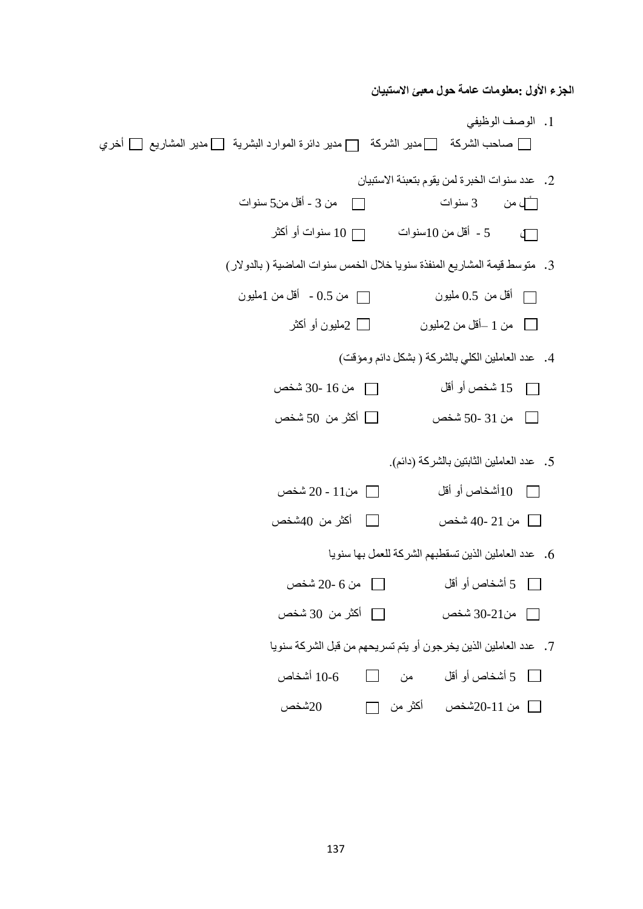**الجزء الأول :معلومات عامة حول معبئ الاستبيان**

1. الوصف الوظيفي

☐ صاحب الشركة ☐ مدير الشركة ☐ مدير دائرة الموارد البشرية ☐ مدير المشاريع ☐ أخري

2. عدد سنوات الخبرة لمن يقوم بتعبئة الاستبيان

☐ أقل من 3 سنوات ☐ من 3 - أقل من5 سنوات

☐ 5 - أقل من 10سنوات ☐ 10 سنوات أو أكثر

3. متوسط قيمة المشاريع المنفذة سنويا خلال الخمس سنوات الماضية ( بالدولار)

☐ أقل من 0.5 مليون ☐ من 0.5 - أقل من 1مليون

☐ من 1 –أقل من 2مليون ☐ 2مليون أو أكثر

4. عدد العاملين الكلي بالشركة ( بشكل دائم ومؤقت)

☐ 15 شخص أو أقل ☐ من 16 -30 شخص

☐ من 31 -50 شخص ☐ أكثر من 50 شخص

5. عدد العاملين الثابتين بالشركة (دائم).

☐ 10أشخاص أو أقل ☐ من11 - 20 شخص

☐ من 21 -40 شخص ☐ أكثر من 40شخص

6. عدد العاملين الذين تسقطبهم الشركة للعمل بها سنويا

☐ 5 أشخاص أو أقل ☐ من 6 -20 شخص

☐ من21-30 شخص ☐ أكثر من 30 شخص

7. عدد العاملين الذين يخرجون أو يتم تسريحهم من قبل الشركة سنويا

☐ 5 أشخاص أو أقل ☐ من 6-10 أشخاص

☐ من 11-20شخص ☐ أكثر من 20شخص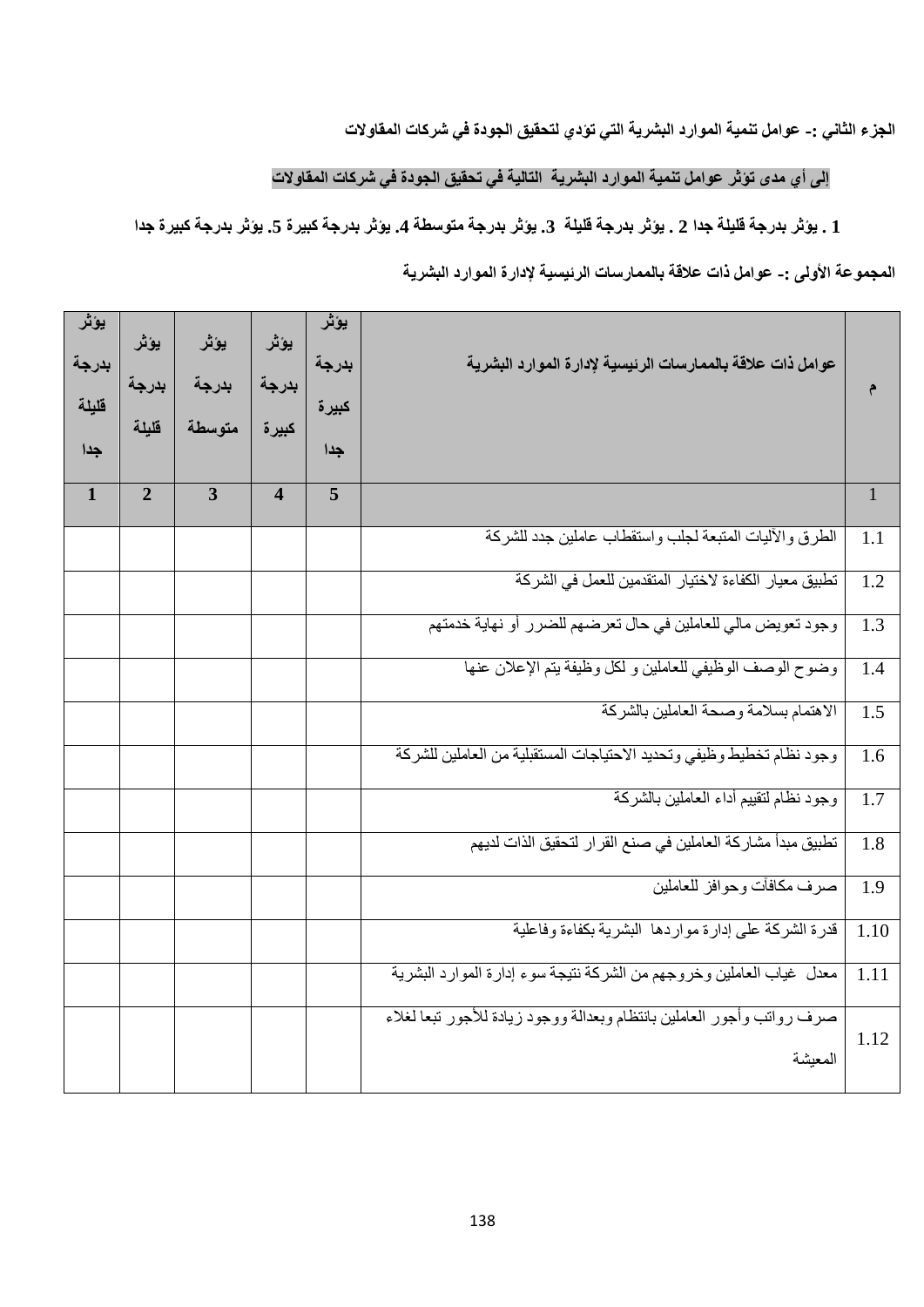**الجزء الثاني :- عوامل تنمية الموارد البشرية التي تؤدي لتحقيق الجودة في شركات المقاولات**

**إلى أي مدى تؤثر عوامل تنمية الموارد البشرية التالية في تحقيق الجودة في شركات المقاولات**

**1 . يؤثر بدرجة قليلة جدا 2 . يؤثر بدرجة قليلة 3. يؤثر بدرجة متوسطة 4. يؤثر بدرجة كبيرة 5. يؤثر بدرجة كبيرة جدا**

**المجموعة الأولى :- عوامل ذات علاقة بالممارسات الرئيسية لإدارة الموارد البشرية**

| م | عوامل ذات علاقة بالممارسات الرئيسية لإدارة الموارد البشرية | يؤثر بدرجة كبيرة جدا | يؤثر بدرجة كبيرة | يؤثر بدرجة متوسطة | يؤثر بدرجة قليلة | يؤثر بدرجة قليلة جدا |
|---|---|---|---|---|---|---|
| 1 | | 5 | 4 | 3 | 2 | 1 |
| 1.1 | الطرق والآليات المتبعة لجلب واستقطاب عاملين جدد للشركة | | | | | |
| 1.2 | تطبيق معيار الكفاءة لاختيار المتقدمين للعمل في الشركة | | | | | |
| 1.3 | وجود تعويض مالي للعاملين في حال تعرضهم للضرر أو نهاية خدمتهم | | | | | |
| 1.4 | وضوح الوصف الوظيفي للعاملين و لكل وظيفة يتم الإعلان عنها | | | | | |
| 1.5 | الاهتمام بسلامة وصحة العاملين بالشركة | | | | | |
| 1.6 | وجود نظام تخطيط وظيفي وتحديد الاحتياجات المستقبلية من العاملين للشركة | | | | | |
| 1.7 | وجود نظام لتقييم أداء العاملين بالشركة | | | | | |
| 1.8 | تطبيق مبدأ مشاركة العاملين في صنع القرار لتحقيق الذات لديهم | | | | | |
| 1.9 | صرف مكافآت وحوافز للعاملين | | | | | |
| 1.10 | قدرة الشركة على إدارة مواردها البشرية بكفاءة وفاعلية | | | | | |
| 1.11 | معدل غياب العاملين وخروجهم من الشركة نتيجة سوء إدارة الموارد البشرية | | | | | |
| 1.12 | صرف رواتب وأجور العاملين بانتظام وبعدالة ووجود زيادة للأجور تبعا لغلاء المعيشة | | | | | |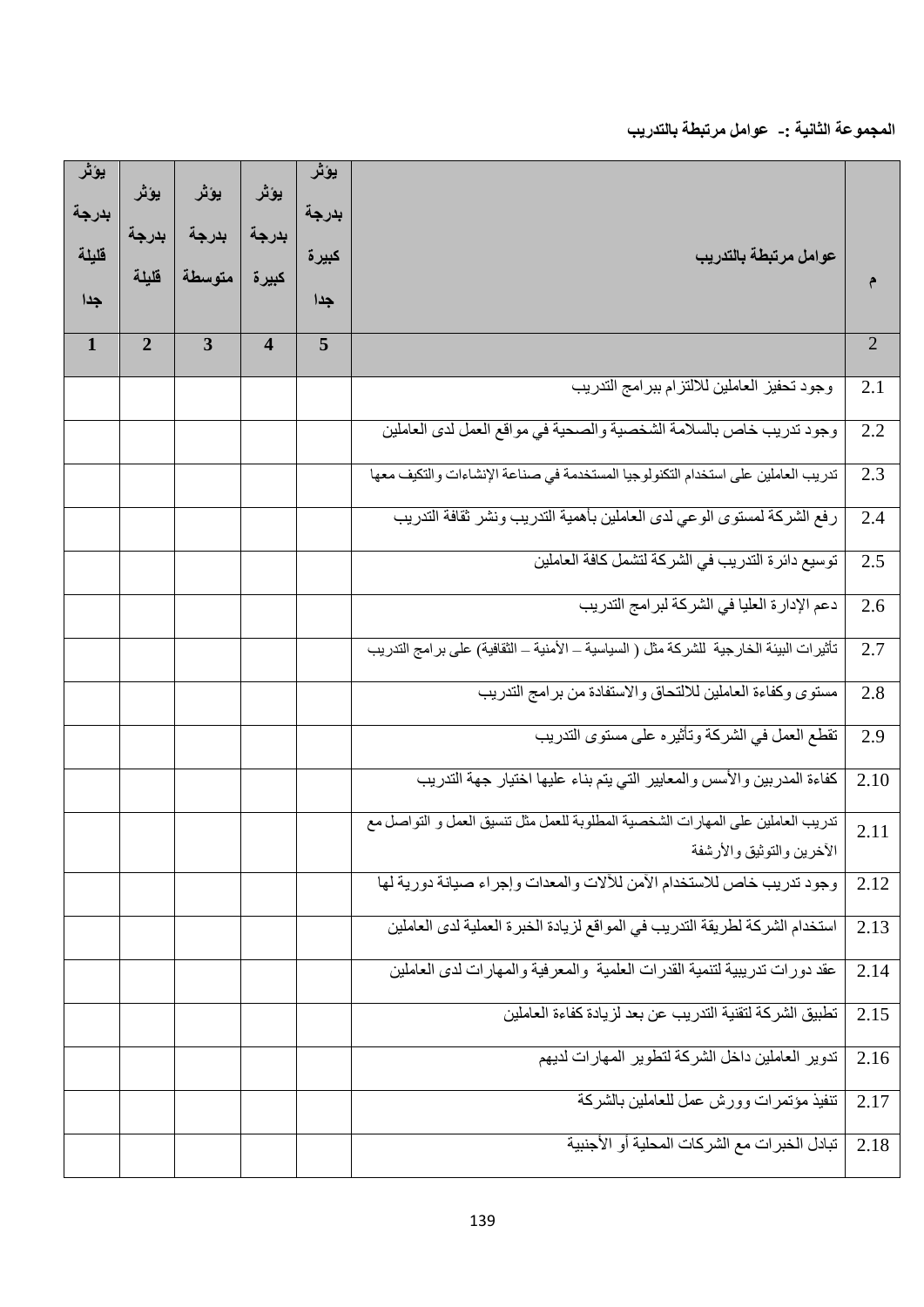**المجموعة الثانية :- عوامل مرتبطة بالتدريب**

| م | عوامل مرتبطة بالتدريب | يؤثر بدرجة كبيرة جدا | يؤثر بدرجة كبيرة | يؤثر بدرجة متوسطة | يؤثر بدرجة قليلة | يؤثر بدرجة قليلة جدا |
|---|---|---|---|---|---|---|
| 2 | | 5 | 4 | 3 | 2 | 1 |
| 2.1 | وجود تحفيز العاملين للالتزام ببرامج التدريب | | | | | |
| 2.2 | وجود تدريب خاص بالسلامة الشخصية والصحية في مواقع العمل لدى العاملين | | | | | |
| 2.3 | تدريب العاملين على استخدام التكنولوجيا المستخدمة في صناعة الإنشاءات والتكيف معها | | | | | |
| 2.4 | رفع الشركة لمستوى الوعي لدى العاملين بأهمية التدريب ونشر ثقافة التدريب | | | | | |
| 2.5 | توسيع دائرة التدريب في الشركة لتشمل كافة العاملين | | | | | |
| 2.6 | دعم الإدارة العليا في الشركة لبرامج التدريب | | | | | |
| 2.7 | تأثيرات البيئة الخارجية للشركة مثل ( السياسية – الأمنية – الثقافية) على برامج التدريب | | | | | |
| 2.8 | مستوى وكفاءة العاملين للالتحاق والاستفادة من برامج التدريب | | | | | |
| 2.9 | تقطع العمل في الشركة وتأثيره على مستوى التدريب | | | | | |
| 2.10 | كفاءة المدربين والأسس والمعايير التي يتم بناء عليها اختيار جهة التدريب | | | | | |
| 2.11 | تدريب العاملين على المهارات الشخصية المطلوبة للعمل مثل تنسيق العمل و التواصل مع الآخرين والتوثيق والأرشفة | | | | | |
| 2.12 | وجود تدريب خاص للاستخدام الآمن للآلات والمعدات وإجراء صيانة دورية لها | | | | | |
| 2.13 | استخدام الشركة لطريقة التدريب في المواقع لزيادة الخبرة العملية لدى العاملين | | | | | |
| 2.14 | عقد دورات تدريبية لتنمية القدرات العلمية والمعرفية والمهارات لدى العاملين | | | | | |
| 2.15 | تطبيق الشركة لتقنية التدريب عن بعد لزيادة كفاءة العاملين | | | | | |
| 2.16 | تدوير العاملين داخل الشركة لتطوير المهارات لديهم | | | | | |
| 2.17 | تنفيذ مؤتمرات وورش عمل للعاملين بالشركة | | | | | |
| 2.18 | تبادل الخبرات مع الشركات المحلية أو الأجنبية | | | | | |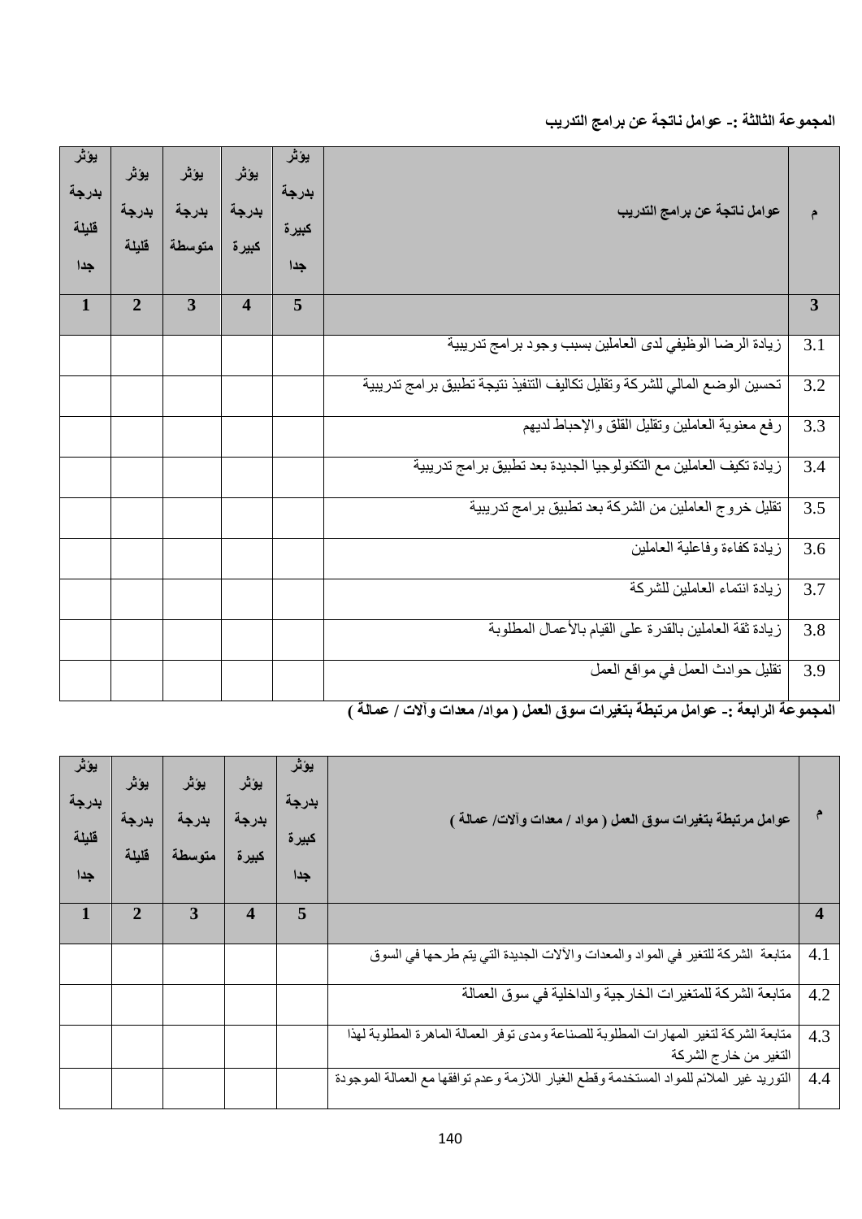**المجموعة الثالثة :- عوامل ناتجة عن برامج التدريب**

| م | عوامل ناتجة عن برامج التدريب | يؤثر بدرجة كبيرة جدا | يؤثر بدرجة كبيرة | يؤثر بدرجة متوسطة | يؤثر بدرجة قليلة | يؤثر بدرجة قليلة جدا |
|---|---|---|---|---|---|---|
| 3 | | 5 | 4 | 3 | 2 | 1 |
| 3.1 | زيادة الرضا الوظيفي لدى العاملين بسبب وجود برامج تدريبية | | | | | |
| 3.2 | تحسين الوضع المالي للشركة وتقليل تكاليف التنفيذ نتيجة تطبيق برامج تدريبية | | | | | |
| 3.3 | رفع معنوية العاملين وتقليل القلق والإحباط لديهم | | | | | |
| 3.4 | زيادة تكيف العاملين مع التكنولوجيا الجديدة بعد تطبيق برامج تدريبية | | | | | |
| 3.5 | تقليل خروج العاملين من الشركة بعد تطبيق برامج تدريبية | | | | | |
| 3.6 | زيادة كفاءة وفاعلية العاملين | | | | | |
| 3.7 | زيادة انتماء العاملين للشركة | | | | | |
| 3.8 | زيادة ثقة العاملين بالقدرة على القيام بالأعمال المطلوبة | | | | | |
| 3.9 | تقليل حوادث العمل في مواقع العمل | | | | | |

**المجموعة الرابعة :- عوامل مرتبطة بتغيرات سوق العمل ( مواد/ معدات وآلات / عمالة )**

| م | عوامل مرتبطة بتغيرات سوق العمل ( مواد / معدات وآلات/ عمالة ) | يؤثر بدرجة كبيرة جدا | يؤثر بدرجة كبيرة | يؤثر بدرجة متوسطة | يؤثر بدرجة قليلة | يؤثر بدرجة قليلة جدا |
|---|---|---|---|---|---|---|
| 4 | | 5 | 4 | 3 | 2 | 1 |
| 4.1 | متابعة الشركة للتغير في المواد والمعدات والآلات الجديدة التي يتم طرحها في السوق | | | | | |
| 4.2 | متابعة الشركة للمتغيرات الخارجية والداخلية في سوق العمالة | | | | | |
| 4.3 | متابعة الشركة لتغير المهارات المطلوبة للصناعة ومدى توفر العمالة الماهرة المطلوبة لهذا التغير من خارج الشركة | | | | | |
| 4.4 | التوريد غير الملائم للمواد المستخدمة وقطع الغيار اللازمة وعدم توافقها مع العمالة الموجودة | | | | | |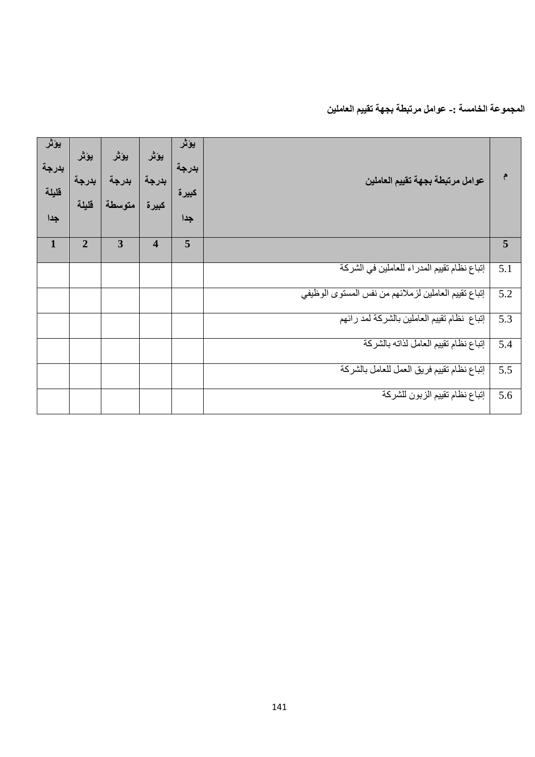**المجموعة الخامسة :- عوامل مرتبطة بجهة تقييم العاملين**

| م | عوامل مرتبطة بجهة تقييم العاملين | يؤثر بدرجة كبيرة جدا | يؤثر بدرجة كبيرة | يؤثر بدرجة متوسطة | يؤثر بدرجة قليلة | يؤثر بدرجة قليلة جدا |
|---|---|---|---|---|---|---|
| 5 | | 5 | 4 | 3 | 2 | 1 |
| 5.1 | إتباع نظام تقييم المدراء للعاملين في الشركة | | | | | |
| 5.2 | إتباع تقييم العاملين لزملائهم من نفس المستوى الوظيفي | | | | | |
| 5.3 | إتباع نظام تقييم العاملين بالشركة لمدرائهم | | | | | |
| 5.4 | إتباع نظام تقييم العامل لذاته بالشركة | | | | | |
| 5.5 | إتباع نظام تقييم فريق العمل للعامل بالشركة | | | | | |
| 5.6 | إتباع نظام تقييم الزبون للشركة | | | | | |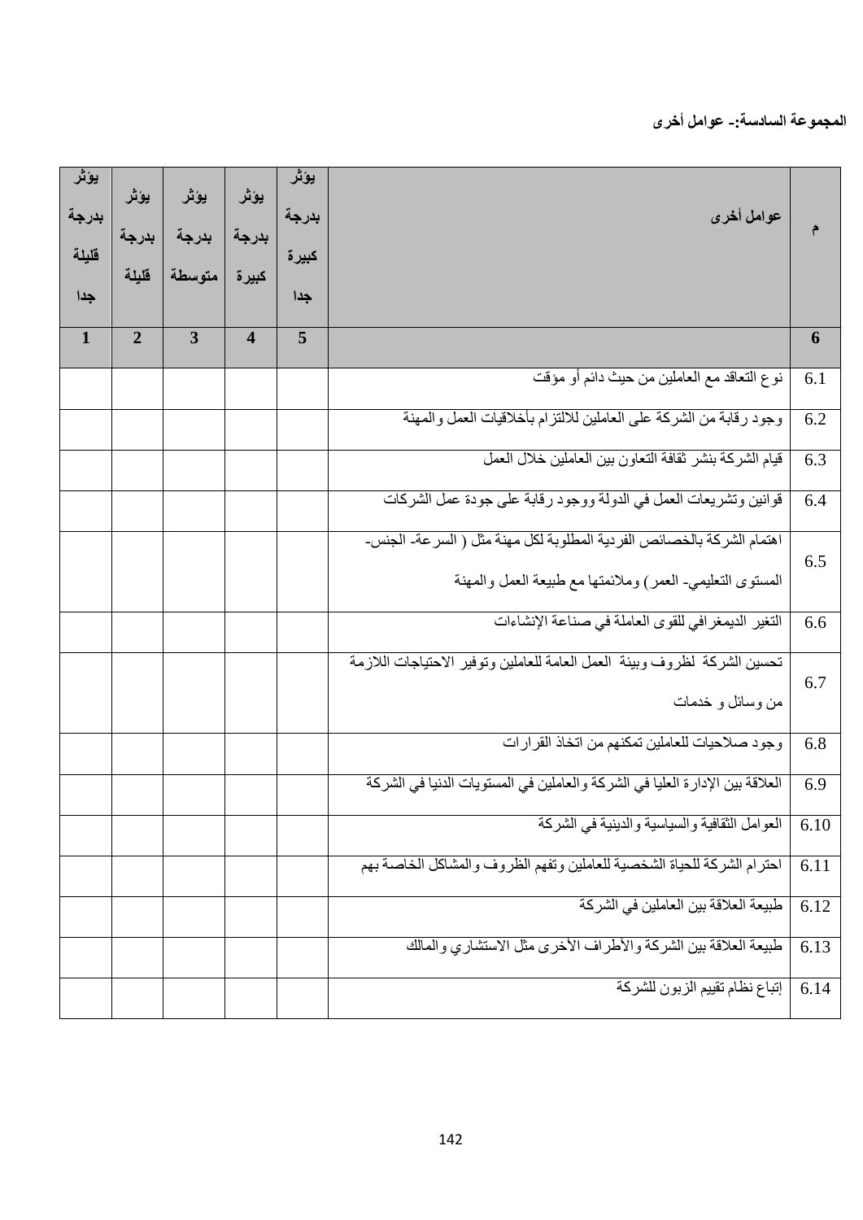**المجموعة السادسة:- عوامل أخرى**

| م | عوامل أخرى | يؤثر بدرجة كبيرة جدا | يؤثر بدرجة كبيرة | يؤثر بدرجة متوسطة | يؤثر بدرجة قليلة | يؤثر بدرجة قليلة جدا |
|---|---|---|---|---|---|---|
| 6 | | 5 | 4 | 3 | 2 | 1 |
| 6.1 | نوع التعاقد مع العاملين من حيث دائم أو مؤقت | | | | | |
| 6.2 | وجود رقابة من الشركة على العاملين للالتزام بأخلاقيات العمل والمهنة | | | | | |
| 6.3 | قيام الشركة بنشر ثقافة التعاون بين العاملين خلال العمل | | | | | |
| 6.4 | قوانين وتشريعات العمل في الدولة ووجود رقابة على جودة عمل الشركات | | | | | |
| 6.5 | اهتمام الشركة بالخصائص الفردية المطلوبة لكل مهنة مثل ( السرعة- الجنس- المستوى التعليمي- العمر) وملائمتها مع طبيعة العمل والمهنة | | | | | |
| 6.6 | التغير الديمغرافي للقوى العاملة في صناعة الإنشاءات | | | | | |
| 6.7 | تحسين الشركة لظروف وبيئة العمل العامة للعاملين وتوفير الاحتياجات اللازمة من وسائل و خدمات | | | | | |
| 6.8 | وجود صلاحيات للعاملين تمكنهم من اتخاذ القرارات | | | | | |
| 6.9 | العلاقة بين الإدارة العليا في الشركة والعاملين في المستويات الدنيا في الشركة | | | | | |
| 6.10 | العوامل الثقافية والسياسية والدينية في الشركة | | | | | |
| 6.11 | احترام الشركة للحياة الشخصية للعاملين وتفهم الظروف والمشاكل الخاصة بهم | | | | | |
| 6.12 | طبيعة العلاقة بين العاملين في الشركة | | | | | |
| 6.13 | طبيعة العلاقة بين الشركة والأطراف الأخرى مثل الاستشاري والمالك | | | | | |
| 6.14 | إتباع نظام تقييم الزبون للشركة | | | | | |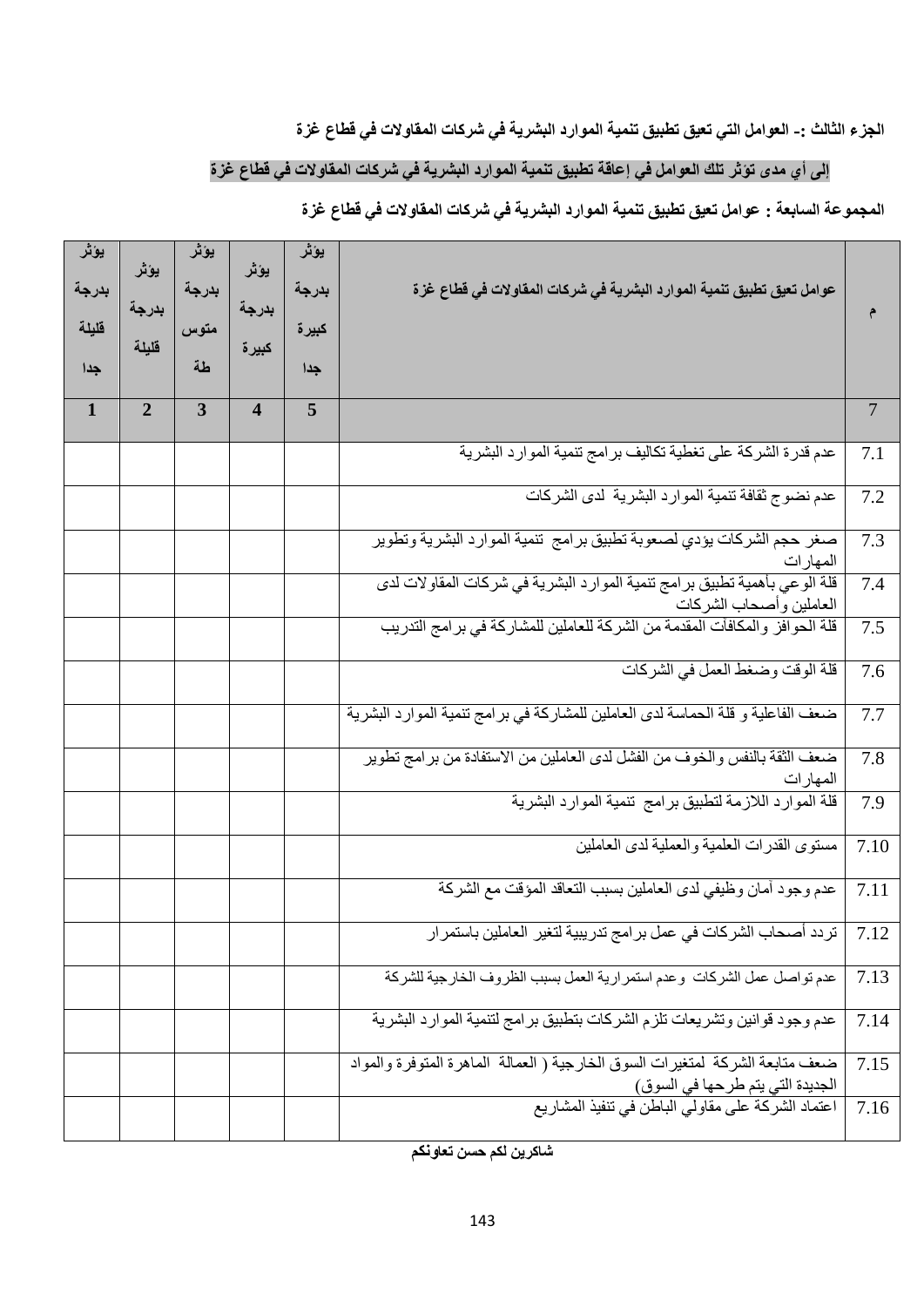**الجزء الثالث :- العوامل التي تعيق تطبيق تنمية الموارد البشرية في شركات المقاولات في قطاع غزة**

**إلى أي مدى تؤثر تلك العوامل في إعاقة تطبيق تنمية الموارد البشرية في شركات المقاولات في قطاع غزة**

**المجموعة السابعة : عوامل تعيق تطبيق تنمية الموارد البشرية في شركات المقاولات في قطاع غزة**

| م | عوامل تعيق تطبيق تنمية الموارد البشرية في شركات المقاولات في قطاع غزة | يؤثر بدرجة كبيرة جدا | يؤثر بدرجة كبيرة | يؤثر بدرجة متوسطة | يؤثر بدرجة قليلة | يؤثر بدرجة قليلة جدا |
|---|---|---|---|---|---|---|
| 7 | | 5 | 4 | 3 | 2 | 1 |
| 7.1 | عدم قدرة الشركة على تغطية تكاليف برامج تنمية الموارد البشرية | | | | | |
| 7.2 | عدم نضوج ثقافة تنمية الموارد البشرية لدى الشركات | | | | | |
| 7.3 | صغر حجم الشركات يؤدي لصعوبة تطبيق برامج تنمية الموارد البشرية وتطوير المهارات | | | | | |
| 7.4 | قلة الوعي بأهمية تطبيق برامج تنمية الموارد البشرية في شركات المقاولات لدى العاملين وأصحاب الشركات | | | | | |
| 7.5 | قلة الحوافز والمكافآت المقدمة من الشركة للعاملين للمشاركة في برامج التدريب | | | | | |
| 7.6 | قلة الوقت وضغط العمل في الشركات | | | | | |
| 7.7 | ضعف الفاعلية و قلة الحماسة لدى العاملين للمشاركة في برامج تنمية الموارد البشرية | | | | | |
| 7.8 | ضعف الثقة بالنفس والخوف من الفشل لدى العاملين من الاستفادة من برامج تطوير المهارات | | | | | |
| 7.9 | قلة الموارد اللازمة لتطبيق برامج تنمية الموارد البشرية | | | | | |
| 7.10 | مستوى القدرات العلمية والعملية لدى العاملين | | | | | |
| 7.11 | عدم وجود أمان وظيفي لدى العاملين بسبب التعاقد المؤقت مع الشركة | | | | | |
| 7.12 | تردد أصحاب الشركات في عمل برامج تدريبية لتغير العاملين باستمرار | | | | | |
| 7.13 | عدم تواصل عمل الشركات وعدم استمرارية العمل بسبب الظروف الخارجية للشركة | | | | | |
| 7.14 | عدم وجود قوانين وتشريعات تلزم الشركات بتطبيق برامج لتنمية الموارد البشرية | | | | | |
| 7.15 | ضعف متابعة الشركة لمتغيرات السوق الخارجية ( العمالة الماهرة المتوفرة والمواد الجديدة التي يتم طرحها في السوق) | | | | | |
| 7.16 | اعتماد الشركة على مقاولي الباطن في تنفيذ المشاريع | | | | | |

**شاكرين لكم حسن تعاونكم**